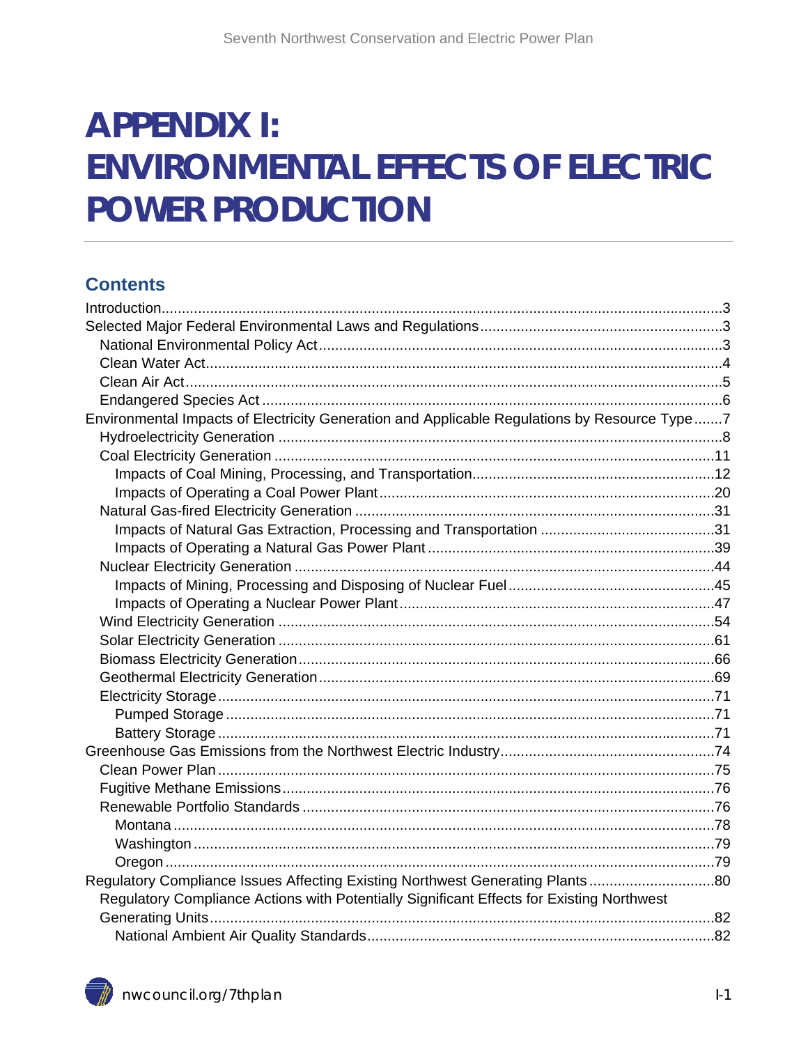# APPENDIX I: ENVIRONMENTAL EFFECTS OF ELECTRIC POWER PRODUCTION

## Contents

Introduction....3
Selected Major Federal Environmental Laws and Regulations....3
- National Environmental Policy Act....3
- Clean Water Act....4
- Clean Air Act....5
- Endangered Species Act....6

Environmental Impacts of Electricity Generation and Applicable Regulations by Resource Type....7
- Hydroelectricity Generation....8
- Coal Electricity Generation....11
  - Impacts of Coal Mining, Processing, and Transportation....12
  - Impacts of Operating a Coal Power Plant....20
- Natural Gas-fired Electricity Generation....31
  - Impacts of Natural Gas Extraction, Processing and Transportation....31
  - Impacts of Operating a Natural Gas Power Plant....39
- Nuclear Electricity Generation....44
  - Impacts of Mining, Processing and Disposing of Nuclear Fuel....45
  - Impacts of Operating a Nuclear Power Plant....47
- Wind Electricity Generation....54
- Solar Electricity Generation....61
- Biomass Electricity Generation....66
- Geothermal Electricity Generation....69
- Electricity Storage....71
  - Pumped Storage....71
  - Battery Storage....71

Greenhouse Gas Emissions from the Northwest Electric Industry....74
- Clean Power Plan....75
- Fugitive Methane Emissions....76
- Renewable Portfolio Standards....76
  - Montana....78
  - Washington....79
  - Oregon....79

Regulatory Compliance Issues Affecting Existing Northwest Generating Plants....80
- Regulatory Compliance Actions with Potentially Significant Effects for Existing Northwest Generating Units....82
  - National Ambient Air Quality Standards....82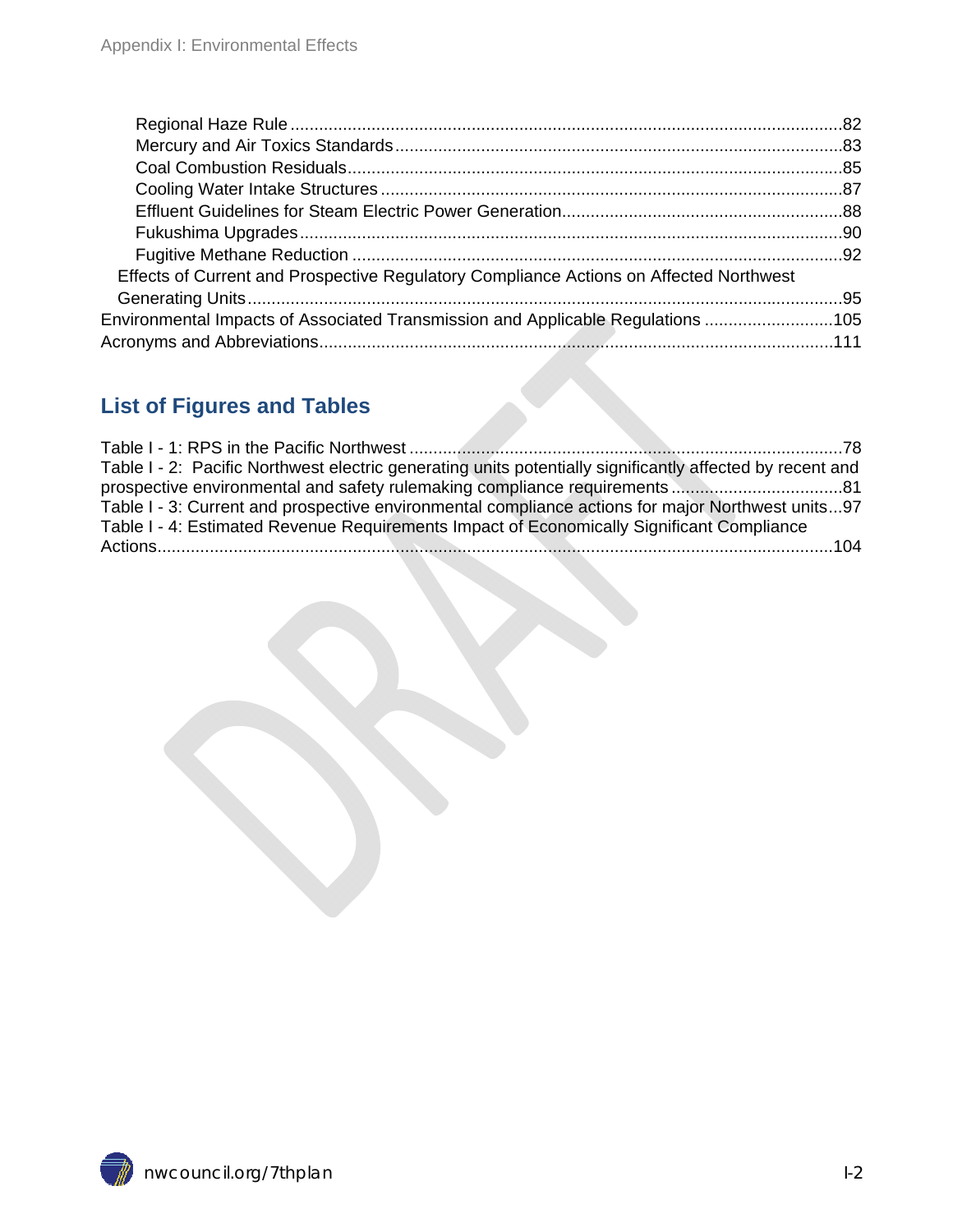Regional Haze Rule ...................................................................................................................82
Mercury and Air Toxics Standards ...............................................................................................83
Coal Combustion Residuals..........................................................................................................85
Cooling Water Intake Structures ..................................................................................................87
Effluent Guidelines for Steam Electric Power Generation............................................................88
Fukushima Upgrades ....................................................................................................................90
Fugitive Methane Reduction .........................................................................................................92
Effects of Current and Prospective Regulatory Compliance Actions on Affected Northwest Generating Units ..............................................................................................................................95
Environmental Impacts of Associated Transmission and Applicable Regulations ..........................105
Acronyms and Abbreviations............................................................................................................111

## List of Figures and Tables

Table I - 1: RPS in the Pacific Northwest ............................................................................................78
Table I - 2: Pacific Northwest electric generating units potentially significantly affected by recent and prospective environmental and safety rulemaking compliance requirements ....................................81
Table I - 3: Current and prospective environmental compliance actions for major Northwest units...97
Table I - 4: Estimated Revenue Requirements Impact of Economically Significant Compliance Actions...............................................................................................................................................104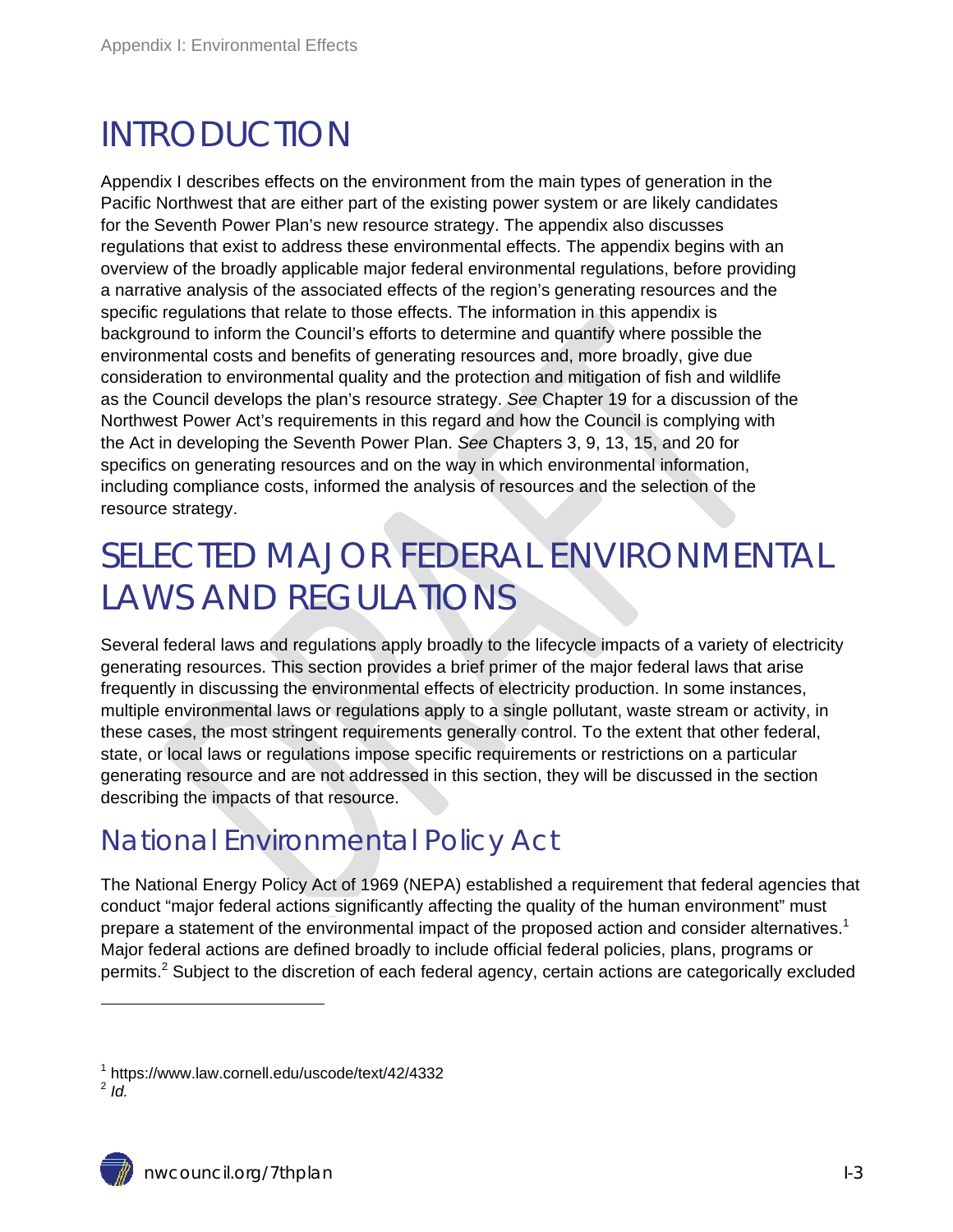// INTRODUCTION

Appendix I describes effects on the environment from the main types of generation in the Pacific Northwest that are either part of the existing power system or are likely candidates for the Seventh Power Plan's new resource strategy. The appendix also discusses regulations that exist to address these environmental effects. The appendix begins with an overview of the broadly applicable major federal environmental regulations, before providing a narrative analysis of the associated effects of the region's generating resources and the specific regulations that relate to those effects. The information in this appendix is background to inform the Council's efforts to determine and quantify where possible the environmental costs and benefits of generating resources and, more broadly, give due consideration to environmental quality and the protection and mitigation of fish and wildlife as the Council develops the plan's resource strategy. *See* Chapter 19 for a discussion of the Northwest Power Act's requirements in this regard and how the Council is complying with the Act in developing the Seventh Power Plan. *See* Chapters 3, 9, 13, 15, and 20 for specifics on generating resources and on the way in which environmental information, including compliance costs, informed the analysis of resources and the selection of the resource strategy.

# SELECTED MAJOR FEDERAL ENVIRONMENTAL LAWS AND REGULATIONS

Several federal laws and regulations apply broadly to the lifecycle impacts of a variety of electricity generating resources. This section provides a brief primer of the major federal laws that arise frequently in discussing the environmental effects of electricity production. In some instances, multiple environmental laws or regulations apply to a single pollutant, waste stream or activity, in these cases, the most stringent requirements generally control. To the extent that other federal, state, or local laws or regulations impose specific requirements or restrictions on a particular generating resource and are not addressed in this section, they will be discussed in the section describing the impacts of that resource.

## National Environmental Policy Act

The National Energy Policy Act of 1969 (NEPA) established a requirement that federal agencies that conduct "major federal actions significantly affecting the quality of the human environment" must prepare a statement of the environmental impact of the proposed action and consider alternatives.[1] Major federal actions are defined broadly to include official federal policies, plans, programs or permits.[2] Subject to the discretion of each federal agency, certain actions are categorically excluded

[1] https://www.law.cornell.edu/uscode/text/42/4332
[2] *Id.*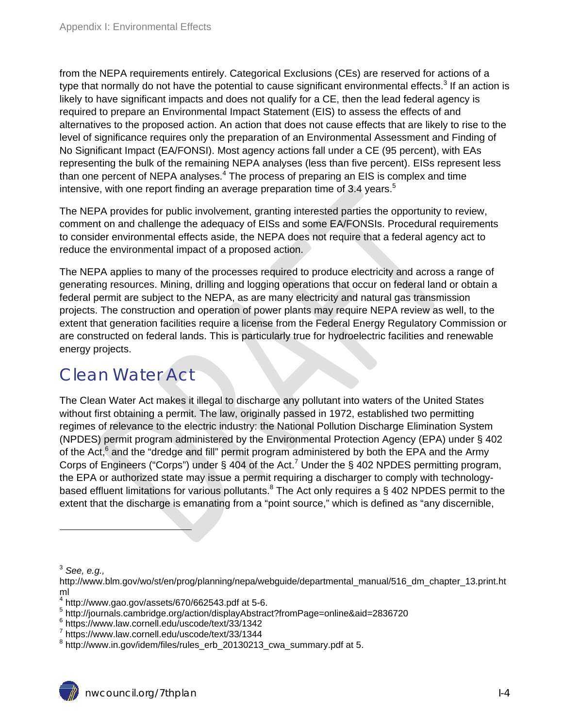from the NEPA requirements entirely. Categorical Exclusions (CEs) are reserved for actions of a type that normally do not have the potential to cause significant environmental effects.[3] If an action is likely to have significant impacts and does not qualify for a CE, then the lead federal agency is required to prepare an Environmental Impact Statement (EIS) to assess the effects of and alternatives to the proposed action. An action that does not cause effects that are likely to rise to the level of significance requires only the preparation of an Environmental Assessment and Finding of No Significant Impact (EA/FONSI). Most agency actions fall under a CE (95 percent), with EAs representing the bulk of the remaining NEPA analyses (less than five percent). EISs represent less than one percent of NEPA analyses.[4] The process of preparing an EIS is complex and time intensive, with one report finding an average preparation time of 3.4 years.[5]

The NEPA provides for public involvement, granting interested parties the opportunity to review, comment on and challenge the adequacy of EISs and some EA/FONSIs. Procedural requirements to consider environmental effects aside, the NEPA does not require that a federal agency act to reduce the environmental impact of a proposed action.

The NEPA applies to many of the processes required to produce electricity and across a range of generating resources. Mining, drilling and logging operations that occur on federal land or obtain a federal permit are subject to the NEPA, as are many electricity and natural gas transmission projects. The construction and operation of power plants may require NEPA review as well, to the extent that generation facilities require a license from the Federal Energy Regulatory Commission or are constructed on federal lands. This is particularly true for hydroelectric facilities and renewable energy projects.

## Clean Water Act

The Clean Water Act makes it illegal to discharge any pollutant into waters of the United States without first obtaining a permit. The law, originally passed in 1972, established two permitting regimes of relevance to the electric industry: the National Pollution Discharge Elimination System (NPDES) permit program administered by the Environmental Protection Agency (EPA) under § 402 of the Act,[6] and the "dredge and fill" permit program administered by both the EPA and the Army Corps of Engineers ("Corps") under § 404 of the Act.[7] Under the § 402 NPDES permitting program, the EPA or authorized state may issue a permit requiring a discharger to comply with technology-based effluent limitations for various pollutants.[8] The Act only requires a § 402 NPDES permit to the extent that the discharge is emanating from a "point source," which is defined as "any discernible,

---

[3] *See, e.g.,* http://www.blm.gov/wo/st/en/prog/planning/nepa/webguide/departmental_manual/516_dm_chapter_13.print.html

[4] http://www.gao.gov/assets/670/662543.pdf at 5-6.

[5] http://journals.cambridge.org/action/displayAbstract?fromPage=online&aid=2836720

[6] https://www.law.cornell.edu/uscode/text/33/1342

[7] https://www.law.cornell.edu/uscode/text/33/1344

[8] http://www.in.gov/idem/files/rules_erb_20130213_cwa_summary.pdf at 5.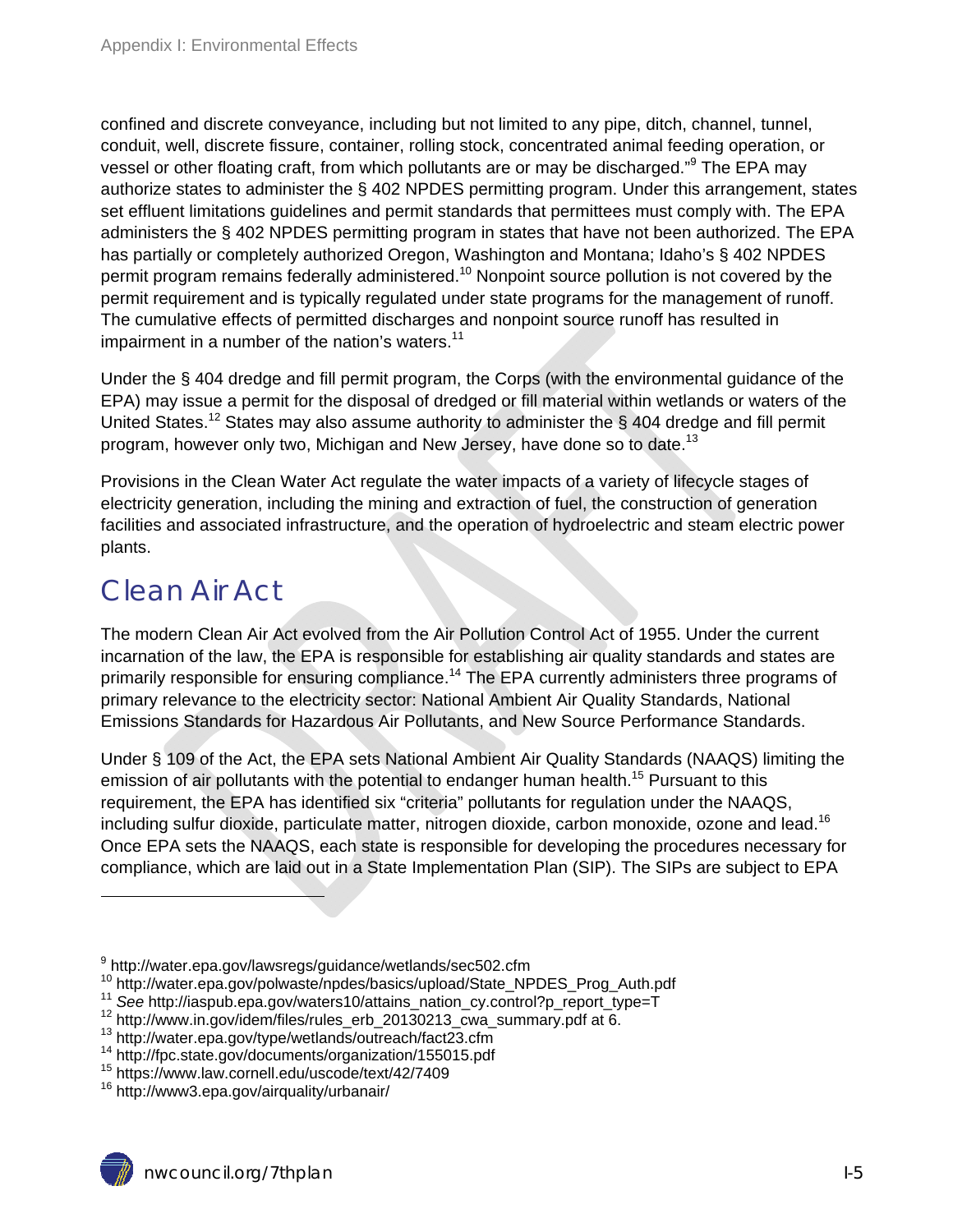confined and discrete conveyance, including but not limited to any pipe, ditch, channel, tunnel, conduit, well, discrete fissure, container, rolling stock, concentrated animal feeding operation, or vessel or other floating craft, from which pollutants are or may be discharged."[9] The EPA may authorize states to administer the § 402 NPDES permitting program. Under this arrangement, states set effluent limitations guidelines and permit standards that permittees must comply with. The EPA administers the § 402 NPDES permitting program in states that have not been authorized. The EPA has partially or completely authorized Oregon, Washington and Montana; Idaho's § 402 NPDES permit program remains federally administered.[10] Nonpoint source pollution is not covered by the permit requirement and is typically regulated under state programs for the management of runoff. The cumulative effects of permitted discharges and nonpoint source runoff has resulted in impairment in a number of the nation's waters.[11]

Under the § 404 dredge and fill permit program, the Corps (with the environmental guidance of the EPA) may issue a permit for the disposal of dredged or fill material within wetlands or waters of the United States.[12] States may also assume authority to administer the § 404 dredge and fill permit program, however only two, Michigan and New Jersey, have done so to date.[13]

Provisions in the Clean Water Act regulate the water impacts of a variety of lifecycle stages of electricity generation, including the mining and extraction of fuel, the construction of generation facilities and associated infrastructure, and the operation of hydroelectric and steam electric power plants.

## Clean Air Act

The modern Clean Air Act evolved from the Air Pollution Control Act of 1955. Under the current incarnation of the law, the EPA is responsible for establishing air quality standards and states are primarily responsible for ensuring compliance.[14] The EPA currently administers three programs of primary relevance to the electricity sector: National Ambient Air Quality Standards, National Emissions Standards for Hazardous Air Pollutants, and New Source Performance Standards.

Under § 109 of the Act, the EPA sets National Ambient Air Quality Standards (NAAQS) limiting the emission of air pollutants with the potential to endanger human health.[15] Pursuant to this requirement, the EPA has identified six "criteria" pollutants for regulation under the NAAQS, including sulfur dioxide, particulate matter, nitrogen dioxide, carbon monoxide, ozone and lead.[16] Once EPA sets the NAAQS, each state is responsible for developing the procedures necessary for compliance, which are laid out in a State Implementation Plan (SIP). The SIPs are subject to EPA

---

[9] http://water.epa.gov/lawsregs/guidance/wetlands/sec502.cfm
[10] http://water.epa.gov/polwaste/npdes/basics/upload/State_NPDES_Prog_Auth.pdf
[11] *See* http://iaspub.epa.gov/waters10/attains_nation_cy.control?p_report_type=T
[12] http://www.in.gov/idem/files/rules_erb_20130213_cwa_summary.pdf at 6.
[13] http://water.epa.gov/type/wetlands/outreach/fact23.cfm
[14] http://fpc.state.gov/documents/organization/155015.pdf
[15] https://www.law.cornell.edu/uscode/text/42/7409
[16] http://www3.epa.gov/airquality/urbanair/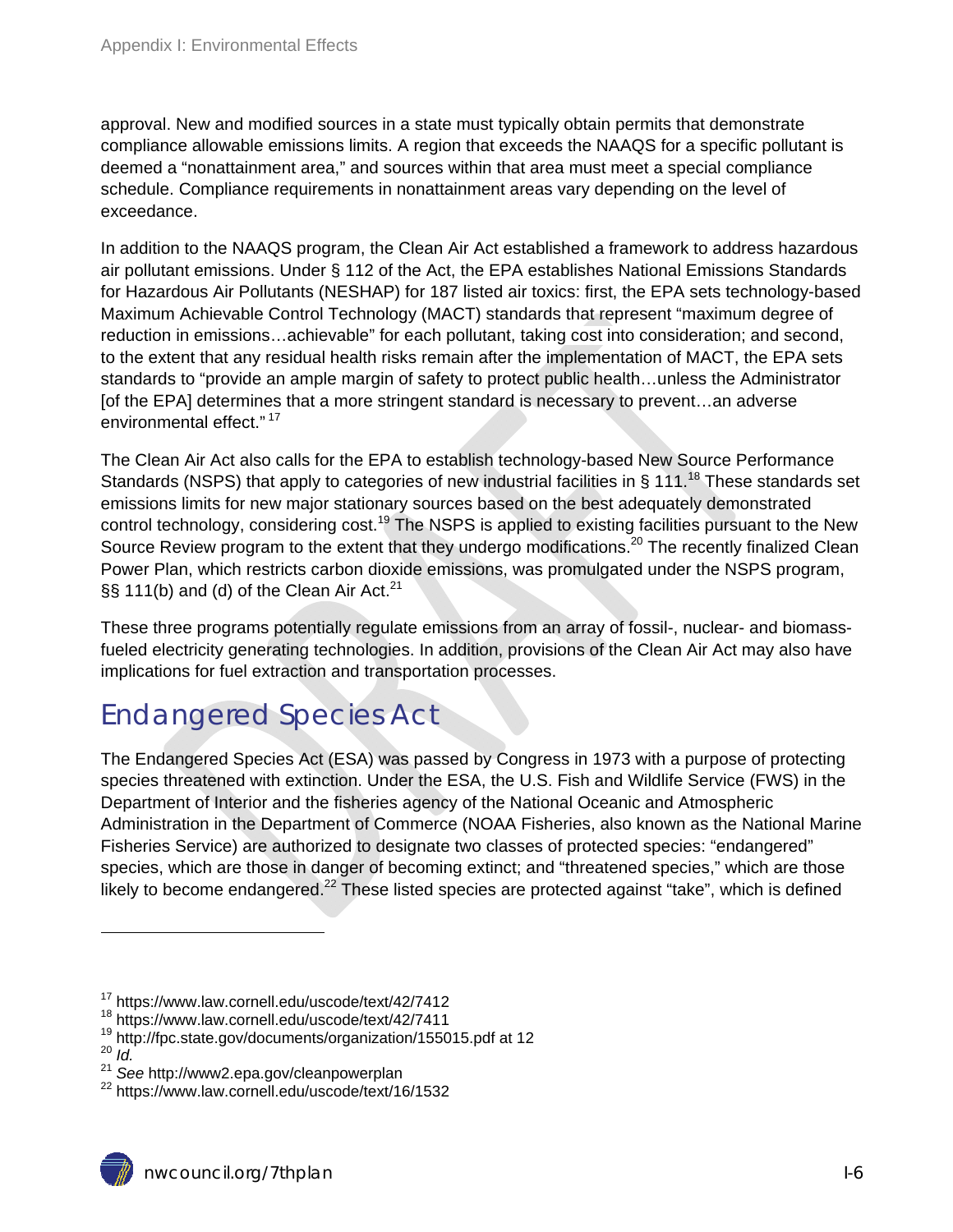approval. New and modified sources in a state must typically obtain permits that demonstrate compliance allowable emissions limits. A region that exceeds the NAAQS for a specific pollutant is deemed a "nonattainment area," and sources within that area must meet a special compliance schedule. Compliance requirements in nonattainment areas vary depending on the level of exceedance.

In addition to the NAAQS program, the Clean Air Act established a framework to address hazardous air pollutant emissions. Under § 112 of the Act, the EPA establishes National Emissions Standards for Hazardous Air Pollutants (NESHAP) for 187 listed air toxics: first, the EPA sets technology-based Maximum Achievable Control Technology (MACT) standards that represent "maximum degree of reduction in emissions…achievable" for each pollutant, taking cost into consideration; and second, to the extent that any residual health risks remain after the implementation of MACT, the EPA sets standards to "provide an ample margin of safety to protect public health…unless the Administrator [of the EPA] determines that a more stringent standard is necessary to prevent…an adverse environmental effect."[17]

The Clean Air Act also calls for the EPA to establish technology-based New Source Performance Standards (NSPS) that apply to categories of new industrial facilities in § 111.[18] These standards set emissions limits for new major stationary sources based on the best adequately demonstrated control technology, considering cost.[19] The NSPS is applied to existing facilities pursuant to the New Source Review program to the extent that they undergo modifications.[20] The recently finalized Clean Power Plan, which restricts carbon dioxide emissions, was promulgated under the NSPS program, §§ 111(b) and (d) of the Clean Air Act.[21]

These three programs potentially regulate emissions from an array of fossil-, nuclear- and biomass-fueled electricity generating technologies. In addition, provisions of the Clean Air Act may also have implications for fuel extraction and transportation processes.

## Endangered Species Act

The Endangered Species Act (ESA) was passed by Congress in 1973 with a purpose of protecting species threatened with extinction. Under the ESA, the U.S. Fish and Wildlife Service (FWS) in the Department of Interior and the fisheries agency of the National Oceanic and Atmospheric Administration in the Department of Commerce (NOAA Fisheries, also known as the National Marine Fisheries Service) are authorized to designate two classes of protected species: "endangered" species, which are those in danger of becoming extinct; and "threatened species," which are those likely to become endangered.[22] These listed species are protected against "take", which is defined

---

[17] https://www.law.cornell.edu/uscode/text/42/7412
[18] https://www.law.cornell.edu/uscode/text/42/7411
[19] http://fpc.state.gov/documents/organization/155015.pdf at 12
[20] *Id.*
[21] *See* http://www2.epa.gov/cleanpowerplan
[22] https://www.law.cornell.edu/uscode/text/16/1532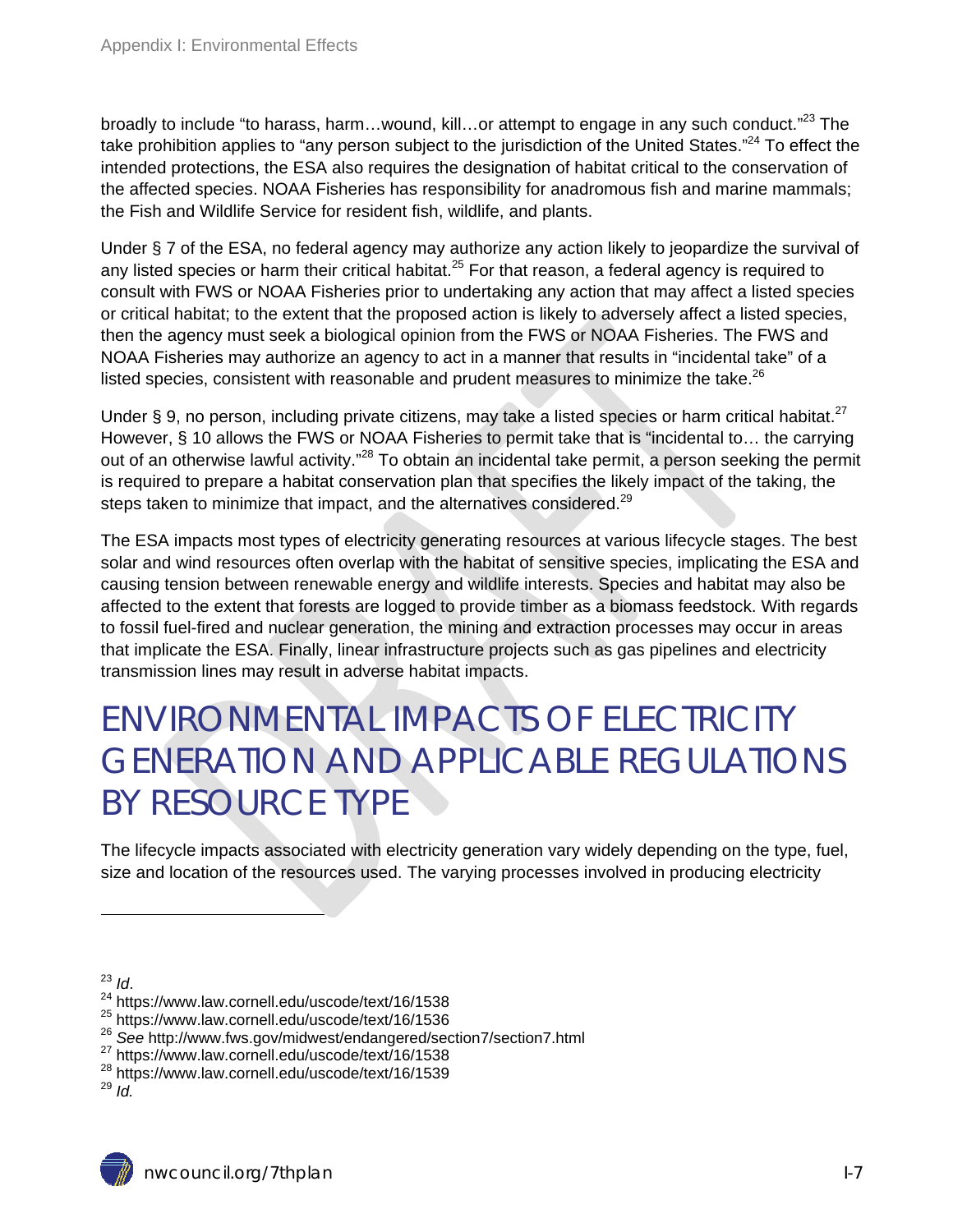broadly to include “to harass, harm…wound, kill…or attempt to engage in any such conduct.”[23] The take prohibition applies to “any person subject to the jurisdiction of the United States.”[24] To effect the intended protections, the ESA also requires the designation of habitat critical to the conservation of the affected species. NOAA Fisheries has responsibility for anadromous fish and marine mammals; the Fish and Wildlife Service for resident fish, wildlife, and plants.

Under § 7 of the ESA, no federal agency may authorize any action likely to jeopardize the survival of any listed species or harm their critical habitat.[25] For that reason, a federal agency is required to consult with FWS or NOAA Fisheries prior to undertaking any action that may affect a listed species or critical habitat; to the extent that the proposed action is likely to adversely affect a listed species, then the agency must seek a biological opinion from the FWS or NOAA Fisheries. The FWS and NOAA Fisheries may authorize an agency to act in a manner that results in “incidental take” of a listed species, consistent with reasonable and prudent measures to minimize the take.[26]

Under § 9, no person, including private citizens, may take a listed species or harm critical habitat.[27] However, § 10 allows the FWS or NOAA Fisheries to permit take that is “incidental to… the carrying out of an otherwise lawful activity.”[28] To obtain an incidental take permit, a person seeking the permit is required to prepare a habitat conservation plan that specifies the likely impact of the taking, the steps taken to minimize that impact, and the alternatives considered.[29]

The ESA impacts most types of electricity generating resources at various lifecycle stages. The best solar and wind resources often overlap with the habitat of sensitive species, implicating the ESA and causing tension between renewable energy and wildlife interests. Species and habitat may also be affected to the extent that forests are logged to provide timber as a biomass feedstock. With regards to fossil fuel-fired and nuclear generation, the mining and extraction processes may occur in areas that implicate the ESA. Finally, linear infrastructure projects such as gas pipelines and electricity transmission lines may result in adverse habitat impacts.

# ENVIRONMENTAL IMPACTS OF ELECTRICITY GENERATION AND APPLICABLE REGULATIONS BY RESOURCE TYPE

The lifecycle impacts associated with electricity generation vary widely depending on the type, fuel, size and location of the resources used. The varying processes involved in producing electricity

---

[23] *Id*.
[24] https://www.law.cornell.edu/uscode/text/16/1538
[25] https://www.law.cornell.edu/uscode/text/16/1536
[26] *See* http://www.fws.gov/midwest/endangered/section7/section7.html
[27] https://www.law.cornell.edu/uscode/text/16/1538
[28] https://www.law.cornell.edu/uscode/text/16/1539
[29] *Id.*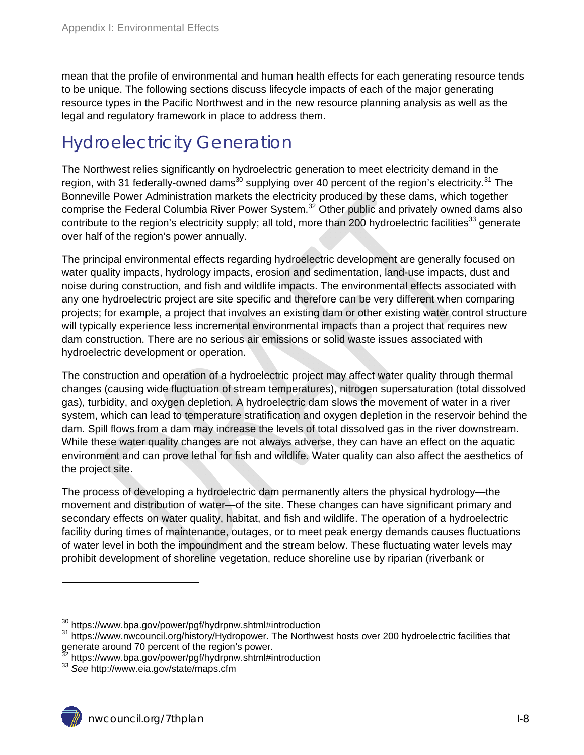mean that the profile of environmental and human health effects for each generating resource tends to be unique. The following sections discuss lifecycle impacts of each of the major generating resource types in the Pacific Northwest and in the new resource planning analysis as well as the legal and regulatory framework in place to address them.

## Hydroelectricity Generation

The Northwest relies significantly on hydroelectric generation to meet electricity demand in the region, with 31 federally-owned dams[30] supplying over 40 percent of the region's electricity.[31] The Bonneville Power Administration markets the electricity produced by these dams, which together comprise the Federal Columbia River Power System.[32] Other public and privately owned dams also contribute to the region's electricity supply; all told, more than 200 hydroelectric facilities[33] generate over half of the region's power annually.

The principal environmental effects regarding hydroelectric development are generally focused on water quality impacts, hydrology impacts, erosion and sedimentation, land-use impacts, dust and noise during construction, and fish and wildlife impacts. The environmental effects associated with any one hydroelectric project are site specific and therefore can be very different when comparing projects; for example, a project that involves an existing dam or other existing water control structure will typically experience less incremental environmental impacts than a project that requires new dam construction. There are no serious air emissions or solid waste issues associated with hydroelectric development or operation.

The construction and operation of a hydroelectric project may affect water quality through thermal changes (causing wide fluctuation of stream temperatures), nitrogen supersaturation (total dissolved gas), turbidity, and oxygen depletion. A hydroelectric dam slows the movement of water in a river system, which can lead to temperature stratification and oxygen depletion in the reservoir behind the dam. Spill flows from a dam may increase the levels of total dissolved gas in the river downstream. While these water quality changes are not always adverse, they can have an effect on the aquatic environment and can prove lethal for fish and wildlife. Water quality can also affect the aesthetics of the project site.

The process of developing a hydroelectric dam permanently alters the physical hydrology—the movement and distribution of water—of the site. These changes can have significant primary and secondary effects on water quality, habitat, and fish and wildlife. The operation of a hydroelectric facility during times of maintenance, outages, or to meet peak energy demands causes fluctuations of water level in both the impoundment and the stream below. These fluctuating water levels may prohibit development of shoreline vegetation, reduce shoreline use by riparian (riverbank or

---

[30] https://www.bpa.gov/power/pgf/hydrpnw.shtml#introduction

[31] https://www.nwcouncil.org/history/Hydropower. The Northwest hosts over 200 hydroelectric facilities that generate around 70 percent of the region's power.

[32] https://www.bpa.gov/power/pgf/hydrpnw.shtml#introduction

[33] *See* http://www.eia.gov/state/maps.cfm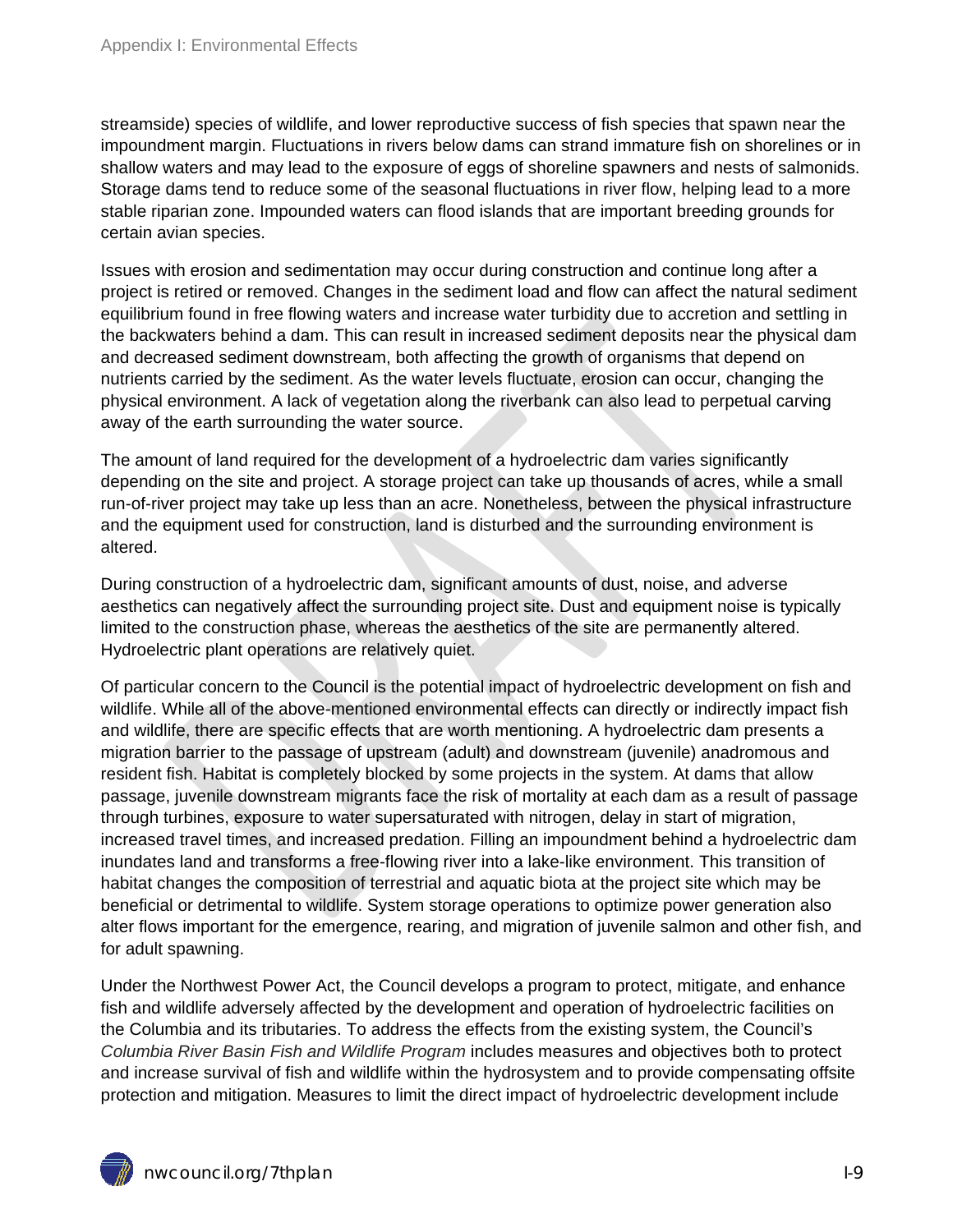streamside) species of wildlife, and lower reproductive success of fish species that spawn near the impoundment margin. Fluctuations in rivers below dams can strand immature fish on shorelines or in shallow waters and may lead to the exposure of eggs of shoreline spawners and nests of salmonids. Storage dams tend to reduce some of the seasonal fluctuations in river flow, helping lead to a more stable riparian zone. Impounded waters can flood islands that are important breeding grounds for certain avian species.

Issues with erosion and sedimentation may occur during construction and continue long after a project is retired or removed. Changes in the sediment load and flow can affect the natural sediment equilibrium found in free flowing waters and increase water turbidity due to accretion and settling in the backwaters behind a dam. This can result in increased sediment deposits near the physical dam and decreased sediment downstream, both affecting the growth of organisms that depend on nutrients carried by the sediment. As the water levels fluctuate, erosion can occur, changing the physical environment. A lack of vegetation along the riverbank can also lead to perpetual carving away of the earth surrounding the water source.

The amount of land required for the development of a hydroelectric dam varies significantly depending on the site and project. A storage project can take up thousands of acres, while a small run-of-river project may take up less than an acre. Nonetheless, between the physical infrastructure and the equipment used for construction, land is disturbed and the surrounding environment is altered.

During construction of a hydroelectric dam, significant amounts of dust, noise, and adverse aesthetics can negatively affect the surrounding project site. Dust and equipment noise is typically limited to the construction phase, whereas the aesthetics of the site are permanently altered. Hydroelectric plant operations are relatively quiet.

Of particular concern to the Council is the potential impact of hydroelectric development on fish and wildlife. While all of the above-mentioned environmental effects can directly or indirectly impact fish and wildlife, there are specific effects that are worth mentioning. A hydroelectric dam presents a migration barrier to the passage of upstream (adult) and downstream (juvenile) anadromous and resident fish. Habitat is completely blocked by some projects in the system. At dams that allow passage, juvenile downstream migrants face the risk of mortality at each dam as a result of passage through turbines, exposure to water supersaturated with nitrogen, delay in start of migration, increased travel times, and increased predation. Filling an impoundment behind a hydroelectric dam inundates land and transforms a free-flowing river into a lake-like environment. This transition of habitat changes the composition of terrestrial and aquatic biota at the project site which may be beneficial or detrimental to wildlife. System storage operations to optimize power generation also alter flows important for the emergence, rearing, and migration of juvenile salmon and other fish, and for adult spawning.

Under the Northwest Power Act, the Council develops a program to protect, mitigate, and enhance fish and wildlife adversely affected by the development and operation of hydroelectric facilities on the Columbia and its tributaries. To address the effects from the existing system, the Council's *Columbia River Basin Fish and Wildlife Program* includes measures and objectives both to protect and increase survival of fish and wildlife within the hydrosystem and to provide compensating offsite protection and mitigation. Measures to limit the direct impact of hydroelectric development include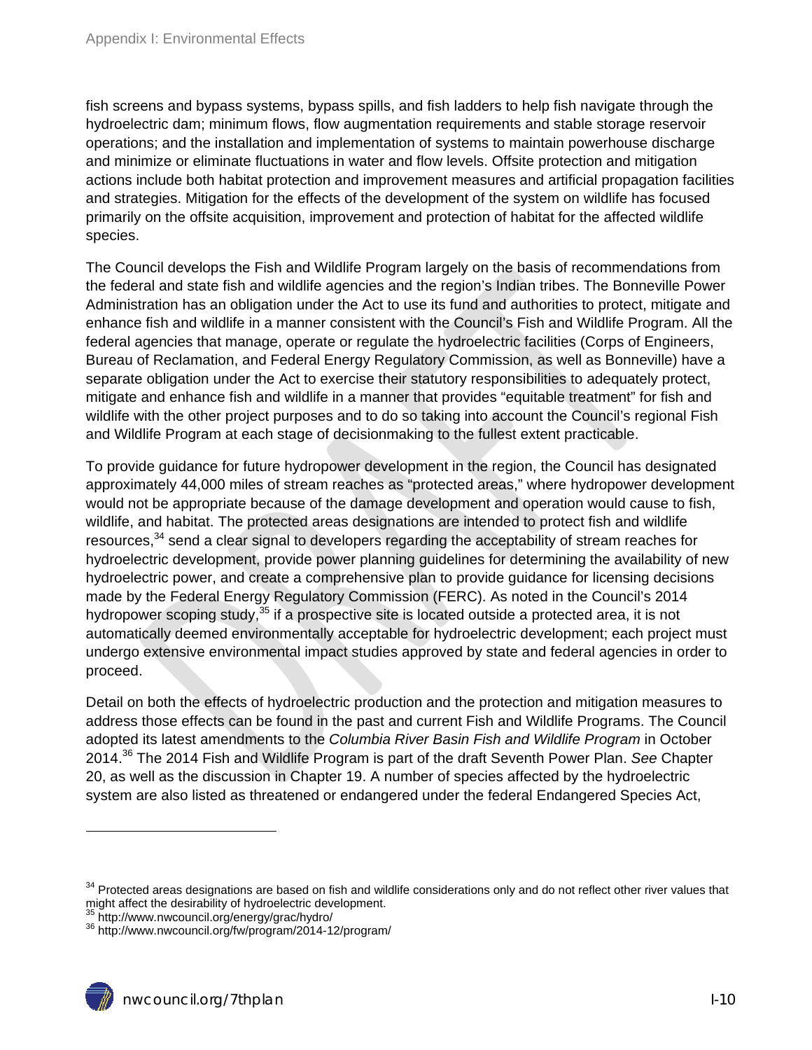fish screens and bypass systems, bypass spills, and fish ladders to help fish navigate through the hydroelectric dam; minimum flows, flow augmentation requirements and stable storage reservoir operations; and the installation and implementation of systems to maintain powerhouse discharge and minimize or eliminate fluctuations in water and flow levels. Offsite protection and mitigation actions include both habitat protection and improvement measures and artificial propagation facilities and strategies. Mitigation for the effects of the development of the system on wildlife has focused primarily on the offsite acquisition, improvement and protection of habitat for the affected wildlife species.

The Council develops the Fish and Wildlife Program largely on the basis of recommendations from the federal and state fish and wildlife agencies and the region's Indian tribes. The Bonneville Power Administration has an obligation under the Act to use its fund and authorities to protect, mitigate and enhance fish and wildlife in a manner consistent with the Council's Fish and Wildlife Program. All the federal agencies that manage, operate or regulate the hydroelectric facilities (Corps of Engineers, Bureau of Reclamation, and Federal Energy Regulatory Commission, as well as Bonneville) have a separate obligation under the Act to exercise their statutory responsibilities to adequately protect, mitigate and enhance fish and wildlife in a manner that provides "equitable treatment" for fish and wildlife with the other project purposes and to do so taking into account the Council's regional Fish and Wildlife Program at each stage of decisionmaking to the fullest extent practicable.

To provide guidance for future hydropower development in the region, the Council has designated approximately 44,000 miles of stream reaches as "protected areas," where hydropower development would not be appropriate because of the damage development and operation would cause to fish, wildlife, and habitat. The protected areas designations are intended to protect fish and wildlife resources,[34] send a clear signal to developers regarding the acceptability of stream reaches for hydroelectric development, provide power planning guidelines for determining the availability of new hydroelectric power, and create a comprehensive plan to provide guidance for licensing decisions made by the Federal Energy Regulatory Commission (FERC). As noted in the Council's 2014 hydropower scoping study,[35] if a prospective site is located outside a protected area, it is not automatically deemed environmentally acceptable for hydroelectric development; each project must undergo extensive environmental impact studies approved by state and federal agencies in order to proceed.

Detail on both the effects of hydroelectric production and the protection and mitigation measures to address those effects can be found in the past and current Fish and Wildlife Programs. The Council adopted its latest amendments to the *Columbia River Basin Fish and Wildlife Program* in October 2014.[36] The 2014 Fish and Wildlife Program is part of the draft Seventh Power Plan. *See* Chapter 20, as well as the discussion in Chapter 19. A number of species affected by the hydroelectric system are also listed as threatened or endangered under the federal Endangered Species Act,

---

[34] Protected areas designations are based on fish and wildlife considerations only and do not reflect other river values that might affect the desirability of hydroelectric development.

[35] http://www.nwcouncil.org/energy/grac/hydro/

[36] http://www.nwcouncil.org/fw/program/2014-12/program/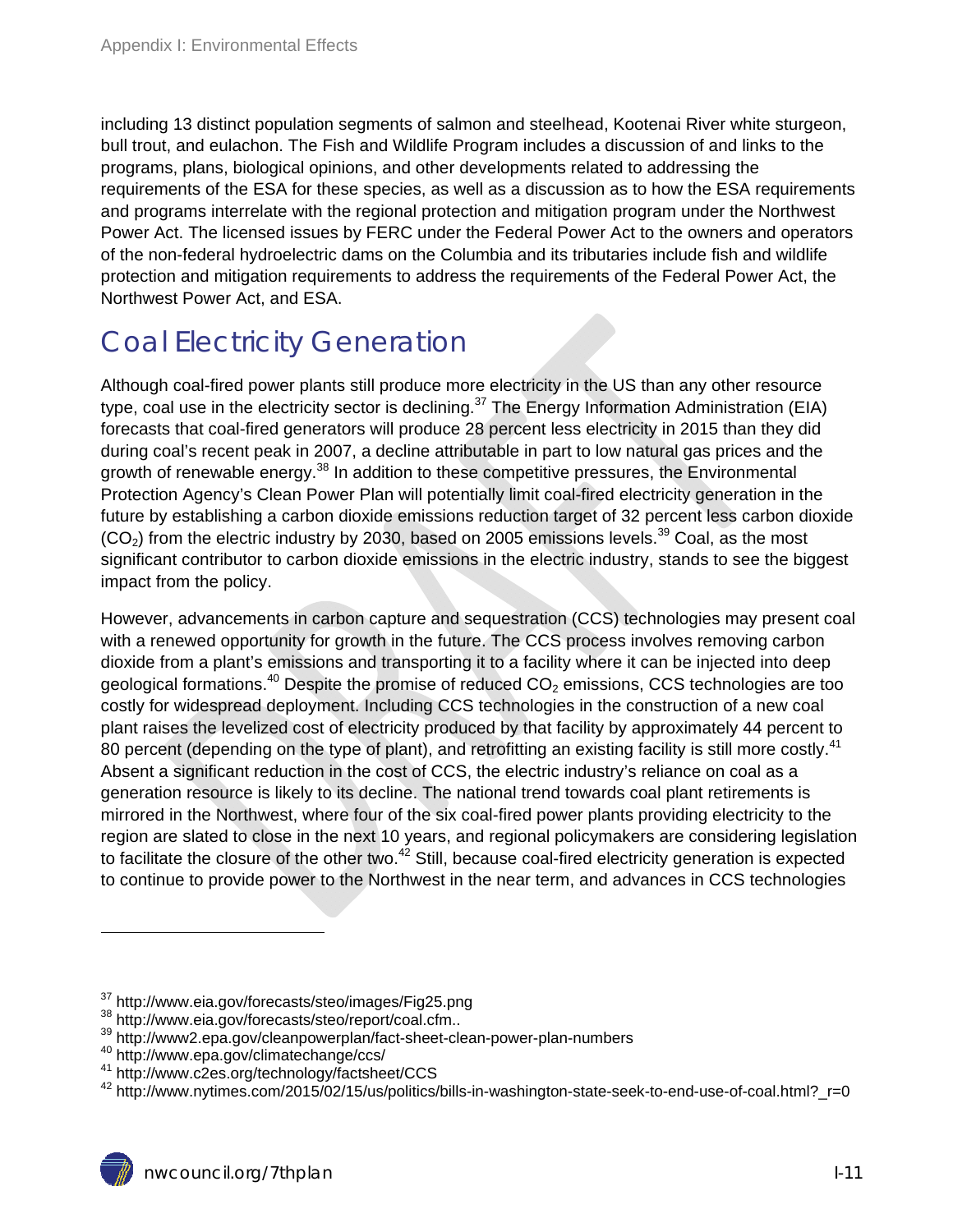including 13 distinct population segments of salmon and steelhead, Kootenai River white sturgeon, bull trout, and eulachon. The Fish and Wildlife Program includes a discussion of and links to the programs, plans, biological opinions, and other developments related to addressing the requirements of the ESA for these species, as well as a discussion as to how the ESA requirements and programs interrelate with the regional protection and mitigation program under the Northwest Power Act. The licensed issues by FERC under the Federal Power Act to the owners and operators of the non-federal hydroelectric dams on the Columbia and its tributaries include fish and wildlife protection and mitigation requirements to address the requirements of the Federal Power Act, the Northwest Power Act, and ESA.

## Coal Electricity Generation

Although coal-fired power plants still produce more electricity in the US than any other resource type, coal use in the electricity sector is declining.[37] The Energy Information Administration (EIA) forecasts that coal-fired generators will produce 28 percent less electricity in 2015 than they did during coal's recent peak in 2007, a decline attributable in part to low natural gas prices and the growth of renewable energy.[38] In addition to these competitive pressures, the Environmental Protection Agency's Clean Power Plan will potentially limit coal-fired electricity generation in the future by establishing a carbon dioxide emissions reduction target of 32 percent less carbon dioxide ($CO_2$) from the electric industry by 2030, based on 2005 emissions levels.[39] Coal, as the most significant contributor to carbon dioxide emissions in the electric industry, stands to see the biggest impact from the policy.

However, advancements in carbon capture and sequestration (CCS) technologies may present coal with a renewed opportunity for growth in the future. The CCS process involves removing carbon dioxide from a plant's emissions and transporting it to a facility where it can be injected into deep geological formations.[40] Despite the promise of reduced $CO_2$ emissions, CCS technologies are too costly for widespread deployment. Including CCS technologies in the construction of a new coal plant raises the levelized cost of electricity produced by that facility by approximately 44 percent to 80 percent (depending on the type of plant), and retrofitting an existing facility is still more costly.[41] Absent a significant reduction in the cost of CCS, the electric industry's reliance on coal as a generation resource is likely to its decline. The national trend towards coal plant retirements is mirrored in the Northwest, where four of the six coal-fired power plants providing electricity to the region are slated to close in the next 10 years, and regional policymakers are considering legislation to facilitate the closure of the other two.[42] Still, because coal-fired electricity generation is expected to continue to provide power to the Northwest in the near term, and advances in CCS technologies

---

[37] http://www.eia.gov/forecasts/steo/images/Fig25.png
[38] http://www.eia.gov/forecasts/steo/report/coal.cfm..
[39] http://www2.epa.gov/cleanpowerplan/fact-sheet-clean-power-plan-numbers
[40] http://www.epa.gov/climatechange/ccs/
[41] http://www.c2es.org/technology/factsheet/CCS
[42] http://www.nytimes.com/2015/02/15/us/politics/bills-in-washington-state-seek-to-end-use-of-coal.html?_r=0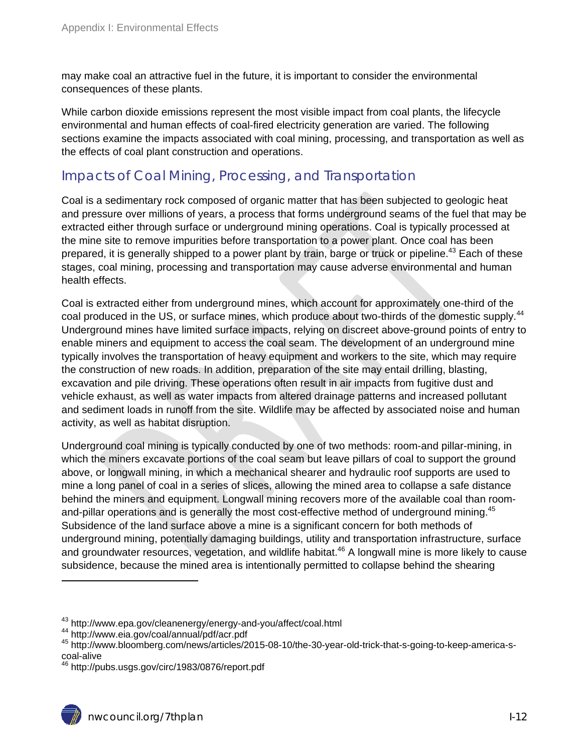may make coal an attractive fuel in the future, it is important to consider the environmental consequences of these plants.

While carbon dioxide emissions represent the most visible impact from coal plants, the lifecycle environmental and human effects of coal-fired electricity generation are varied. The following sections examine the impacts associated with coal mining, processing, and transportation as well as the effects of coal plant construction and operations.

## Impacts of Coal Mining, Processing, and Transportation

Coal is a sedimentary rock composed of organic matter that has been subjected to geologic heat and pressure over millions of years, a process that forms underground seams of the fuel that may be extracted either through surface or underground mining operations. Coal is typically processed at the mine site to remove impurities before transportation to a power plant. Once coal has been prepared, it is generally shipped to a power plant by train, barge or truck or pipeline.[43] Each of these stages, coal mining, processing and transportation may cause adverse environmental and human health effects.

Coal is extracted either from underground mines, which account for approximately one-third of the coal produced in the US, or surface mines, which produce about two-thirds of the domestic supply.[44] Underground mines have limited surface impacts, relying on discreet above-ground points of entry to enable miners and equipment to access the coal seam. The development of an underground mine typically involves the transportation of heavy equipment and workers to the site, which may require the construction of new roads. In addition, preparation of the site may entail drilling, blasting, excavation and pile driving. These operations often result in air impacts from fugitive dust and vehicle exhaust, as well as water impacts from altered drainage patterns and increased pollutant and sediment loads in runoff from the site. Wildlife may be affected by associated noise and human activity, as well as habitat disruption.

Underground coal mining is typically conducted by one of two methods: room-and pillar-mining, in which the miners excavate portions of the coal seam but leave pillars of coal to support the ground above, or longwall mining, in which a mechanical shearer and hydraulic roof supports are used to mine a long panel of coal in a series of slices, allowing the mined area to collapse a safe distance behind the miners and equipment. Longwall mining recovers more of the available coal than room-and-pillar operations and is generally the most cost-effective method of underground mining.[45] Subsidence of the land surface above a mine is a significant concern for both methods of underground mining, potentially damaging buildings, utility and transportation infrastructure, surface and groundwater resources, vegetation, and wildlife habitat.[46] A longwall mine is more likely to cause subsidence, because the mined area is intentionally permitted to collapse behind the shearing

---

[43] http://www.epa.gov/cleanenergy/energy-and-you/affect/coal.html

[44] http://www.eia.gov/coal/annual/pdf/acr.pdf

[45] http://www.bloomberg.com/news/articles/2015-08-10/the-30-year-old-trick-that-s-going-to-keep-america-s-coal-alive

[46] http://pubs.usgs.gov/circ/1983/0876/report.pdf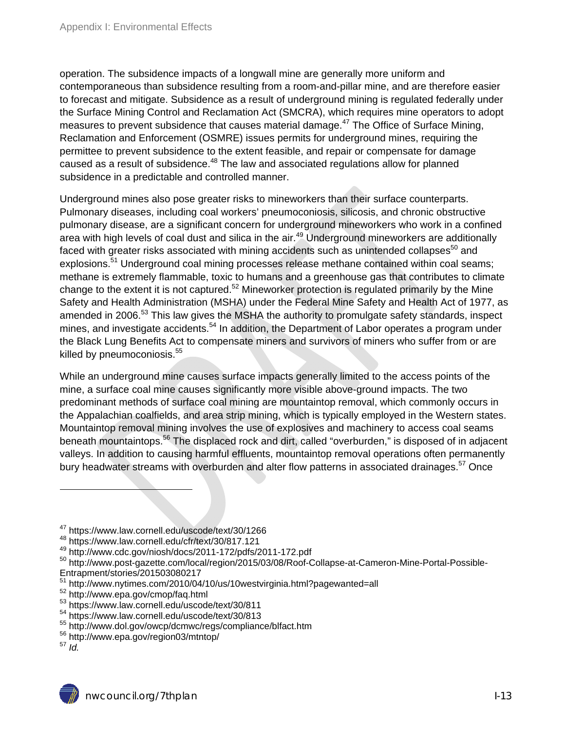operation. The subsidence impacts of a longwall mine are generally more uniform and contemporaneous than subsidence resulting from a room-and-pillar mine, and are therefore easier to forecast and mitigate. Subsidence as a result of underground mining is regulated federally under the Surface Mining Control and Reclamation Act (SMCRA), which requires mine operators to adopt measures to prevent subsidence that causes material damage.[47] The Office of Surface Mining, Reclamation and Enforcement (OSMRE) issues permits for underground mines, requiring the permittee to prevent subsidence to the extent feasible, and repair or compensate for damage caused as a result of subsidence.[48] The law and associated regulations allow for planned subsidence in a predictable and controlled manner.

Underground mines also pose greater risks to mineworkers than their surface counterparts. Pulmonary diseases, including coal workers' pneumoconiosis, silicosis, and chronic obstructive pulmonary disease, are a significant concern for underground mineworkers who work in a confined area with high levels of coal dust and silica in the air.[49] Underground mineworkers are additionally faced with greater risks associated with mining accidents such as unintended collapses[50] and explosions.[51] Underground coal mining processes release methane contained within coal seams; methane is extremely flammable, toxic to humans and a greenhouse gas that contributes to climate change to the extent it is not captured.[52] Mineworker protection is regulated primarily by the Mine Safety and Health Administration (MSHA) under the Federal Mine Safety and Health Act of 1977, as amended in 2006.[53] This law gives the MSHA the authority to promulgate safety standards, inspect mines, and investigate accidents.[54] In addition, the Department of Labor operates a program under the Black Lung Benefits Act to compensate miners and survivors of miners who suffer from or are killed by pneumoconiosis.[55]

While an underground mine causes surface impacts generally limited to the access points of the mine, a surface coal mine causes significantly more visible above-ground impacts. The two predominant methods of surface coal mining are mountaintop removal, which commonly occurs in the Appalachian coalfields, and area strip mining, which is typically employed in the Western states. Mountaintop removal mining involves the use of explosives and machinery to access coal seams beneath mountaintops.[56] The displaced rock and dirt, called "overburden," is disposed of in adjacent valleys. In addition to causing harmful effluents, mountaintop removal operations often permanently bury headwater streams with overburden and alter flow patterns in associated drainages.[57] Once

---

[47] https://www.law.cornell.edu/uscode/text/30/1266
[48] https://www.law.cornell.edu/cfr/text/30/817.121
[49] http://www.cdc.gov/niosh/docs/2011-172/pdfs/2011-172.pdf
[50] http://www.post-gazette.com/local/region/2015/03/08/Roof-Collapse-at-Cameron-Mine-Portal-Possible-Entrapment/stories/201503080217
[51] http://www.nytimes.com/2010/04/10/us/10westvirginia.html?pagewanted=all
[52] http://www.epa.gov/cmop/faq.html
[53] https://www.law.cornell.edu/uscode/text/30/811
[54] https://www.law.cornell.edu/uscode/text/30/813
[55] http://www.dol.gov/owcp/dcmwc/regs/compliance/blfact.htm
[56] http://www.epa.gov/region03/mtntop/
[57] *Id.*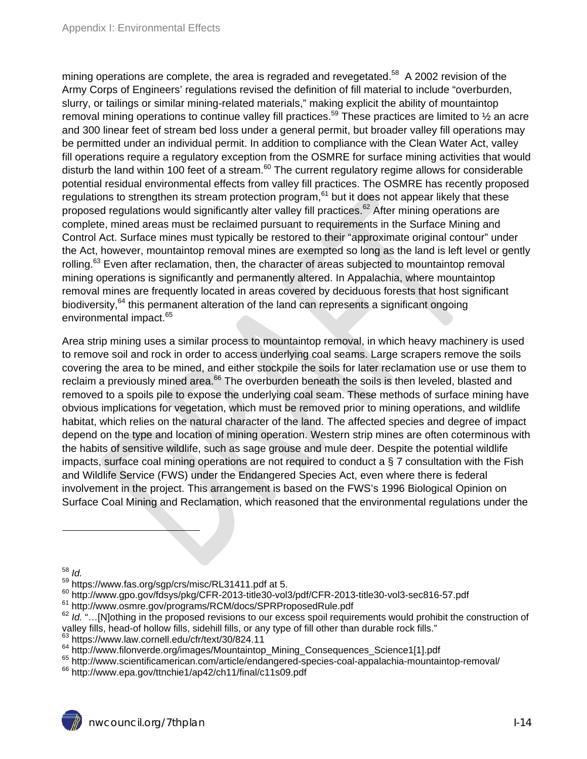mining operations are complete, the area is regraded and revegetated.[58] A 2002 revision of the Army Corps of Engineers' regulations revised the definition of fill material to include "overburden, slurry, or tailings or similar mining-related materials," making explicit the ability of mountaintop removal mining operations to continue valley fill practices.[59] These practices are limited to ½ an acre and 300 linear feet of stream bed loss under a general permit, but broader valley fill operations may be permitted under an individual permit. In addition to compliance with the Clean Water Act, valley fill operations require a regulatory exception from the OSMRE for surface mining activities that would disturb the land within 100 feet of a stream.[60] The current regulatory regime allows for considerable potential residual environmental effects from valley fill practices. The OSMRE has recently proposed regulations to strengthen its stream protection program,[61] but it does not appear likely that these proposed regulations would significantly alter valley fill practices.[62] After mining operations are complete, mined areas must be reclaimed pursuant to requirements in the Surface Mining and Control Act. Surface mines must typically be restored to their "approximate original contour" under the Act, however, mountaintop removal mines are exempted so long as the land is left level or gently rolling.[63] Even after reclamation, then, the character of areas subjected to mountaintop removal mining operations is significantly and permanently altered. In Appalachia, where mountaintop removal mines are frequently located in areas covered by deciduous forests that host significant biodiversity,[64] this permanent alteration of the land can represents a significant ongoing environmental impact.[65]

Area strip mining uses a similar process to mountaintop removal, in which heavy machinery is used to remove soil and rock in order to access underlying coal seams. Large scrapers remove the soils covering the area to be mined, and either stockpile the soils for later reclamation use or use them to reclaim a previously mined area.[66] The overburden beneath the soils is then leveled, blasted and removed to a spoils pile to expose the underlying coal seam. These methods of surface mining have obvious implications for vegetation, which must be removed prior to mining operations, and wildlife habitat, which relies on the natural character of the land. The affected species and degree of impact depend on the type and location of mining operation. Western strip mines are often coterminous with the habits of sensitive wildlife, such as sage grouse and mule deer. Despite the potential wildlife impacts, surface coal mining operations are not required to conduct a § 7 consultation with the Fish and Wildlife Service (FWS) under the Endangered Species Act, even where there is federal involvement in the project. This arrangement is based on the FWS's 1996 Biological Opinion on Surface Coal Mining and Reclamation, which reasoned that the environmental regulations under the

---

[58] *Id.*

[59] https://www.fas.org/sgp/crs/misc/RL31411.pdf at 5.

[60] http://www.gpo.gov/fdsys/pkg/CFR-2013-title30-vol3/pdf/CFR-2013-title30-vol3-sec816-57.pdf

[61] http://www.osmre.gov/programs/RCM/docs/SPRProposedRule.pdf

[62] *Id.* "…[N]othing in the proposed revisions to our excess spoil requirements would prohibit the construction of valley fills, head-of hollow fills, sidehill fills, or any type of fill other than durable rock fills."

[63] https://www.law.cornell.edu/cfr/text/30/824.11

[64] http://www.filonverde.org/images/Mountaintop_Mining_Consequences_Science1[1].pdf

[65] http://www.scientificamerican.com/article/endangered-species-coal-appalachia-mountaintop-removal/

[66] http://www.epa.gov/ttnchie1/ap42/ch11/final/c11s09.pdf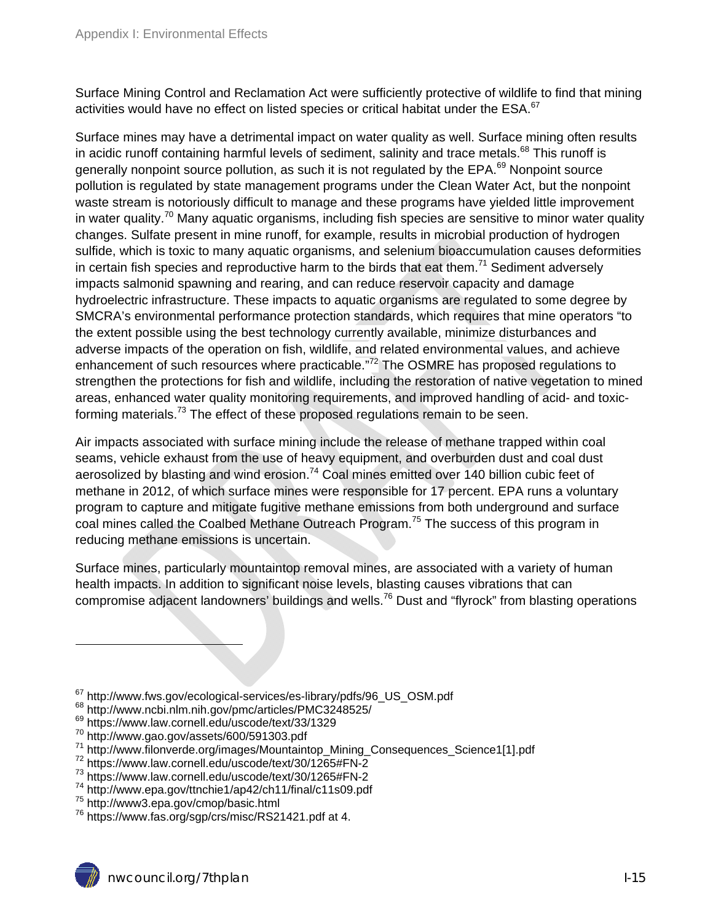Surface Mining Control and Reclamation Act were sufficiently protective of wildlife to find that mining activities would have no effect on listed species or critical habitat under the ESA.[67]

Surface mines may have a detrimental impact on water quality as well. Surface mining often results in acidic runoff containing harmful levels of sediment, salinity and trace metals.[68] This runoff is generally nonpoint source pollution, as such it is not regulated by the EPA.[69] Nonpoint source pollution is regulated by state management programs under the Clean Water Act, but the nonpoint waste stream is notoriously difficult to manage and these programs have yielded little improvement in water quality.[70] Many aquatic organisms, including fish species are sensitive to minor water quality changes. Sulfate present in mine runoff, for example, results in microbial production of hydrogen sulfide, which is toxic to many aquatic organisms, and selenium bioaccumulation causes deformities in certain fish species and reproductive harm to the birds that eat them.[71] Sediment adversely impacts salmonid spawning and rearing, and can reduce reservoir capacity and damage hydroelectric infrastructure. These impacts to aquatic organisms are regulated to some degree by SMCRA's environmental performance protection standards, which requires that mine operators "to the extent possible using the best technology currently available, minimize disturbances and adverse impacts of the operation on fish, wildlife, and related environmental values, and achieve enhancement of such resources where practicable."[72] The OSMRE has proposed regulations to strengthen the protections for fish and wildlife, including the restoration of native vegetation to mined areas, enhanced water quality monitoring requirements, and improved handling of acid- and toxic-forming materials.[73] The effect of these proposed regulations remain to be seen.

Air impacts associated with surface mining include the release of methane trapped within coal seams, vehicle exhaust from the use of heavy equipment, and overburden dust and coal dust aerosolized by blasting and wind erosion.[74] Coal mines emitted over 140 billion cubic feet of methane in 2012, of which surface mines were responsible for 17 percent. EPA runs a voluntary program to capture and mitigate fugitive methane emissions from both underground and surface coal mines called the Coalbed Methane Outreach Program.[75] The success of this program in reducing methane emissions is uncertain.

Surface mines, particularly mountaintop removal mines, are associated with a variety of human health impacts. In addition to significant noise levels, blasting causes vibrations that can compromise adjacent landowners' buildings and wells.[76] Dust and "flyrock" from blasting operations

---

[67] http://www.fws.gov/ecological-services/es-library/pdfs/96_US_OSM.pdf
[68] http://www.ncbi.nlm.nih.gov/pmc/articles/PMC3248525/
[69] https://www.law.cornell.edu/uscode/text/33/1329
[70] http://www.gao.gov/assets/600/591303.pdf
[71] http://www.filonverde.org/images/Mountaintop_Mining_Consequences_Science1[1].pdf
[72] https://www.law.cornell.edu/uscode/text/30/1265#FN-2
[73] https://www.law.cornell.edu/uscode/text/30/1265#FN-2
[74] http://www.epa.gov/ttnchie1/ap42/ch11/final/c11s09.pdf
[75] http://www3.epa.gov/cmop/basic.html
[76] https://www.fas.org/sgp/crs/misc/RS21421.pdf at 4.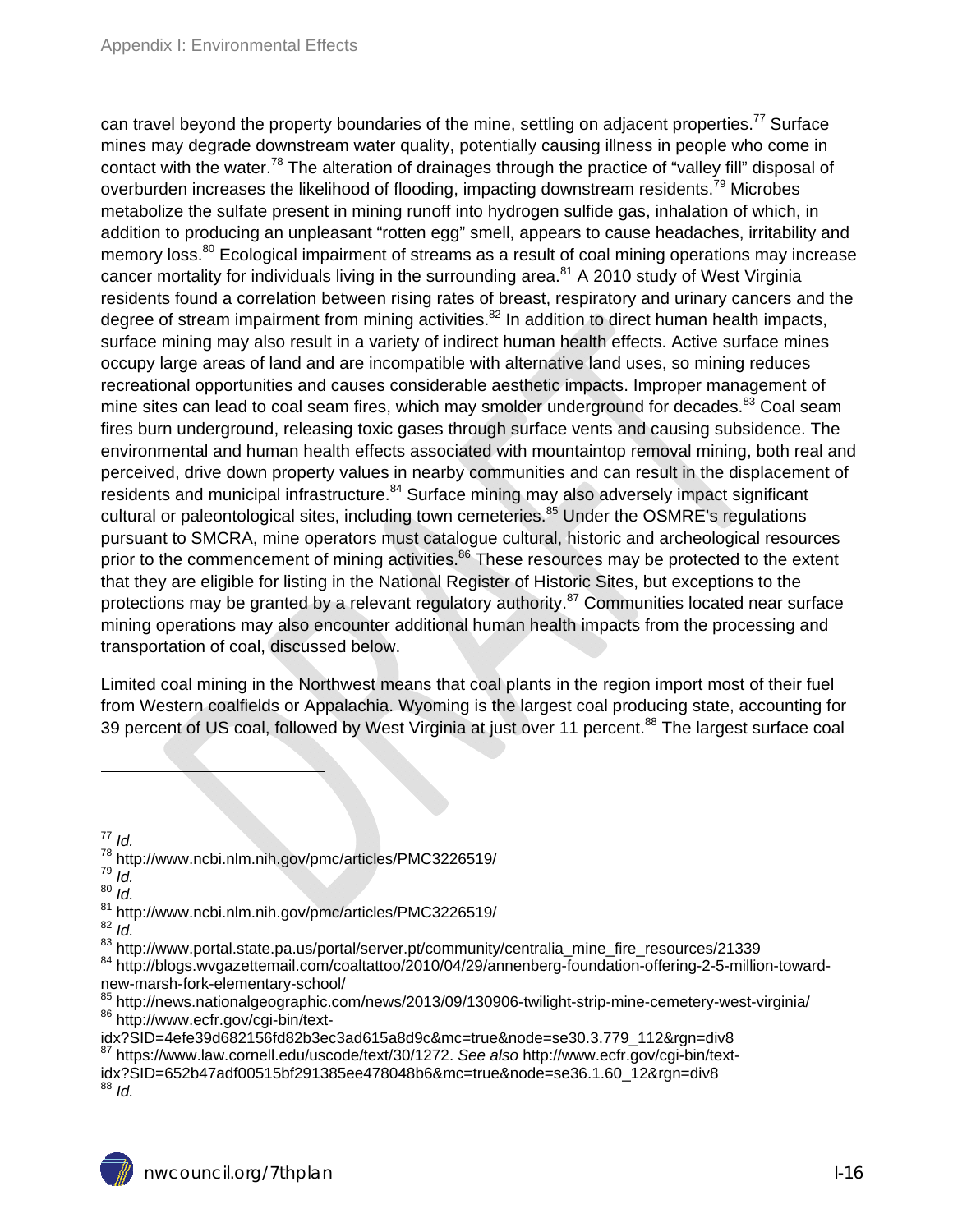can travel beyond the property boundaries of the mine, settling on adjacent properties.[77] Surface mines may degrade downstream water quality, potentially causing illness in people who come in contact with the water.[78] The alteration of drainages through the practice of "valley fill" disposal of overburden increases the likelihood of flooding, impacting downstream residents.[79] Microbes metabolize the sulfate present in mining runoff into hydrogen sulfide gas, inhalation of which, in addition to producing an unpleasant "rotten egg" smell, appears to cause headaches, irritability and memory loss.[80] Ecological impairment of streams as a result of coal mining operations may increase cancer mortality for individuals living in the surrounding area.[81] A 2010 study of West Virginia residents found a correlation between rising rates of breast, respiratory and urinary cancers and the degree of stream impairment from mining activities.[82] In addition to direct human health impacts, surface mining may also result in a variety of indirect human health effects. Active surface mines occupy large areas of land and are incompatible with alternative land uses, so mining reduces recreational opportunities and causes considerable aesthetic impacts. Improper management of mine sites can lead to coal seam fires, which may smolder underground for decades.[83] Coal seam fires burn underground, releasing toxic gases through surface vents and causing subsidence. The environmental and human health effects associated with mountaintop removal mining, both real and perceived, drive down property values in nearby communities and can result in the displacement of residents and municipal infrastructure.[84] Surface mining may also adversely impact significant cultural or paleontological sites, including town cemeteries.[85] Under the OSMRE's regulations pursuant to SMCRA, mine operators must catalogue cultural, historic and archeological resources prior to the commencement of mining activities.[86] These resources may be protected to the extent that they are eligible for listing in the National Register of Historic Sites, but exceptions to the protections may be granted by a relevant regulatory authority.[87] Communities located near surface mining operations may also encounter additional human health impacts from the processing and transportation of coal, discussed below.

Limited coal mining in the Northwest means that coal plants in the region import most of their fuel from Western coalfields or Appalachia. Wyoming is the largest coal producing state, accounting for 39 percent of US coal, followed by West Virginia at just over 11 percent.[88] The largest surface coal

---

[77] *Id.*
[78] http://www.ncbi.nlm.nih.gov/pmc/articles/PMC3226519/
[79] *Id.*
[80] *Id.*
[81] http://www.ncbi.nlm.nih.gov/pmc/articles/PMC3226519/
[82] *Id.*
[83] http://www.portal.state.pa.us/portal/server.pt/community/centralia_mine_fire_resources/21339
[84] http://blogs.wvgazettemail.com/coaltattoo/2010/04/29/annenberg-foundation-offering-2-5-million-toward-new-marsh-fork-elementary-school/
[85] http://news.nationalgeographic.com/news/2013/09/130906-twilight-strip-mine-cemetery-west-virginia/
[86] http://www.ecfr.gov/cgi-bin/text-idx?SID=4efe39d682156fd82b3ec3ad615a8d9c&mc=true&node=se30.3.779_112&rgn=div8
[87] https://www.law.cornell.edu/uscode/text/30/1272. *See also* http://www.ecfr.gov/cgi-bin/text-idx?SID=652b47adf00515bf291385ee478048b6&mc=true&node=se36.1.60_12&rgn=div8
[88] *Id.*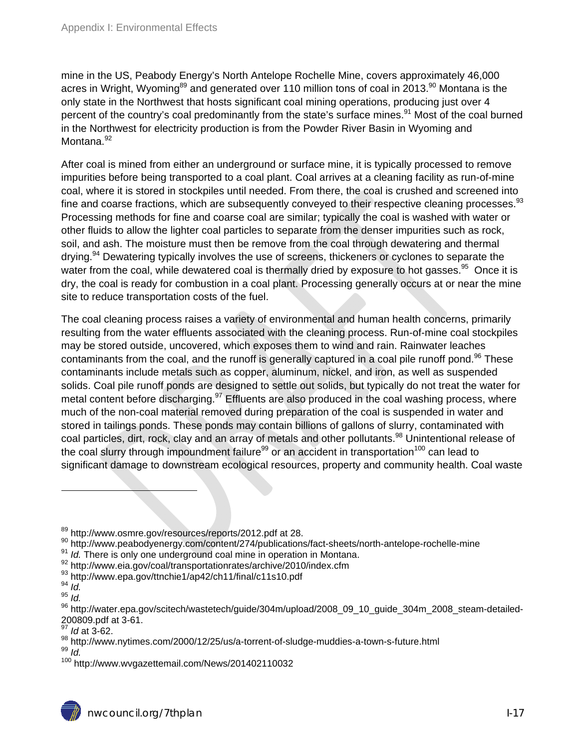mine in the US, Peabody Energy's North Antelope Rochelle Mine, covers approximately 46,000 acres in Wright, Wyoming[89] and generated over 110 million tons of coal in 2013.[90] Montana is the only state in the Northwest that hosts significant coal mining operations, producing just over 4 percent of the country's coal predominantly from the state's surface mines.[91] Most of the coal burned in the Northwest for electricity production is from the Powder River Basin in Wyoming and Montana.[92]

After coal is mined from either an underground or surface mine, it is typically processed to remove impurities before being transported to a coal plant. Coal arrives at a cleaning facility as run-of-mine coal, where it is stored in stockpiles until needed. From there, the coal is crushed and screened into fine and coarse fractions, which are subsequently conveyed to their respective cleaning processes.[93] Processing methods for fine and coarse coal are similar; typically the coal is washed with water or other fluids to allow the lighter coal particles to separate from the denser impurities such as rock, soil, and ash. The moisture must then be remove from the coal through dewatering and thermal drying.[94] Dewatering typically involves the use of screens, thickeners or cyclones to separate the water from the coal, while dewatered coal is thermally dried by exposure to hot gasses.[95] Once it is dry, the coal is ready for combustion in a coal plant. Processing generally occurs at or near the mine site to reduce transportation costs of the fuel.

The coal cleaning process raises a variety of environmental and human health concerns, primarily resulting from the water effluents associated with the cleaning process. Run-of-mine coal stockpiles may be stored outside, uncovered, which exposes them to wind and rain. Rainwater leaches contaminants from the coal, and the runoff is generally captured in a coal pile runoff pond.[96] These contaminants include metals such as copper, aluminum, nickel, and iron, as well as suspended solids. Coal pile runoff ponds are designed to settle out solids, but typically do not treat the water for metal content before discharging.[97] Effluents are also produced in the coal washing process, where much of the non-coal material removed during preparation of the coal is suspended in water and stored in tailings ponds. These ponds may contain billions of gallons of slurry, contaminated with coal particles, dirt, rock, clay and an array of metals and other pollutants.[98] Unintentional release of the coal slurry through impoundment failure[99] or an accident in transportation[100] can lead to significant damage to downstream ecological resources, property and community health. Coal waste

---

[89] http://www.osmre.gov/resources/reports/2012.pdf at 28.

[90] http://www.peabodyenergy.com/content/274/publications/fact-sheets/north-antelope-rochelle-mine

[91] *Id.* There is only one underground coal mine in operation in Montana.

[92] http://www.eia.gov/coal/transportationrates/archive/2010/index.cfm

[93] http://www.epa.gov/ttnchie1/ap42/ch11/final/c11s10.pdf

[94] *Id.*

[95] *Id.*

[96] http://water.epa.gov/scitech/wastetech/guide/304m/upload/2008_09_10_guide_304m_2008_steam-detailed-200809.pdf at 3-61.

[97] *Id* at 3-62.

[98] http://www.nytimes.com/2000/12/25/us/a-torrent-of-sludge-muddies-a-town-s-future.html

[99] *Id.*

[100] http://www.wvgazettemail.com/News/201402110032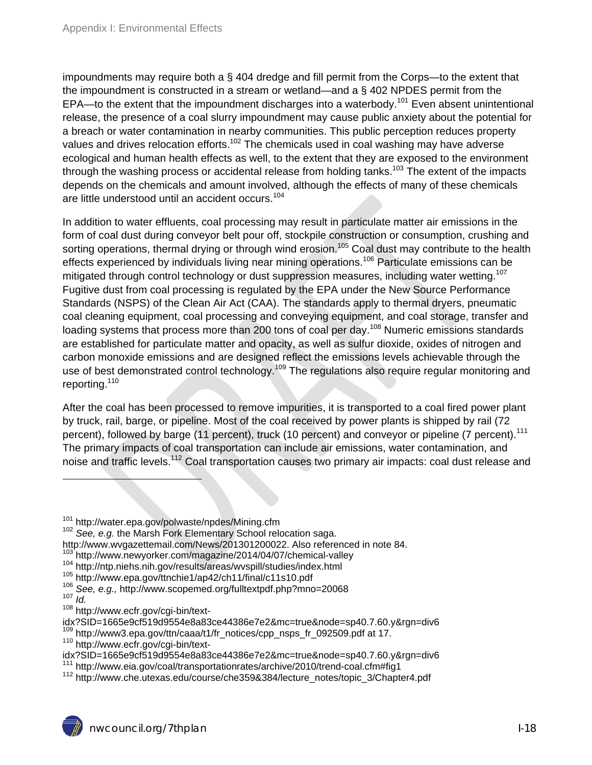impoundments may require both a § 404 dredge and fill permit from the Corps—to the extent that the impoundment is constructed in a stream or wetland—and a § 402 NPDES permit from the EPA—to the extent that the impoundment discharges into a waterbody.[101] Even absent unintentional release, the presence of a coal slurry impoundment may cause public anxiety about the potential for a breach or water contamination in nearby communities. This public perception reduces property values and drives relocation efforts.[102] The chemicals used in coal washing may have adverse ecological and human health effects as well, to the extent that they are exposed to the environment through the washing process or accidental release from holding tanks.[103] The extent of the impacts depends on the chemicals and amount involved, although the effects of many of these chemicals are little understood until an accident occurs.[104]

In addition to water effluents, coal processing may result in particulate matter air emissions in the form of coal dust during conveyor belt pour off, stockpile construction or consumption, crushing and sorting operations, thermal drying or through wind erosion.[105] Coal dust may contribute to the health effects experienced by individuals living near mining operations.[106] Particulate emissions can be mitigated through control technology or dust suppression measures, including water wetting.[107] Fugitive dust from coal processing is regulated by the EPA under the New Source Performance Standards (NSPS) of the Clean Air Act (CAA). The standards apply to thermal dryers, pneumatic coal cleaning equipment, coal processing and conveying equipment, and coal storage, transfer and loading systems that process more than 200 tons of coal per day.[108] Numeric emissions standards are established for particulate matter and opacity, as well as sulfur dioxide, oxides of nitrogen and carbon monoxide emissions and are designed reflect the emissions levels achievable through the use of best demonstrated control technology.[109] The regulations also require regular monitoring and reporting.[110]

After the coal has been processed to remove impurities, it is transported to a coal fired power plant by truck, rail, barge, or pipeline. Most of the coal received by power plants is shipped by rail (72 percent), followed by barge (11 percent), truck (10 percent) and conveyor or pipeline (7 percent).[111] The primary impacts of coal transportation can include air emissions, water contamination, and noise and traffic levels.[112] Coal transportation causes two primary air impacts: coal dust release and

---

[101] http://water.epa.gov/polwaste/npdes/Mining.cfm

[102] *See, e.g.* the Marsh Fork Elementary School relocation saga. http://www.wvgazettemail.com/News/201301200022. Also referenced in note 84.

[103] http://www.newyorker.com/magazine/2014/04/07/chemical-valley

[104] http://ntp.niehs.nih.gov/results/areas/wvspill/studies/index.html

[105] http://www.epa.gov/ttnchie1/ap42/ch11/final/c11s10.pdf

[106] *See, e.g.,* http://www.scopemed.org/fulltextpdf.php?mno=20068

[107] *Id.*

[108] http://www.ecfr.gov/cgi-bin/text-idx?SID=1665e9cf519d9554e8a83ce44386e7e2&mc=true&node=sp40.7.60.y&rgn=div6

[109] http://www3.epa.gov/ttn/caaa/t1/fr_notices/cpp_nsps_fr_092509.pdf at 17.

[110] http://www.ecfr.gov/cgi-bin/text-idx?SID=1665e9cf519d9554e8a83ce44386e7e2&mc=true&node=sp40.7.60.y&rgn=div6

[111] http://www.eia.gov/coal/transportationrates/archive/2010/trend-coal.cfm#fig1

[112] http://www.che.utexas.edu/course/che359&384/lecture_notes/topic_3/Chapter4.pdf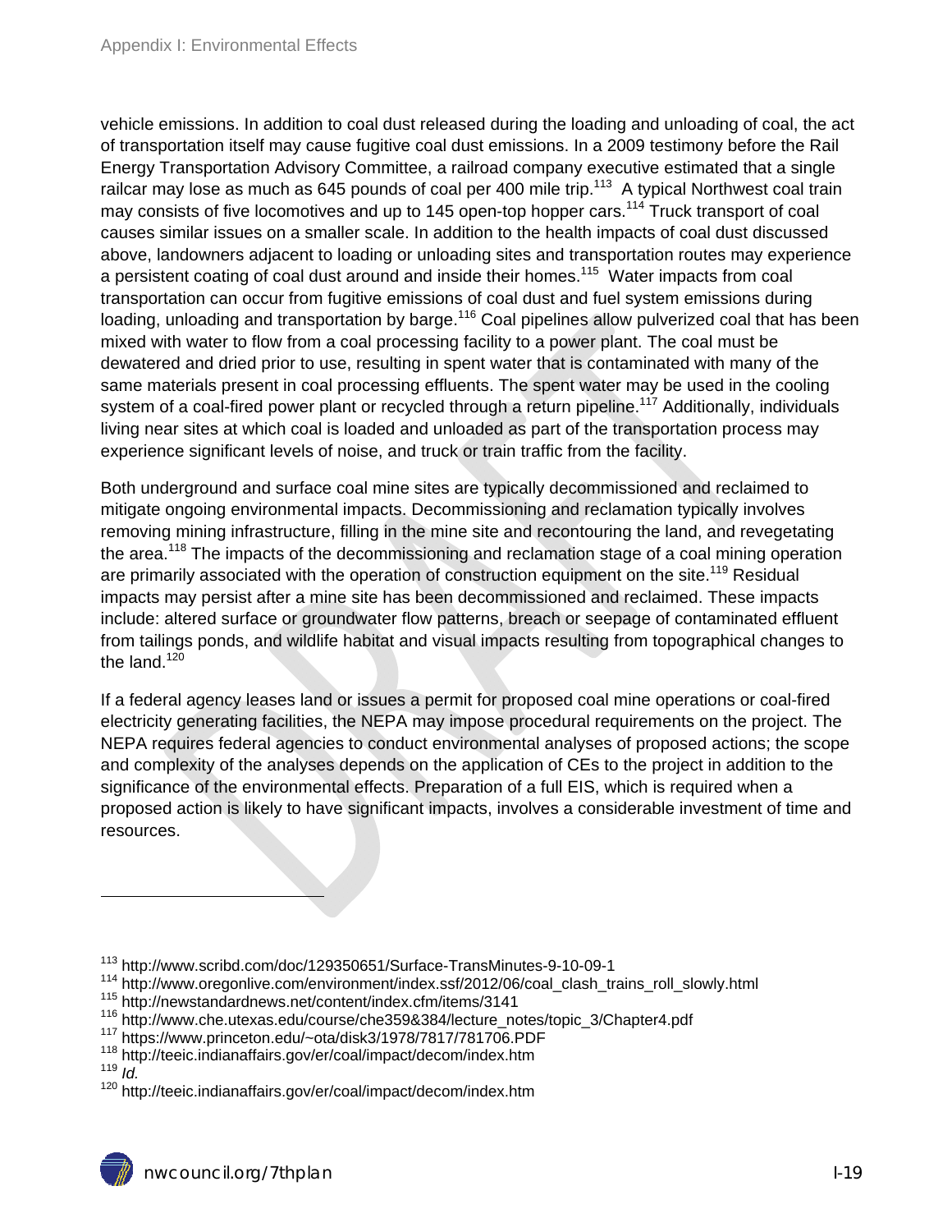vehicle emissions. In addition to coal dust released during the loading and unloading of coal, the act of transportation itself may cause fugitive coal dust emissions. In a 2009 testimony before the Rail Energy Transportation Advisory Committee, a railroad company executive estimated that a single railcar may lose as much as 645 pounds of coal per 400 mile trip.[113] A typical Northwest coal train may consists of five locomotives and up to 145 open-top hopper cars.[114] Truck transport of coal causes similar issues on a smaller scale. In addition to the health impacts of coal dust discussed above, landowners adjacent to loading or unloading sites and transportation routes may experience a persistent coating of coal dust around and inside their homes.[115] Water impacts from coal transportation can occur from fugitive emissions of coal dust and fuel system emissions during loading, unloading and transportation by barge.[116] Coal pipelines allow pulverized coal that has been mixed with water to flow from a coal processing facility to a power plant. The coal must be dewatered and dried prior to use, resulting in spent water that is contaminated with many of the same materials present in coal processing effluents. The spent water may be used in the cooling system of a coal-fired power plant or recycled through a return pipeline.[117] Additionally, individuals living near sites at which coal is loaded and unloaded as part of the transportation process may experience significant levels of noise, and truck or train traffic from the facility.

Both underground and surface coal mine sites are typically decommissioned and reclaimed to mitigate ongoing environmental impacts. Decommissioning and reclamation typically involves removing mining infrastructure, filling in the mine site and recontouring the land, and revegetating the area.[118] The impacts of the decommissioning and reclamation stage of a coal mining operation are primarily associated with the operation of construction equipment on the site.[119] Residual impacts may persist after a mine site has been decommissioned and reclaimed. These impacts include: altered surface or groundwater flow patterns, breach or seepage of contaminated effluent from tailings ponds, and wildlife habitat and visual impacts resulting from topographical changes to the land.[120]

If a federal agency leases land or issues a permit for proposed coal mine operations or coal-fired electricity generating facilities, the NEPA may impose procedural requirements on the project. The NEPA requires federal agencies to conduct environmental analyses of proposed actions; the scope and complexity of the analyses depends on the application of CEs to the project in addition to the significance of the environmental effects. Preparation of a full EIS, which is required when a proposed action is likely to have significant impacts, involves a considerable investment of time and resources.

---

[113] http://www.scribd.com/doc/129350651/Surface-TransMinutes-9-10-09-1
[114] http://www.oregonlive.com/environment/index.ssf/2012/06/coal_clash_trains_roll_slowly.html
[115] http://newstandardnews.net/content/index.cfm/items/3141
[116] http://www.che.utexas.edu/course/che359&384/lecture_notes/topic_3/Chapter4.pdf
[117] https://www.princeton.edu/~ota/disk3/1978/7817/781706.PDF
[118] http://teeic.indianaffairs.gov/er/coal/impact/decom/index.htm
[119] *Id.*
[120] http://teeic.indianaffairs.gov/er/coal/impact/decom/index.htm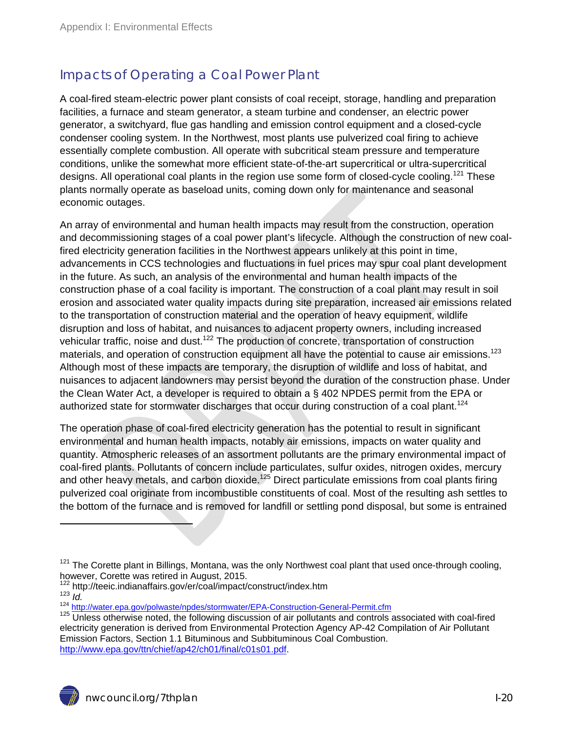## Impacts of Operating a Coal Power Plant

A coal-fired steam-electric power plant consists of coal receipt, storage, handling and preparation facilities, a furnace and steam generator, a steam turbine and condenser, an electric power generator, a switchyard, flue gas handling and emission control equipment and a closed-cycle condenser cooling system. In the Northwest, most plants use pulverized coal firing to achieve essentially complete combustion. All operate with subcritical steam pressure and temperature conditions, unlike the somewhat more efficient state-of-the-art supercritical or ultra-supercritical designs. All operational coal plants in the region use some form of closed-cycle cooling.[121] These plants normally operate as baseload units, coming down only for maintenance and seasonal economic outages.

An array of environmental and human health impacts may result from the construction, operation and decommissioning stages of a coal power plant's lifecycle. Although the construction of new coal-fired electricity generation facilities in the Northwest appears unlikely at this point in time, advancements in CCS technologies and fluctuations in fuel prices may spur coal plant development in the future. As such, an analysis of the environmental and human health impacts of the construction phase of a coal facility is important. The construction of a coal plant may result in soil erosion and associated water quality impacts during site preparation, increased air emissions related to the transportation of construction material and the operation of heavy equipment, wildlife disruption and loss of habitat, and nuisances to adjacent property owners, including increased vehicular traffic, noise and dust.[122] The production of concrete, transportation of construction materials, and operation of construction equipment all have the potential to cause air emissions.[123] Although most of these impacts are temporary, the disruption of wildlife and loss of habitat, and nuisances to adjacent landowners may persist beyond the duration of the construction phase. Under the Clean Water Act, a developer is required to obtain a § 402 NPDES permit from the EPA or authorized state for stormwater discharges that occur during construction of a coal plant.[124]

The operation phase of coal-fired electricity generation has the potential to result in significant environmental and human health impacts, notably air emissions, impacts on water quality and quantity. Atmospheric releases of an assortment pollutants are the primary environmental impact of coal-fired plants. Pollutants of concern include particulates, sulfur oxides, nitrogen oxides, mercury and other heavy metals, and carbon dioxide.[125] Direct particulate emissions from coal plants firing pulverized coal originate from incombustible constituents of coal. Most of the resulting ash settles to the bottom of the furnace and is removed for landfill or settling pond disposal, but some is entrained

---

[121] The Corette plant in Billings, Montana, was the only Northwest coal plant that used once-through cooling, however, Corette was retired in August, 2015.

[122] http://teeic.indianaffairs.gov/er/coal/impact/construct/index.htm

[123] *Id.*

[124] http://water.epa.gov/polwaste/npdes/stormwater/EPA-Construction-General-Permit.cfm

[125] Unless otherwise noted, the following discussion of air pollutants and controls associated with coal-fired electricity generation is derived from Environmental Protection Agency AP-42 Compilation of Air Pollutant Emission Factors, Section 1.1 Bituminous and Subbituminous Coal Combustion. http://www.epa.gov/ttn/chief/ap42/ch01/final/c01s01.pdf.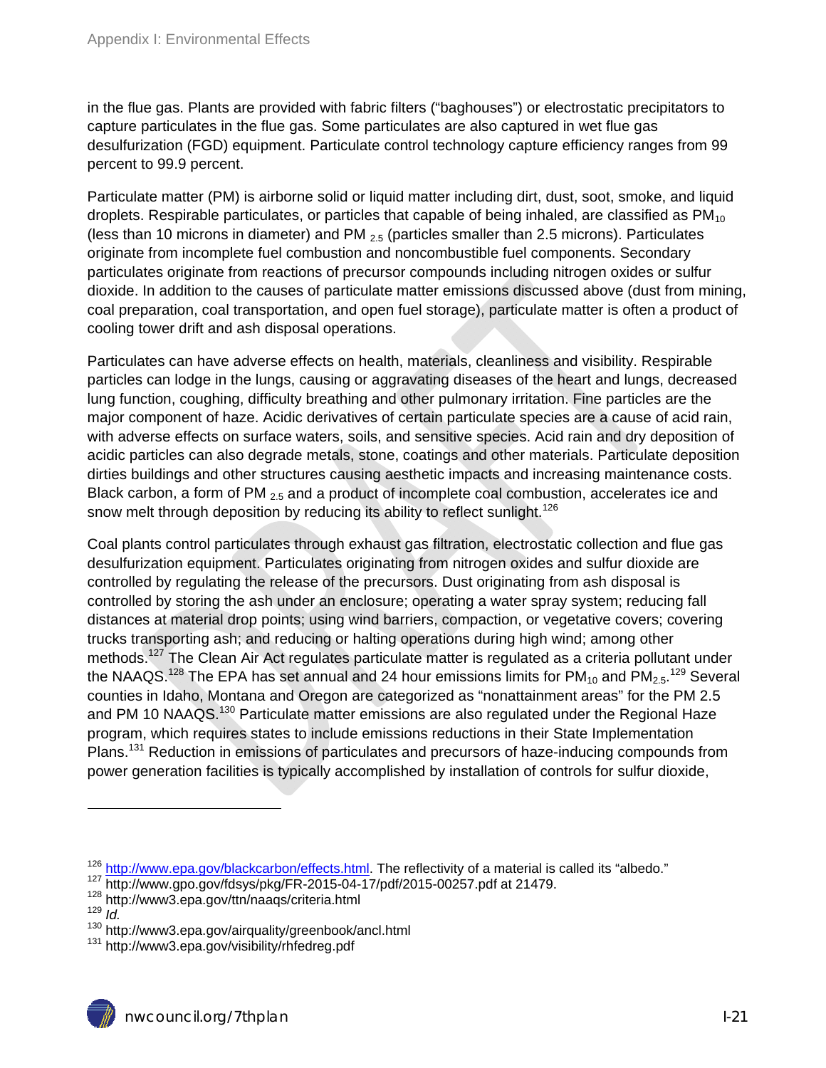in the flue gas. Plants are provided with fabric filters ("baghouses") or electrostatic precipitators to capture particulates in the flue gas. Some particulates are also captured in wet flue gas desulfurization (FGD) equipment. Particulate control technology capture efficiency ranges from 99 percent to 99.9 percent.

Particulate matter (PM) is airborne solid or liquid matter including dirt, dust, soot, smoke, and liquid droplets. Respirable particulates, or particles that capable of being inhaled, are classified as $PM_{10}$ (less than 10 microns in diameter) and $PM_{2.5}$ (particles smaller than 2.5 microns). Particulates originate from incomplete fuel combustion and noncombustible fuel components. Secondary particulates originate from reactions of precursor compounds including nitrogen oxides or sulfur dioxide. In addition to the causes of particulate matter emissions discussed above (dust from mining, coal preparation, coal transportation, and open fuel storage), particulate matter is often a product of cooling tower drift and ash disposal operations.

Particulates can have adverse effects on health, materials, cleanliness and visibility. Respirable particles can lodge in the lungs, causing or aggravating diseases of the heart and lungs, decreased lung function, coughing, difficulty breathing and other pulmonary irritation. Fine particles are the major component of haze. Acidic derivatives of certain particulate species are a cause of acid rain, with adverse effects on surface waters, soils, and sensitive species. Acid rain and dry deposition of acidic particles can also degrade metals, stone, coatings and other materials. Particulate deposition dirties buildings and other structures causing aesthetic impacts and increasing maintenance costs. Black carbon, a form of $PM_{2.5}$ and a product of incomplete coal combustion, accelerates ice and snow melt through deposition by reducing its ability to reflect sunlight.[126]

Coal plants control particulates through exhaust gas filtration, electrostatic collection and flue gas desulfurization equipment. Particulates originating from nitrogen oxides and sulfur dioxide are controlled by regulating the release of the precursors. Dust originating from ash disposal is controlled by storing the ash under an enclosure; operating a water spray system; reducing fall distances at material drop points; using wind barriers, compaction, or vegetative covers; covering trucks transporting ash; and reducing or halting operations during high wind; among other methods.[127] The Clean Air Act regulates particulate matter is regulated as a criteria pollutant under the NAAQS.[128] The EPA has set annual and 24 hour emissions limits for $PM_{10}$ and $PM_{2.5}$.[129] Several counties in Idaho, Montana and Oregon are categorized as "nonattainment areas" for the PM 2.5 and PM 10 NAAQS.[130] Particulate matter emissions are also regulated under the Regional Haze program, which requires states to include emissions reductions in their State Implementation Plans.[131] Reduction in emissions of particulates and precursors of haze-inducing compounds from power generation facilities is typically accomplished by installation of controls for sulfur dioxide,

---

[126] http://www.epa.gov/blackcarbon/effects.html. The reflectivity of a material is called its "albedo."
[127] http://www.gpo.gov/fdsys/pkg/FR-2015-04-17/pdf/2015-00257.pdf at 21479.
[128] http://www3.epa.gov/ttn/naaqs/criteria.html
[129] *Id.*
[130] http://www3.epa.gov/airquality/greenbook/ancl.html
[131] http://www3.epa.gov/visibility/rhfedreg.pdf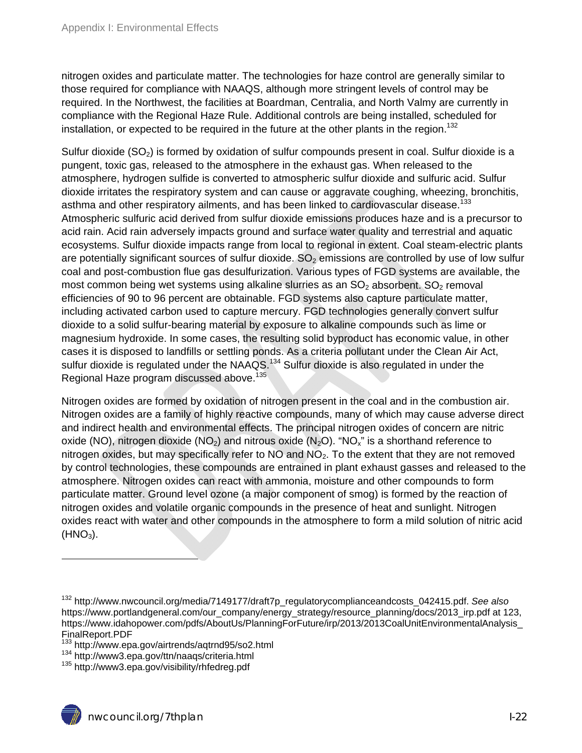nitrogen oxides and particulate matter. The technologies for haze control are generally similar to those required for compliance with NAAQS, although more stringent levels of control may be required. In the Northwest, the facilities at Boardman, Centralia, and North Valmy are currently in compliance with the Regional Haze Rule. Additional controls are being installed, scheduled for installation, or expected to be required in the future at the other plants in the region.[132]

Sulfur dioxide ($SO_2$) is formed by oxidation of sulfur compounds present in coal. Sulfur dioxide is a pungent, toxic gas, released to the atmosphere in the exhaust gas. When released to the atmosphere, hydrogen sulfide is converted to atmospheric sulfur dioxide and sulfuric acid. Sulfur dioxide irritates the respiratory system and can cause or aggravate coughing, wheezing, bronchitis, asthma and other respiratory ailments, and has been linked to cardiovascular disease.[133] Atmospheric sulfuric acid derived from sulfur dioxide emissions produces haze and is a precursor to acid rain. Acid rain adversely impacts ground and surface water quality and terrestrial and aquatic ecosystems. Sulfur dioxide impacts range from local to regional in extent. Coal steam-electric plants are potentially significant sources of sulfur dioxide. $SO_2$ emissions are controlled by use of low sulfur coal and post-combustion flue gas desulfurization. Various types of FGD systems are available, the most common being wet systems using alkaline slurries as an $SO_2$ absorbent. $SO_2$ removal efficiencies of 90 to 96 percent are obtainable. FGD systems also capture particulate matter, including activated carbon used to capture mercury. FGD technologies generally convert sulfur dioxide to a solid sulfur-bearing material by exposure to alkaline compounds such as lime or magnesium hydroxide. In some cases, the resulting solid byproduct has economic value, in other cases it is disposed to landfills or settling ponds. As a criteria pollutant under the Clean Air Act, sulfur dioxide is regulated under the NAAQS.[134] Sulfur dioxide is also regulated in under the Regional Haze program discussed above.[135]

Nitrogen oxides are formed by oxidation of nitrogen present in the coal and in the combustion air. Nitrogen oxides are a family of highly reactive compounds, many of which may cause adverse direct and indirect health and environmental effects. The principal nitrogen oxides of concern are nitric oxide (NO), nitrogen dioxide ($NO_2$) and nitrous oxide ($N_2O$). "$NO_x$" is a shorthand reference to nitrogen oxides, but may specifically refer to NO and $NO_2$. To the extent that they are not removed by control technologies, these compounds are entrained in plant exhaust gasses and released to the atmosphere. Nitrogen oxides can react with ammonia, moisture and other compounds to form particulate matter. Ground level ozone (a major component of smog) is formed by the reaction of nitrogen oxides and volatile organic compounds in the presence of heat and sunlight. Nitrogen oxides react with water and other compounds in the atmosphere to form a mild solution of nitric acid ($HNO_3$).

---

[132] http://www.nwcouncil.org/media/7149177/draft7p_regulatorycomplianceandcosts_042415.pdf. *See also* https://www.portlandgeneral.com/our_company/energy_strategy/resource_planning/docs/2013_irp.pdf at 123, https://www.idahopower.com/pdfs/AboutUs/PlanningForFuture/irp/2013/2013CoalUnitEnvironmentalAnalysis_FinalReport.PDF

[133] http://www.epa.gov/airtrends/aqtrnd95/so2.html

[134] http://www3.epa.gov/ttn/naaqs/criteria.html

[135] http://www3.epa.gov/visibility/rhfedreg.pdf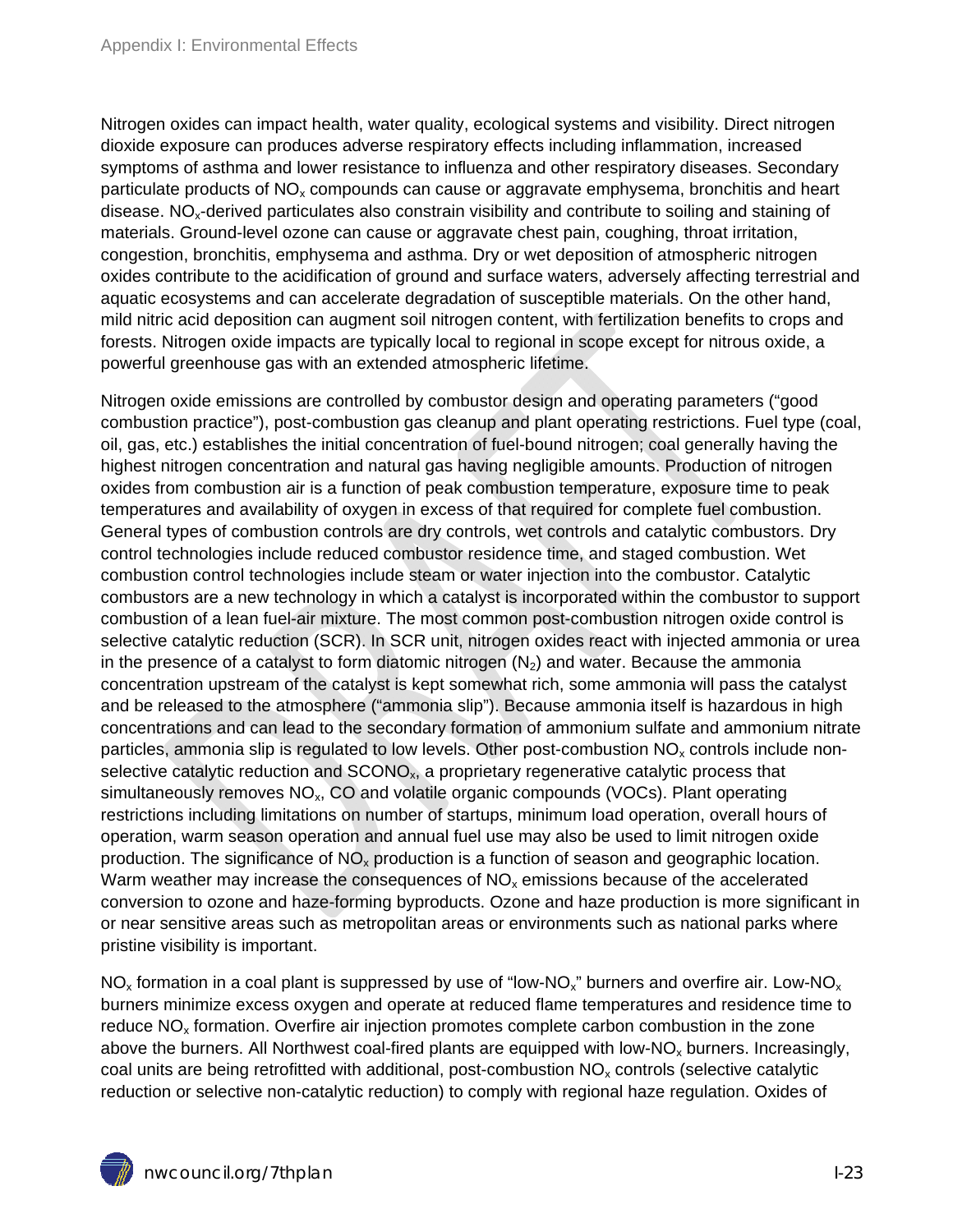Nitrogen oxides can impact health, water quality, ecological systems and visibility. Direct nitrogen dioxide exposure can produces adverse respiratory effects including inflammation, increased symptoms of asthma and lower resistance to influenza and other respiratory diseases. Secondary particulate products of $NO_x$ compounds can cause or aggravate emphysema, bronchitis and heart disease. $NO_x$-derived particulates also constrain visibility and contribute to soiling and staining of materials. Ground-level ozone can cause or aggravate chest pain, coughing, throat irritation, congestion, bronchitis, emphysema and asthma. Dry or wet deposition of atmospheric nitrogen oxides contribute to the acidification of ground and surface waters, adversely affecting terrestrial and aquatic ecosystems and can accelerate degradation of susceptible materials. On the other hand, mild nitric acid deposition can augment soil nitrogen content, with fertilization benefits to crops and forests. Nitrogen oxide impacts are typically local to regional in scope except for nitrous oxide, a powerful greenhouse gas with an extended atmospheric lifetime.

Nitrogen oxide emissions are controlled by combustor design and operating parameters ("good combustion practice"), post-combustion gas cleanup and plant operating restrictions. Fuel type (coal, oil, gas, etc.) establishes the initial concentration of fuel-bound nitrogen; coal generally having the highest nitrogen concentration and natural gas having negligible amounts. Production of nitrogen oxides from combustion air is a function of peak combustion temperature, exposure time to peak temperatures and availability of oxygen in excess of that required for complete fuel combustion. General types of combustion controls are dry controls, wet controls and catalytic combustors. Dry control technologies include reduced combustor residence time, and staged combustion. Wet combustion control technologies include steam or water injection into the combustor. Catalytic combustors are a new technology in which a catalyst is incorporated within the combustor to support combustion of a lean fuel-air mixture. The most common post-combustion nitrogen oxide control is selective catalytic reduction (SCR). In SCR unit, nitrogen oxides react with injected ammonia or urea in the presence of a catalyst to form diatomic nitrogen ($N_2$) and water. Because the ammonia concentration upstream of the catalyst is kept somewhat rich, some ammonia will pass the catalyst and be released to the atmosphere ("ammonia slip"). Because ammonia itself is hazardous in high concentrations and can lead to the secondary formation of ammonium sulfate and ammonium nitrate particles, ammonia slip is regulated to low levels. Other post-combustion $NO_x$ controls include non-selective catalytic reduction and $SCONO_x$, a proprietary regenerative catalytic process that simultaneously removes $NO_x$, CO and volatile organic compounds (VOCs). Plant operating restrictions including limitations on number of startups, minimum load operation, overall hours of operation, warm season operation and annual fuel use may also be used to limit nitrogen oxide production. The significance of $NO_x$ production is a function of season and geographic location. Warm weather may increase the consequences of $NO_x$ emissions because of the accelerated conversion to ozone and haze-forming byproducts. Ozone and haze production is more significant in or near sensitive areas such as metropolitan areas or environments such as national parks where pristine visibility is important.

$NO_x$ formation in a coal plant is suppressed by use of "low-$NO_x$" burners and overfire air. Low-$NO_x$ burners minimize excess oxygen and operate at reduced flame temperatures and residence time to reduce $NO_x$ formation. Overfire air injection promotes complete carbon combustion in the zone above the burners. All Northwest coal-fired plants are equipped with low-$NO_x$ burners. Increasingly, coal units are being retrofitted with additional, post-combustion $NO_x$ controls (selective catalytic reduction or selective non-catalytic reduction) to comply with regional haze regulation. Oxides of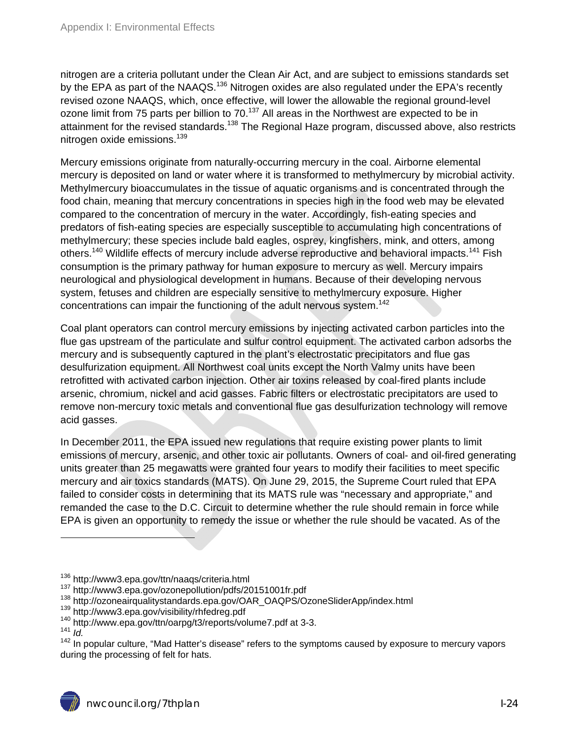nitrogen are a criteria pollutant under the Clean Air Act, and are subject to emissions standards set by the EPA as part of the NAAQS.[136] Nitrogen oxides are also regulated under the EPA's recently revised ozone NAAQS, which, once effective, will lower the allowable the regional ground-level ozone limit from 75 parts per billion to 70.[137] All areas in the Northwest are expected to be in attainment for the revised standards.[138] The Regional Haze program, discussed above, also restricts nitrogen oxide emissions.[139]

Mercury emissions originate from naturally-occurring mercury in the coal. Airborne elemental mercury is deposited on land or water where it is transformed to methylmercury by microbial activity. Methylmercury bioaccumulates in the tissue of aquatic organisms and is concentrated through the food chain, meaning that mercury concentrations in species high in the food web may be elevated compared to the concentration of mercury in the water. Accordingly, fish-eating species and predators of fish-eating species are especially susceptible to accumulating high concentrations of methylmercury; these species include bald eagles, osprey, kingfishers, mink, and otters, among others.[140] Wildlife effects of mercury include adverse reproductive and behavioral impacts.[141] Fish consumption is the primary pathway for human exposure to mercury as well. Mercury impairs neurological and physiological development in humans. Because of their developing nervous system, fetuses and children are especially sensitive to methylmercury exposure. Higher concentrations can impair the functioning of the adult nervous system.[142]

Coal plant operators can control mercury emissions by injecting activated carbon particles into the flue gas upstream of the particulate and sulfur control equipment. The activated carbon adsorbs the mercury and is subsequently captured in the plant's electrostatic precipitators and flue gas desulfurization equipment. All Northwest coal units except the North Valmy units have been retrofitted with activated carbon injection. Other air toxins released by coal-fired plants include arsenic, chromium, nickel and acid gasses. Fabric filters or electrostatic precipitators are used to remove non-mercury toxic metals and conventional flue gas desulfurization technology will remove acid gasses.

In December 2011, the EPA issued new regulations that require existing power plants to limit emissions of mercury, arsenic, and other toxic air pollutants. Owners of coal- and oil-fired generating units greater than 25 megawatts were granted four years to modify their facilities to meet specific mercury and air toxics standards (MATS). On June 29, 2015, the Supreme Court ruled that EPA failed to consider costs in determining that its MATS rule was "necessary and appropriate," and remanded the case to the D.C. Circuit to determine whether the rule should remain in force while EPA is given an opportunity to remedy the issue or whether the rule should be vacated. As of the

---

[136] http://www3.epa.gov/ttn/naaqs/criteria.html
[137] http://www3.epa.gov/ozonepollution/pdfs/20151001fr.pdf
[138] http://ozoneairqualitystandards.epa.gov/OAR_OAQPS/OzoneSliderApp/index.html
[139] http://www3.epa.gov/visibility/rhfedreg.pdf
[140] http://www.epa.gov/ttn/oarpg/t3/reports/volume7.pdf at 3-3.
[141] *Id.*
[142] In popular culture, "Mad Hatter's disease" refers to the symptoms caused by exposure to mercury vapors during the processing of felt for hats.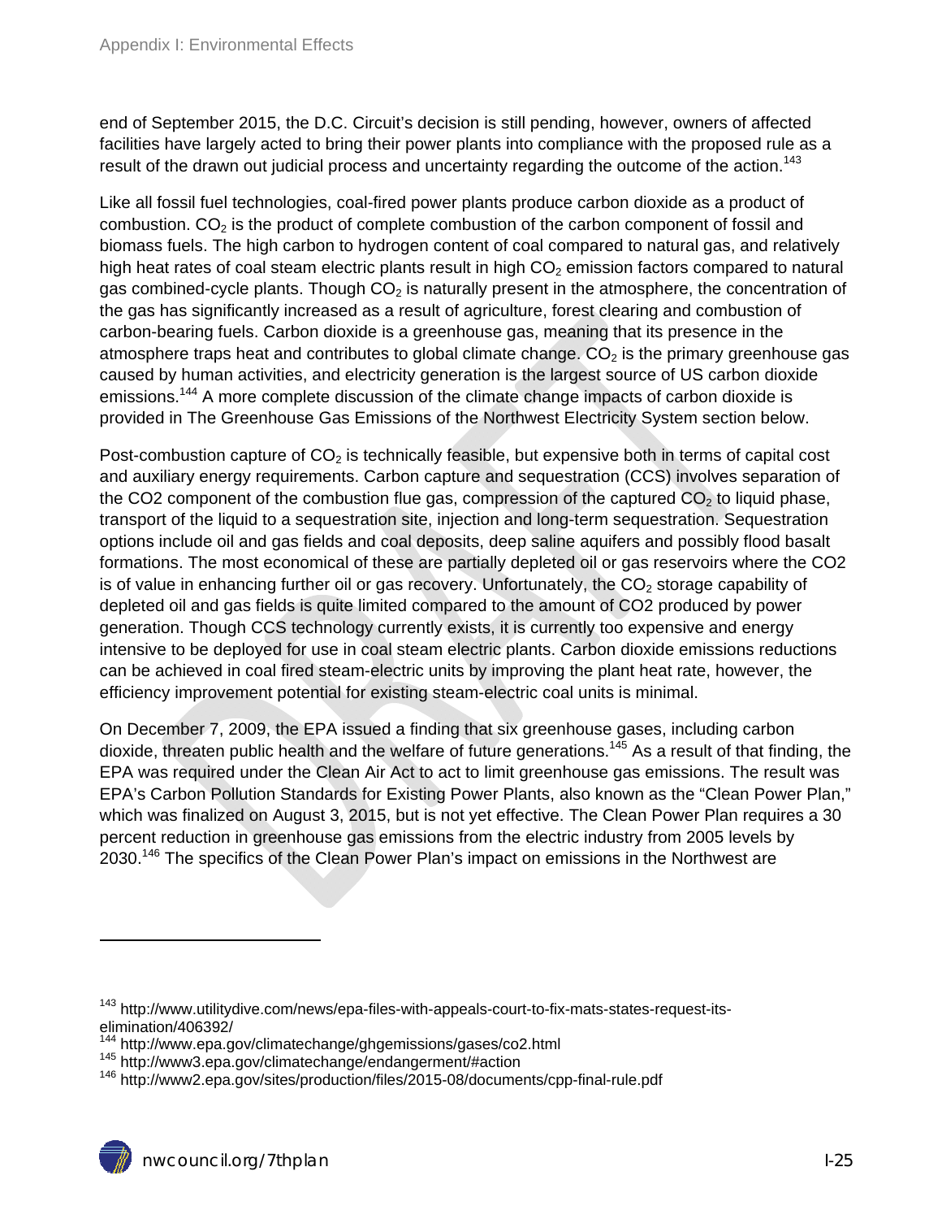end of September 2015, the D.C. Circuit's decision is still pending, however, owners of affected facilities have largely acted to bring their power plants into compliance with the proposed rule as a result of the drawn out judicial process and uncertainty regarding the outcome of the action.[143]

Like all fossil fuel technologies, coal-fired power plants produce carbon dioxide as a product of combustion. $CO_2$ is the product of complete combustion of the carbon component of fossil and biomass fuels. The high carbon to hydrogen content of coal compared to natural gas, and relatively high heat rates of coal steam electric plants result in high $CO_2$ emission factors compared to natural gas combined-cycle plants. Though $CO_2$ is naturally present in the atmosphere, the concentration of the gas has significantly increased as a result of agriculture, forest clearing and combustion of carbon-bearing fuels. Carbon dioxide is a greenhouse gas, meaning that its presence in the atmosphere traps heat and contributes to global climate change. $CO_2$ is the primary greenhouse gas caused by human activities, and electricity generation is the largest source of US carbon dioxide emissions.[144] A more complete discussion of the climate change impacts of carbon dioxide is provided in The Greenhouse Gas Emissions of the Northwest Electricity System section below.

Post-combustion capture of $CO_2$ is technically feasible, but expensive both in terms of capital cost and auxiliary energy requirements. Carbon capture and sequestration (CCS) involves separation of the CO2 component of the combustion flue gas, compression of the captured $CO_2$ to liquid phase, transport of the liquid to a sequestration site, injection and long-term sequestration. Sequestration options include oil and gas fields and coal deposits, deep saline aquifers and possibly flood basalt formations. The most economical of these are partially depleted oil or gas reservoirs where the CO2 is of value in enhancing further oil or gas recovery. Unfortunately, the $CO_2$ storage capability of depleted oil and gas fields is quite limited compared to the amount of CO2 produced by power generation. Though CCS technology currently exists, it is currently too expensive and energy intensive to be deployed for use in coal steam electric plants. Carbon dioxide emissions reductions can be achieved in coal fired steam-electric units by improving the plant heat rate, however, the efficiency improvement potential for existing steam-electric coal units is minimal.

On December 7, 2009, the EPA issued a finding that six greenhouse gases, including carbon dioxide, threaten public health and the welfare of future generations.[145] As a result of that finding, the EPA was required under the Clean Air Act to act to limit greenhouse gas emissions. The result was EPA's Carbon Pollution Standards for Existing Power Plants, also known as the "Clean Power Plan," which was finalized on August 3, 2015, but is not yet effective. The Clean Power Plan requires a 30 percent reduction in greenhouse gas emissions from the electric industry from 2005 levels by 2030.[146] The specifics of the Clean Power Plan's impact on emissions in the Northwest are

---

[143] http://www.utilitydive.com/news/epa-files-with-appeals-court-to-fix-mats-states-request-its-elimination/406392/

[144] http://www.epa.gov/climatechange/ghgemissions/gases/co2.html

[145] http://www3.epa.gov/climatechange/endangerment/#action

[146] http://www2.epa.gov/sites/production/files/2015-08/documents/cpp-final-rule.pdf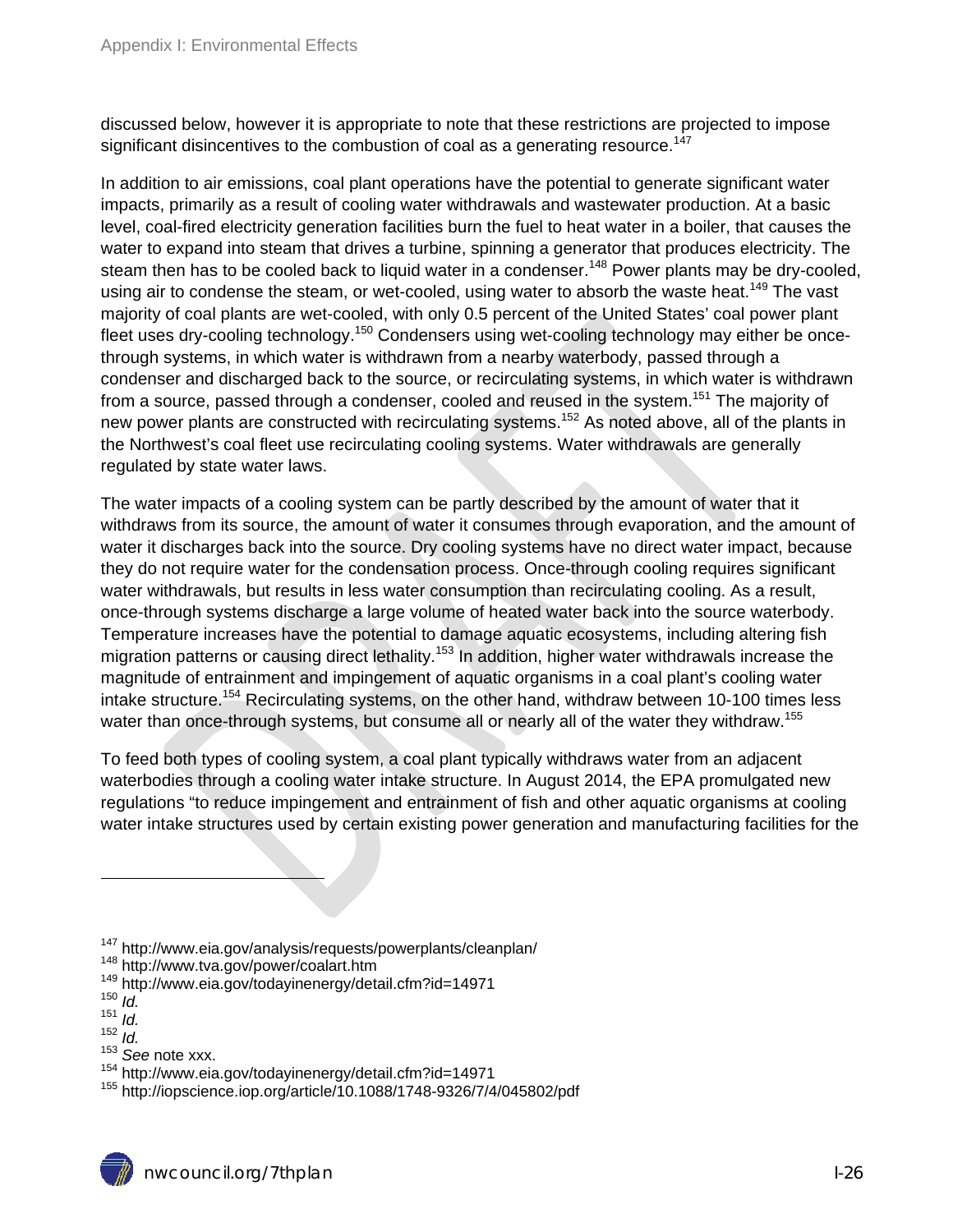discussed below, however it is appropriate to note that these restrictions are projected to impose significant disincentives to the combustion of coal as a generating resource.[147]

In addition to air emissions, coal plant operations have the potential to generate significant water impacts, primarily as a result of cooling water withdrawals and wastewater production. At a basic level, coal-fired electricity generation facilities burn the fuel to heat water in a boiler, that causes the water to expand into steam that drives a turbine, spinning a generator that produces electricity. The steam then has to be cooled back to liquid water in a condenser.[148] Power plants may be dry-cooled, using air to condense the steam, or wet-cooled, using water to absorb the waste heat.[149] The vast majority of coal plants are wet-cooled, with only 0.5 percent of the United States' coal power plant fleet uses dry-cooling technology.[150] Condensers using wet-cooling technology may either be once-through systems, in which water is withdrawn from a nearby waterbody, passed through a condenser and discharged back to the source, or recirculating systems, in which water is withdrawn from a source, passed through a condenser, cooled and reused in the system.[151] The majority of new power plants are constructed with recirculating systems.[152] As noted above, all of the plants in the Northwest's coal fleet use recirculating cooling systems. Water withdrawals are generally regulated by state water laws.

The water impacts of a cooling system can be partly described by the amount of water that it withdraws from its source, the amount of water it consumes through evaporation, and the amount of water it discharges back into the source. Dry cooling systems have no direct water impact, because they do not require water for the condensation process. Once-through cooling requires significant water withdrawals, but results in less water consumption than recirculating cooling. As a result, once-through systems discharge a large volume of heated water back into the source waterbody. Temperature increases have the potential to damage aquatic ecosystems, including altering fish migration patterns or causing direct lethality.[153] In addition, higher water withdrawals increase the magnitude of entrainment and impingement of aquatic organisms in a coal plant's cooling water intake structure.[154] Recirculating systems, on the other hand, withdraw between 10-100 times less water than once-through systems, but consume all or nearly all of the water they withdraw.[155]

To feed both types of cooling system, a coal plant typically withdraws water from an adjacent waterbodies through a cooling water intake structure. In August 2014, the EPA promulgated new regulations "to reduce impingement and entrainment of fish and other aquatic organisms at cooling water intake structures used by certain existing power generation and manufacturing facilities for the

---

[147] http://www.eia.gov/analysis/requests/powerplants/cleanplan/
[148] http://www.tva.gov/power/coalart.htm
[149] http://www.eia.gov/todayinenergy/detail.cfm?id=14971
[150] *Id.*
[151] *Id.*
[152] *Id.*
[153] *See* note xxx.
[154] http://www.eia.gov/todayinenergy/detail.cfm?id=14971
[155] http://iopscience.iop.org/article/10.1088/1748-9326/7/4/045802/pdf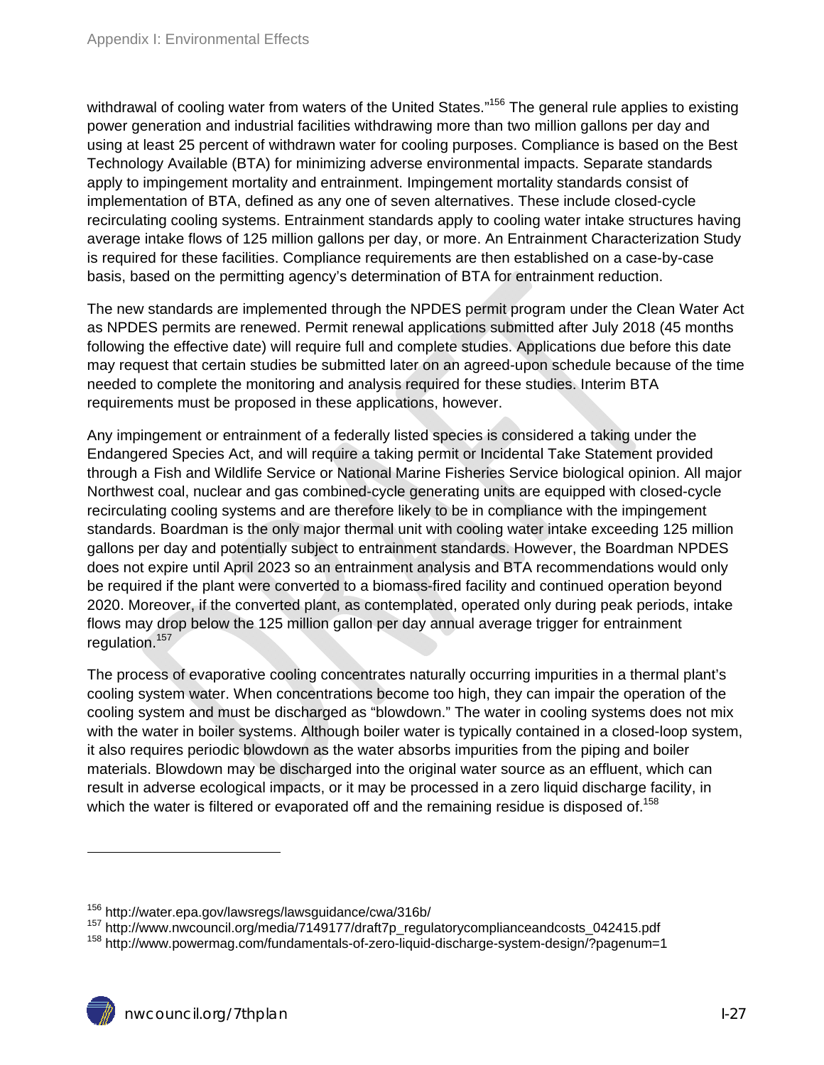withdrawal of cooling water from waters of the United States."[156] The general rule applies to existing power generation and industrial facilities withdrawing more than two million gallons per day and using at least 25 percent of withdrawn water for cooling purposes. Compliance is based on the Best Technology Available (BTA) for minimizing adverse environmental impacts. Separate standards apply to impingement mortality and entrainment. Impingement mortality standards consist of implementation of BTA, defined as any one of seven alternatives. These include closed-cycle recirculating cooling systems. Entrainment standards apply to cooling water intake structures having average intake flows of 125 million gallons per day, or more. An Entrainment Characterization Study is required for these facilities. Compliance requirements are then established on a case-by-case basis, based on the permitting agency's determination of BTA for entrainment reduction.

The new standards are implemented through the NPDES permit program under the Clean Water Act as NPDES permits are renewed. Permit renewal applications submitted after July 2018 (45 months following the effective date) will require full and complete studies. Applications due before this date may request that certain studies be submitted later on an agreed-upon schedule because of the time needed to complete the monitoring and analysis required for these studies. Interim BTA requirements must be proposed in these applications, however.

Any impingement or entrainment of a federally listed species is considered a taking under the Endangered Species Act, and will require a taking permit or Incidental Take Statement provided through a Fish and Wildlife Service or National Marine Fisheries Service biological opinion. All major Northwest coal, nuclear and gas combined-cycle generating units are equipped with closed-cycle recirculating cooling systems and are therefore likely to be in compliance with the impingement standards. Boardman is the only major thermal unit with cooling water intake exceeding 125 million gallons per day and potentially subject to entrainment standards. However, the Boardman NPDES does not expire until April 2023 so an entrainment analysis and BTA recommendations would only be required if the plant were converted to a biomass-fired facility and continued operation beyond 2020. Moreover, if the converted plant, as contemplated, operated only during peak periods, intake flows may drop below the 125 million gallon per day annual average trigger for entrainment regulation.[157]

The process of evaporative cooling concentrates naturally occurring impurities in a thermal plant's cooling system water. When concentrations become too high, they can impair the operation of the cooling system and must be discharged as "blowdown." The water in cooling systems does not mix with the water in boiler systems. Although boiler water is typically contained in a closed-loop system, it also requires periodic blowdown as the water absorbs impurities from the piping and boiler materials. Blowdown may be discharged into the original water source as an effluent, which can result in adverse ecological impacts, or it may be processed in a zero liquid discharge facility, in which the water is filtered or evaporated off and the remaining residue is disposed of.[158]

---

[156] http://water.epa.gov/lawsregs/lawsguidance/cwa/316b/

[157] http://www.nwcouncil.org/media/7149177/draft7p_regulatorycomplianceandcosts_042415.pdf

[158] http://www.powermag.com/fundamentals-of-zero-liquid-discharge-system-design/?pagenum=1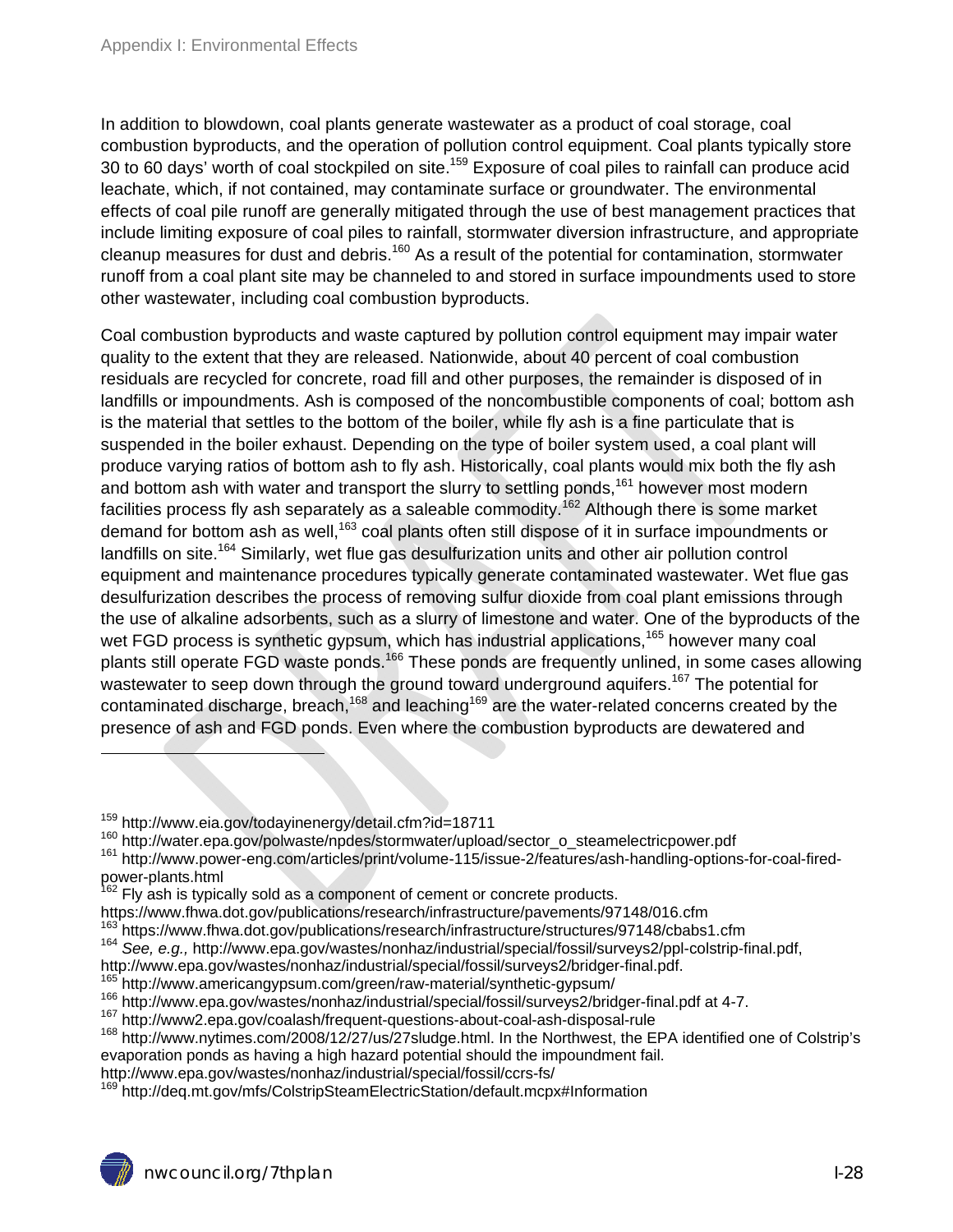In addition to blowdown, coal plants generate wastewater as a product of coal storage, coal combustion byproducts, and the operation of pollution control equipment. Coal plants typically store 30 to 60 days' worth of coal stockpiled on site.[159] Exposure of coal piles to rainfall can produce acid leachate, which, if not contained, may contaminate surface or groundwater. The environmental effects of coal pile runoff are generally mitigated through the use of best management practices that include limiting exposure of coal piles to rainfall, stormwater diversion infrastructure, and appropriate cleanup measures for dust and debris.[160] As a result of the potential for contamination, stormwater runoff from a coal plant site may be channeled to and stored in surface impoundments used to store other wastewater, including coal combustion byproducts.

Coal combustion byproducts and waste captured by pollution control equipment may impair water quality to the extent that they are released. Nationwide, about 40 percent of coal combustion residuals are recycled for concrete, road fill and other purposes, the remainder is disposed of in landfills or impoundments. Ash is composed of the noncombustible components of coal; bottom ash is the material that settles to the bottom of the boiler, while fly ash is a fine particulate that is suspended in the boiler exhaust. Depending on the type of boiler system used, a coal plant will produce varying ratios of bottom ash to fly ash. Historically, coal plants would mix both the fly ash and bottom ash with water and transport the slurry to settling ponds,[161] however most modern facilities process fly ash separately as a saleable commodity.[162] Although there is some market demand for bottom ash as well,[163] coal plants often still dispose of it in surface impoundments or landfills on site.[164] Similarly, wet flue gas desulfurization units and other air pollution control equipment and maintenance procedures typically generate contaminated wastewater. Wet flue gas desulfurization describes the process of removing sulfur dioxide from coal plant emissions through the use of alkaline adsorbents, such as a slurry of limestone and water. One of the byproducts of the wet FGD process is synthetic gypsum, which has industrial applications,[165] however many coal plants still operate FGD waste ponds.[166] These ponds are frequently unlined, in some cases allowing wastewater to seep down through the ground toward underground aquifers.[167] The potential for contaminated discharge, breach,[168] and leaching[169] are the water-related concerns created by the presence of ash and FGD ponds. Even where the combustion byproducts are dewatered and

---

[159] http://www.eia.gov/todayinenergy/detail.cfm?id=18711

[160] http://water.epa.gov/polwaste/npdes/stormwater/upload/sector_o_steamelectricpower.pdf

[161] http://www.power-eng.com/articles/print/volume-115/issue-2/features/ash-handling-options-for-coal-fired-power-plants.html

[162] Fly ash is typically sold as a component of cement or concrete products. https://www.fhwa.dot.gov/publications/research/infrastructure/pavements/97148/016.cfm

[163] https://www.fhwa.dot.gov/publications/research/infrastructure/structures/97148/cbabs1.cfm

[164] *See, e.g.,* http://www.epa.gov/wastes/nonhaz/industrial/special/fossil/surveys2/ppl-colstrip-final.pdf, http://www.epa.gov/wastes/nonhaz/industrial/special/fossil/surveys2/bridger-final.pdf.

[165] http://www.americangypsum.com/green/raw-material/synthetic-gypsum/

[166] http://www.epa.gov/wastes/nonhaz/industrial/special/fossil/surveys2/bridger-final.pdf at 4-7.

[167] http://www2.epa.gov/coalash/frequent-questions-about-coal-ash-disposal-rule

[168] http://www.nytimes.com/2008/12/27/us/27sludge.html. In the Northwest, the EPA identified one of Colstrip's evaporation ponds as having a high hazard potential should the impoundment fail. http://www.epa.gov/wastes/nonhaz/industrial/special/fossil/ccrs-fs/

[169] http://deq.mt.gov/mfs/ColstripSteamElectricStation/default.mcpx#Information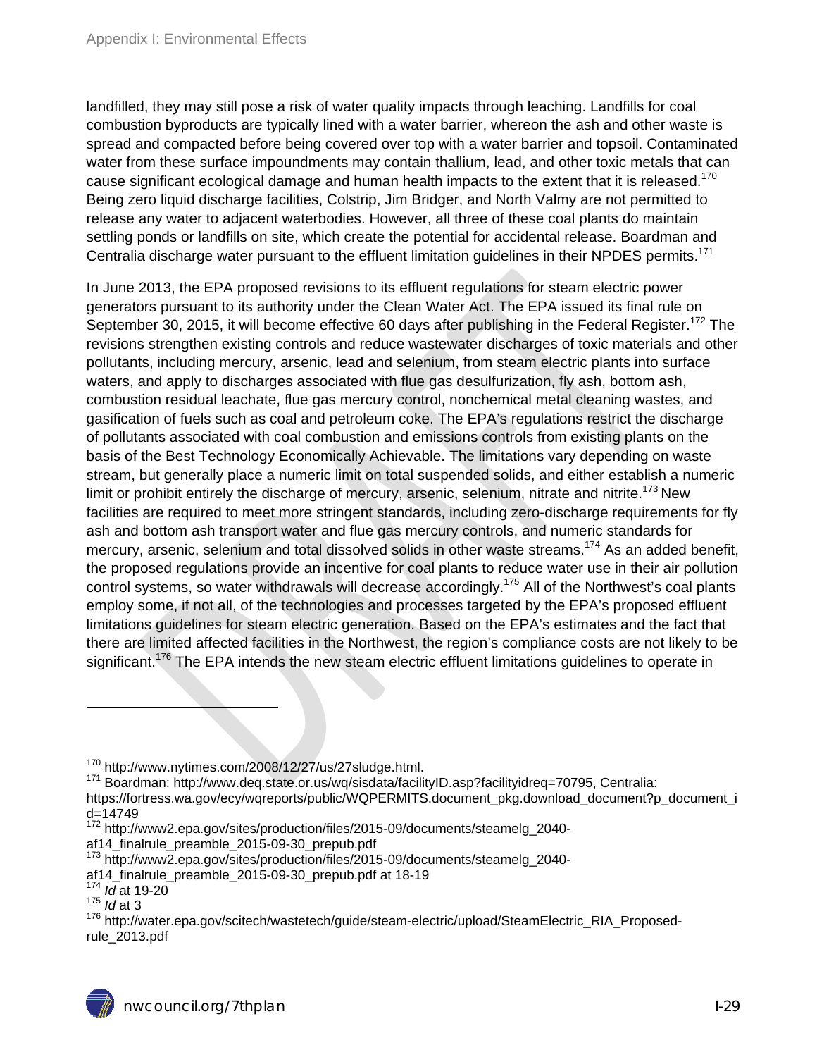landfilled, they may still pose a risk of water quality impacts through leaching. Landfills for coal combustion byproducts are typically lined with a water barrier, whereon the ash and other waste is spread and compacted before being covered over top with a water barrier and topsoil. Contaminated water from these surface impoundments may contain thallium, lead, and other toxic metals that can cause significant ecological damage and human health impacts to the extent that it is released.[170] Being zero liquid discharge facilities, Colstrip, Jim Bridger, and North Valmy are not permitted to release any water to adjacent waterbodies. However, all three of these coal plants do maintain settling ponds or landfills on site, which create the potential for accidental release. Boardman and Centralia discharge water pursuant to the effluent limitation guidelines in their NPDES permits.[171]

In June 2013, the EPA proposed revisions to its effluent regulations for steam electric power generators pursuant to its authority under the Clean Water Act. The EPA issued its final rule on September 30, 2015, it will become effective 60 days after publishing in the Federal Register.[172] The revisions strengthen existing controls and reduce wastewater discharges of toxic materials and other pollutants, including mercury, arsenic, lead and selenium, from steam electric plants into surface waters, and apply to discharges associated with flue gas desulfurization, fly ash, bottom ash, combustion residual leachate, flue gas mercury control, nonchemical metal cleaning wastes, and gasification of fuels such as coal and petroleum coke. The EPA's regulations restrict the discharge of pollutants associated with coal combustion and emissions controls from existing plants on the basis of the Best Technology Economically Achievable. The limitations vary depending on waste stream, but generally place a numeric limit on total suspended solids, and either establish a numeric limit or prohibit entirely the discharge of mercury, arsenic, selenium, nitrate and nitrite.[173] New facilities are required to meet more stringent standards, including zero-discharge requirements for fly ash and bottom ash transport water and flue gas mercury controls, and numeric standards for mercury, arsenic, selenium and total dissolved solids in other waste streams.[174] As an added benefit, the proposed regulations provide an incentive for coal plants to reduce water use in their air pollution control systems, so water withdrawals will decrease accordingly.[175] All of the Northwest's coal plants employ some, if not all, of the technologies and processes targeted by the EPA's proposed effluent limitations guidelines for steam electric generation. Based on the EPA's estimates and the fact that there are limited affected facilities in the Northwest, the region's compliance costs are not likely to be significant.[176] The EPA intends the new steam electric effluent limitations guidelines to operate in

---

[170] http://www.nytimes.com/2008/12/27/us/27sludge.html.

[171] Boardman: http://www.deq.state.or.us/wq/sisdata/facilityID.asp?facilityidreq=70795, Centralia: https://fortress.wa.gov/ecy/wqreports/public/WQPERMITS.document_pkg.download_document?p_document_id=14749

[172] http://www2.epa.gov/sites/production/files/2015-09/documents/steamelg_2040-af14_finalrule_preamble_2015-09-30_prepub.pdf

[173] http://www2.epa.gov/sites/production/files/2015-09/documents/steamelg_2040-af14_finalrule_preamble_2015-09-30_prepub.pdf at 18-19

[174] *Id* at 19-20

[175] *Id* at 3

[176] http://water.epa.gov/scitech/wastetech/guide/steam-electric/upload/SteamElectric_RIA_Proposed-rule_2013.pdf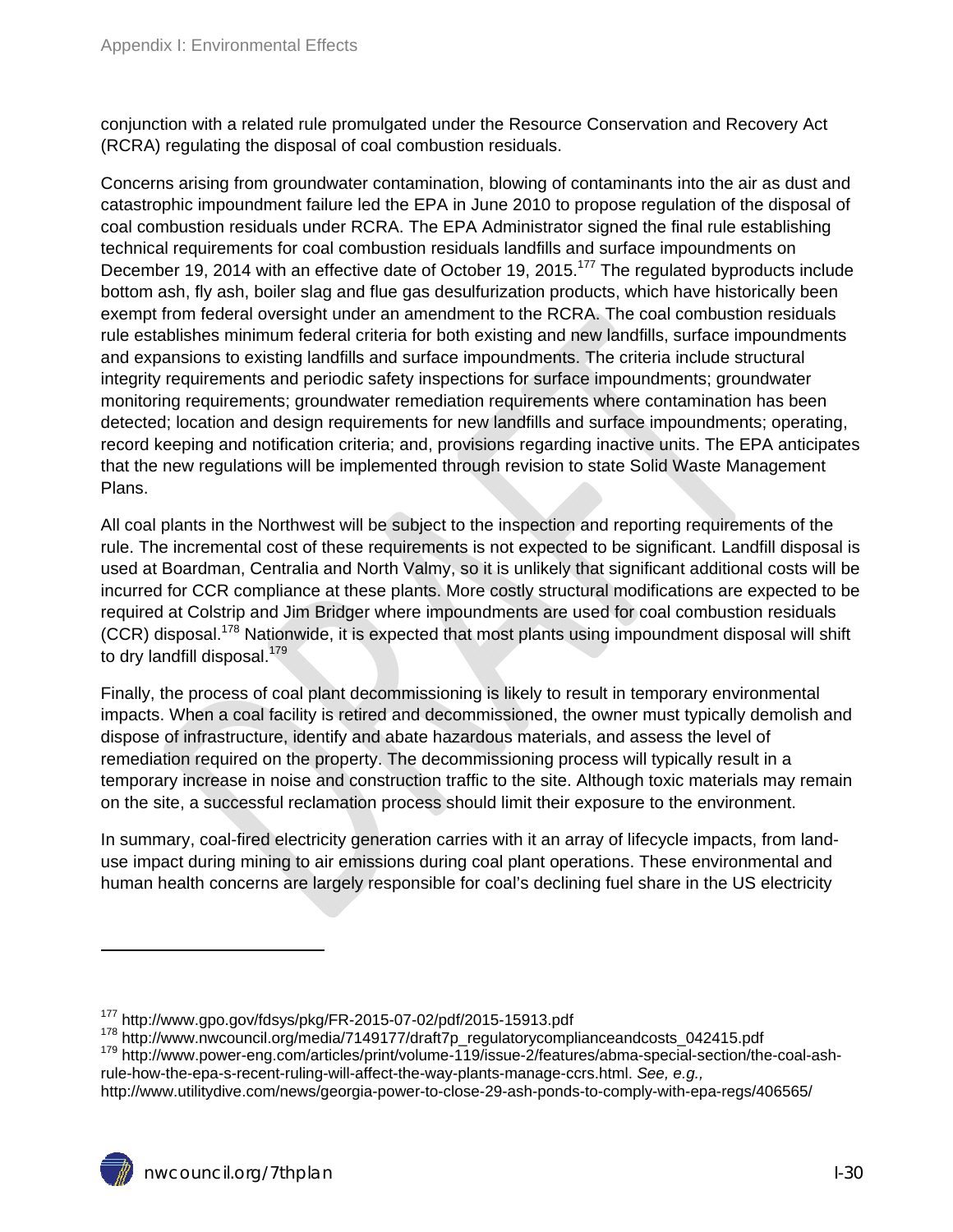conjunction with a related rule promulgated under the Resource Conservation and Recovery Act (RCRA) regulating the disposal of coal combustion residuals.

Concerns arising from groundwater contamination, blowing of contaminants into the air as dust and catastrophic impoundment failure led the EPA in June 2010 to propose regulation of the disposal of coal combustion residuals under RCRA. The EPA Administrator signed the final rule establishing technical requirements for coal combustion residuals landfills and surface impoundments on December 19, 2014 with an effective date of October 19, 2015.[177] The regulated byproducts include bottom ash, fly ash, boiler slag and flue gas desulfurization products, which have historically been exempt from federal oversight under an amendment to the RCRA. The coal combustion residuals rule establishes minimum federal criteria for both existing and new landfills, surface impoundments and expansions to existing landfills and surface impoundments. The criteria include structural integrity requirements and periodic safety inspections for surface impoundments; groundwater monitoring requirements; groundwater remediation requirements where contamination has been detected; location and design requirements for new landfills and surface impoundments; operating, record keeping and notification criteria; and, provisions regarding inactive units. The EPA anticipates that the new regulations will be implemented through revision to state Solid Waste Management Plans.

All coal plants in the Northwest will be subject to the inspection and reporting requirements of the rule. The incremental cost of these requirements is not expected to be significant. Landfill disposal is used at Boardman, Centralia and North Valmy, so it is unlikely that significant additional costs will be incurred for CCR compliance at these plants. More costly structural modifications are expected to be required at Colstrip and Jim Bridger where impoundments are used for coal combustion residuals (CCR) disposal.[178] Nationwide, it is expected that most plants using impoundment disposal will shift to dry landfill disposal.[179]

Finally, the process of coal plant decommissioning is likely to result in temporary environmental impacts. When a coal facility is retired and decommissioned, the owner must typically demolish and dispose of infrastructure, identify and abate hazardous materials, and assess the level of remediation required on the property. The decommissioning process will typically result in a temporary increase in noise and construction traffic to the site. Although toxic materials may remain on the site, a successful reclamation process should limit their exposure to the environment.

In summary, coal-fired electricity generation carries with it an array of lifecycle impacts, from land-use impact during mining to air emissions during coal plant operations. These environmental and human health concerns are largely responsible for coal's declining fuel share in the US electricity

---

[177] http://www.gpo.gov/fdsys/pkg/FR-2015-07-02/pdf/2015-15913.pdf

[178] http://www.nwcouncil.org/media/7149177/draft7p_regulatorycomplianceandcosts_042415.pdf

[179] http://www.power-eng.com/articles/print/volume-119/issue-2/features/abma-special-section/the-coal-ash-rule-how-the-epa-s-recent-ruling-will-affect-the-way-plants-manage-ccrs.html. *See, e.g.,* http://www.utilitydive.com/news/georgia-power-to-close-29-ash-ponds-to-comply-with-epa-regs/406565/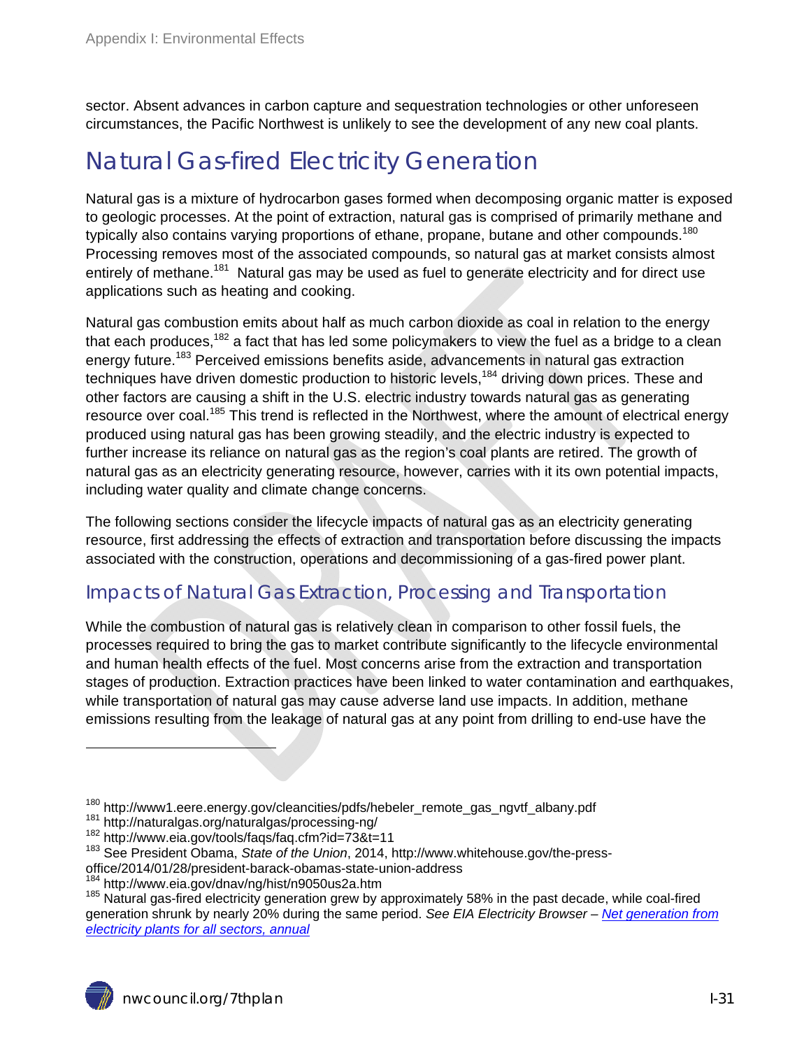sector. Absent advances in carbon capture and sequestration technologies or other unforeseen circumstances, the Pacific Northwest is unlikely to see the development of any new coal plants.

# Natural Gas-fired Electricity Generation

Natural gas is a mixture of hydrocarbon gases formed when decomposing organic matter is exposed to geologic processes. At the point of extraction, natural gas is comprised of primarily methane and typically also contains varying proportions of ethane, propane, butane and other compounds.[180] Processing removes most of the associated compounds, so natural gas at market consists almost entirely of methane.[181] Natural gas may be used as fuel to generate electricity and for direct use applications such as heating and cooking.

Natural gas combustion emits about half as much carbon dioxide as coal in relation to the energy that each produces,[182] a fact that has led some policymakers to view the fuel as a bridge to a clean energy future.[183] Perceived emissions benefits aside, advancements in natural gas extraction techniques have driven domestic production to historic levels,[184] driving down prices. These and other factors are causing a shift in the U.S. electric industry towards natural gas as generating resource over coal.[185] This trend is reflected in the Northwest, where the amount of electrical energy produced using natural gas has been growing steadily, and the electric industry is expected to further increase its reliance on natural gas as the region's coal plants are retired. The growth of natural gas as an electricity generating resource, however, carries with it its own potential impacts, including water quality and climate change concerns.

The following sections consider the lifecycle impacts of natural gas as an electricity generating resource, first addressing the effects of extraction and transportation before discussing the impacts associated with the construction, operations and decommissioning of a gas-fired power plant.

## Impacts of Natural Gas Extraction, Processing and Transportation

While the combustion of natural gas is relatively clean in comparison to other fossil fuels, the processes required to bring the gas to market contribute significantly to the lifecycle environmental and human health effects of the fuel. Most concerns arise from the extraction and transportation stages of production. Extraction practices have been linked to water contamination and earthquakes, while transportation of natural gas may cause adverse land use impacts. In addition, methane emissions resulting from the leakage of natural gas at any point from drilling to end-use have the

---

[180] http://www1.eere.energy.gov/cleancities/pdfs/hebeler_remote_gas_ngvtf_albany.pdf
[181] http://naturalgas.org/naturalgas/processing-ng/
[182] http://www.eia.gov/tools/faqs/faq.cfm?id=73&t=11
[183] See President Obama, *State of the Union*, 2014, http://www.whitehouse.gov/the-press-office/2014/01/28/president-barack-obamas-state-union-address
[184] http://www.eia.gov/dnav/ng/hist/n9050us2a.htm
[185] Natural gas-fired electricity generation grew by approximately 58% in the past decade, while coal-fired generation shrunk by nearly 20% during the same period. *See EIA Electricity Browser – Net generation from electricity plants for all sectors, annual*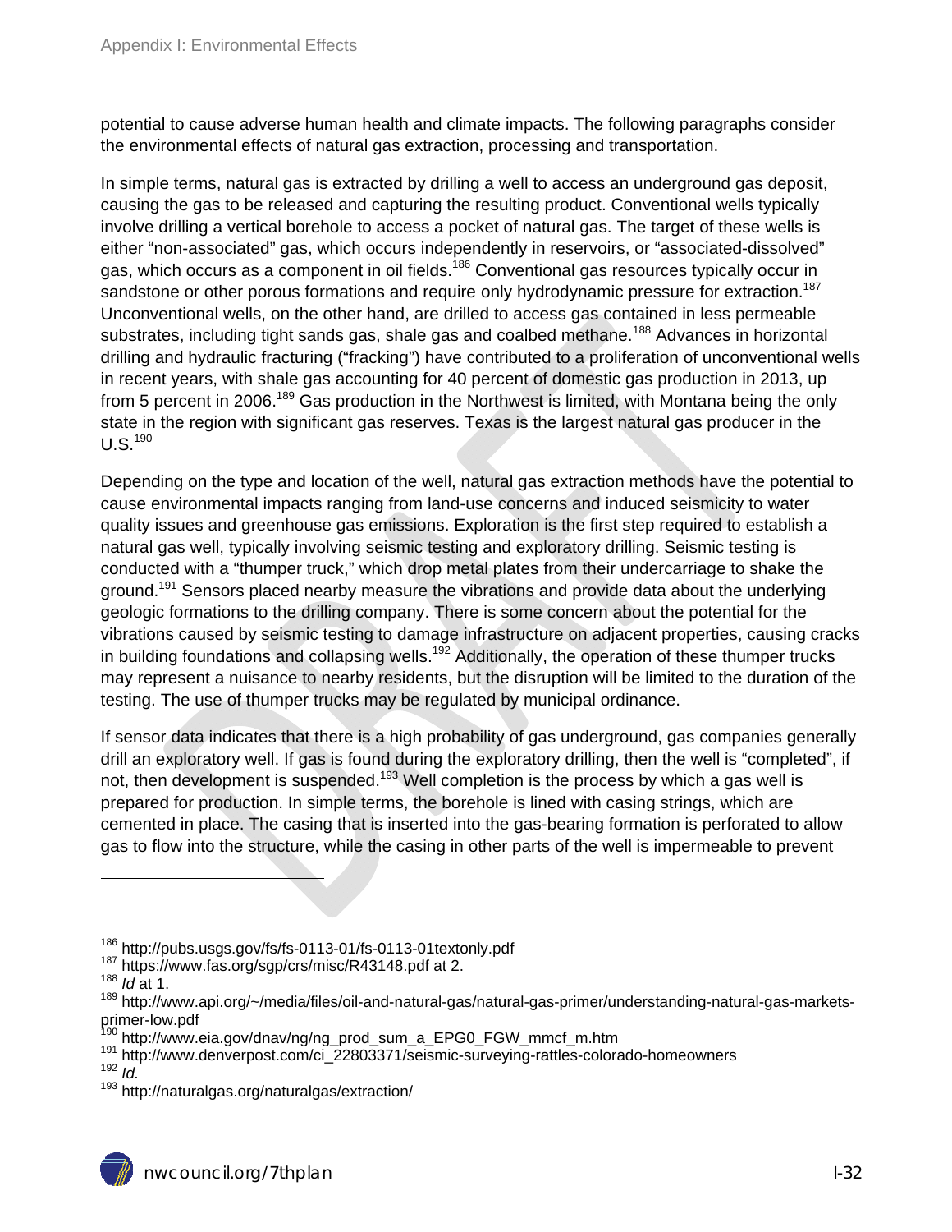potential to cause adverse human health and climate impacts. The following paragraphs consider the environmental effects of natural gas extraction, processing and transportation.

In simple terms, natural gas is extracted by drilling a well to access an underground gas deposit, causing the gas to be released and capturing the resulting product. Conventional wells typically involve drilling a vertical borehole to access a pocket of natural gas. The target of these wells is either "non-associated" gas, which occurs independently in reservoirs, or "associated-dissolved" gas, which occurs as a component in oil fields.[186] Conventional gas resources typically occur in sandstone or other porous formations and require only hydrodynamic pressure for extraction.[187] Unconventional wells, on the other hand, are drilled to access gas contained in less permeable substrates, including tight sands gas, shale gas and coalbed methane.[188] Advances in horizontal drilling and hydraulic fracturing ("fracking") have contributed to a proliferation of unconventional wells in recent years, with shale gas accounting for 40 percent of domestic gas production in 2013, up from 5 percent in 2006.[189] Gas production in the Northwest is limited, with Montana being the only state in the region with significant gas reserves. Texas is the largest natural gas producer in the U.S.[190]

Depending on the type and location of the well, natural gas extraction methods have the potential to cause environmental impacts ranging from land-use concerns and induced seismicity to water quality issues and greenhouse gas emissions. Exploration is the first step required to establish a natural gas well, typically involving seismic testing and exploratory drilling. Seismic testing is conducted with a "thumper truck," which drop metal plates from their undercarriage to shake the ground.[191] Sensors placed nearby measure the vibrations and provide data about the underlying geologic formations to the drilling company. There is some concern about the potential for the vibrations caused by seismic testing to damage infrastructure on adjacent properties, causing cracks in building foundations and collapsing wells.[192] Additionally, the operation of these thumper trucks may represent a nuisance to nearby residents, but the disruption will be limited to the duration of the testing. The use of thumper trucks may be regulated by municipal ordinance.

If sensor data indicates that there is a high probability of gas underground, gas companies generally drill an exploratory well. If gas is found during the exploratory drilling, then the well is "completed", if not, then development is suspended.[193] Well completion is the process by which a gas well is prepared for production. In simple terms, the borehole is lined with casing strings, which are cemented in place. The casing that is inserted into the gas-bearing formation is perforated to allow gas to flow into the structure, while the casing in other parts of the well is impermeable to prevent

---

[186] http://pubs.usgs.gov/fs/fs-0113-01/fs-0113-01textonly.pdf
[187] https://www.fas.org/sgp/crs/misc/R43148.pdf at 2.
[188] *Id* at 1.
[189] http://www.api.org/~/media/files/oil-and-natural-gas/natural-gas-primer/understanding-natural-gas-markets-primer-low.pdf
[190] http://www.eia.gov/dnav/ng/ng_prod_sum_a_EPG0_FGW_mmcf_m.htm
[191] http://www.denverpost.com/ci_22803371/seismic-surveying-rattles-colorado-homeowners
[192] *Id.*
[193] http://naturalgas.org/naturalgas/extraction/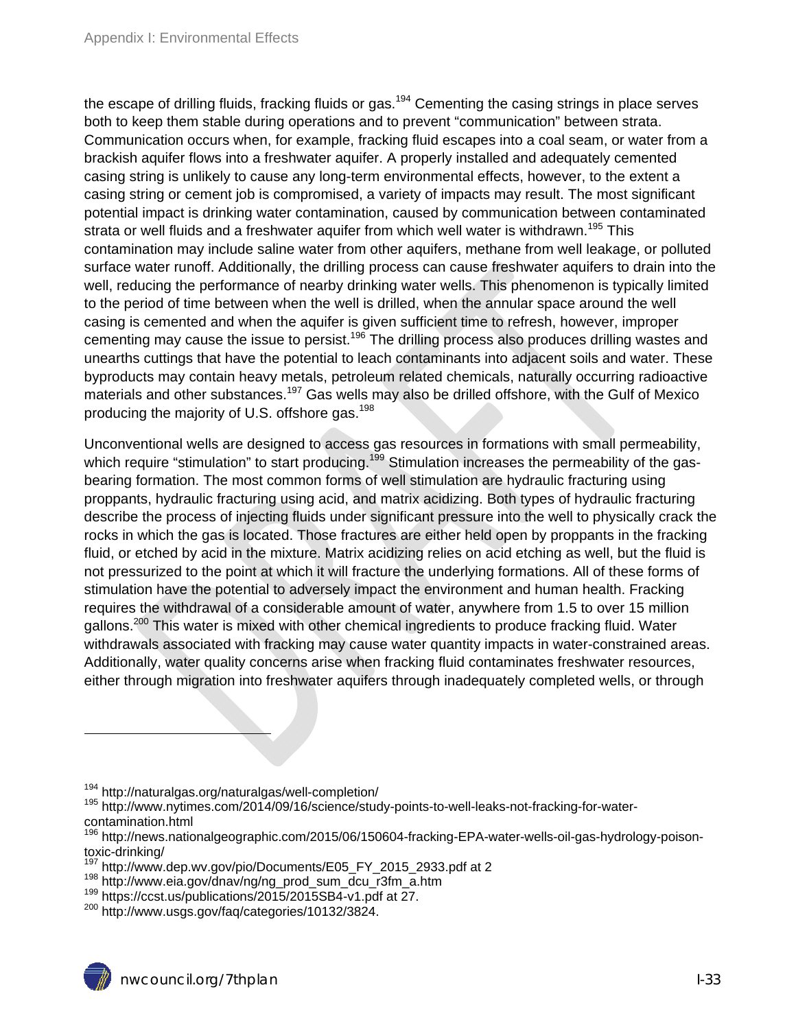the escape of drilling fluids, fracking fluids or gas.[194] Cementing the casing strings in place serves both to keep them stable during operations and to prevent "communication" between strata. Communication occurs when, for example, fracking fluid escapes into a coal seam, or water from a brackish aquifer flows into a freshwater aquifer. A properly installed and adequately cemented casing string is unlikely to cause any long-term environmental effects, however, to the extent a casing string or cement job is compromised, a variety of impacts may result. The most significant potential impact is drinking water contamination, caused by communication between contaminated strata or well fluids and a freshwater aquifer from which well water is withdrawn.[195] This contamination may include saline water from other aquifers, methane from well leakage, or polluted surface water runoff. Additionally, the drilling process can cause freshwater aquifers to drain into the well, reducing the performance of nearby drinking water wells. This phenomenon is typically limited to the period of time between when the well is drilled, when the annular space around the well casing is cemented and when the aquifer is given sufficient time to refresh, however, improper cementing may cause the issue to persist.[196] The drilling process also produces drilling wastes and unearths cuttings that have the potential to leach contaminants into adjacent soils and water. These byproducts may contain heavy metals, petroleum related chemicals, naturally occurring radioactive materials and other substances.[197] Gas wells may also be drilled offshore, with the Gulf of Mexico producing the majority of U.S. offshore gas.[198]

Unconventional wells are designed to access gas resources in formations with small permeability, which require "stimulation" to start producing.[199] Stimulation increases the permeability of the gas-bearing formation. The most common forms of well stimulation are hydraulic fracturing using proppants, hydraulic fracturing using acid, and matrix acidizing. Both types of hydraulic fracturing describe the process of injecting fluids under significant pressure into the well to physically crack the rocks in which the gas is located. Those fractures are either held open by proppants in the fracking fluid, or etched by acid in the mixture. Matrix acidizing relies on acid etching as well, but the fluid is not pressurized to the point at which it will fracture the underlying formations. All of these forms of stimulation have the potential to adversely impact the environment and human health. Fracking requires the withdrawal of a considerable amount of water, anywhere from 1.5 to over 15 million gallons.[200] This water is mixed with other chemical ingredients to produce fracking fluid. Water withdrawals associated with fracking may cause water quantity impacts in water-constrained areas. Additionally, water quality concerns arise when fracking fluid contaminates freshwater resources, either through migration into freshwater aquifers through inadequately completed wells, or through

---

[194] http://naturalgas.org/naturalgas/well-completion/

[195] http://www.nytimes.com/2014/09/16/science/study-points-to-well-leaks-not-fracking-for-water-contamination.html

[196] http://news.nationalgeographic.com/2015/06/150604-fracking-EPA-water-wells-oil-gas-hydrology-poison-toxic-drinking/

[197] http://www.dep.wv.gov/pio/Documents/E05_FY_2015_2933.pdf at 2

[198] http://www.eia.gov/dnav/ng/ng_prod_sum_dcu_r3fm_a.htm

[199] https://ccst.us/publications/2015/2015SB4-v1.pdf at 27.

[200] http://www.usgs.gov/faq/categories/10132/3824.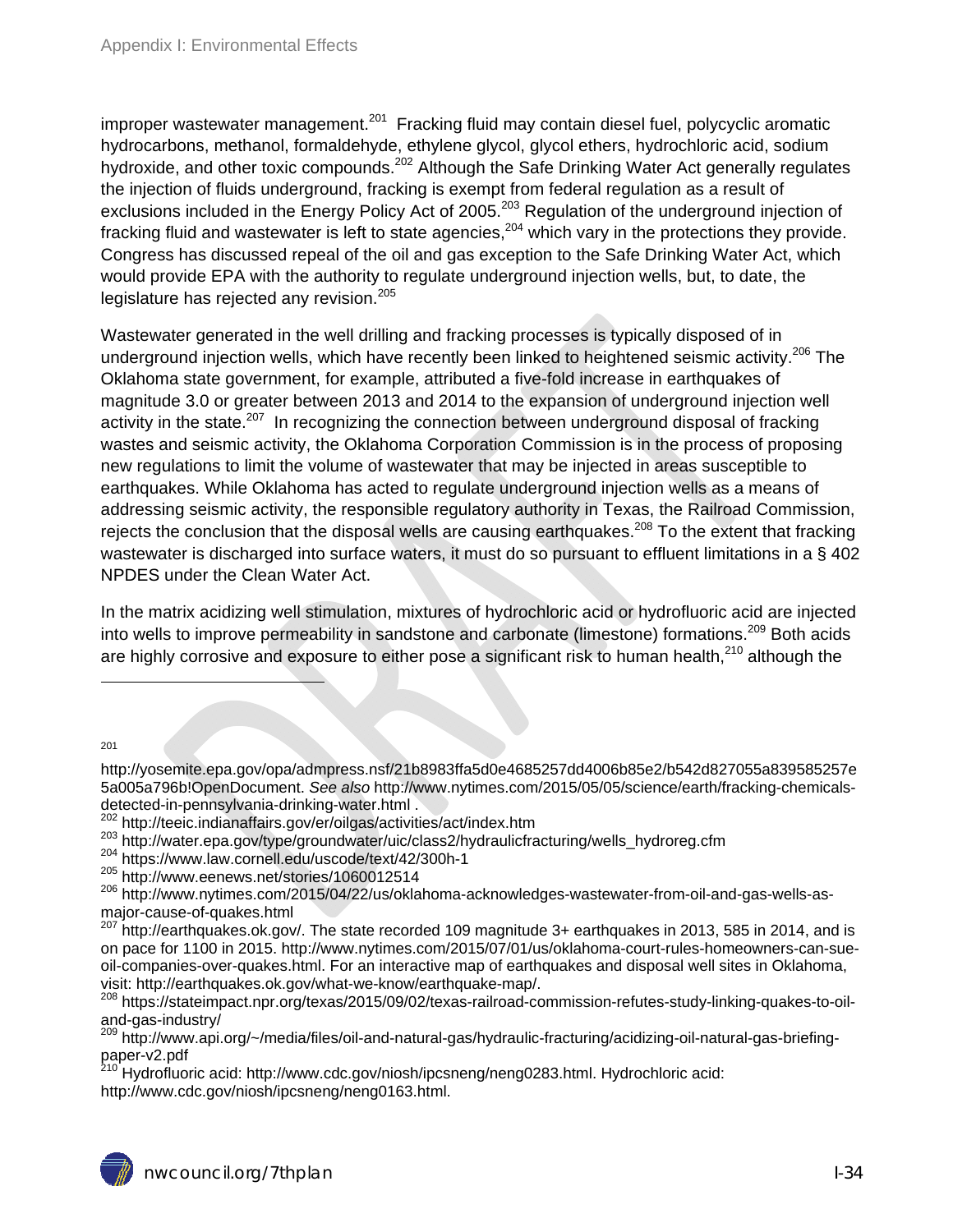improper wastewater management.[201] Fracking fluid may contain diesel fuel, polycyclic aromatic hydrocarbons, methanol, formaldehyde, ethylene glycol, glycol ethers, hydrochloric acid, sodium hydroxide, and other toxic compounds.[202] Although the Safe Drinking Water Act generally regulates the injection of fluids underground, fracking is exempt from federal regulation as a result of exclusions included in the Energy Policy Act of 2005.[203] Regulation of the underground injection of fracking fluid and wastewater is left to state agencies,[204] which vary in the protections they provide. Congress has discussed repeal of the oil and gas exception to the Safe Drinking Water Act, which would provide EPA with the authority to regulate underground injection wells, but, to date, the legislature has rejected any revision.[205]

Wastewater generated in the well drilling and fracking processes is typically disposed of in underground injection wells, which have recently been linked to heightened seismic activity.[206] The Oklahoma state government, for example, attributed a five-fold increase in earthquakes of magnitude 3.0 or greater between 2013 and 2014 to the expansion of underground injection well activity in the state.[207] In recognizing the connection between underground disposal of fracking wastes and seismic activity, the Oklahoma Corporation Commission is in the process of proposing new regulations to limit the volume of wastewater that may be injected in areas susceptible to earthquakes. While Oklahoma has acted to regulate underground injection wells as a means of addressing seismic activity, the responsible regulatory authority in Texas, the Railroad Commission, rejects the conclusion that the disposal wells are causing earthquakes.[208] To the extent that fracking wastewater is discharged into surface waters, it must do so pursuant to effluent limitations in a § 402 NPDES under the Clean Water Act.

In the matrix acidizing well stimulation, mixtures of hydrochloric acid or hydrofluoric acid are injected into wells to improve permeability in sandstone and carbonate (limestone) formations.[209] Both acids are highly corrosive and exposure to either pose a significant risk to human health,[210] although the

---

[201] http://yosemite.epa.gov/opa/admpress.nsf/21b8983ffa5d0e4685257dd4006b85e2/b542d827055a839585257e5a005a796b!OpenDocument. *See also* http://www.nytimes.com/2015/05/05/science/earth/fracking-chemicals-detected-in-pennsylvania-drinking-water.html .

[202] http://teeic.indianaffairs.gov/er/oilgas/activities/act/index.htm

[203] http://water.epa.gov/type/groundwater/uic/class2/hydraulicfracturing/wells_hydroreg.cfm

[204] https://www.law.cornell.edu/uscode/text/42/300h-1

[205] http://www.eenews.net/stories/1060012514

[206] http://www.nytimes.com/2015/04/22/us/oklahoma-acknowledges-wastewater-from-oil-and-gas-wells-as-major-cause-of-quakes.html

[207] http://earthquakes.ok.gov/. The state recorded 109 magnitude 3+ earthquakes in 2013, 585 in 2014, and is on pace for 1100 in 2015. http://www.nytimes.com/2015/07/01/us/oklahoma-court-rules-homeowners-can-sue-oil-companies-over-quakes.html. For an interactive map of earthquakes and disposal well sites in Oklahoma, visit: http://earthquakes.ok.gov/what-we-know/earthquake-map/.

[208] https://stateimpact.npr.org/texas/2015/09/02/texas-railroad-commission-refutes-study-linking-quakes-to-oil-and-gas-industry/

[209] http://www.api.org/~/media/files/oil-and-natural-gas/hydraulic-fracturing/acidizing-oil-natural-gas-briefing-paper-v2.pdf

[210] Hydrofluoric acid: http://www.cdc.gov/niosh/ipcsneng/neng0283.html. Hydrochloric acid: http://www.cdc.gov/niosh/ipcsneng/neng0163.html.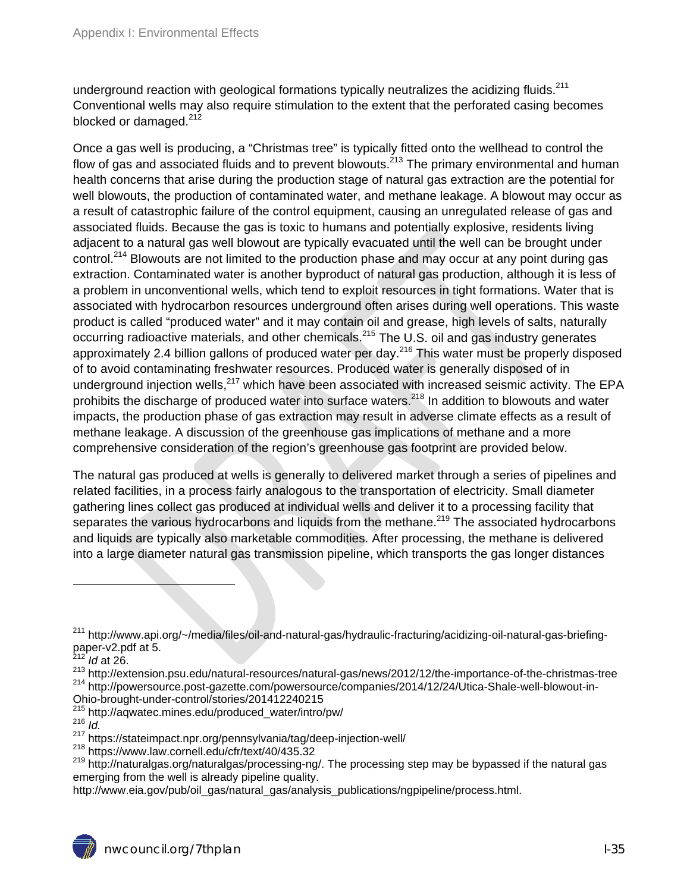underground reaction with geological formations typically neutralizes the acidizing fluids.[211] Conventional wells may also require stimulation to the extent that the perforated casing becomes blocked or damaged.[212]

Once a gas well is producing, a "Christmas tree" is typically fitted onto the wellhead to control the flow of gas and associated fluids and to prevent blowouts.[213] The primary environmental and human health concerns that arise during the production stage of natural gas extraction are the potential for well blowouts, the production of contaminated water, and methane leakage. A blowout may occur as a result of catastrophic failure of the control equipment, causing an unregulated release of gas and associated fluids. Because the gas is toxic to humans and potentially explosive, residents living adjacent to a natural gas well blowout are typically evacuated until the well can be brought under control.[214] Blowouts are not limited to the production phase and may occur at any point during gas extraction. Contaminated water is another byproduct of natural gas production, although it is less of a problem in unconventional wells, which tend to exploit resources in tight formations. Water that is associated with hydrocarbon resources underground often arises during well operations. This waste product is called "produced water" and it may contain oil and grease, high levels of salts, naturally occurring radioactive materials, and other chemicals.[215] The U.S. oil and gas industry generates approximately 2.4 billion gallons of produced water per day.[216] This water must be properly disposed of to avoid contaminating freshwater resources. Produced water is generally disposed of in underground injection wells,[217] which have been associated with increased seismic activity. The EPA prohibits the discharge of produced water into surface waters.[218] In addition to blowouts and water impacts, the production phase of gas extraction may result in adverse climate effects as a result of methane leakage. A discussion of the greenhouse gas implications of methane and a more comprehensive consideration of the region's greenhouse gas footprint are provided below.

The natural gas produced at wells is generally to delivered market through a series of pipelines and related facilities, in a process fairly analogous to the transportation of electricity. Small diameter gathering lines collect gas produced at individual wells and deliver it to a processing facility that separates the various hydrocarbons and liquids from the methane.[219] The associated hydrocarbons and liquids are typically also marketable commodities. After processing, the methane is delivered into a large diameter natural gas transmission pipeline, which transports the gas longer distances

---

[211] http://www.api.org/~/media/files/oil-and-natural-gas/hydraulic-fracturing/acidizing-oil-natural-gas-briefing-paper-v2.pdf at 5.

[212] *Id* at 26.

[213] http://extension.psu.edu/natural-resources/natural-gas/news/2012/12/the-importance-of-the-christmas-tree

[214] http://powersource.post-gazette.com/powersource/companies/2014/12/24/Utica-Shale-well-blowout-in-Ohio-brought-under-control/stories/201412240215

[215] http://aqwatec.mines.edu/produced_water/intro/pw/

[216] *Id.*

[217] https://stateimpact.npr.org/pennsylvania/tag/deep-injection-well/

[218] https://www.law.cornell.edu/cfr/text/40/435.32

[219] http://naturalgas.org/naturalgas/processing-ng/. The processing step may be bypassed if the natural gas emerging from the well is already pipeline quality. http://www.eia.gov/pub/oil_gas/natural_gas/analysis_publications/ngpipeline/process.html.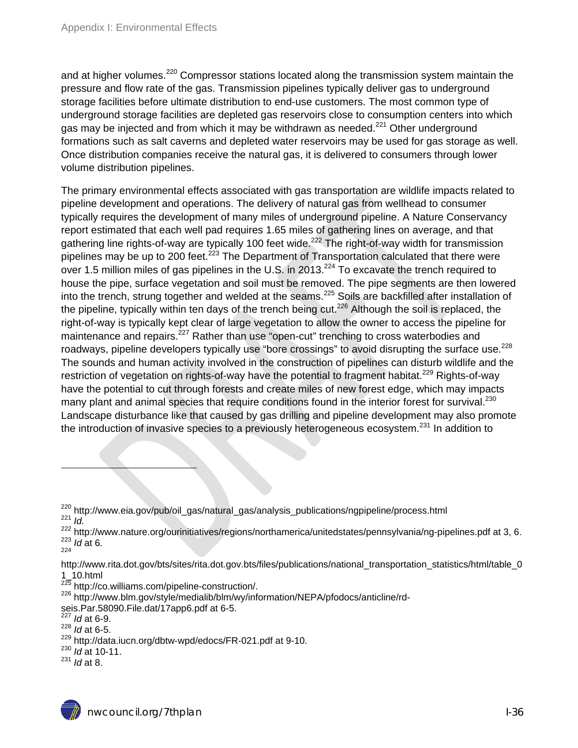and at higher volumes.[220] Compressor stations located along the transmission system maintain the pressure and flow rate of the gas. Transmission pipelines typically deliver gas to underground storage facilities before ultimate distribution to end-use customers. The most common type of underground storage facilities are depleted gas reservoirs close to consumption centers into which gas may be injected and from which it may be withdrawn as needed.[221] Other underground formations such as salt caverns and depleted water reservoirs may be used for gas storage as well. Once distribution companies receive the natural gas, it is delivered to consumers through lower volume distribution pipelines.

The primary environmental effects associated with gas transportation are wildlife impacts related to pipeline development and operations. The delivery of natural gas from wellhead to consumer typically requires the development of many miles of underground pipeline. A Nature Conservancy report estimated that each well pad requires 1.65 miles of gathering lines on average, and that gathering line rights-of-way are typically 100 feet wide.[222] The right-of-way width for transmission pipelines may be up to 200 feet.[223] The Department of Transportation calculated that there were over 1.5 million miles of gas pipelines in the U.S. in 2013.[224] To excavate the trench required to house the pipe, surface vegetation and soil must be removed. The pipe segments are then lowered into the trench, strung together and welded at the seams.[225] Soils are backfilled after installation of the pipeline, typically within ten days of the trench being cut.[226] Although the soil is replaced, the right-of-way is typically kept clear of large vegetation to allow the owner to access the pipeline for maintenance and repairs.[227] Rather than use "open-cut" trenching to cross waterbodies and roadways, pipeline developers typically use "bore crossings" to avoid disrupting the surface use.[228] The sounds and human activity involved in the construction of pipelines can disturb wildlife and the restriction of vegetation on rights-of-way have the potential to fragment habitat.[229] Rights-of-way have the potential to cut through forests and create miles of new forest edge, which may impacts many plant and animal species that require conditions found in the interior forest for survival.[230] Landscape disturbance like that caused by gas drilling and pipeline development may also promote the introduction of invasive species to a previously heterogeneous ecosystem.[231] In addition to

---

[220] http://www.eia.gov/pub/oil_gas/natural_gas/analysis_publications/ngpipeline/process.html
[221] *Id.*
[222] http://www.nature.org/ourinitiatives/regions/northamerica/unitedstates/pennsylvania/ng-pipelines.pdf at 3, 6.
[223] *Id* at 6.
[224] http://www.rita.dot.gov/bts/sites/rita.dot.gov.bts/files/publications/national_transportation_statistics/html/table_01_10.html
[225] http://co.williams.com/pipeline-construction/.
[226] http://www.blm.gov/style/medialib/blm/wy/information/NEPA/pfodocs/anticline/rd-seis.Par.58090.File.dat/17app6.pdf at 6-5.
[227] *Id* at 6-9.
[228] *Id* at 6-5.
[229] http://data.iucn.org/dbtw-wpd/edocs/FR-021.pdf at 9-10.
[230] *Id* at 10-11.
[231] *Id* at 8.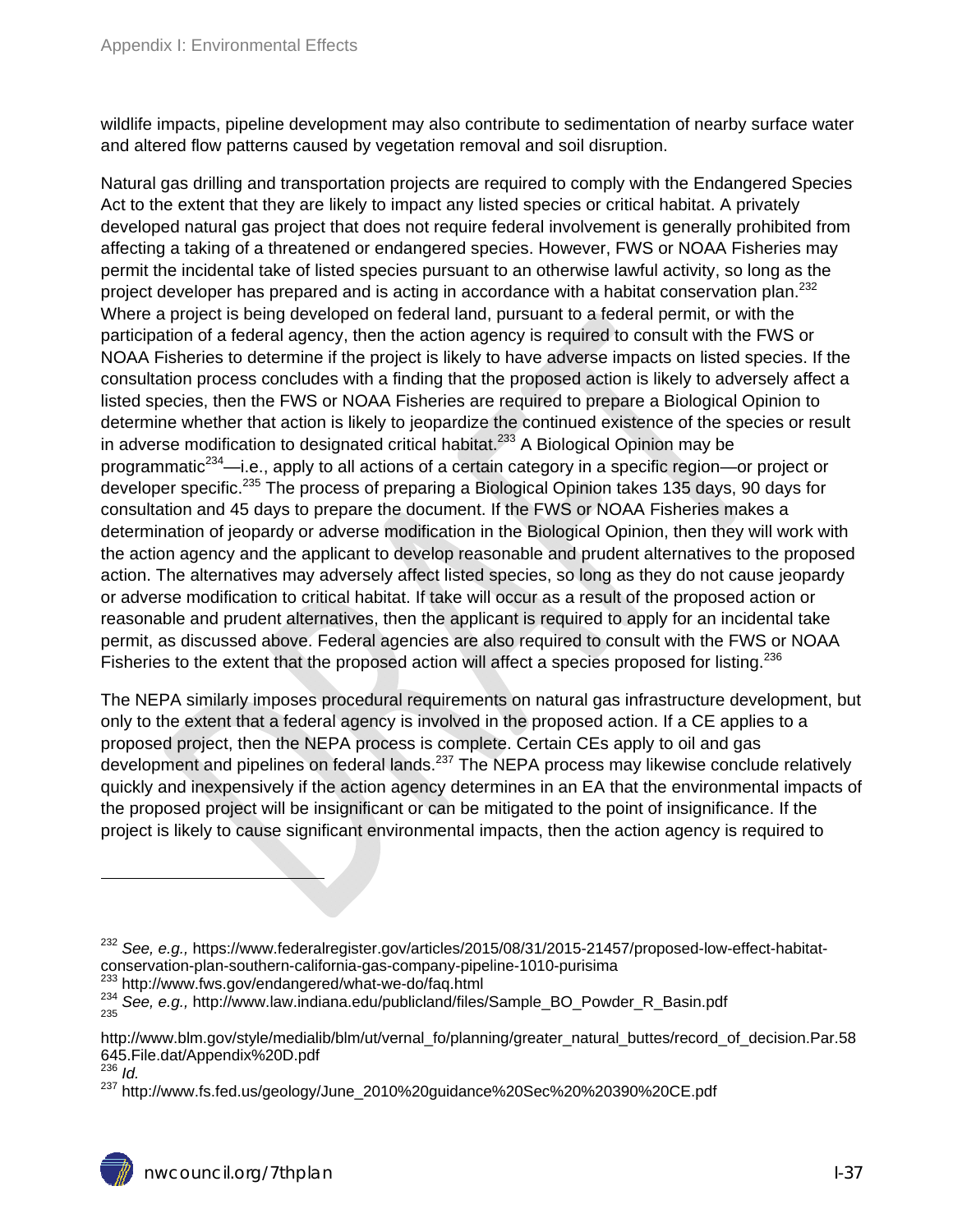wildlife impacts, pipeline development may also contribute to sedimentation of nearby surface water and altered flow patterns caused by vegetation removal and soil disruption.

Natural gas drilling and transportation projects are required to comply with the Endangered Species Act to the extent that they are likely to impact any listed species or critical habitat. A privately developed natural gas project that does not require federal involvement is generally prohibited from affecting a taking of a threatened or endangered species. However, FWS or NOAA Fisheries may permit the incidental take of listed species pursuant to an otherwise lawful activity, so long as the project developer has prepared and is acting in accordance with a habitat conservation plan.[232] Where a project is being developed on federal land, pursuant to a federal permit, or with the participation of a federal agency, then the action agency is required to consult with the FWS or NOAA Fisheries to determine if the project is likely to have adverse impacts on listed species. If the consultation process concludes with a finding that the proposed action is likely to adversely affect a listed species, then the FWS or NOAA Fisheries are required to prepare a Biological Opinion to determine whether that action is likely to jeopardize the continued existence of the species or result in adverse modification to designated critical habitat.[233] A Biological Opinion may be programmatic[234]—i.e., apply to all actions of a certain category in a specific region—or project or developer specific.[235] The process of preparing a Biological Opinion takes 135 days, 90 days for consultation and 45 days to prepare the document. If the FWS or NOAA Fisheries makes a determination of jeopardy or adverse modification in the Biological Opinion, then they will work with the action agency and the applicant to develop reasonable and prudent alternatives to the proposed action. The alternatives may adversely affect listed species, so long as they do not cause jeopardy or adverse modification to critical habitat. If take will occur as a result of the proposed action or reasonable and prudent alternatives, then the applicant is required to apply for an incidental take permit, as discussed above. Federal agencies are also required to consult with the FWS or NOAA Fisheries to the extent that the proposed action will affect a species proposed for listing.[236]

The NEPA similarly imposes procedural requirements on natural gas infrastructure development, but only to the extent that a federal agency is involved in the proposed action. If a CE applies to a proposed project, then the NEPA process is complete. Certain CEs apply to oil and gas development and pipelines on federal lands.[237] The NEPA process may likewise conclude relatively quickly and inexpensively if the action agency determines in an EA that the environmental impacts of the proposed project will be insignificant or can be mitigated to the point of insignificance. If the project is likely to cause significant environmental impacts, then the action agency is required to

---

[232] *See, e.g.,* https://www.federalregister.gov/articles/2015/08/31/2015-21457/proposed-low-effect-habitat-conservation-plan-southern-california-gas-company-pipeline-1010-purisima

[233] http://www.fws.gov/endangered/what-we-do/faq.html

[234] *See, e.g.,* http://www.law.indiana.edu/publicland/files/Sample_BO_Powder_R_Basin.pdf

[235] http://www.blm.gov/style/medialib/blm/ut/vernal_fo/planning/greater_natural_buttes/record_of_decision.Par.58645.File.dat/Appendix%20D.pdf

[236] *Id.*

[237] http://www.fs.fed.us/geology/June_2010%20guidance%20Sec%20%20390%20CE.pdf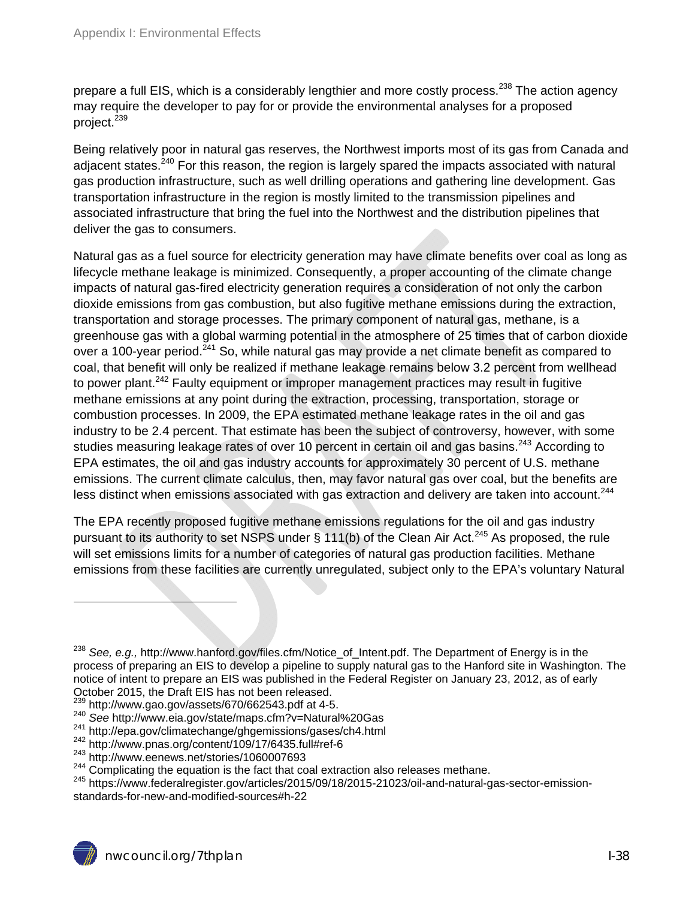prepare a full EIS, which is a considerably lengthier and more costly process.[238] The action agency may require the developer to pay for or provide the environmental analyses for a proposed project.[239]

Being relatively poor in natural gas reserves, the Northwest imports most of its gas from Canada and adjacent states.[240] For this reason, the region is largely spared the impacts associated with natural gas production infrastructure, such as well drilling operations and gathering line development. Gas transportation infrastructure in the region is mostly limited to the transmission pipelines and associated infrastructure that bring the fuel into the Northwest and the distribution pipelines that deliver the gas to consumers.

Natural gas as a fuel source for electricity generation may have climate benefits over coal as long as lifecycle methane leakage is minimized. Consequently, a proper accounting of the climate change impacts of natural gas-fired electricity generation requires a consideration of not only the carbon dioxide emissions from gas combustion, but also fugitive methane emissions during the extraction, transportation and storage processes. The primary component of natural gas, methane, is a greenhouse gas with a global warming potential in the atmosphere of 25 times that of carbon dioxide over a 100-year period.[241] So, while natural gas may provide a net climate benefit as compared to coal, that benefit will only be realized if methane leakage remains below 3.2 percent from wellhead to power plant.[242] Faulty equipment or improper management practices may result in fugitive methane emissions at any point during the extraction, processing, transportation, storage or combustion processes. In 2009, the EPA estimated methane leakage rates in the oil and gas industry to be 2.4 percent. That estimate has been the subject of controversy, however, with some studies measuring leakage rates of over 10 percent in certain oil and gas basins.[243] According to EPA estimates, the oil and gas industry accounts for approximately 30 percent of U.S. methane emissions. The current climate calculus, then, may favor natural gas over coal, but the benefits are less distinct when emissions associated with gas extraction and delivery are taken into account.[244]

The EPA recently proposed fugitive methane emissions regulations for the oil and gas industry pursuant to its authority to set NSPS under § 111(b) of the Clean Air Act.[245] As proposed, the rule will set emissions limits for a number of categories of natural gas production facilities. Methane emissions from these facilities are currently unregulated, subject only to the EPA's voluntary Natural

---

[238] *See, e.g.,* http://www.hanford.gov/files.cfm/Notice_of_Intent.pdf. The Department of Energy is in the process of preparing an EIS to develop a pipeline to supply natural gas to the Hanford site in Washington. The notice of intent to prepare an EIS was published in the Federal Register on January 23, 2012, as of early October 2015, the Draft EIS has not been released.

[239] http://www.gao.gov/assets/670/662543.pdf at 4-5.

[240] *See* http://www.eia.gov/state/maps.cfm?v=Natural%20Gas

[241] http://epa.gov/climatechange/ghgemissions/gases/ch4.html

[242] http://www.pnas.org/content/109/17/6435.full#ref-6

[243] http://www.eenews.net/stories/1060007693

[244] Complicating the equation is the fact that coal extraction also releases methane.

[245] https://www.federalregister.gov/articles/2015/09/18/2015-21023/oil-and-natural-gas-sector-emission-standards-for-new-and-modified-sources#h-22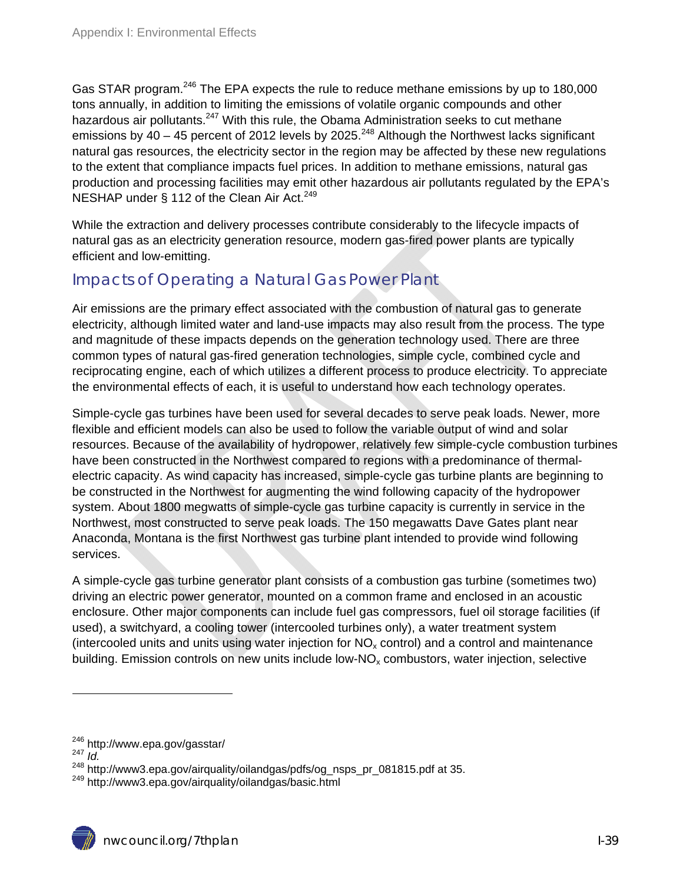Gas STAR program.[246] The EPA expects the rule to reduce methane emissions by up to 180,000 tons annually, in addition to limiting the emissions of volatile organic compounds and other hazardous air pollutants.[247] With this rule, the Obama Administration seeks to cut methane emissions by 40 – 45 percent of 2012 levels by 2025.[248] Although the Northwest lacks significant natural gas resources, the electricity sector in the region may be affected by these new regulations to the extent that compliance impacts fuel prices. In addition to methane emissions, natural gas production and processing facilities may emit other hazardous air pollutants regulated by the EPA's NESHAP under § 112 of the Clean Air Act.[249]

While the extraction and delivery processes contribute considerably to the lifecycle impacts of natural gas as an electricity generation resource, modern gas-fired power plants are typically efficient and low-emitting.

## Impacts of Operating a Natural Gas Power Plant

Air emissions are the primary effect associated with the combustion of natural gas to generate electricity, although limited water and land-use impacts may also result from the process. The type and magnitude of these impacts depends on the generation technology used. There are three common types of natural gas-fired generation technologies, simple cycle, combined cycle and reciprocating engine, each of which utilizes a different process to produce electricity. To appreciate the environmental effects of each, it is useful to understand how each technology operates.

Simple-cycle gas turbines have been used for several decades to serve peak loads. Newer, more flexible and efficient models can also be used to follow the variable output of wind and solar resources. Because of the availability of hydropower, relatively few simple-cycle combustion turbines have been constructed in the Northwest compared to regions with a predominance of thermal-electric capacity. As wind capacity has increased, simple-cycle gas turbine plants are beginning to be constructed in the Northwest for augmenting the wind following capacity of the hydropower system. About 1800 megwatts of simple-cycle gas turbine capacity is currently in service in the Northwest, most constructed to serve peak loads. The 150 megawatts Dave Gates plant near Anaconda, Montana is the first Northwest gas turbine plant intended to provide wind following services.

A simple-cycle gas turbine generator plant consists of a combustion gas turbine (sometimes two) driving an electric power generator, mounted on a common frame and enclosed in an acoustic enclosure. Other major components can include fuel gas compressors, fuel oil storage facilities (if used), a switchyard, a cooling tower (intercooled turbines only), a water treatment system (intercooled units and units using water injection for $NO_x$ control) and a control and maintenance building. Emission controls on new units include low-$NO_x$ combustors, water injection, selective

---

[246] http://www.epa.gov/gasstar/

[247] *Id.*

[248] http://www3.epa.gov/airquality/oilandgas/pdfs/og_nsps_pr_081815.pdf at 35.

[249] http://www3.epa.gov/airquality/oilandgas/basic.html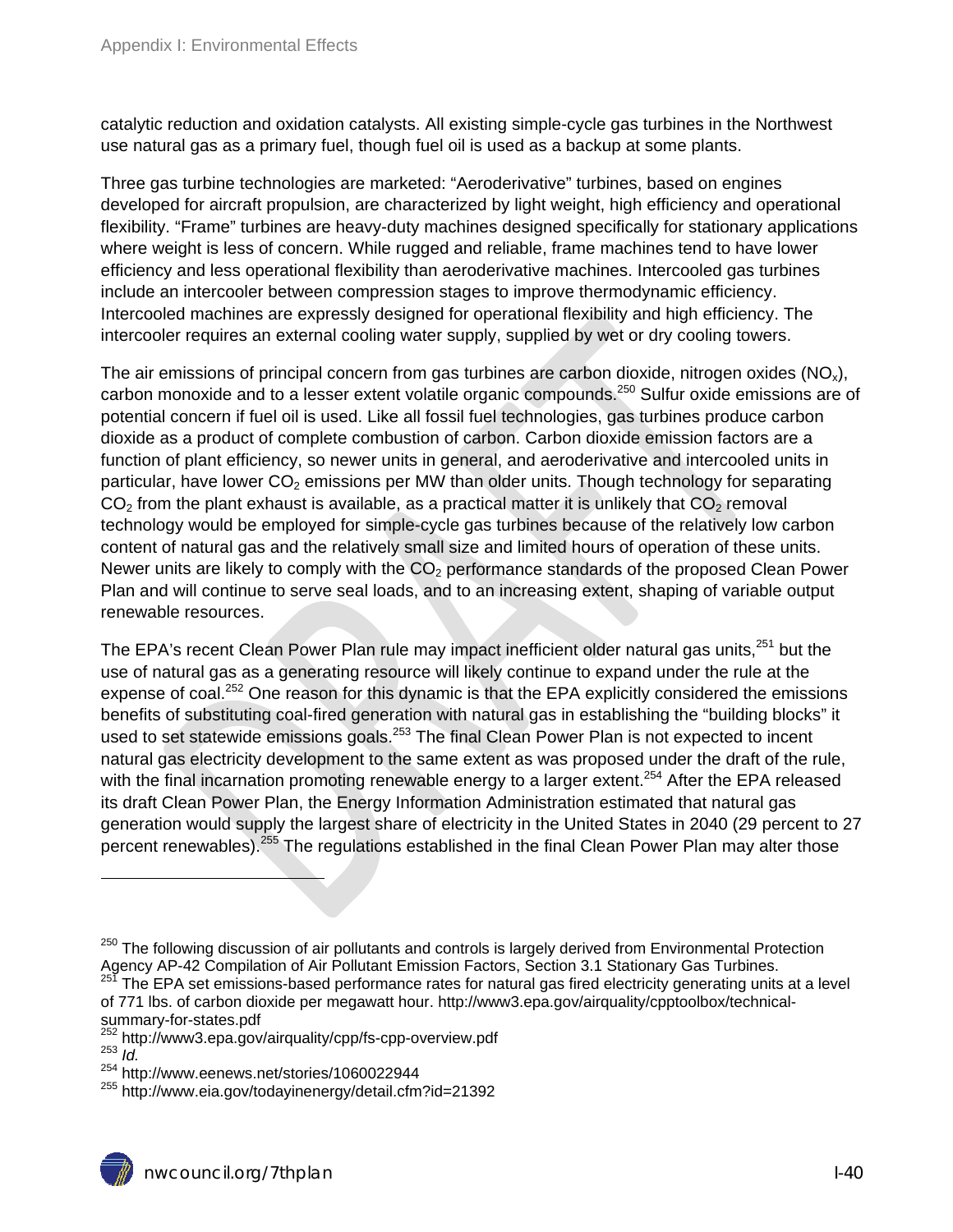catalytic reduction and oxidation catalysts. All existing simple-cycle gas turbines in the Northwest use natural gas as a primary fuel, though fuel oil is used as a backup at some plants.

Three gas turbine technologies are marketed: "Aeroderivative" turbines, based on engines developed for aircraft propulsion, are characterized by light weight, high efficiency and operational flexibility. "Frame" turbines are heavy-duty machines designed specifically for stationary applications where weight is less of concern. While rugged and reliable, frame machines tend to have lower efficiency and less operational flexibility than aeroderivative machines. Intercooled gas turbines include an intercooler between compression stages to improve thermodynamic efficiency. Intercooled machines are expressly designed for operational flexibility and high efficiency. The intercooler requires an external cooling water supply, supplied by wet or dry cooling towers.

The air emissions of principal concern from gas turbines are carbon dioxide, nitrogen oxides ($NO_x$), carbon monoxide and to a lesser extent volatile organic compounds.[250] Sulfur oxide emissions are of potential concern if fuel oil is used. Like all fossil fuel technologies, gas turbines produce carbon dioxide as a product of complete combustion of carbon. Carbon dioxide emission factors are a function of plant efficiency, so newer units in general, and aeroderivative and intercooled units in particular, have lower $CO_2$ emissions per MW than older units. Though technology for separating $CO_2$ from the plant exhaust is available, as a practical matter it is unlikely that $CO_2$ removal technology would be employed for simple-cycle gas turbines because of the relatively low carbon content of natural gas and the relatively small size and limited hours of operation of these units. Newer units are likely to comply with the $CO_2$ performance standards of the proposed Clean Power Plan and will continue to serve seal loads, and to an increasing extent, shaping of variable output renewable resources.

The EPA's recent Clean Power Plan rule may impact inefficient older natural gas units,[251] but the use of natural gas as a generating resource will likely continue to expand under the rule at the expense of coal.[252] One reason for this dynamic is that the EPA explicitly considered the emissions benefits of substituting coal-fired generation with natural gas in establishing the "building blocks" it used to set statewide emissions goals.[253] The final Clean Power Plan is not expected to incent natural gas electricity development to the same extent as was proposed under the draft of the rule, with the final incarnation promoting renewable energy to a larger extent.[254] After the EPA released its draft Clean Power Plan, the Energy Information Administration estimated that natural gas generation would supply the largest share of electricity in the United States in 2040 (29 percent to 27 percent renewables).[255] The regulations established in the final Clean Power Plan may alter those

---

[250] The following discussion of air pollutants and controls is largely derived from Environmental Protection Agency AP-42 Compilation of Air Pollutant Emission Factors, Section 3.1 Stationary Gas Turbines.

[251] The EPA set emissions-based performance rates for natural gas fired electricity generating units at a level of 771 lbs. of carbon dioxide per megawatt hour. http://www3.epa.gov/airquality/cpptoolbox/technical-summary-for-states.pdf

[252] http://www3.epa.gov/airquality/cpp/fs-cpp-overview.pdf

[253] *Id.*

[254] http://www.eenews.net/stories/1060022944

[255] http://www.eia.gov/todayinenergy/detail.cfm?id=21392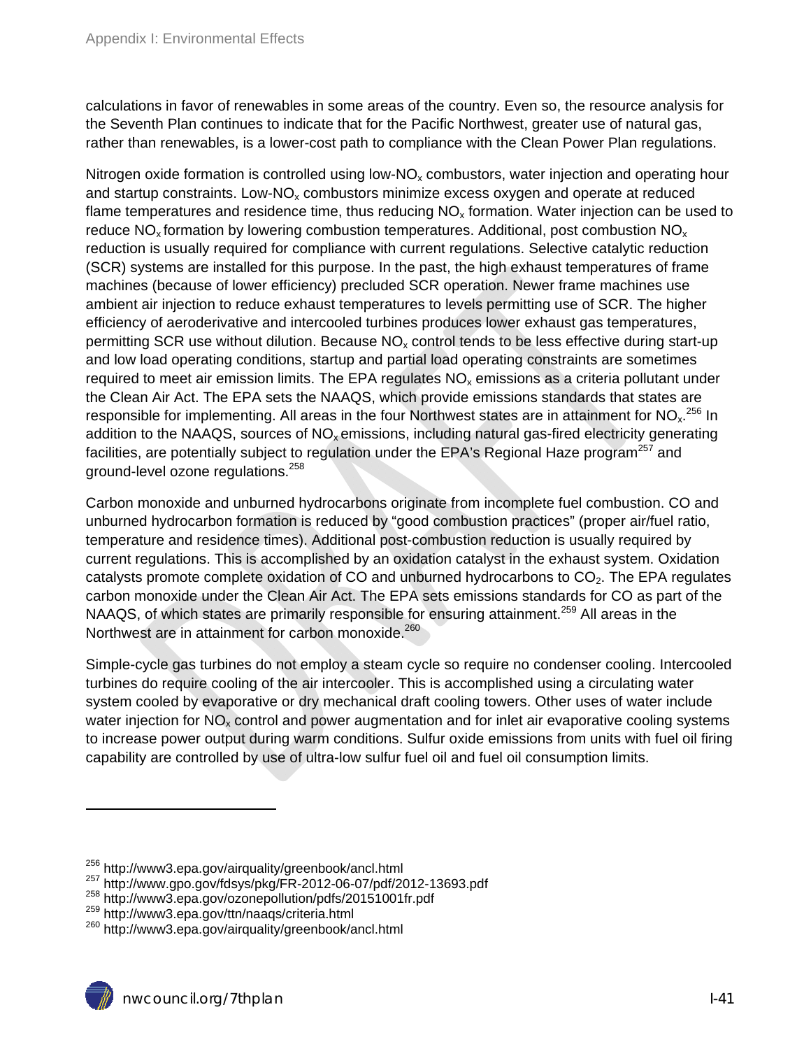calculations in favor of renewables in some areas of the country. Even so, the resource analysis for the Seventh Plan continues to indicate that for the Pacific Northwest, greater use of natural gas, rather than renewables, is a lower-cost path to compliance with the Clean Power Plan regulations.

Nitrogen oxide formation is controlled using low-$NO_x$ combustors, water injection and operating hour and startup constraints. Low-$NO_x$ combustors minimize excess oxygen and operate at reduced flame temperatures and residence time, thus reducing $NO_x$ formation. Water injection can be used to reduce $NO_x$ formation by lowering combustion temperatures. Additional, post combustion $NO_x$ reduction is usually required for compliance with current regulations. Selective catalytic reduction (SCR) systems are installed for this purpose. In the past, the high exhaust temperatures of frame machines (because of lower efficiency) precluded SCR operation. Newer frame machines use ambient air injection to reduce exhaust temperatures to levels permitting use of SCR. The higher efficiency of aeroderivative and intercooled turbines produces lower exhaust gas temperatures, permitting SCR use without dilution. Because $NO_x$ control tends to be less effective during start-up and low load operating conditions, startup and partial load operating constraints are sometimes required to meet air emission limits. The EPA regulates $NO_x$ emissions as a criteria pollutant under the Clean Air Act. The EPA sets the NAAQS, which provide emissions standards that states are responsible for implementing. All areas in the four Northwest states are in attainment for $NO_x$.[256] In addition to the NAAQS, sources of $NO_x$ emissions, including natural gas-fired electricity generating facilities, are potentially subject to regulation under the EPA's Regional Haze program[257] and ground-level ozone regulations.[258]

Carbon monoxide and unburned hydrocarbons originate from incomplete fuel combustion. CO and unburned hydrocarbon formation is reduced by "good combustion practices" (proper air/fuel ratio, temperature and residence times). Additional post-combustion reduction is usually required by current regulations. This is accomplished by an oxidation catalyst in the exhaust system. Oxidation catalysts promote complete oxidation of CO and unburned hydrocarbons to $CO_2$. The EPA regulates carbon monoxide under the Clean Air Act. The EPA sets emissions standards for CO as part of the NAAQS, of which states are primarily responsible for ensuring attainment.[259] All areas in the Northwest are in attainment for carbon monoxide.[260]

Simple-cycle gas turbines do not employ a steam cycle so require no condenser cooling. Intercooled turbines do require cooling of the air intercooler. This is accomplished using a circulating water system cooled by evaporative or dry mechanical draft cooling towers. Other uses of water include water injection for $NO_x$ control and power augmentation and for inlet air evaporative cooling systems to increase power output during warm conditions. Sulfur oxide emissions from units with fuel oil firing capability are controlled by use of ultra-low sulfur fuel oil and fuel oil consumption limits.

---

[256] http://www3.epa.gov/airquality/greenbook/ancl.html
[257] http://www.gpo.gov/fdsys/pkg/FR-2012-06-07/pdf/2012-13693.pdf
[258] http://www3.epa.gov/ozonepollution/pdfs/20151001fr.pdf
[259] http://www3.epa.gov/ttn/naaqs/criteria.html
[260] http://www3.epa.gov/airquality/greenbook/ancl.html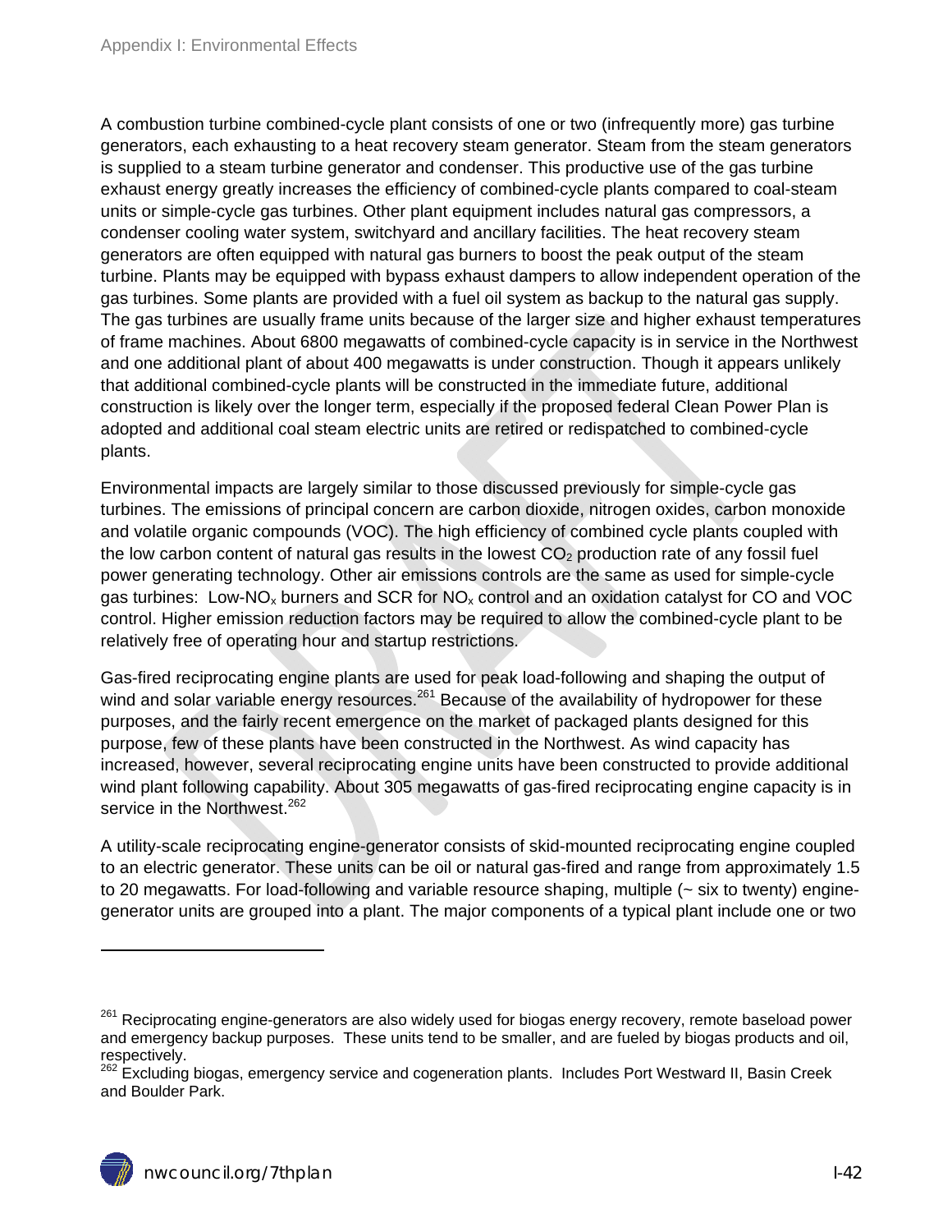A combustion turbine combined-cycle plant consists of one or two (infrequently more) gas turbine generators, each exhausting to a heat recovery steam generator. Steam from the steam generators is supplied to a steam turbine generator and condenser. This productive use of the gas turbine exhaust energy greatly increases the efficiency of combined-cycle plants compared to coal-steam units or simple-cycle gas turbines. Other plant equipment includes natural gas compressors, a condenser cooling water system, switchyard and ancillary facilities. The heat recovery steam generators are often equipped with natural gas burners to boost the peak output of the steam turbine. Plants may be equipped with bypass exhaust dampers to allow independent operation of the gas turbines. Some plants are provided with a fuel oil system as backup to the natural gas supply. The gas turbines are usually frame units because of the larger size and higher exhaust temperatures of frame machines. About 6800 megawatts of combined-cycle capacity is in service in the Northwest and one additional plant of about 400 megawatts is under construction. Though it appears unlikely that additional combined-cycle plants will be constructed in the immediate future, additional construction is likely over the longer term, especially if the proposed federal Clean Power Plan is adopted and additional coal steam electric units are retired or redispatched to combined-cycle plants.

Environmental impacts are largely similar to those discussed previously for simple-cycle gas turbines. The emissions of principal concern are carbon dioxide, nitrogen oxides, carbon monoxide and volatile organic compounds (VOC). The high efficiency of combined cycle plants coupled with the low carbon content of natural gas results in the lowest $CO_2$ production rate of any fossil fuel power generating technology. Other air emissions controls are the same as used for simple-cycle gas turbines: Low-$NO_x$ burners and SCR for $NO_x$ control and an oxidation catalyst for CO and VOC control. Higher emission reduction factors may be required to allow the combined-cycle plant to be relatively free of operating hour and startup restrictions.

Gas-fired reciprocating engine plants are used for peak load-following and shaping the output of wind and solar variable energy resources.[261] Because of the availability of hydropower for these purposes, and the fairly recent emergence on the market of packaged plants designed for this purpose, few of these plants have been constructed in the Northwest. As wind capacity has increased, however, several reciprocating engine units have been constructed to provide additional wind plant following capability. About 305 megawatts of gas-fired reciprocating engine capacity is in service in the Northwest.[262]

A utility-scale reciprocating engine-generator consists of skid-mounted reciprocating engine coupled to an electric generator. These units can be oil or natural gas-fired and range from approximately 1.5 to 20 megawatts. For load-following and variable resource shaping, multiple (~ six to twenty) engine-generator units are grouped into a plant. The major components of a typical plant include one or two

[261] Reciprocating engine-generators are also widely used for biogas energy recovery, remote baseload power and emergency backup purposes. These units tend to be smaller, and are fueled by biogas products and oil, respectively.

[262] Excluding biogas, emergency service and cogeneration plants. Includes Port Westward II, Basin Creek and Boulder Park.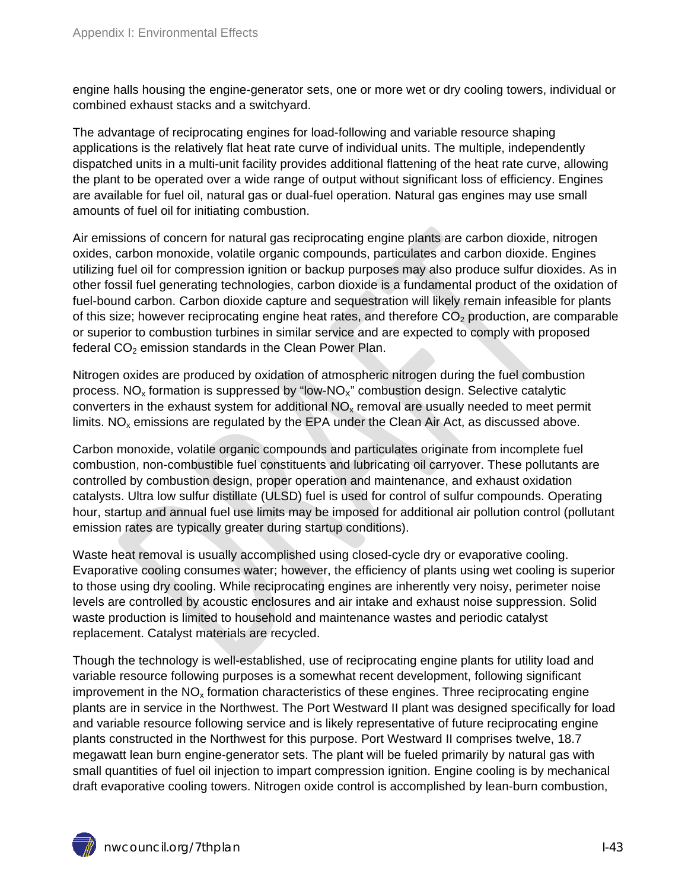engine halls housing the engine-generator sets, one or more wet or dry cooling towers, individual or combined exhaust stacks and a switchyard.

The advantage of reciprocating engines for load-following and variable resource shaping applications is the relatively flat heat rate curve of individual units. The multiple, independently dispatched units in a multi-unit facility provides additional flattening of the heat rate curve, allowing the plant to be operated over a wide range of output without significant loss of efficiency. Engines are available for fuel oil, natural gas or dual-fuel operation. Natural gas engines may use small amounts of fuel oil for initiating combustion.

Air emissions of concern for natural gas reciprocating engine plants are carbon dioxide, nitrogen oxides, carbon monoxide, volatile organic compounds, particulates and carbon dioxide. Engines utilizing fuel oil for compression ignition or backup purposes may also produce sulfur dioxides. As in other fossil fuel generating technologies, carbon dioxide is a fundamental product of the oxidation of fuel-bound carbon. Carbon dioxide capture and sequestration will likely remain infeasible for plants of this size; however reciprocating engine heat rates, and therefore $CO_2$ production, are comparable or superior to combustion turbines in similar service and are expected to comply with proposed federal $CO_2$ emission standards in the Clean Power Plan.

Nitrogen oxides are produced by oxidation of atmospheric nitrogen during the fuel combustion process. $NO_x$ formation is suppressed by "low-$NO_X$" combustion design. Selective catalytic converters in the exhaust system for additional $NO_x$ removal are usually needed to meet permit limits. $NO_x$ emissions are regulated by the EPA under the Clean Air Act, as discussed above.

Carbon monoxide, volatile organic compounds and particulates originate from incomplete fuel combustion, non-combustible fuel constituents and lubricating oil carryover. These pollutants are controlled by combustion design, proper operation and maintenance, and exhaust oxidation catalysts. Ultra low sulfur distillate (ULSD) fuel is used for control of sulfur compounds. Operating hour, startup and annual fuel use limits may be imposed for additional air pollution control (pollutant emission rates are typically greater during startup conditions).

Waste heat removal is usually accomplished using closed-cycle dry or evaporative cooling. Evaporative cooling consumes water; however, the efficiency of plants using wet cooling is superior to those using dry cooling. While reciprocating engines are inherently very noisy, perimeter noise levels are controlled by acoustic enclosures and air intake and exhaust noise suppression. Solid waste production is limited to household and maintenance wastes and periodic catalyst replacement. Catalyst materials are recycled.

Though the technology is well-established, use of reciprocating engine plants for utility load and variable resource following purposes is a somewhat recent development, following significant improvement in the $NO_x$ formation characteristics of these engines. Three reciprocating engine plants are in service in the Northwest. The Port Westward II plant was designed specifically for load and variable resource following service and is likely representative of future reciprocating engine plants constructed in the Northwest for this purpose. Port Westward II comprises twelve, 18.7 megawatt lean burn engine-generator sets. The plant will be fueled primarily by natural gas with small quantities of fuel oil injection to impart compression ignition. Engine cooling is by mechanical draft evaporative cooling towers. Nitrogen oxide control is accomplished by lean-burn combustion,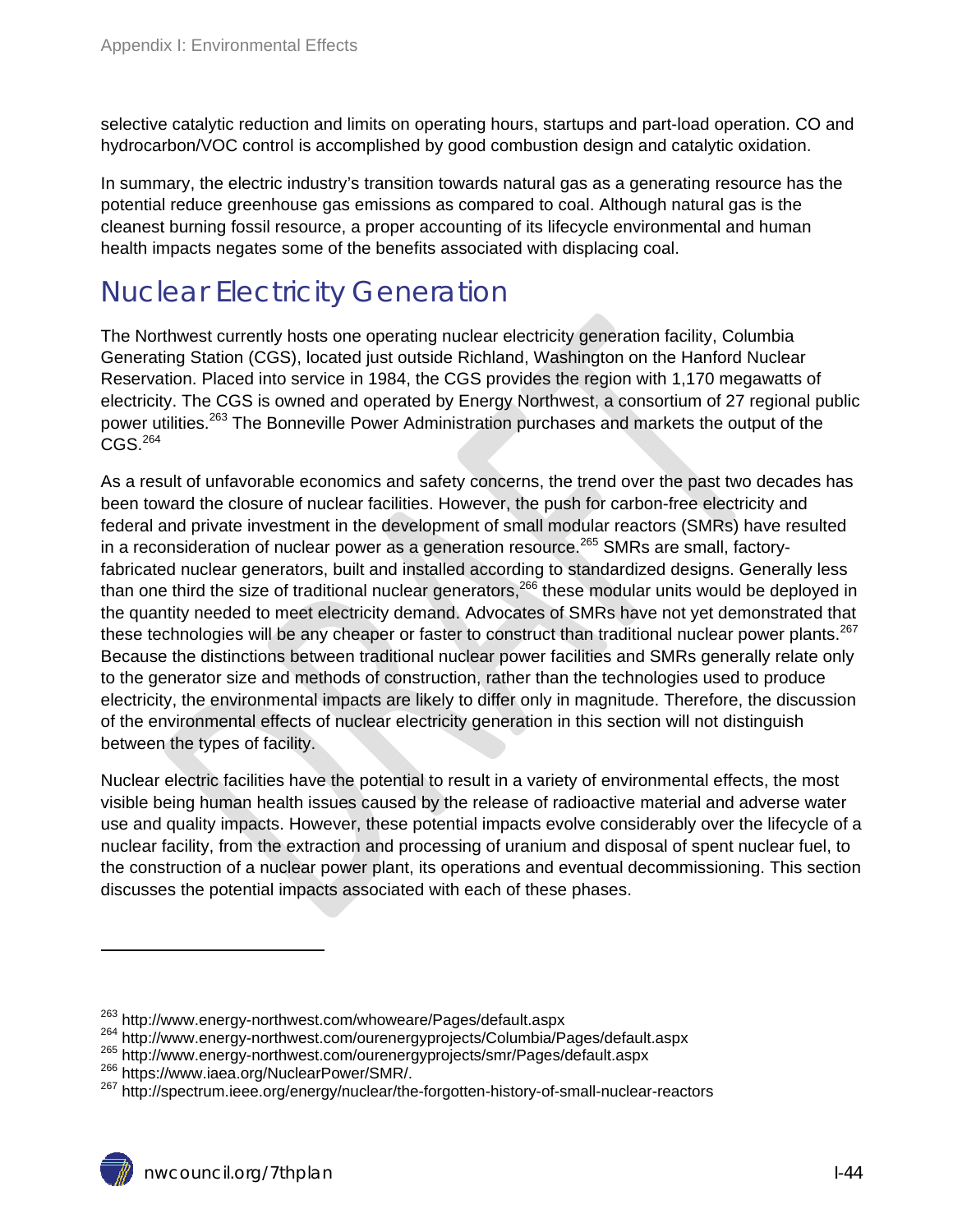selective catalytic reduction and limits on operating hours, startups and part-load operation. CO and hydrocarbon/VOC control is accomplished by good combustion design and catalytic oxidation.

In summary, the electric industry's transition towards natural gas as a generating resource has the potential reduce greenhouse gas emissions as compared to coal. Although natural gas is the cleanest burning fossil resource, a proper accounting of its lifecycle environmental and human health impacts negates some of the benefits associated with displacing coal.

# Nuclear Electricity Generation

The Northwest currently hosts one operating nuclear electricity generation facility, Columbia Generating Station (CGS), located just outside Richland, Washington on the Hanford Nuclear Reservation. Placed into service in 1984, the CGS provides the region with 1,170 megawatts of electricity. The CGS is owned and operated by Energy Northwest, a consortium of 27 regional public power utilities.[263] The Bonneville Power Administration purchases and markets the output of the CGS.[264]

As a result of unfavorable economics and safety concerns, the trend over the past two decades has been toward the closure of nuclear facilities. However, the push for carbon-free electricity and federal and private investment in the development of small modular reactors (SMRs) have resulted in a reconsideration of nuclear power as a generation resource.[265] SMRs are small, factory-fabricated nuclear generators, built and installed according to standardized designs. Generally less than one third the size of traditional nuclear generators,[266] these modular units would be deployed in the quantity needed to meet electricity demand. Advocates of SMRs have not yet demonstrated that these technologies will be any cheaper or faster to construct than traditional nuclear power plants.[267] Because the distinctions between traditional nuclear power facilities and SMRs generally relate only to the generator size and methods of construction, rather than the technologies used to produce electricity, the environmental impacts are likely to differ only in magnitude. Therefore, the discussion of the environmental effects of nuclear electricity generation in this section will not distinguish between the types of facility.

Nuclear electric facilities have the potential to result in a variety of environmental effects, the most visible being human health issues caused by the release of radioactive material and adverse water use and quality impacts. However, these potential impacts evolve considerably over the lifecycle of a nuclear facility, from the extraction and processing of uranium and disposal of spent nuclear fuel, to the construction of a nuclear power plant, its operations and eventual decommissioning. This section discusses the potential impacts associated with each of these phases.

---

[263] http://www.energy-northwest.com/whoweare/Pages/default.aspx
[264] http://www.energy-northwest.com/ourenergyprojects/Columbia/Pages/default.aspx
[265] http://www.energy-northwest.com/ourenergyprojects/smr/Pages/default.aspx
[266] https://www.iaea.org/NuclearPower/SMR/.
[267] http://spectrum.ieee.org/energy/nuclear/the-forgotten-history-of-small-nuclear-reactors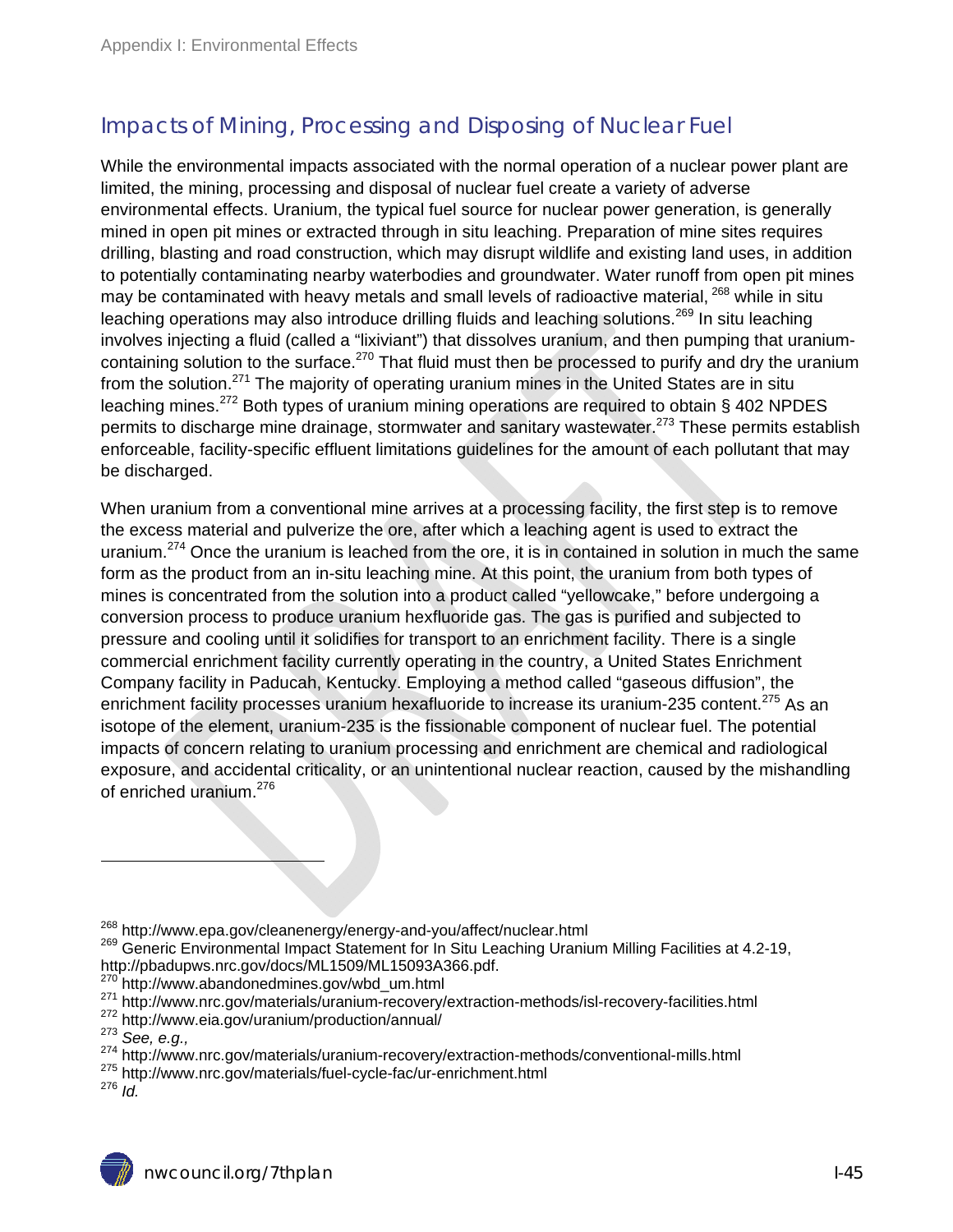## Impacts of Mining, Processing and Disposing of Nuclear Fuel

While the environmental impacts associated with the normal operation of a nuclear power plant are limited, the mining, processing and disposal of nuclear fuel create a variety of adverse environmental effects. Uranium, the typical fuel source for nuclear power generation, is generally mined in open pit mines or extracted through in situ leaching. Preparation of mine sites requires drilling, blasting and road construction, which may disrupt wildlife and existing land uses, in addition to potentially contaminating nearby waterbodies and groundwater. Water runoff from open pit mines may be contaminated with heavy metals and small levels of radioactive material, [268] while in situ leaching operations may also introduce drilling fluids and leaching solutions.[269] In situ leaching involves injecting a fluid (called a "lixiviant") that dissolves uranium, and then pumping that uranium-containing solution to the surface.[270] That fluid must then be processed to purify and dry the uranium from the solution.[271] The majority of operating uranium mines in the United States are in situ leaching mines.[272] Both types of uranium mining operations are required to obtain § 402 NPDES permits to discharge mine drainage, stormwater and sanitary wastewater.[273] These permits establish enforceable, facility-specific effluent limitations guidelines for the amount of each pollutant that may be discharged.

When uranium from a conventional mine arrives at a processing facility, the first step is to remove the excess material and pulverize the ore, after which a leaching agent is used to extract the uranium.[274] Once the uranium is leached from the ore, it is in contained in solution in much the same form as the product from an in-situ leaching mine. At this point, the uranium from both types of mines is concentrated from the solution into a product called "yellowcake," before undergoing a conversion process to produce uranium hexfluoride gas. The gas is purified and subjected to pressure and cooling until it solidifies for transport to an enrichment facility. There is a single commercial enrichment facility currently operating in the country, a United States Enrichment Company facility in Paducah, Kentucky. Employing a method called "gaseous diffusion", the enrichment facility processes uranium hexafluoride to increase its uranium-235 content.[275] As an isotope of the element, uranium-235 is the fissionable component of nuclear fuel. The potential impacts of concern relating to uranium processing and enrichment are chemical and radiological exposure, and accidental criticality, or an unintentional nuclear reaction, caused by the mishandling of enriched uranium.[276]

---

[268] http://www.epa.gov/cleanenergy/energy-and-you/affect/nuclear.html

[269] Generic Environmental Impact Statement for In Situ Leaching Uranium Milling Facilities at 4.2-19, http://pbadupws.nrc.gov/docs/ML1509/ML15093A366.pdf.

[270] http://www.abandonedmines.gov/wbd_um.html

[271] http://www.nrc.gov/materials/uranium-recovery/extraction-methods/isl-recovery-facilities.html

[272] http://www.eia.gov/uranium/production/annual/

[273] *See, e.g.,*

[274] http://www.nrc.gov/materials/uranium-recovery/extraction-methods/conventional-mills.html

[275] http://www.nrc.gov/materials/fuel-cycle-fac/ur-enrichment.html

[276] *Id.*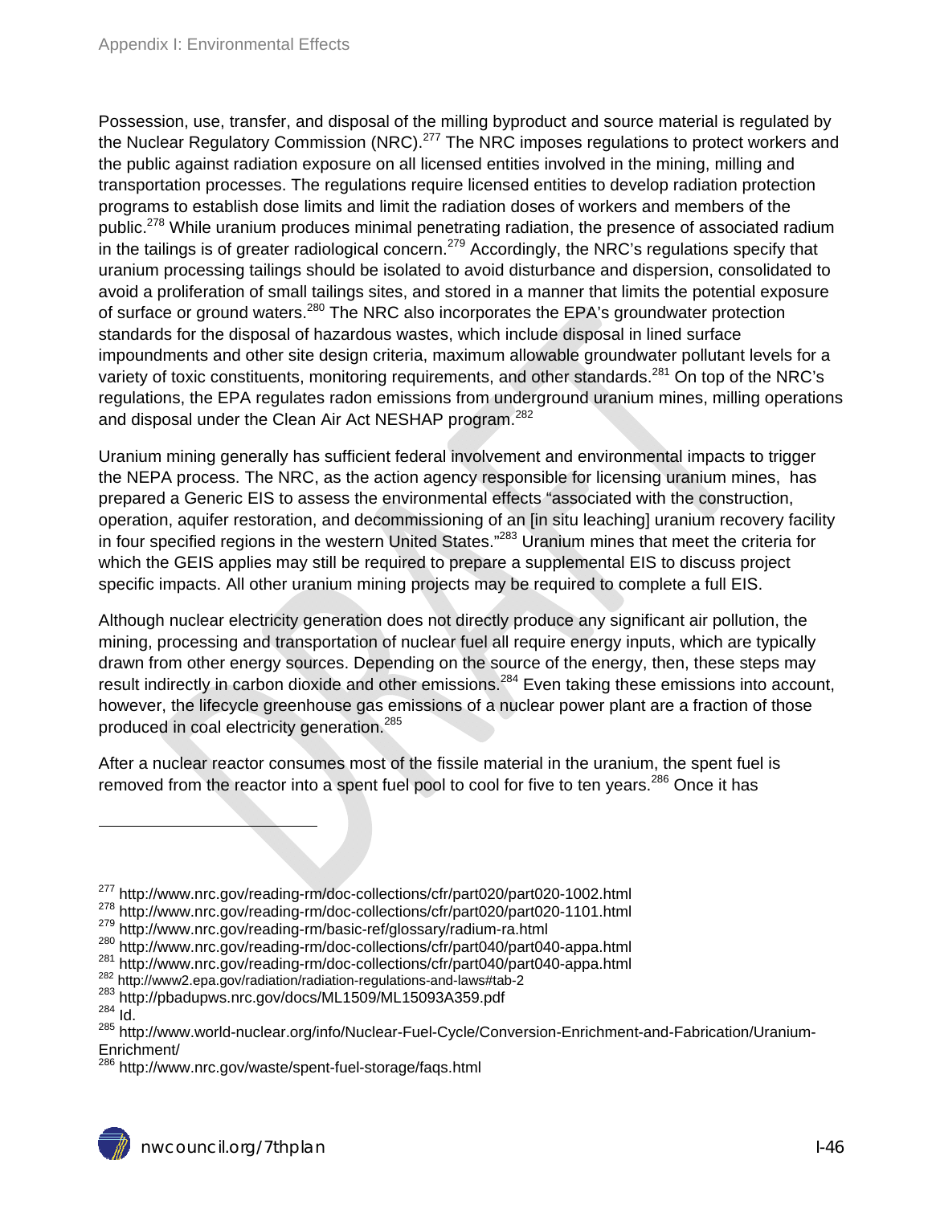Possession, use, transfer, and disposal of the milling byproduct and source material is regulated by the Nuclear Regulatory Commission (NRC).[277] The NRC imposes regulations to protect workers and the public against radiation exposure on all licensed entities involved in the mining, milling and transportation processes. The regulations require licensed entities to develop radiation protection programs to establish dose limits and limit the radiation doses of workers and members of the public.[278] While uranium produces minimal penetrating radiation, the presence of associated radium in the tailings is of greater radiological concern.[279] Accordingly, the NRC's regulations specify that uranium processing tailings should be isolated to avoid disturbance and dispersion, consolidated to avoid a proliferation of small tailings sites, and stored in a manner that limits the potential exposure of surface or ground waters.[280] The NRC also incorporates the EPA's groundwater protection standards for the disposal of hazardous wastes, which include disposal in lined surface impoundments and other site design criteria, maximum allowable groundwater pollutant levels for a variety of toxic constituents, monitoring requirements, and other standards.[281] On top of the NRC's regulations, the EPA regulates radon emissions from underground uranium mines, milling operations and disposal under the Clean Air Act NESHAP program.[282]

Uranium mining generally has sufficient federal involvement and environmental impacts to trigger the NEPA process. The NRC, as the action agency responsible for licensing uranium mines, has prepared a Generic EIS to assess the environmental effects "associated with the construction, operation, aquifer restoration, and decommissioning of an [in situ leaching] uranium recovery facility in four specified regions in the western United States."[283] Uranium mines that meet the criteria for which the GEIS applies may still be required to prepare a supplemental EIS to discuss project specific impacts. All other uranium mining projects may be required to complete a full EIS.

Although nuclear electricity generation does not directly produce any significant air pollution, the mining, processing and transportation of nuclear fuel all require energy inputs, which are typically drawn from other energy sources. Depending on the source of the energy, then, these steps may result indirectly in carbon dioxide and other emissions.[284] Even taking these emissions into account, however, the lifecycle greenhouse gas emissions of a nuclear power plant are a fraction of those produced in coal electricity generation.[285]

After a nuclear reactor consumes most of the fissile material in the uranium, the spent fuel is removed from the reactor into a spent fuel pool to cool for five to ten years.[286] Once it has

---

[277] http://www.nrc.gov/reading-rm/doc-collections/cfr/part020/part020-1002.html
[278] http://www.nrc.gov/reading-rm/doc-collections/cfr/part020/part020-1101.html
[279] http://www.nrc.gov/reading-rm/basic-ref/glossary/radium-ra.html
[280] http://www.nrc.gov/reading-rm/doc-collections/cfr/part040/part040-appa.html
[281] http://www.nrc.gov/reading-rm/doc-collections/cfr/part040/part040-appa.html
[282] http://www2.epa.gov/radiation/radiation-regulations-and-laws#tab-2
[283] http://pbadupws.nrc.gov/docs/ML1509/ML15093A359.pdf
[284] Id.
[285] http://www.world-nuclear.org/info/Nuclear-Fuel-Cycle/Conversion-Enrichment-and-Fabrication/Uranium-Enrichment/
[286] http://www.nrc.gov/waste/spent-fuel-storage/faqs.html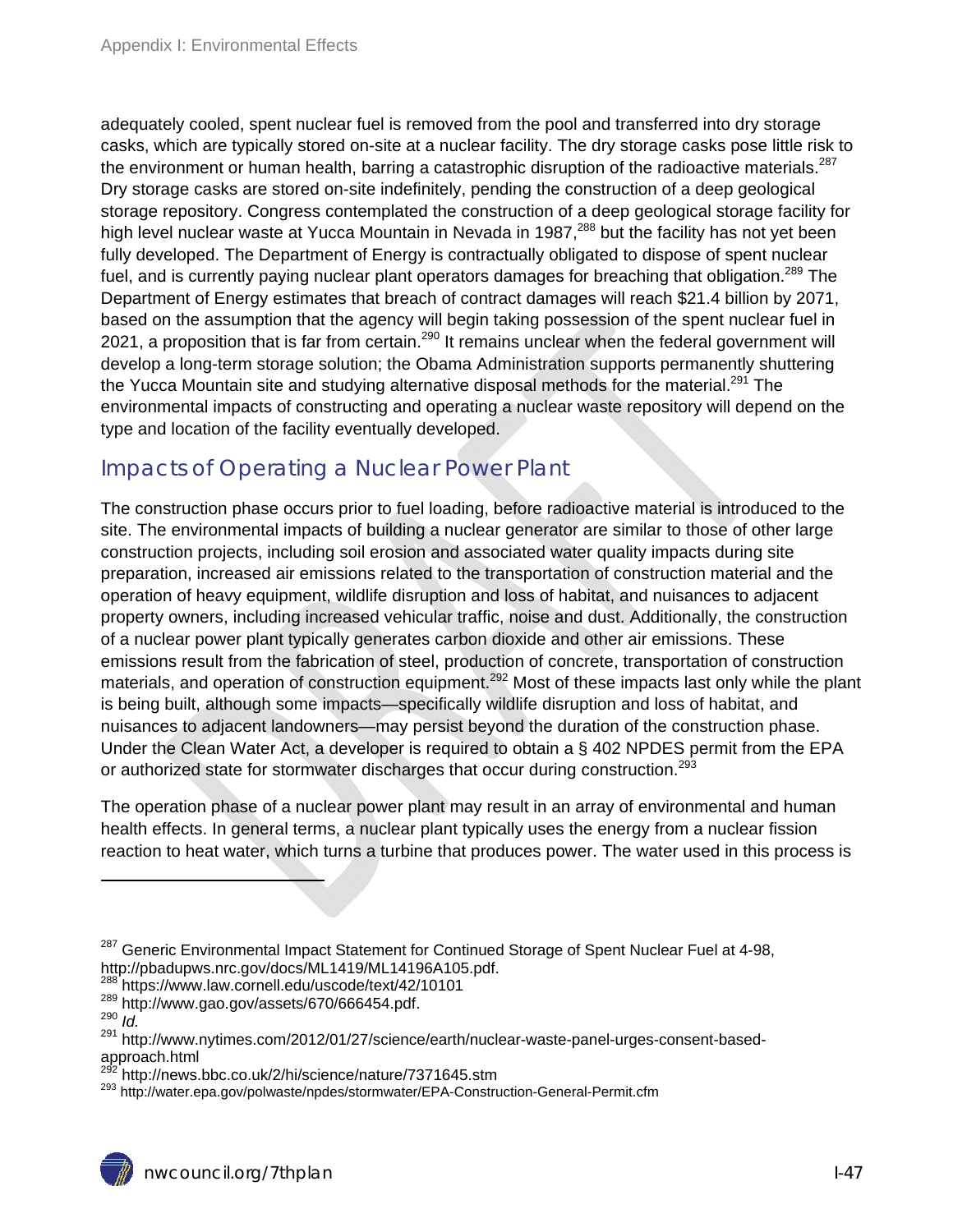adequately cooled, spent nuclear fuel is removed from the pool and transferred into dry storage casks, which are typically stored on-site at a nuclear facility. The dry storage casks pose little risk to the environment or human health, barring a catastrophic disruption of the radioactive materials.[287] Dry storage casks are stored on-site indefinitely, pending the construction of a deep geological storage repository. Congress contemplated the construction of a deep geological storage facility for high level nuclear waste at Yucca Mountain in Nevada in 1987,[288] but the facility has not yet been fully developed. The Department of Energy is contractually obligated to dispose of spent nuclear fuel, and is currently paying nuclear plant operators damages for breaching that obligation.[289] The Department of Energy estimates that breach of contract damages will reach $21.4 billion by 2071, based on the assumption that the agency will begin taking possession of the spent nuclear fuel in 2021, a proposition that is far from certain.[290] It remains unclear when the federal government will develop a long-term storage solution; the Obama Administration supports permanently shuttering the Yucca Mountain site and studying alternative disposal methods for the material.[291] The environmental impacts of constructing and operating a nuclear waste repository will depend on the type and location of the facility eventually developed.

## Impacts of Operating a Nuclear Power Plant

The construction phase occurs prior to fuel loading, before radioactive material is introduced to the site. The environmental impacts of building a nuclear generator are similar to those of other large construction projects, including soil erosion and associated water quality impacts during site preparation, increased air emissions related to the transportation of construction material and the operation of heavy equipment, wildlife disruption and loss of habitat, and nuisances to adjacent property owners, including increased vehicular traffic, noise and dust. Additionally, the construction of a nuclear power plant typically generates carbon dioxide and other air emissions. These emissions result from the fabrication of steel, production of concrete, transportation of construction materials, and operation of construction equipment.[292] Most of these impacts last only while the plant is being built, although some impacts—specifically wildlife disruption and loss of habitat, and nuisances to adjacent landowners—may persist beyond the duration of the construction phase. Under the Clean Water Act, a developer is required to obtain a § 402 NPDES permit from the EPA or authorized state for stormwater discharges that occur during construction.[293]

The operation phase of a nuclear power plant may result in an array of environmental and human health effects. In general terms, a nuclear plant typically uses the energy from a nuclear fission reaction to heat water, which turns a turbine that produces power. The water used in this process is

---

[287] Generic Environmental Impact Statement for Continued Storage of Spent Nuclear Fuel at 4-98, http://pbadupws.nrc.gov/docs/ML1419/ML14196A105.pdf.

[288] https://www.law.cornell.edu/uscode/text/42/10101

[289] http://www.gao.gov/assets/670/666454.pdf.

[290] *Id.*

[291] http://www.nytimes.com/2012/01/27/science/earth/nuclear-waste-panel-urges-consent-based-approach.html

[292] http://news.bbc.co.uk/2/hi/science/nature/7371645.stm

[293] http://water.epa.gov/polwaste/npdes/stormwater/EPA-Construction-General-Permit.cfm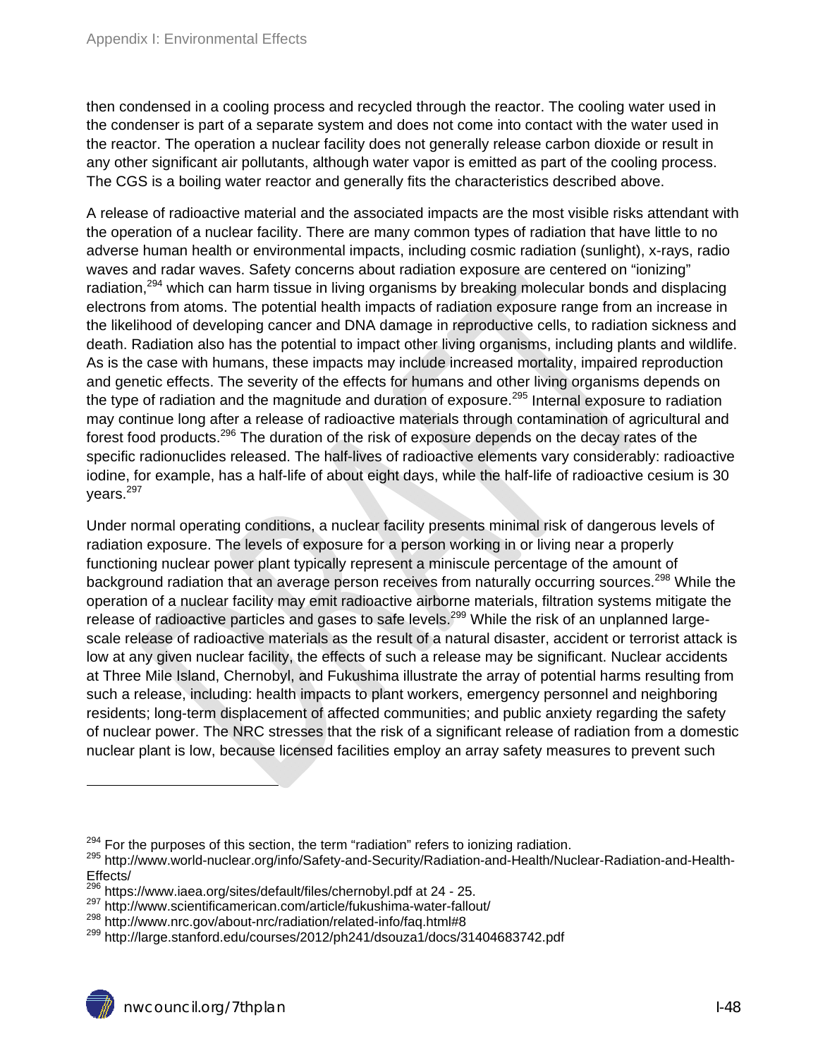then condensed in a cooling process and recycled through the reactor. The cooling water used in the condenser is part of a separate system and does not come into contact with the water used in the reactor. The operation a nuclear facility does not generally release carbon dioxide or result in any other significant air pollutants, although water vapor is emitted as part of the cooling process. The CGS is a boiling water reactor and generally fits the characteristics described above.

A release of radioactive material and the associated impacts are the most visible risks attendant with the operation of a nuclear facility. There are many common types of radiation that have little to no adverse human health or environmental impacts, including cosmic radiation (sunlight), x-rays, radio waves and radar waves. Safety concerns about radiation exposure are centered on "ionizing" radiation,[294] which can harm tissue in living organisms by breaking molecular bonds and displacing electrons from atoms. The potential health impacts of radiation exposure range from an increase in the likelihood of developing cancer and DNA damage in reproductive cells, to radiation sickness and death. Radiation also has the potential to impact other living organisms, including plants and wildlife. As is the case with humans, these impacts may include increased mortality, impaired reproduction and genetic effects. The severity of the effects for humans and other living organisms depends on the type of radiation and the magnitude and duration of exposure.[295] Internal exposure to radiation may continue long after a release of radioactive materials through contamination of agricultural and forest food products.[296] The duration of the risk of exposure depends on the decay rates of the specific radionuclides released. The half-lives of radioactive elements vary considerably: radioactive iodine, for example, has a half-life of about eight days, while the half-life of radioactive cesium is 30 years.[297]

Under normal operating conditions, a nuclear facility presents minimal risk of dangerous levels of radiation exposure. The levels of exposure for a person working in or living near a properly functioning nuclear power plant typically represent a miniscule percentage of the amount of background radiation that an average person receives from naturally occurring sources.[298] While the operation of a nuclear facility may emit radioactive airborne materials, filtration systems mitigate the release of radioactive particles and gases to safe levels.[299] While the risk of an unplanned large-scale release of radioactive materials as the result of a natural disaster, accident or terrorist attack is low at any given nuclear facility, the effects of such a release may be significant. Nuclear accidents at Three Mile Island, Chernobyl, and Fukushima illustrate the array of potential harms resulting from such a release, including: health impacts to plant workers, emergency personnel and neighboring residents; long-term displacement of affected communities; and public anxiety regarding the safety of nuclear power. The NRC stresses that the risk of a significant release of radiation from a domestic nuclear plant is low, because licensed facilities employ an array safety measures to prevent such

---

[294] For the purposes of this section, the term "radiation" refers to ionizing radiation.

[295] http://www.world-nuclear.org/info/Safety-and-Security/Radiation-and-Health/Nuclear-Radiation-and-Health-Effects/

[296] https://www.iaea.org/sites/default/files/chernobyl.pdf at 24 - 25.

[297] http://www.scientificamerican.com/article/fukushima-water-fallout/

[298] http://www.nrc.gov/about-nrc/radiation/related-info/faq.html#8

[299] http://large.stanford.edu/courses/2012/ph241/dsouza1/docs/31404683742.pdf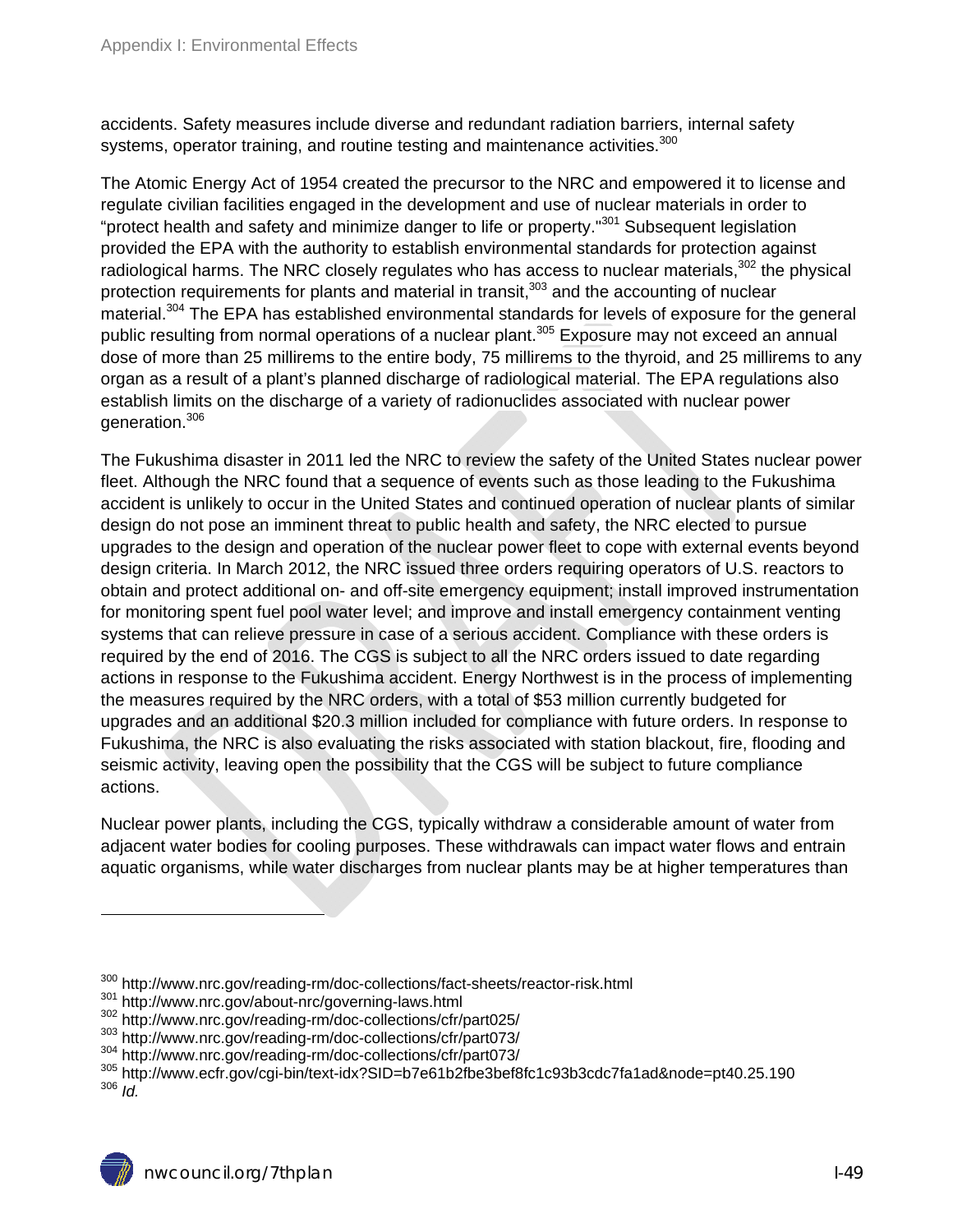accidents. Safety measures include diverse and redundant radiation barriers, internal safety systems, operator training, and routine testing and maintenance activities.[300]

The Atomic Energy Act of 1954 created the precursor to the NRC and empowered it to license and regulate civilian facilities engaged in the development and use of nuclear materials in order to "protect health and safety and minimize danger to life or property."[301] Subsequent legislation provided the EPA with the authority to establish environmental standards for protection against radiological harms. The NRC closely regulates who has access to nuclear materials,[302] the physical protection requirements for plants and material in transit,[303] and the accounting of nuclear material.[304] The EPA has established environmental standards for levels of exposure for the general public resulting from normal operations of a nuclear plant.[305] Exposure may not exceed an annual dose of more than 25 millirems to the entire body, 75 millirems to the thyroid, and 25 millirems to any organ as a result of a plant's planned discharge of radiological material. The EPA regulations also establish limits on the discharge of a variety of radionuclides associated with nuclear power generation.[306]

The Fukushima disaster in 2011 led the NRC to review the safety of the United States nuclear power fleet. Although the NRC found that a sequence of events such as those leading to the Fukushima accident is unlikely to occur in the United States and continued operation of nuclear plants of similar design do not pose an imminent threat to public health and safety, the NRC elected to pursue upgrades to the design and operation of the nuclear power fleet to cope with external events beyond design criteria. In March 2012, the NRC issued three orders requiring operators of U.S. reactors to obtain and protect additional on- and off-site emergency equipment; install improved instrumentation for monitoring spent fuel pool water level; and improve and install emergency containment venting systems that can relieve pressure in case of a serious accident. Compliance with these orders is required by the end of 2016. The CGS is subject to all the NRC orders issued to date regarding actions in response to the Fukushima accident. Energy Northwest is in the process of implementing the measures required by the NRC orders, with a total of $53 million currently budgeted for upgrades and an additional $20.3 million included for compliance with future orders. In response to Fukushima, the NRC is also evaluating the risks associated with station blackout, fire, flooding and seismic activity, leaving open the possibility that the CGS will be subject to future compliance actions.

Nuclear power plants, including the CGS, typically withdraw a considerable amount of water from adjacent water bodies for cooling purposes. These withdrawals can impact water flows and entrain aquatic organisms, while water discharges from nuclear plants may be at higher temperatures than

---

[300] http://www.nrc.gov/reading-rm/doc-collections/fact-sheets/reactor-risk.html
[301] http://www.nrc.gov/about-nrc/governing-laws.html
[302] http://www.nrc.gov/reading-rm/doc-collections/cfr/part025/
[303] http://www.nrc.gov/reading-rm/doc-collections/cfr/part073/
[304] http://www.nrc.gov/reading-rm/doc-collections/cfr/part073/
[305] http://www.ecfr.gov/cgi-bin/text-idx?SID=b7e61b2fbe3bef8fc1c93b3cdc7fa1ad&node=pt40.25.190
[306] *Id.*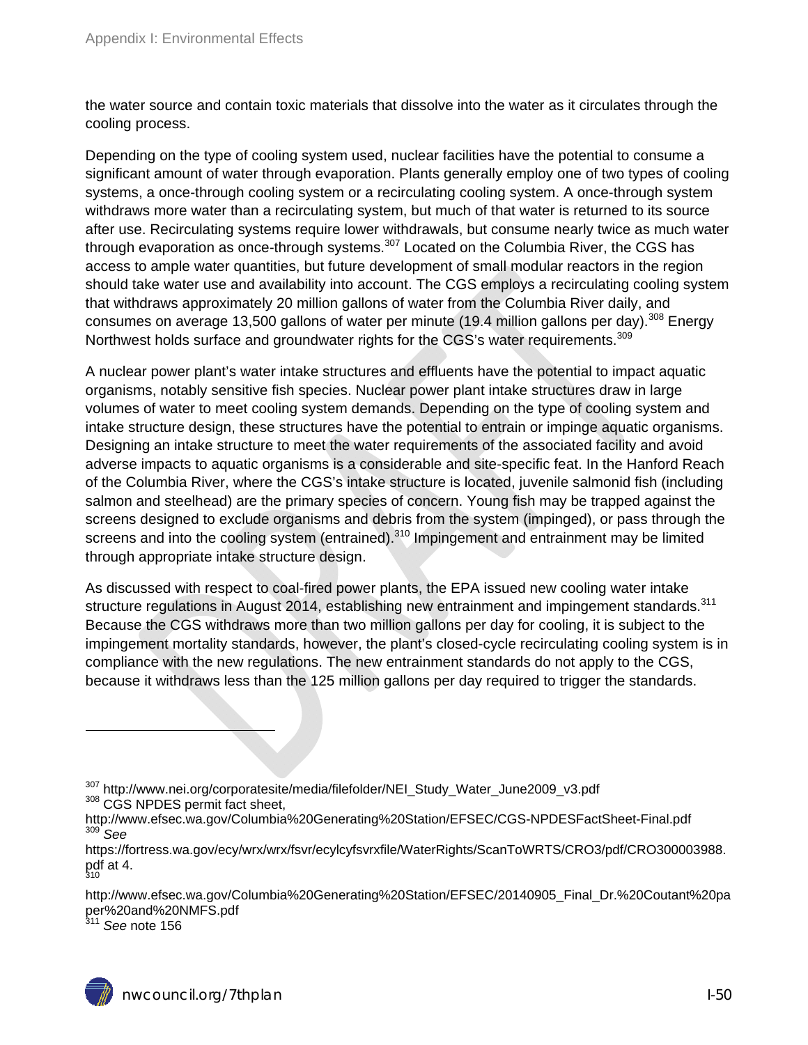the water source and contain toxic materials that dissolve into the water as it circulates through the cooling process.

Depending on the type of cooling system used, nuclear facilities have the potential to consume a significant amount of water through evaporation. Plants generally employ one of two types of cooling systems, a once-through cooling system or a recirculating cooling system. A once-through system withdraws more water than a recirculating system, but much of that water is returned to its source after use. Recirculating systems require lower withdrawals, but consume nearly twice as much water through evaporation as once-through systems.[307] Located on the Columbia River, the CGS has access to ample water quantities, but future development of small modular reactors in the region should take water use and availability into account. The CGS employs a recirculating cooling system that withdraws approximately 20 million gallons of water from the Columbia River daily, and consumes on average 13,500 gallons of water per minute (19.4 million gallons per day).[308] Energy Northwest holds surface and groundwater rights for the CGS's water requirements.[309]

A nuclear power plant's water intake structures and effluents have the potential to impact aquatic organisms, notably sensitive fish species. Nuclear power plant intake structures draw in large volumes of water to meet cooling system demands. Depending on the type of cooling system and intake structure design, these structures have the potential to entrain or impinge aquatic organisms. Designing an intake structure to meet the water requirements of the associated facility and avoid adverse impacts to aquatic organisms is a considerable and site-specific feat. In the Hanford Reach of the Columbia River, where the CGS's intake structure is located, juvenile salmonid fish (including salmon and steelhead) are the primary species of concern. Young fish may be trapped against the screens designed to exclude organisms and debris from the system (impinged), or pass through the screens and into the cooling system (entrained).[310] Impingement and entrainment may be limited through appropriate intake structure design.

As discussed with respect to coal-fired power plants, the EPA issued new cooling water intake structure regulations in August 2014, establishing new entrainment and impingement standards.[311] Because the CGS withdraws more than two million gallons per day for cooling, it is subject to the impingement mortality standards, however, the plant's closed-cycle recirculating cooling system is in compliance with the new regulations. The new entrainment standards do not apply to the CGS, because it withdraws less than the 125 million gallons per day required to trigger the standards.

---

[307] http://www.nei.org/corporatesite/media/filefolder/NEI_Study_Water_June2009_v3.pdf

[308] CGS NPDES permit fact sheet, http://www.efsec.wa.gov/Columbia%20Generating%20Station/EFSEC/CGS-NPDESFactSheet-Final.pdf

[309] *See* https://fortress.wa.gov/ecy/wrx/wrx/fsvr/ecylcyfsvrxfile/WaterRights/ScanToWRTS/CRO3/pdf/CRO300003988.pdf at 4.

[310] http://www.efsec.wa.gov/Columbia%20Generating%20Station/EFSEC/20140905_Final_Dr.%20Coutant%20paper%20and%20NMFS.pdf

[311] *See* note 156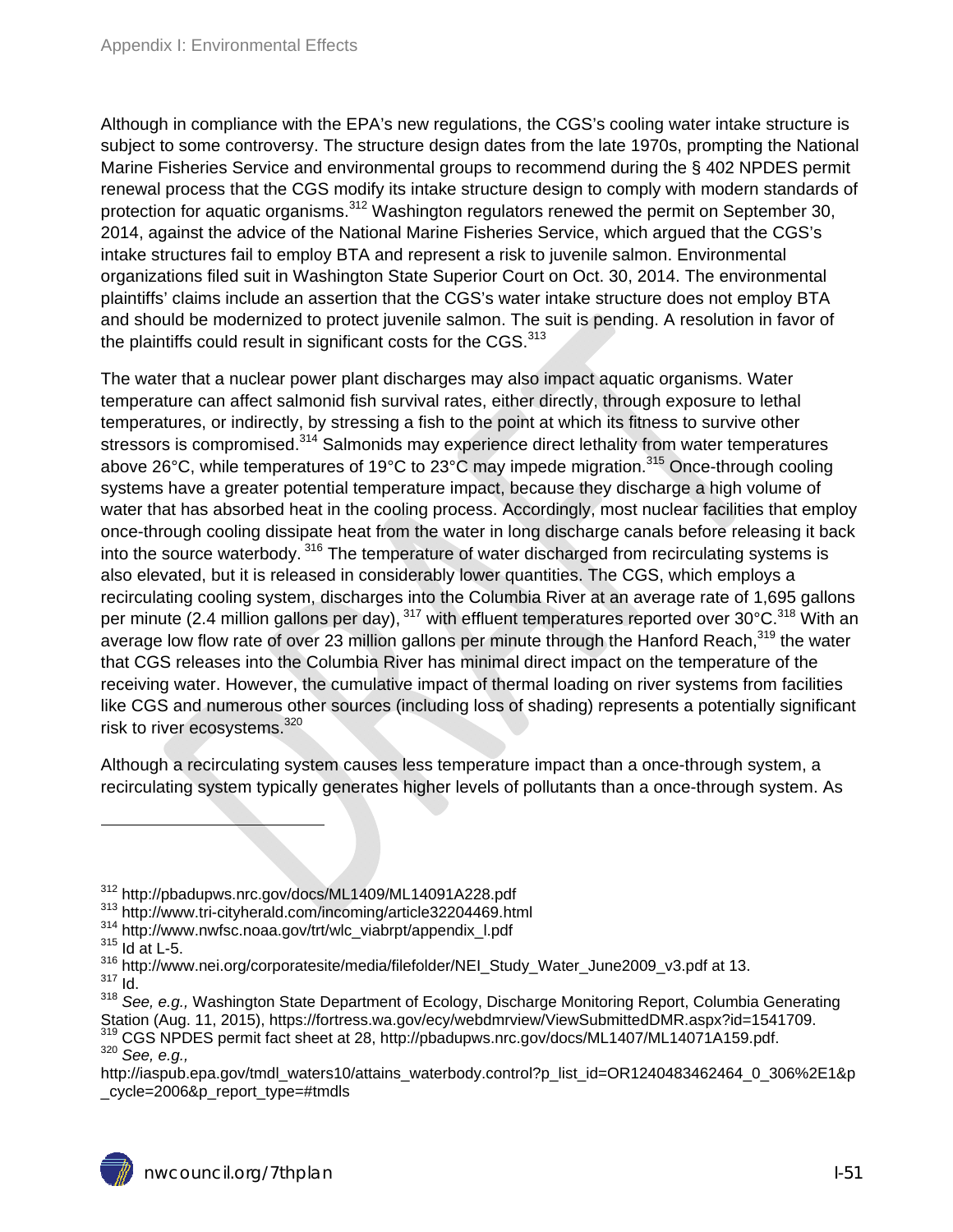Although in compliance with the EPA's new regulations, the CGS's cooling water intake structure is subject to some controversy. The structure design dates from the late 1970s, prompting the National Marine Fisheries Service and environmental groups to recommend during the § 402 NPDES permit renewal process that the CGS modify its intake structure design to comply with modern standards of protection for aquatic organisms.[312] Washington regulators renewed the permit on September 30, 2014, against the advice of the National Marine Fisheries Service, which argued that the CGS's intake structures fail to employ BTA and represent a risk to juvenile salmon. Environmental organizations filed suit in Washington State Superior Court on Oct. 30, 2014. The environmental plaintiffs' claims include an assertion that the CGS's water intake structure does not employ BTA and should be modernized to protect juvenile salmon. The suit is pending. A resolution in favor of the plaintiffs could result in significant costs for the CGS.[313]

The water that a nuclear power plant discharges may also impact aquatic organisms. Water temperature can affect salmonid fish survival rates, either directly, through exposure to lethal temperatures, or indirectly, by stressing a fish to the point at which its fitness to survive other stressors is compromised.[314] Salmonids may experience direct lethality from water temperatures above 26°C, while temperatures of 19°C to 23°C may impede migration.[315] Once-through cooling systems have a greater potential temperature impact, because they discharge a high volume of water that has absorbed heat in the cooling process. Accordingly, most nuclear facilities that employ once-through cooling dissipate heat from the water in long discharge canals before releasing it back into the source waterbody.[316] The temperature of water discharged from recirculating systems is also elevated, but it is released in considerably lower quantities. The CGS, which employs a recirculating cooling system, discharges into the Columbia River at an average rate of 1,695 gallons per minute (2.4 million gallons per day),[317] with effluent temperatures reported over 30°C.[318] With an average low flow rate of over 23 million gallons per minute through the Hanford Reach,[319] the water that CGS releases into the Columbia River has minimal direct impact on the temperature of the receiving water. However, the cumulative impact of thermal loading on river systems from facilities like CGS and numerous other sources (including loss of shading) represents a potentially significant risk to river ecosystems.[320]

Although a recirculating system causes less temperature impact than a once-through system, a recirculating system typically generates higher levels of pollutants than a once-through system. As

---

[312] http://pbadupws.nrc.gov/docs/ML1409/ML14091A228.pdf

[313] http://www.tri-cityherald.com/incoming/article32204469.html

[314] http://www.nwfsc.noaa.gov/trt/wlc_viabrpt/appendix_l.pdf

[315] Id at L-5.

[316] http://www.nei.org/corporatesite/media/filefolder/NEI_Study_Water_June2009_v3.pdf at 13.

[317] Id.

[318] *See, e.g.,* Washington State Department of Ecology, Discharge Monitoring Report, Columbia Generating Station (Aug. 11, 2015), https://fortress.wa.gov/ecy/webdmrview/ViewSubmittedDMR.aspx?id=1541709.

[319] CGS NPDES permit fact sheet at 28, http://pbadupws.nrc.gov/docs/ML1407/ML14071A159.pdf.

[320] *See, e.g.,* http://iaspub.epa.gov/tmdl_waters10/attains_waterbody.control?p_list_id=OR1240483462464_0_306%2E1&p_cycle=2006&p_report_type=#tmdls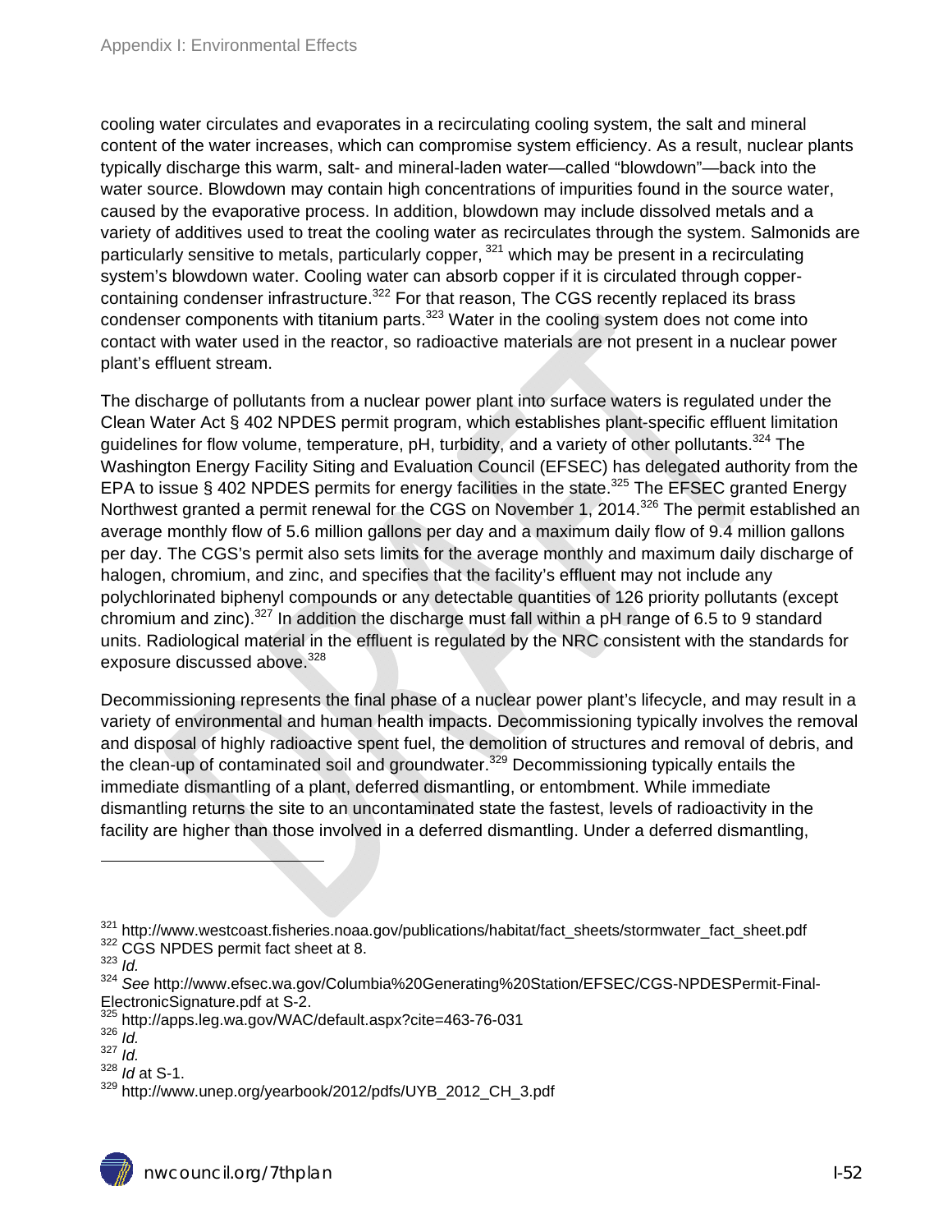cooling water circulates and evaporates in a recirculating cooling system, the salt and mineral content of the water increases, which can compromise system efficiency. As a result, nuclear plants typically discharge this warm, salt- and mineral-laden water—called "blowdown"—back into the water source. Blowdown may contain high concentrations of impurities found in the source water, caused by the evaporative process. In addition, blowdown may include dissolved metals and a variety of additives used to treat the cooling water as recirculates through the system. Salmonids are particularly sensitive to metals, particularly copper, [321] which may be present in a recirculating system's blowdown water. Cooling water can absorb copper if it is circulated through copper-containing condenser infrastructure.[322] For that reason, The CGS recently replaced its brass condenser components with titanium parts.[323] Water in the cooling system does not come into contact with water used in the reactor, so radioactive materials are not present in a nuclear power plant's effluent stream.

The discharge of pollutants from a nuclear power plant into surface waters is regulated under the Clean Water Act § 402 NPDES permit program, which establishes plant-specific effluent limitation guidelines for flow volume, temperature, pH, turbidity, and a variety of other pollutants.[324] The Washington Energy Facility Siting and Evaluation Council (EFSEC) has delegated authority from the EPA to issue § 402 NPDES permits for energy facilities in the state.[325] The EFSEC granted Energy Northwest granted a permit renewal for the CGS on November 1, 2014.[326] The permit established an average monthly flow of 5.6 million gallons per day and a maximum daily flow of 9.4 million gallons per day. The CGS's permit also sets limits for the average monthly and maximum daily discharge of halogen, chromium, and zinc, and specifies that the facility's effluent may not include any polychlorinated biphenyl compounds or any detectable quantities of 126 priority pollutants (except chromium and zinc).[327] In addition the discharge must fall within a pH range of 6.5 to 9 standard units. Radiological material in the effluent is regulated by the NRC consistent with the standards for exposure discussed above.[328]

Decommissioning represents the final phase of a nuclear power plant's lifecycle, and may result in a variety of environmental and human health impacts. Decommissioning typically involves the removal and disposal of highly radioactive spent fuel, the demolition of structures and removal of debris, and the clean-up of contaminated soil and groundwater.[329] Decommissioning typically entails the immediate dismantling of a plant, deferred dismantling, or entombment. While immediate dismantling returns the site to an uncontaminated state the fastest, levels of radioactivity in the facility are higher than those involved in a deferred dismantling. Under a deferred dismantling,

---

[321] http://www.westcoast.fisheries.noaa.gov/publications/habitat/fact_sheets/stormwater_fact_sheet.pdf

[322] CGS NPDES permit fact sheet at 8.

[323] *Id.*

[324] *See* http://www.efsec.wa.gov/Columbia%20Generating%20Station/EFSEC/CGS-NPDESPermit-Final-ElectronicSignature.pdf at S-2.

[325] http://apps.leg.wa.gov/WAC/default.aspx?cite=463-76-031

[326] *Id.*

[327] *Id.*

[328] *Id* at S-1.

[329] http://www.unep.org/yearbook/2012/pdfs/UYB_2012_CH_3.pdf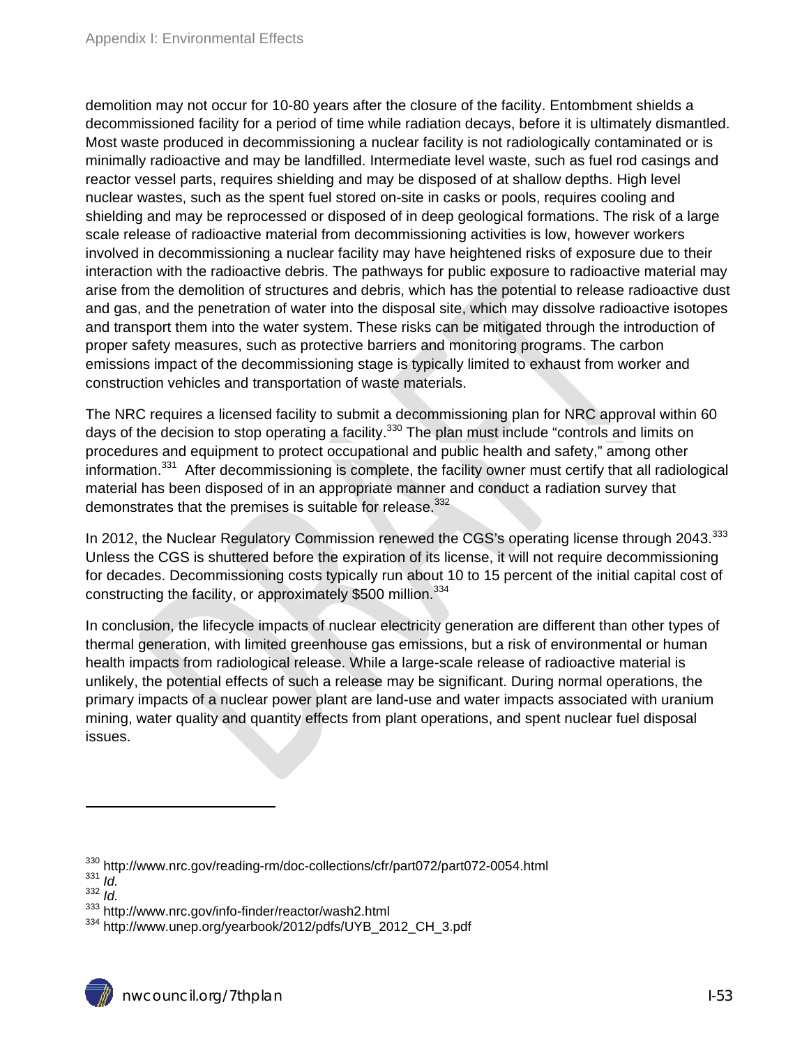demolition may not occur for 10-80 years after the closure of the facility. Entombment shields a decommissioned facility for a period of time while radiation decays, before it is ultimately dismantled. Most waste produced in decommissioning a nuclear facility is not radiologically contaminated or is minimally radioactive and may be landfilled. Intermediate level waste, such as fuel rod casings and reactor vessel parts, requires shielding and may be disposed of at shallow depths. High level nuclear wastes, such as the spent fuel stored on-site in casks or pools, requires cooling and shielding and may be reprocessed or disposed of in deep geological formations. The risk of a large scale release of radioactive material from decommissioning activities is low, however workers involved in decommissioning a nuclear facility may have heightened risks of exposure due to their interaction with the radioactive debris. The pathways for public exposure to radioactive material may arise from the demolition of structures and debris, which has the potential to release radioactive dust and gas, and the penetration of water into the disposal site, which may dissolve radioactive isotopes and transport them into the water system. These risks can be mitigated through the introduction of proper safety measures, such as protective barriers and monitoring programs. The carbon emissions impact of the decommissioning stage is typically limited to exhaust from worker and construction vehicles and transportation of waste materials.

The NRC requires a licensed facility to submit a decommissioning plan for NRC approval within 60 days of the decision to stop operating a facility.[330] The plan must include "controls and limits on procedures and equipment to protect occupational and public health and safety," among other information.[331] After decommissioning is complete, the facility owner must certify that all radiological material has been disposed of in an appropriate manner and conduct a radiation survey that demonstrates that the premises is suitable for release.[332]

In 2012, the Nuclear Regulatory Commission renewed the CGS's operating license through 2043.[333] Unless the CGS is shuttered before the expiration of its license, it will not require decommissioning for decades. Decommissioning costs typically run about 10 to 15 percent of the initial capital cost of constructing the facility, or approximately $500 million.[334]

In conclusion, the lifecycle impacts of nuclear electricity generation are different than other types of thermal generation, with limited greenhouse gas emissions, but a risk of environmental or human health impacts from radiological release. While a large-scale release of radioactive material is unlikely, the potential effects of such a release may be significant. During normal operations, the primary impacts of a nuclear power plant are land-use and water impacts associated with uranium mining, water quality and quantity effects from plant operations, and spent nuclear fuel disposal issues.

---

[330] http://www.nrc.gov/reading-rm/doc-collections/cfr/part072/part072-0054.html
[331] *Id.*
[332] *Id.*
[333] http://www.nrc.gov/info-finder/reactor/wash2.html
[334] http://www.unep.org/yearbook/2012/pdfs/UYB_2012_CH_3.pdf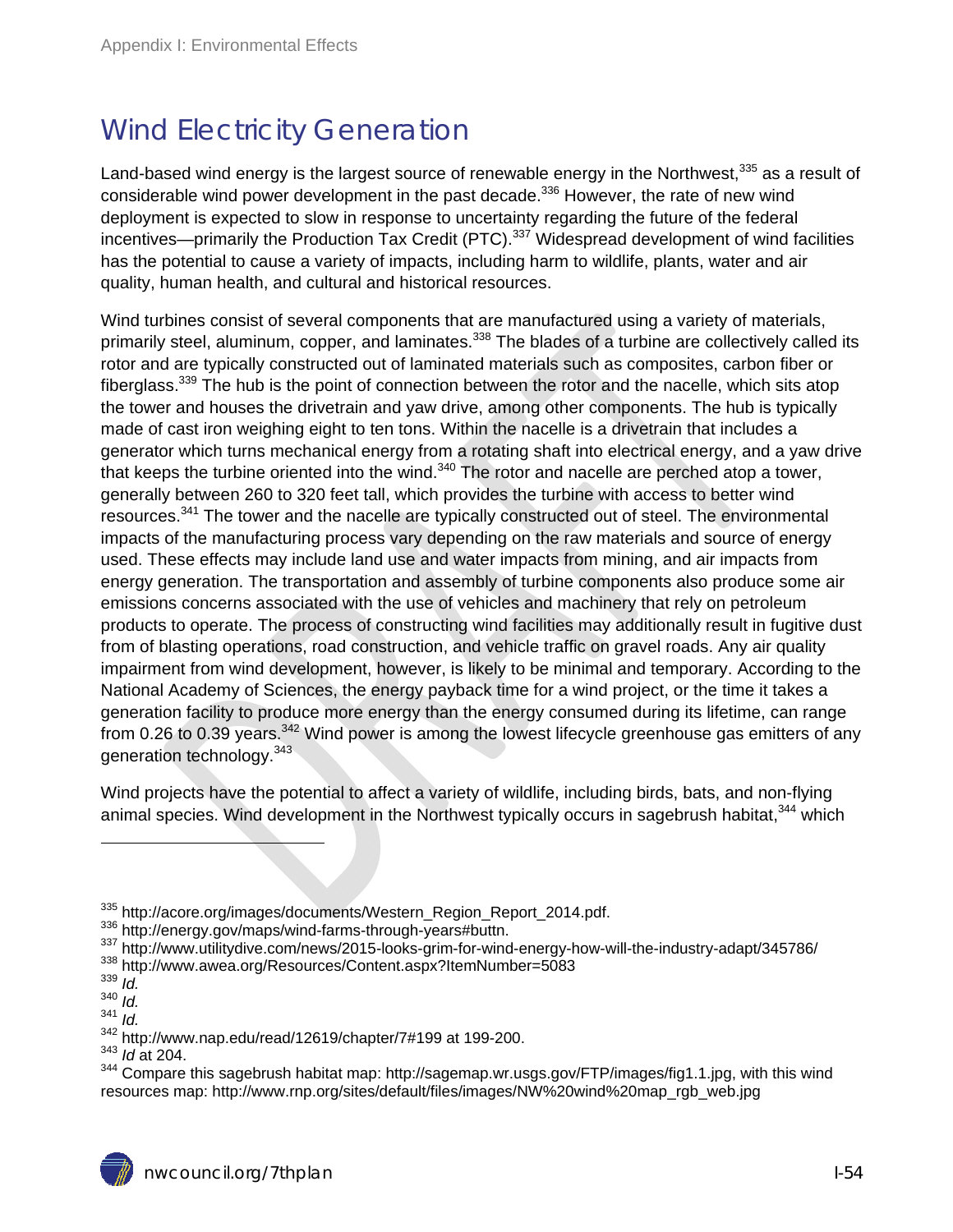# Wind Electricity Generation

Land-based wind energy is the largest source of renewable energy in the Northwest,[335] as a result of considerable wind power development in the past decade.[336] However, the rate of new wind deployment is expected to slow in response to uncertainty regarding the future of the federal incentives—primarily the Production Tax Credit (PTC).[337] Widespread development of wind facilities has the potential to cause a variety of impacts, including harm to wildlife, plants, water and air quality, human health, and cultural and historical resources.

Wind turbines consist of several components that are manufactured using a variety of materials, primarily steel, aluminum, copper, and laminates.[338] The blades of a turbine are collectively called its rotor and are typically constructed out of laminated materials such as composites, carbon fiber or fiberglass.[339] The hub is the point of connection between the rotor and the nacelle, which sits atop the tower and houses the drivetrain and yaw drive, among other components. The hub is typically made of cast iron weighing eight to ten tons. Within the nacelle is a drivetrain that includes a generator which turns mechanical energy from a rotating shaft into electrical energy, and a yaw drive that keeps the turbine oriented into the wind.[340] The rotor and nacelle are perched atop a tower, generally between 260 to 320 feet tall, which provides the turbine with access to better wind resources.[341] The tower and the nacelle are typically constructed out of steel. The environmental impacts of the manufacturing process vary depending on the raw materials and source of energy used. These effects may include land use and water impacts from mining, and air impacts from energy generation. The transportation and assembly of turbine components also produce some air emissions concerns associated with the use of vehicles and machinery that rely on petroleum products to operate. The process of constructing wind facilities may additionally result in fugitive dust from of blasting operations, road construction, and vehicle traffic on gravel roads. Any air quality impairment from wind development, however, is likely to be minimal and temporary. According to the National Academy of Sciences, the energy payback time for a wind project, or the time it takes a generation facility to produce more energy than the energy consumed during its lifetime, can range from 0.26 to 0.39 years.[342] Wind power is among the lowest lifecycle greenhouse gas emitters of any generation technology.[343]

Wind projects have the potential to affect a variety of wildlife, including birds, bats, and non-flying animal species. Wind development in the Northwest typically occurs in sagebrush habitat,[344] which

---

[335] http://acore.org/images/documents/Western_Region_Report_2014.pdf.

[336] http://energy.gov/maps/wind-farms-through-years#buttn.

[337] http://www.utilitydive.com/news/2015-looks-grim-for-wind-energy-how-will-the-industry-adapt/345786/

[338] http://www.awea.org/Resources/Content.aspx?ItemNumber=5083

[339] *Id.*

[340] *Id.*

[341] *Id.*

[342] http://www.nap.edu/read/12619/chapter/7#199 at 199-200.

[343] *Id* at 204.

[344] Compare this sagebrush habitat map: http://sagemap.wr.usgs.gov/FTP/images/fig1.1.jpg, with this wind resources map: http://www.rnp.org/sites/default/files/images/NW%20wind%20map_rgb_web.jpg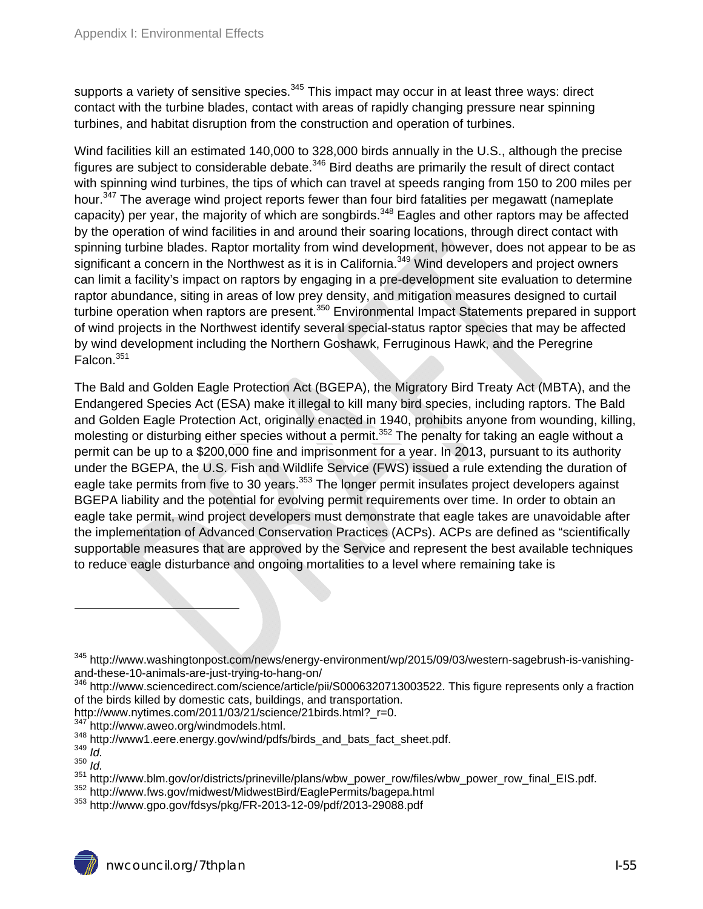supports a variety of sensitive species.[345] This impact may occur in at least three ways: direct contact with the turbine blades, contact with areas of rapidly changing pressure near spinning turbines, and habitat disruption from the construction and operation of turbines.

Wind facilities kill an estimated 140,000 to 328,000 birds annually in the U.S., although the precise figures are subject to considerable debate.[346] Bird deaths are primarily the result of direct contact with spinning wind turbines, the tips of which can travel at speeds ranging from 150 to 200 miles per hour.[347] The average wind project reports fewer than four bird fatalities per megawatt (nameplate capacity) per year, the majority of which are songbirds.[348] Eagles and other raptors may be affected by the operation of wind facilities in and around their soaring locations, through direct contact with spinning turbine blades. Raptor mortality from wind development, however, does not appear to be as significant a concern in the Northwest as it is in California.[349] Wind developers and project owners can limit a facility's impact on raptors by engaging in a pre-development site evaluation to determine raptor abundance, siting in areas of low prey density, and mitigation measures designed to curtail turbine operation when raptors are present.[350] Environmental Impact Statements prepared in support of wind projects in the Northwest identify several special-status raptor species that may be affected by wind development including the Northern Goshawk, Ferruginous Hawk, and the Peregrine Falcon.[351]

The Bald and Golden Eagle Protection Act (BGEPA), the Migratory Bird Treaty Act (MBTA), and the Endangered Species Act (ESA) make it illegal to kill many bird species, including raptors. The Bald and Golden Eagle Protection Act, originally enacted in 1940, prohibits anyone from wounding, killing, molesting or disturbing either species without a permit.[352] The penalty for taking an eagle without a permit can be up to a $200,000 fine and imprisonment for a year. In 2013, pursuant to its authority under the BGEPA, the U.S. Fish and Wildlife Service (FWS) issued a rule extending the duration of eagle take permits from five to 30 years.[353] The longer permit insulates project developers against BGEPA liability and the potential for evolving permit requirements over time. In order to obtain an eagle take permit, wind project developers must demonstrate that eagle takes are unavoidable after the implementation of Advanced Conservation Practices (ACPs). ACPs are defined as "scientifically supportable measures that are approved by the Service and represent the best available techniques to reduce eagle disturbance and ongoing mortalities to a level where remaining take is

---

[345] http://www.washingtonpost.com/news/energy-environment/wp/2015/09/03/western-sagebrush-is-vanishing-and-these-10-animals-are-just-trying-to-hang-on/

[346] http://www.sciencedirect.com/science/article/pii/S0006320713003522. This figure represents only a fraction of the birds killed by domestic cats, buildings, and transportation. http://www.nytimes.com/2011/03/21/science/21birds.html?_r=0.

[347] http://www.aweo.org/windmodels.html.

[348] http://www1.eere.energy.gov/wind/pdfs/birds_and_bats_fact_sheet.pdf.

[349] *Id.*

[350] *Id.*

[351] http://www.blm.gov/or/districts/prineville/plans/wbw_power_row/files/wbw_power_row_final_EIS.pdf.

[352] http://www.fws.gov/midwest/MidwestBird/EaglePermits/bagepa.html

[353] http://www.gpo.gov/fdsys/pkg/FR-2013-12-09/pdf/2013-29088.pdf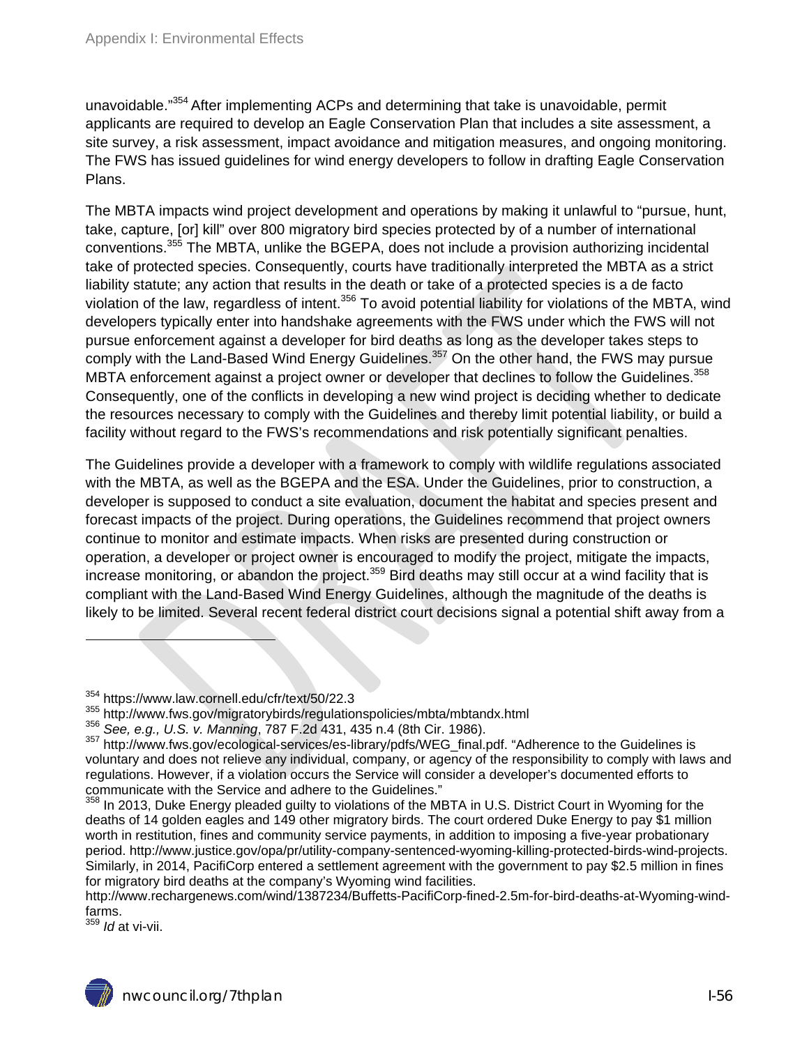unavoidable."[354] After implementing ACPs and determining that take is unavoidable, permit applicants are required to develop an Eagle Conservation Plan that includes a site assessment, a site survey, a risk assessment, impact avoidance and mitigation measures, and ongoing monitoring. The FWS has issued guidelines for wind energy developers to follow in drafting Eagle Conservation Plans.

The MBTA impacts wind project development and operations by making it unlawful to "pursue, hunt, take, capture, [or] kill" over 800 migratory bird species protected by of a number of international conventions.[355] The MBTA, unlike the BGEPA, does not include a provision authorizing incidental take of protected species. Consequently, courts have traditionally interpreted the MBTA as a strict liability statute; any action that results in the death or take of a protected species is a de facto violation of the law, regardless of intent.[356] To avoid potential liability for violations of the MBTA, wind developers typically enter into handshake agreements with the FWS under which the FWS will not pursue enforcement against a developer for bird deaths as long as the developer takes steps to comply with the Land-Based Wind Energy Guidelines.[357] On the other hand, the FWS may pursue MBTA enforcement against a project owner or developer that declines to follow the Guidelines.[358] Consequently, one of the conflicts in developing a new wind project is deciding whether to dedicate the resources necessary to comply with the Guidelines and thereby limit potential liability, or build a facility without regard to the FWS's recommendations and risk potentially significant penalties.

The Guidelines provide a developer with a framework to comply with wildlife regulations associated with the MBTA, as well as the BGEPA and the ESA. Under the Guidelines, prior to construction, a developer is supposed to conduct a site evaluation, document the habitat and species present and forecast impacts of the project. During operations, the Guidelines recommend that project owners continue to monitor and estimate impacts. When risks are presented during construction or operation, a developer or project owner is encouraged to modify the project, mitigate the impacts, increase monitoring, or abandon the project.[359] Bird deaths may still occur at a wind facility that is compliant with the Land-Based Wind Energy Guidelines, although the magnitude of the deaths is likely to be limited. Several recent federal district court decisions signal a potential shift away from a

---

[354] https://www.law.cornell.edu/cfr/text/50/22.3

[355] http://www.fws.gov/migratorybirds/regulationspolicies/mbta/mbtandx.html

[356] *See, e.g., U.S. v. Manning*, 787 F.2d 431, 435 n.4 (8th Cir. 1986).

[357] http://www.fws.gov/ecological-services/es-library/pdfs/WEG_final.pdf. "Adherence to the Guidelines is voluntary and does not relieve any individual, company, or agency of the responsibility to comply with laws and regulations. However, if a violation occurs the Service will consider a developer's documented efforts to communicate with the Service and adhere to the Guidelines."

[358] In 2013, Duke Energy pleaded guilty to violations of the MBTA in U.S. District Court in Wyoming for the deaths of 14 golden eagles and 149 other migratory birds. The court ordered Duke Energy to pay $1 million worth in restitution, fines and community service payments, in addition to imposing a five-year probationary period. http://www.justice.gov/opa/pr/utility-company-sentenced-wyoming-killing-protected-birds-wind-projects. Similarly, in 2014, PacifiCorp entered a settlement agreement with the government to pay $2.5 million in fines for migratory bird deaths at the company's Wyoming wind facilities. http://www.rechargenews.com/wind/1387234/Buffetts-PacifiCorp-fined-2.5m-for-bird-deaths-at-Wyoming-wind-farms.

[359] *Id* at vi-vii.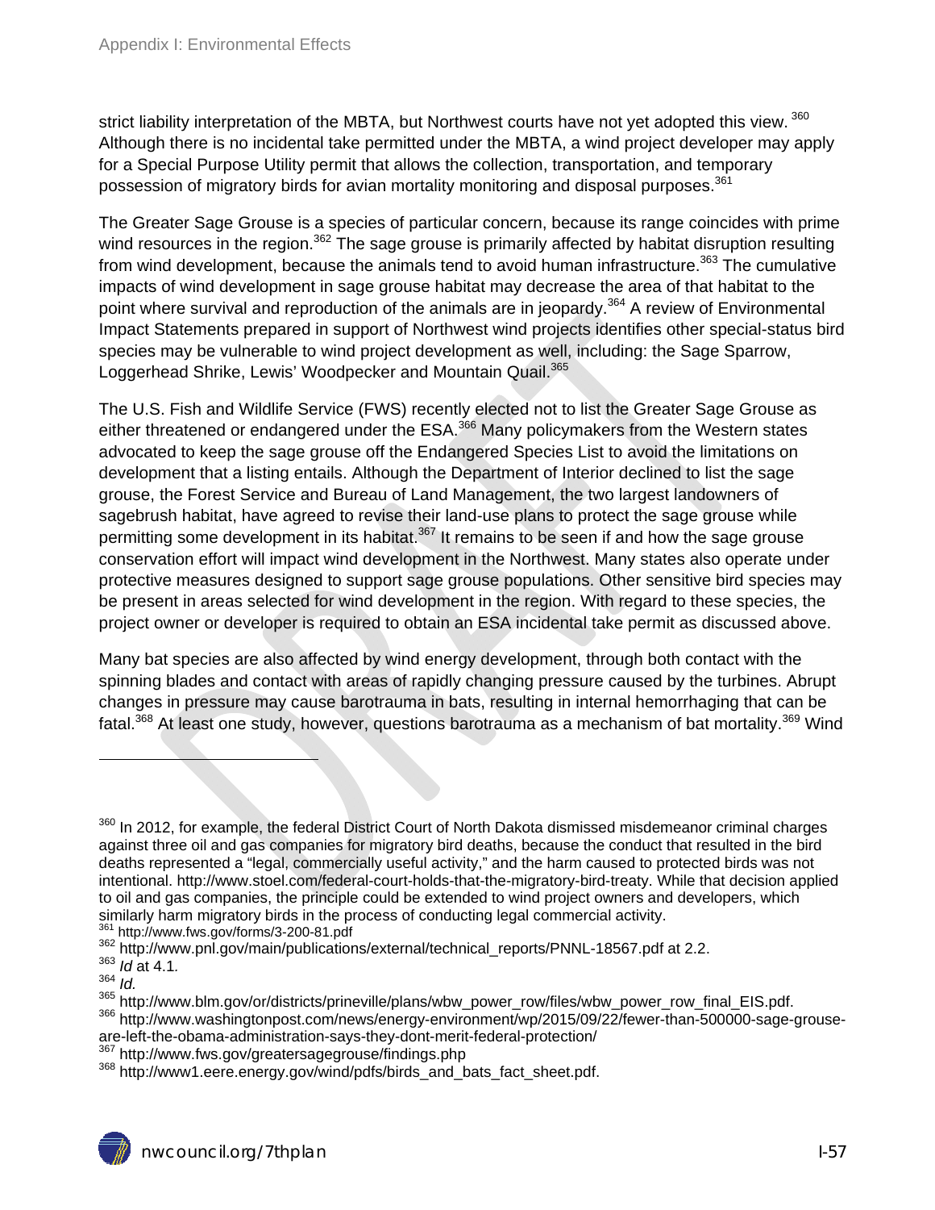strict liability interpretation of the MBTA, but Northwest courts have not yet adopted this view.[360] Although there is no incidental take permitted under the MBTA, a wind project developer may apply for a Special Purpose Utility permit that allows the collection, transportation, and temporary possession of migratory birds for avian mortality monitoring and disposal purposes.[361]

The Greater Sage Grouse is a species of particular concern, because its range coincides with prime wind resources in the region.[362] The sage grouse is primarily affected by habitat disruption resulting from wind development, because the animals tend to avoid human infrastructure.[363] The cumulative impacts of wind development in sage grouse habitat may decrease the area of that habitat to the point where survival and reproduction of the animals are in jeopardy.[364] A review of Environmental Impact Statements prepared in support of Northwest wind projects identifies other special-status bird species may be vulnerable to wind project development as well, including: the Sage Sparrow, Loggerhead Shrike, Lewis' Woodpecker and Mountain Quail.[365]

The U.S. Fish and Wildlife Service (FWS) recently elected not to list the Greater Sage Grouse as either threatened or endangered under the ESA.[366] Many policymakers from the Western states advocated to keep the sage grouse off the Endangered Species List to avoid the limitations on development that a listing entails. Although the Department of Interior declined to list the sage grouse, the Forest Service and Bureau of Land Management, the two largest landowners of sagebrush habitat, have agreed to revise their land-use plans to protect the sage grouse while permitting some development in its habitat.[367] It remains to be seen if and how the sage grouse conservation effort will impact wind development in the Northwest. Many states also operate under protective measures designed to support sage grouse populations. Other sensitive bird species may be present in areas selected for wind development in the region. With regard to these species, the project owner or developer is required to obtain an ESA incidental take permit as discussed above.

Many bat species are also affected by wind energy development, through both contact with the spinning blades and contact with areas of rapidly changing pressure caused by the turbines. Abrupt changes in pressure may cause barotrauma in bats, resulting in internal hemorrhaging that can be fatal.[368] At least one study, however, questions barotrauma as a mechanism of bat mortality.[369] Wind

---

[360] In 2012, for example, the federal District Court of North Dakota dismissed misdemeanor criminal charges against three oil and gas companies for migratory bird deaths, because the conduct that resulted in the bird deaths represented a "legal, commercially useful activity," and the harm caused to protected birds was not intentional. http://www.stoel.com/federal-court-holds-that-the-migratory-bird-treaty. While that decision applied to oil and gas companies, the principle could be extended to wind project owners and developers, which similarly harm migratory birds in the process of conducting legal commercial activity.

[361] http://www.fws.gov/forms/3-200-81.pdf

[362] http://www.pnl.gov/main/publications/external/technical_reports/PNNL-18567.pdf at 2.2.

[363] *Id* at 4.1.

[364] *Id.*

[365] http://www.blm.gov/or/districts/prineville/plans/wbw_power_row/files/wbw_power_row_final_EIS.pdf.

[366] http://www.washingtonpost.com/news/energy-environment/wp/2015/09/22/fewer-than-500000-sage-grouse-are-left-the-obama-administration-says-they-dont-merit-federal-protection/

[367] http://www.fws.gov/greatersagegrouse/findings.php

[368] http://www1.eere.energy.gov/wind/pdfs/birds_and_bats_fact_sheet.pdf.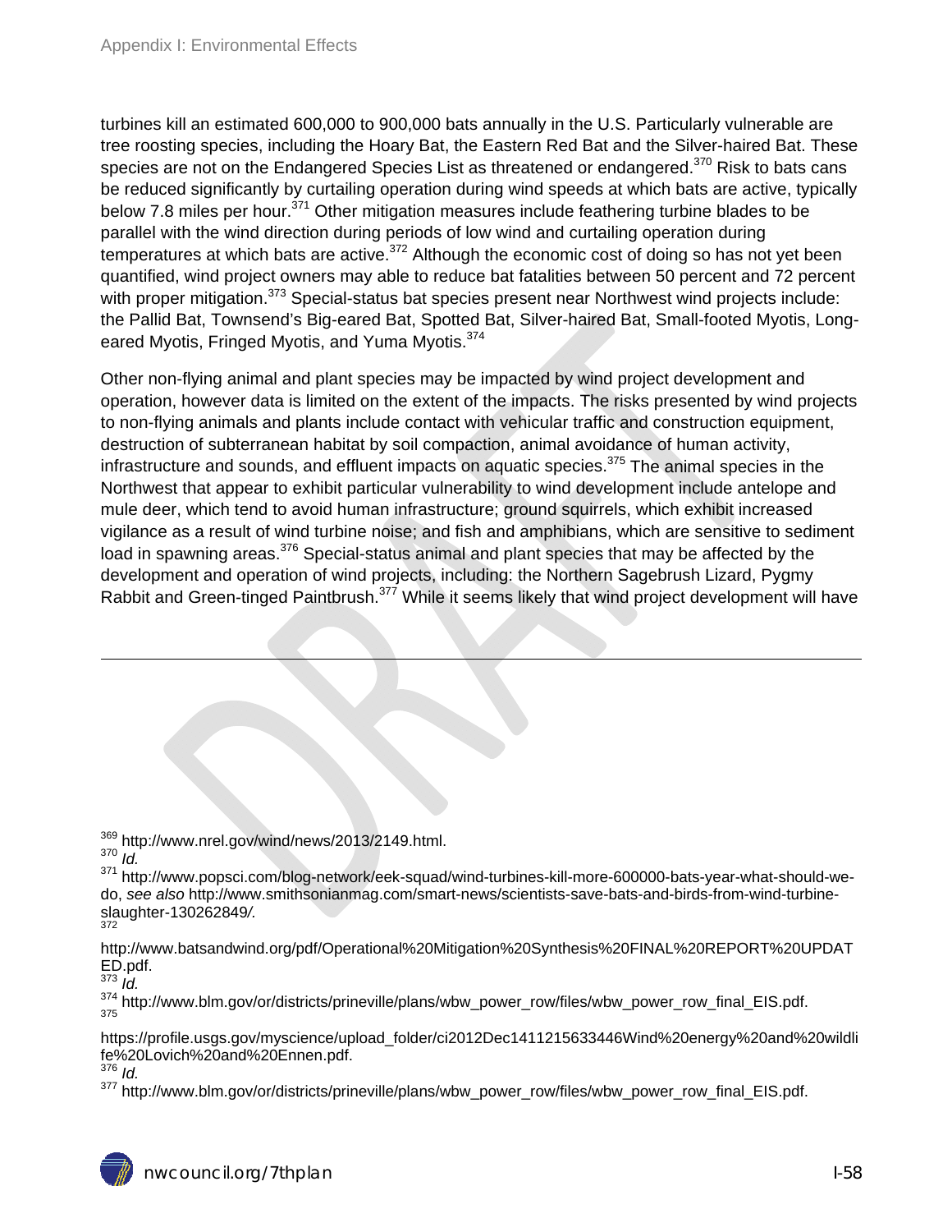turbines kill an estimated 600,000 to 900,000 bats annually in the U.S. Particularly vulnerable are tree roosting species, including the Hoary Bat, the Eastern Red Bat and the Silver-haired Bat. These species are not on the Endangered Species List as threatened or endangered.[370] Risk to bats cans be reduced significantly by curtailing operation during wind speeds at which bats are active, typically below 7.8 miles per hour.[371] Other mitigation measures include feathering turbine blades to be parallel with the wind direction during periods of low wind and curtailing operation during temperatures at which bats are active.[372] Although the economic cost of doing so has not yet been quantified, wind project owners may able to reduce bat fatalities between 50 percent and 72 percent with proper mitigation.[373] Special-status bat species present near Northwest wind projects include: the Pallid Bat, Townsend's Big-eared Bat, Spotted Bat, Silver-haired Bat, Small-footed Myotis, Long-eared Myotis, Fringed Myotis, and Yuma Myotis.[374]

Other non-flying animal and plant species may be impacted by wind project development and operation, however data is limited on the extent of the impacts. The risks presented by wind projects to non-flying animals and plants include contact with vehicular traffic and construction equipment, destruction of subterranean habitat by soil compaction, animal avoidance of human activity, infrastructure and sounds, and effluent impacts on aquatic species.[375] The animal species in the Northwest that appear to exhibit particular vulnerability to wind development include antelope and mule deer, which tend to avoid human infrastructure; ground squirrels, which exhibit increased vigilance as a result of wind turbine noise; and fish and amphibians, which are sensitive to sediment load in spawning areas.[376] Special-status animal and plant species that may be affected by the development and operation of wind projects, including: the Northern Sagebrush Lizard, Pygmy Rabbit and Green-tinged Paintbrush.[377] While it seems likely that wind project development will have

---

[369] http://www.nrel.gov/wind/news/2013/2149.html.

[370] *Id.*

[371] http://www.popsci.com/blog-network/eek-squad/wind-turbines-kill-more-600000-bats-year-what-should-we-do, *see also* http://www.smithsonianmag.com/smart-news/scientists-save-bats-and-birds-from-wind-turbine-slaughter-130262849/.

[372] http://www.batsandwind.org/pdf/Operational%20Mitigation%20Synthesis%20FINAL%20REPORT%20UPDATED.pdf.

[373] *Id.*

[374] http://www.blm.gov/or/districts/prineville/plans/wbw_power_row/files/wbw_power_row_final_EIS.pdf.

[375] https://profile.usgs.gov/myscience/upload_folder/ci2012Dec1411215633446Wind%20energy%20and%20wildlife%20Lovich%20and%20Ennen.pdf.

[376] *Id.*

[377] http://www.blm.gov/or/districts/prineville/plans/wbw_power_row/files/wbw_power_row_final_EIS.pdf.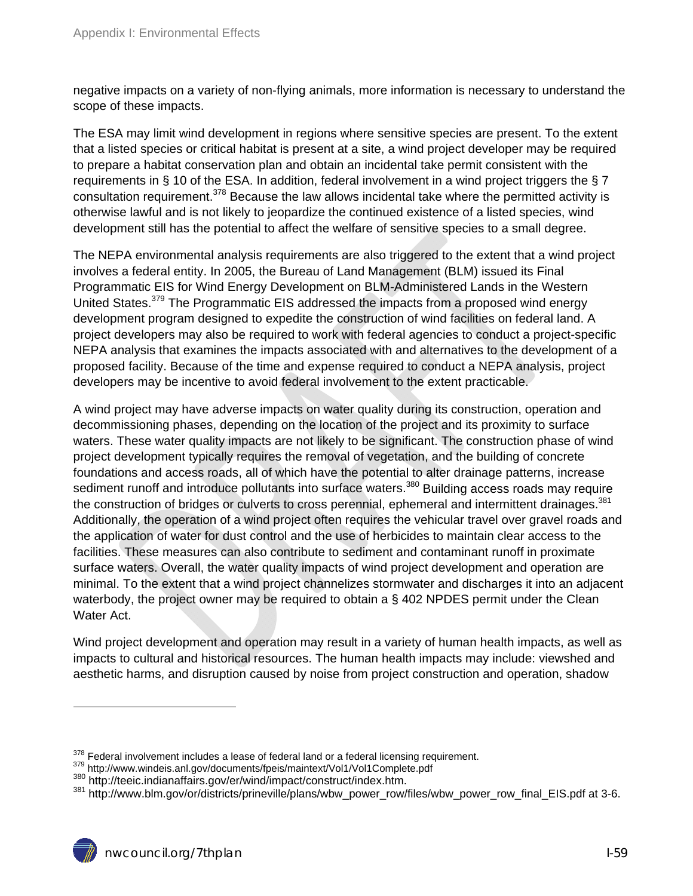negative impacts on a variety of non-flying animals, more information is necessary to understand the scope of these impacts.

The ESA may limit wind development in regions where sensitive species are present. To the extent that a listed species or critical habitat is present at a site, a wind project developer may be required to prepare a habitat conservation plan and obtain an incidental take permit consistent with the requirements in § 10 of the ESA. In addition, federal involvement in a wind project triggers the § 7 consultation requirement.[378] Because the law allows incidental take where the permitted activity is otherwise lawful and is not likely to jeopardize the continued existence of a listed species, wind development still has the potential to affect the welfare of sensitive species to a small degree.

The NEPA environmental analysis requirements are also triggered to the extent that a wind project involves a federal entity. In 2005, the Bureau of Land Management (BLM) issued its Final Programmatic EIS for Wind Energy Development on BLM-Administered Lands in the Western United States.[379] The Programmatic EIS addressed the impacts from a proposed wind energy development program designed to expedite the construction of wind facilities on federal land. A project developers may also be required to work with federal agencies to conduct a project-specific NEPA analysis that examines the impacts associated with and alternatives to the development of a proposed facility. Because of the time and expense required to conduct a NEPA analysis, project developers may be incentive to avoid federal involvement to the extent practicable.

A wind project may have adverse impacts on water quality during its construction, operation and decommissioning phases, depending on the location of the project and its proximity to surface waters. These water quality impacts are not likely to be significant. The construction phase of wind project development typically requires the removal of vegetation, and the building of concrete foundations and access roads, all of which have the potential to alter drainage patterns, increase sediment runoff and introduce pollutants into surface waters.[380] Building access roads may require the construction of bridges or culverts to cross perennial, ephemeral and intermittent drainages.[381] Additionally, the operation of a wind project often requires the vehicular travel over gravel roads and the application of water for dust control and the use of herbicides to maintain clear access to the facilities. These measures can also contribute to sediment and contaminant runoff in proximate surface waters. Overall, the water quality impacts of wind project development and operation are minimal. To the extent that a wind project channelizes stormwater and discharges it into an adjacent waterbody, the project owner may be required to obtain a § 402 NPDES permit under the Clean Water Act.

Wind project development and operation may result in a variety of human health impacts, as well as impacts to cultural and historical resources. The human health impacts may include: viewshed and aesthetic harms, and disruption caused by noise from project construction and operation, shadow

---

[378] Federal involvement includes a lease of federal land or a federal licensing requirement.

[379] http://www.windeis.anl.gov/documents/fpeis/maintext/Vol1/Vol1Complete.pdf

[380] http://teeic.indianaffairs.gov/er/wind/impact/construct/index.htm.

[381] http://www.blm.gov/or/districts/prineville/plans/wbw_power_row/files/wbw_power_row_final_EIS.pdf at 3-6.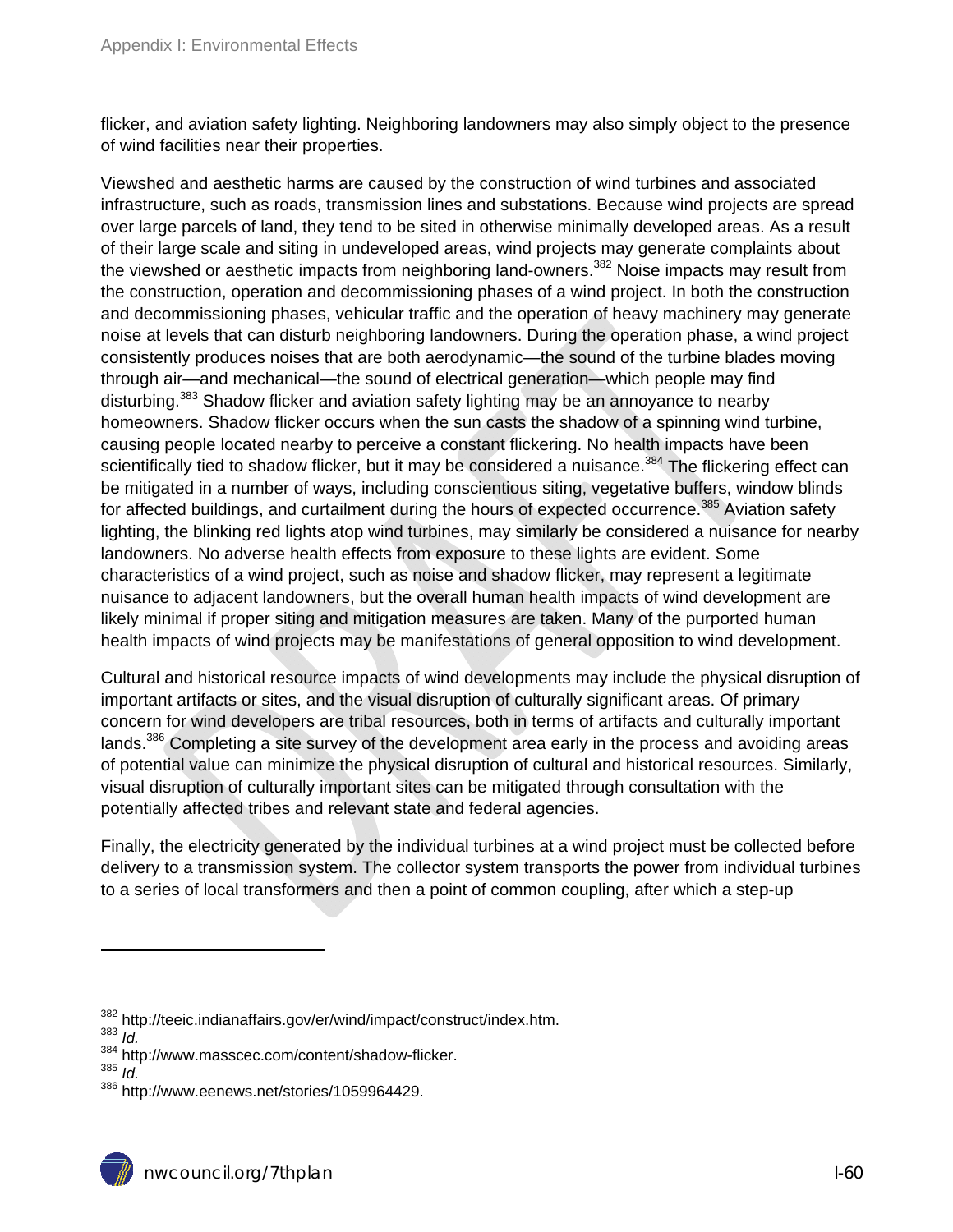flicker, and aviation safety lighting. Neighboring landowners may also simply object to the presence of wind facilities near their properties.

Viewshed and aesthetic harms are caused by the construction of wind turbines and associated infrastructure, such as roads, transmission lines and substations. Because wind projects are spread over large parcels of land, they tend to be sited in otherwise minimally developed areas. As a result of their large scale and siting in undeveloped areas, wind projects may generate complaints about the viewshed or aesthetic impacts from neighboring land-owners.[382] Noise impacts may result from the construction, operation and decommissioning phases of a wind project. In both the construction and decommissioning phases, vehicular traffic and the operation of heavy machinery may generate noise at levels that can disturb neighboring landowners. During the operation phase, a wind project consistently produces noises that are both aerodynamic—the sound of the turbine blades moving through air—and mechanical—the sound of electrical generation—which people may find disturbing.[383] Shadow flicker and aviation safety lighting may be an annoyance to nearby homeowners. Shadow flicker occurs when the sun casts the shadow of a spinning wind turbine, causing people located nearby to perceive a constant flickering. No health impacts have been scientifically tied to shadow flicker, but it may be considered a nuisance.[384] The flickering effect can be mitigated in a number of ways, including conscientious siting, vegetative buffers, window blinds for affected buildings, and curtailment during the hours of expected occurrence.[385] Aviation safety lighting, the blinking red lights atop wind turbines, may similarly be considered a nuisance for nearby landowners. No adverse health effects from exposure to these lights are evident. Some characteristics of a wind project, such as noise and shadow flicker, may represent a legitimate nuisance to adjacent landowners, but the overall human health impacts of wind development are likely minimal if proper siting and mitigation measures are taken. Many of the purported human health impacts of wind projects may be manifestations of general opposition to wind development.

Cultural and historical resource impacts of wind developments may include the physical disruption of important artifacts or sites, and the visual disruption of culturally significant areas. Of primary concern for wind developers are tribal resources, both in terms of artifacts and culturally important lands.[386] Completing a site survey of the development area early in the process and avoiding areas of potential value can minimize the physical disruption of cultural and historical resources. Similarly, visual disruption of culturally important sites can be mitigated through consultation with the potentially affected tribes and relevant state and federal agencies.

Finally, the electricity generated by the individual turbines at a wind project must be collected before delivery to a transmission system. The collector system transports the power from individual turbines to a series of local transformers and then a point of common coupling, after which a step-up

---

[382] http://teeic.indianaffairs.gov/er/wind/impact/construct/index.htm.
[383] *Id.*
[384] http://www.masscec.com/content/shadow-flicker.
[385] *Id.*
[386] http://www.eenews.net/stories/1059964429.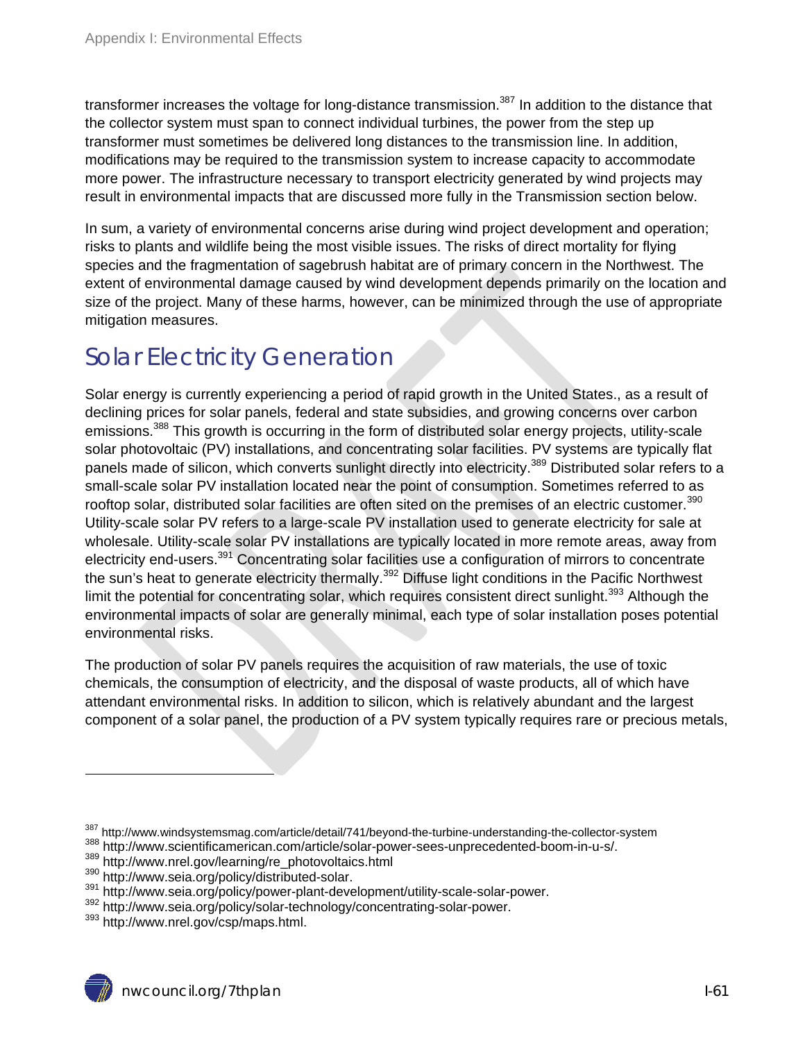transformer increases the voltage for long-distance transmission.[387] In addition to the distance that the collector system must span to connect individual turbines, the power from the step up transformer must sometimes be delivered long distances to the transmission line. In addition, modifications may be required to the transmission system to increase capacity to accommodate more power. The infrastructure necessary to transport electricity generated by wind projects may result in environmental impacts that are discussed more fully in the Transmission section below.

In sum, a variety of environmental concerns arise during wind project development and operation; risks to plants and wildlife being the most visible issues. The risks of direct mortality for flying species and the fragmentation of sagebrush habitat are of primary concern in the Northwest. The extent of environmental damage caused by wind development depends primarily on the location and size of the project. Many of these harms, however, can be minimized through the use of appropriate mitigation measures.

# Solar Electricity Generation

Solar energy is currently experiencing a period of rapid growth in the United States., as a result of declining prices for solar panels, federal and state subsidies, and growing concerns over carbon emissions.[388] This growth is occurring in the form of distributed solar energy projects, utility-scale solar photovoltaic (PV) installations, and concentrating solar facilities. PV systems are typically flat panels made of silicon, which converts sunlight directly into electricity.[389] Distributed solar refers to a small-scale solar PV installation located near the point of consumption. Sometimes referred to as rooftop solar, distributed solar facilities are often sited on the premises of an electric customer.[390] Utility-scale solar PV refers to a large-scale PV installation used to generate electricity for sale at wholesale. Utility-scale solar PV installations are typically located in more remote areas, away from electricity end-users.[391] Concentrating solar facilities use a configuration of mirrors to concentrate the sun's heat to generate electricity thermally.[392] Diffuse light conditions in the Pacific Northwest limit the potential for concentrating solar, which requires consistent direct sunlight.[393] Although the environmental impacts of solar are generally minimal, each type of solar installation poses potential environmental risks.

The production of solar PV panels requires the acquisition of raw materials, the use of toxic chemicals, the consumption of electricity, and the disposal of waste products, all of which have attendant environmental risks. In addition to silicon, which is relatively abundant and the largest component of a solar panel, the production of a PV system typically requires rare or precious metals,

---

[387] http://www.windsystemsmag.com/article/detail/741/beyond-the-turbine-understanding-the-collector-system

[388] http://www.scientificamerican.com/article/solar-power-sees-unprecedented-boom-in-u-s/.

[389] http://www.nrel.gov/learning/re_photovoltaics.html

[390] http://www.seia.org/policy/distributed-solar.

[391] http://www.seia.org/policy/power-plant-development/utility-scale-solar-power.

[392] http://www.seia.org/policy/solar-technology/concentrating-solar-power.

[393] http://www.nrel.gov/csp/maps.html.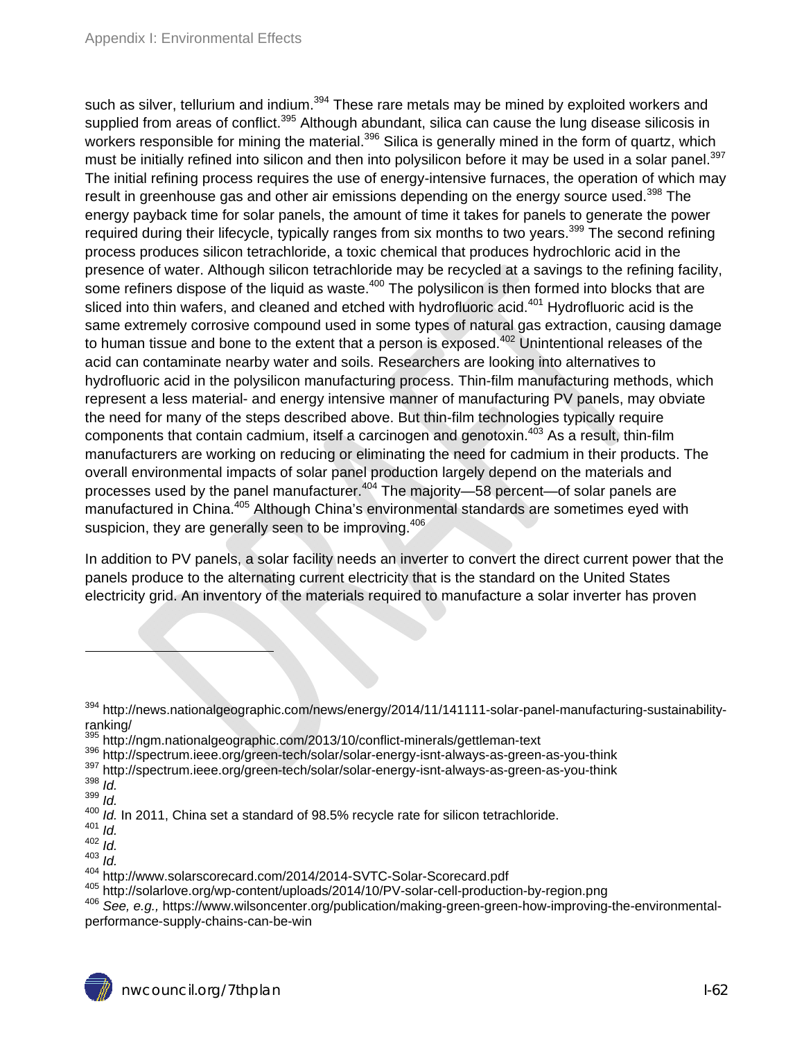such as silver, tellurium and indium.[394] These rare metals may be mined by exploited workers and supplied from areas of conflict.[395] Although abundant, silica can cause the lung disease silicosis in workers responsible for mining the material.[396] Silica is generally mined in the form of quartz, which must be initially refined into silicon and then into polysilicon before it may be used in a solar panel.[397] The initial refining process requires the use of energy-intensive furnaces, the operation of which may result in greenhouse gas and other air emissions depending on the energy source used.[398] The energy payback time for solar panels, the amount of time it takes for panels to generate the power required during their lifecycle, typically ranges from six months to two years.[399] The second refining process produces silicon tetrachloride, a toxic chemical that produces hydrochloric acid in the presence of water. Although silicon tetrachloride may be recycled at a savings to the refining facility, some refiners dispose of the liquid as waste.[400] The polysilicon is then formed into blocks that are sliced into thin wafers, and cleaned and etched with hydrofluoric acid.[401] Hydrofluoric acid is the same extremely corrosive compound used in some types of natural gas extraction, causing damage to human tissue and bone to the extent that a person is exposed.[402] Unintentional releases of the acid can contaminate nearby water and soils. Researchers are looking into alternatives to hydrofluoric acid in the polysilicon manufacturing process. Thin-film manufacturing methods, which represent a less material- and energy intensive manner of manufacturing PV panels, may obviate the need for many of the steps described above. But thin-film technologies typically require components that contain cadmium, itself a carcinogen and genotoxin.[403] As a result, thin-film manufacturers are working on reducing or eliminating the need for cadmium in their products. The overall environmental impacts of solar panel production largely depend on the materials and processes used by the panel manufacturer.[404] The majority—58 percent—of solar panels are manufactured in China.[405] Although China's environmental standards are sometimes eyed with suspicion, they are generally seen to be improving.[406]

In addition to PV panels, a solar facility needs an inverter to convert the direct current power that the panels produce to the alternating current electricity that is the standard on the United States electricity grid. An inventory of the materials required to manufacture a solar inverter has proven

---

[394] http://news.nationalgeographic.com/news/energy/2014/11/141111-solar-panel-manufacturing-sustainability-ranking/

[395] http://ngm.nationalgeographic.com/2013/10/conflict-minerals/gettleman-text

[396] http://spectrum.ieee.org/green-tech/solar/solar-energy-isnt-always-as-green-as-you-think

[397] http://spectrum.ieee.org/green-tech/solar/solar-energy-isnt-always-as-green-as-you-think

[398] *Id.*

[399] *Id.*

[400] *Id.* In 2011, China set a standard of 98.5% recycle rate for silicon tetrachloride.

[401] *Id.*

[402] *Id.*

[403] *Id.*

[404] http://www.solarscorecard.com/2014/2014-SVTC-Solar-Scorecard.pdf

[405] http://solarlove.org/wp-content/uploads/2014/10/PV-solar-cell-production-by-region.png

[406] *See, e.g.,* https://www.wilsoncenter.org/publication/making-green-green-how-improving-the-environmental-performance-supply-chains-can-be-win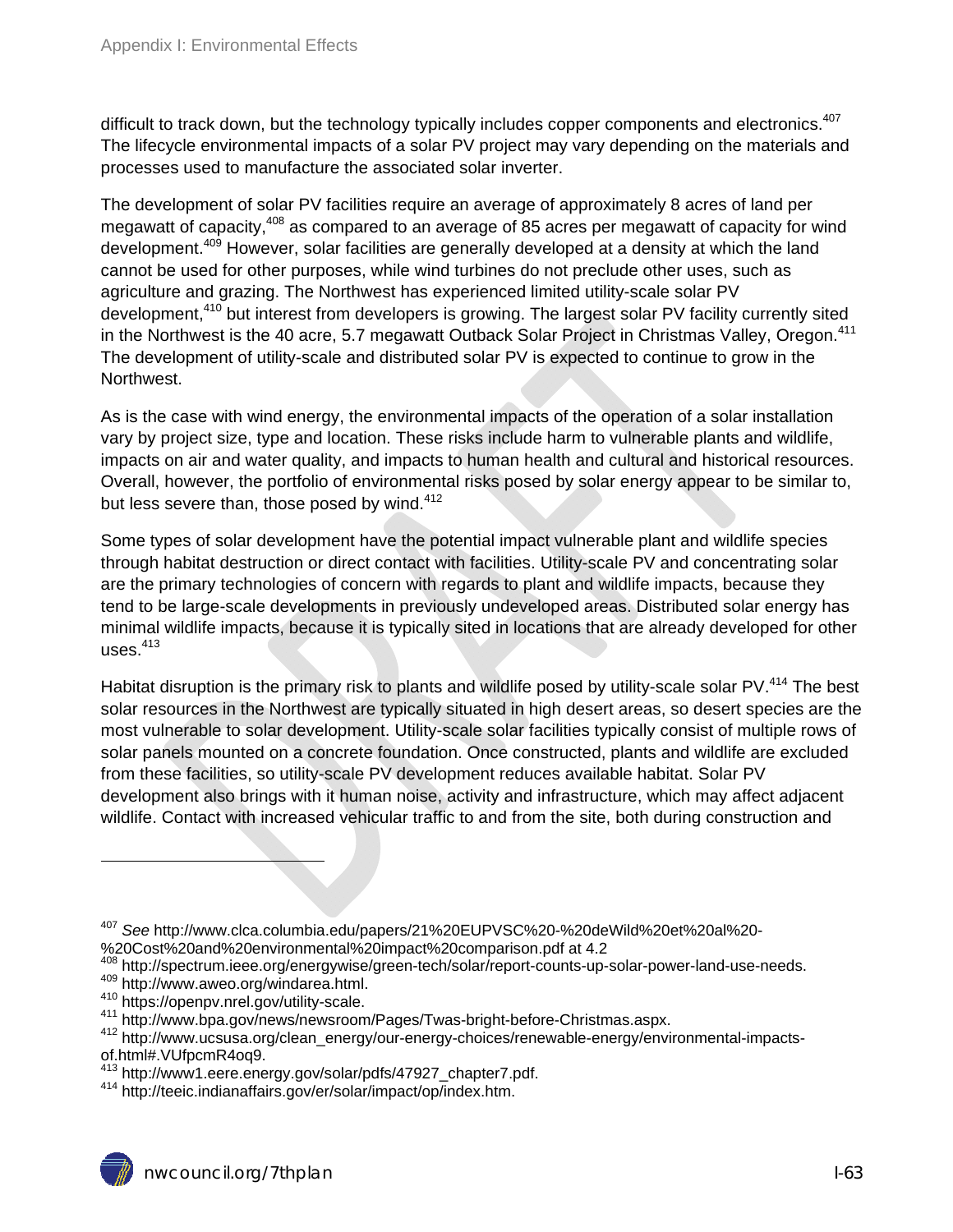difficult to track down, but the technology typically includes copper components and electronics.[407] The lifecycle environmental impacts of a solar PV project may vary depending on the materials and processes used to manufacture the associated solar inverter.

The development of solar PV facilities require an average of approximately 8 acres of land per megawatt of capacity,[408] as compared to an average of 85 acres per megawatt of capacity for wind development.[409] However, solar facilities are generally developed at a density at which the land cannot be used for other purposes, while wind turbines do not preclude other uses, such as agriculture and grazing. The Northwest has experienced limited utility-scale solar PV development,[410] but interest from developers is growing. The largest solar PV facility currently sited in the Northwest is the 40 acre, 5.7 megawatt Outback Solar Project in Christmas Valley, Oregon.[411] The development of utility-scale and distributed solar PV is expected to continue to grow in the Northwest.

As is the case with wind energy, the environmental impacts of the operation of a solar installation vary by project size, type and location. These risks include harm to vulnerable plants and wildlife, impacts on air and water quality, and impacts to human health and cultural and historical resources. Overall, however, the portfolio of environmental risks posed by solar energy appear to be similar to, but less severe than, those posed by wind.[412]

Some types of solar development have the potential impact vulnerable plant and wildlife species through habitat destruction or direct contact with facilities. Utility-scale PV and concentrating solar are the primary technologies of concern with regards to plant and wildlife impacts, because they tend to be large-scale developments in previously undeveloped areas. Distributed solar energy has minimal wildlife impacts, because it is typically sited in locations that are already developed for other uses.[413]

Habitat disruption is the primary risk to plants and wildlife posed by utility-scale solar PV.[414] The best solar resources in the Northwest are typically situated in high desert areas, so desert species are the most vulnerable to solar development. Utility-scale solar facilities typically consist of multiple rows of solar panels mounted on a concrete foundation. Once constructed, plants and wildlife are excluded from these facilities, so utility-scale PV development reduces available habitat. Solar PV development also brings with it human noise, activity and infrastructure, which may affect adjacent wildlife. Contact with increased vehicular traffic to and from the site, both during construction and

---

[407] *See* http://www.clca.columbia.edu/papers/21%20EUPVSC%20-%20deWild%20et%20al%20-%20Cost%20and%20environmental%20impact%20comparison.pdf at 4.2

[408] http://spectrum.ieee.org/energywise/green-tech/solar/report-counts-up-solar-power-land-use-needs.

[409] http://www.aweo.org/windarea.html.

[410] https://openpv.nrel.gov/utility-scale.

[411] http://www.bpa.gov/news/newsroom/Pages/Twas-bright-before-Christmas.aspx.

[412] http://www.ucsusa.org/clean_energy/our-energy-choices/renewable-energy/environmental-impacts-of.html#.VUfpcmR4oq9.

[413] http://www1.eere.energy.gov/solar/pdfs/47927_chapter7.pdf.

[414] http://teeic.indianaffairs.gov/er/solar/impact/op/index.htm.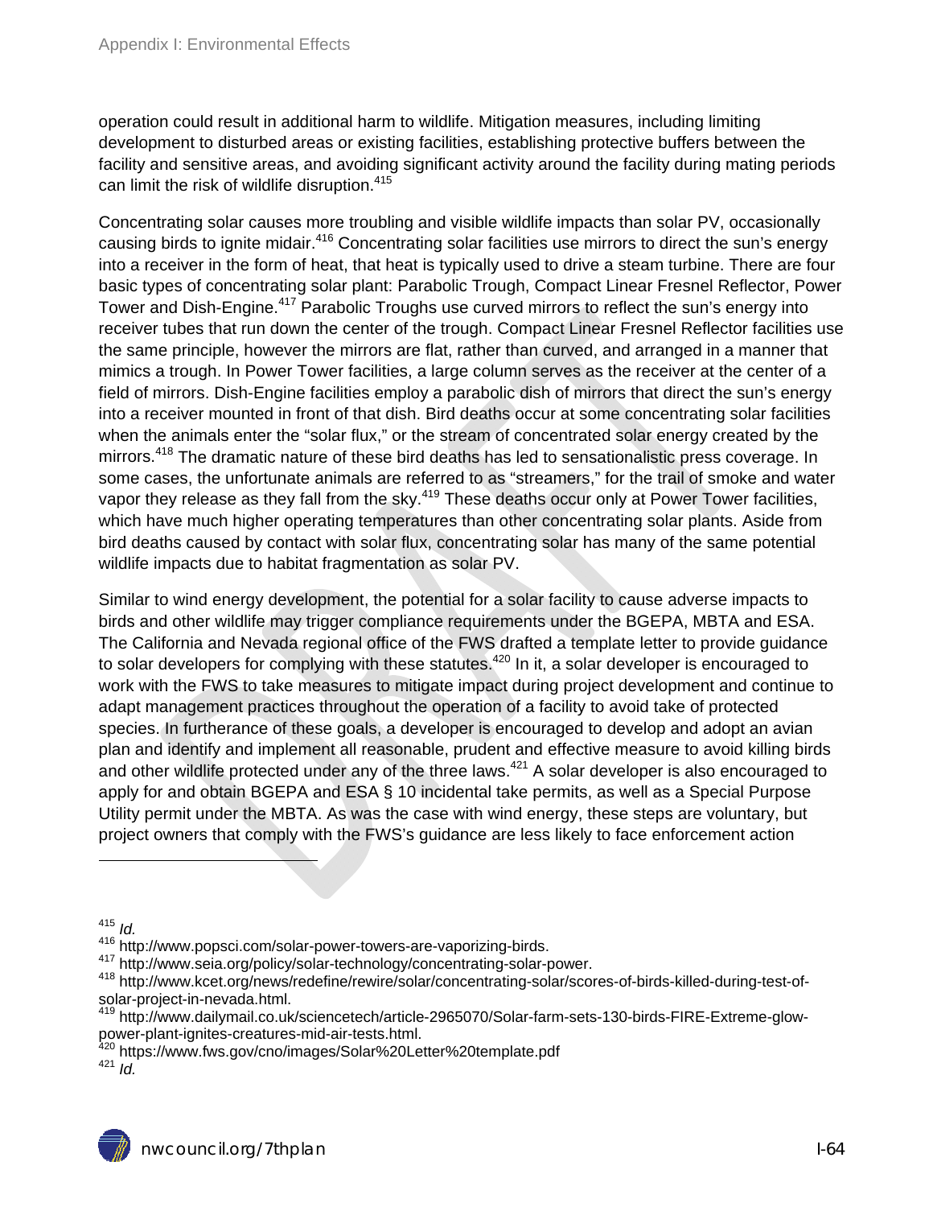operation could result in additional harm to wildlife. Mitigation measures, including limiting development to disturbed areas or existing facilities, establishing protective buffers between the facility and sensitive areas, and avoiding significant activity around the facility during mating periods can limit the risk of wildlife disruption.[415]

Concentrating solar causes more troubling and visible wildlife impacts than solar PV, occasionally causing birds to ignite midair.[416] Concentrating solar facilities use mirrors to direct the sun's energy into a receiver in the form of heat, that heat is typically used to drive a steam turbine. There are four basic types of concentrating solar plant: Parabolic Trough, Compact Linear Fresnel Reflector, Power Tower and Dish-Engine.[417] Parabolic Troughs use curved mirrors to reflect the sun's energy into receiver tubes that run down the center of the trough. Compact Linear Fresnel Reflector facilities use the same principle, however the mirrors are flat, rather than curved, and arranged in a manner that mimics a trough. In Power Tower facilities, a large column serves as the receiver at the center of a field of mirrors. Dish-Engine facilities employ a parabolic dish of mirrors that direct the sun's energy into a receiver mounted in front of that dish. Bird deaths occur at some concentrating solar facilities when the animals enter the "solar flux," or the stream of concentrated solar energy created by the mirrors.[418] The dramatic nature of these bird deaths has led to sensationalistic press coverage. In some cases, the unfortunate animals are referred to as "streamers," for the trail of smoke and water vapor they release as they fall from the sky.[419] These deaths occur only at Power Tower facilities, which have much higher operating temperatures than other concentrating solar plants. Aside from bird deaths caused by contact with solar flux, concentrating solar has many of the same potential wildlife impacts due to habitat fragmentation as solar PV.

Similar to wind energy development, the potential for a solar facility to cause adverse impacts to birds and other wildlife may trigger compliance requirements under the BGEPA, MBTA and ESA. The California and Nevada regional office of the FWS drafted a template letter to provide guidance to solar developers for complying with these statutes.[420] In it, a solar developer is encouraged to work with the FWS to take measures to mitigate impact during project development and continue to adapt management practices throughout the operation of a facility to avoid take of protected species. In furtherance of these goals, a developer is encouraged to develop and adopt an avian plan and identify and implement all reasonable, prudent and effective measure to avoid killing birds and other wildlife protected under any of the three laws.[421] A solar developer is also encouraged to apply for and obtain BGEPA and ESA § 10 incidental take permits, as well as a Special Purpose Utility permit under the MBTA. As was the case with wind energy, these steps are voluntary, but project owners that comply with the FWS's guidance are less likely to face enforcement action

---

[415] *Id.*

[416] http://www.popsci.com/solar-power-towers-are-vaporizing-birds.

[417] http://www.seia.org/policy/solar-technology/concentrating-solar-power.

[418] http://www.kcet.org/news/redefine/rewire/solar/concentrating-solar/scores-of-birds-killed-during-test-of-solar-project-in-nevada.html.

[419] http://www.dailymail.co.uk/sciencetech/article-2965070/Solar-farm-sets-130-birds-FIRE-Extreme-glow-power-plant-ignites-creatures-mid-air-tests.html.

[420] https://www.fws.gov/cno/images/Solar%20Letter%20template.pdf

[421] *Id.*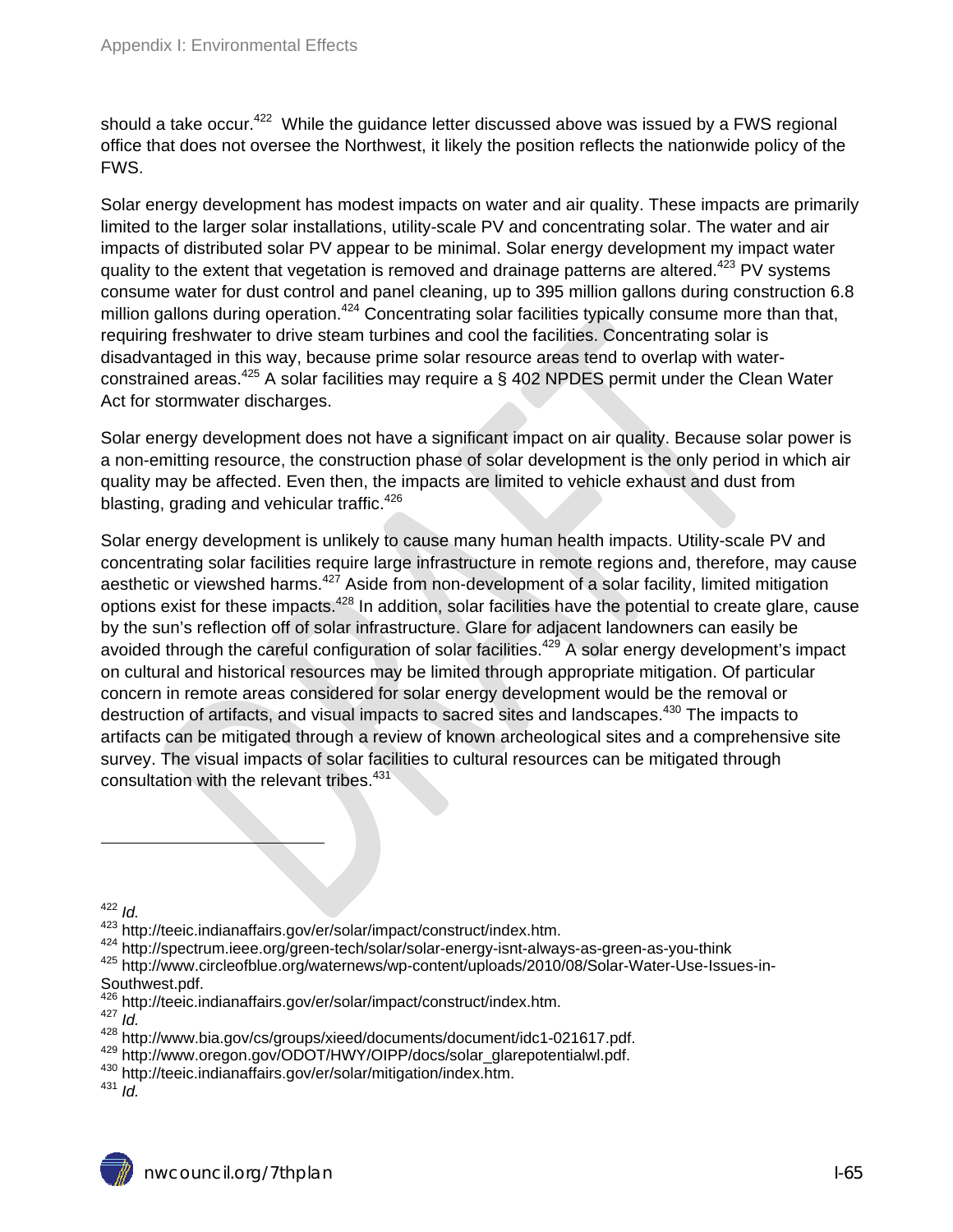should a take occur.[422] While the guidance letter discussed above was issued by a FWS regional office that does not oversee the Northwest, it likely the position reflects the nationwide policy of the FWS.

Solar energy development has modest impacts on water and air quality. These impacts are primarily limited to the larger solar installations, utility-scale PV and concentrating solar. The water and air impacts of distributed solar PV appear to be minimal. Solar energy development my impact water quality to the extent that vegetation is removed and drainage patterns are altered.[423] PV systems consume water for dust control and panel cleaning, up to 395 million gallons during construction 6.8 million gallons during operation.[424] Concentrating solar facilities typically consume more than that, requiring freshwater to drive steam turbines and cool the facilities. Concentrating solar is disadvantaged in this way, because prime solar resource areas tend to overlap with water-constrained areas.[425] A solar facilities may require a § 402 NPDES permit under the Clean Water Act for stormwater discharges.

Solar energy development does not have a significant impact on air quality. Because solar power is a non-emitting resource, the construction phase of solar development is the only period in which air quality may be affected. Even then, the impacts are limited to vehicle exhaust and dust from blasting, grading and vehicular traffic.[426]

Solar energy development is unlikely to cause many human health impacts. Utility-scale PV and concentrating solar facilities require large infrastructure in remote regions and, therefore, may cause aesthetic or viewshed harms.[427] Aside from non-development of a solar facility, limited mitigation options exist for these impacts.[428] In addition, solar facilities have the potential to create glare, cause by the sun's reflection off of solar infrastructure. Glare for adjacent landowners can easily be avoided through the careful configuration of solar facilities.[429] A solar energy development's impact on cultural and historical resources may be limited through appropriate mitigation. Of particular concern in remote areas considered for solar energy development would be the removal or destruction of artifacts, and visual impacts to sacred sites and landscapes.[430] The impacts to artifacts can be mitigated through a review of known archeological sites and a comprehensive site survey. The visual impacts of solar facilities to cultural resources can be mitigated through consultation with the relevant tribes.[431]

---

[422] *Id.*
[423] http://teeic.indianaffairs.gov/er/solar/impact/construct/index.htm.
[424] http://spectrum.ieee.org/green-tech/solar/solar-energy-isnt-always-as-green-as-you-think
[425] http://www.circleofblue.org/waternews/wp-content/uploads/2010/08/Solar-Water-Use-Issues-in-Southwest.pdf.
[426] http://teeic.indianaffairs.gov/er/solar/impact/construct/index.htm.
[427] *Id.*
[428] http://www.bia.gov/cs/groups/xieed/documents/document/idc1-021617.pdf.
[429] http://www.oregon.gov/ODOT/HWY/OIPP/docs/solar_glarepotentialwl.pdf.
[430] http://teeic.indianaffairs.gov/er/solar/mitigation/index.htm.
[431] *Id.*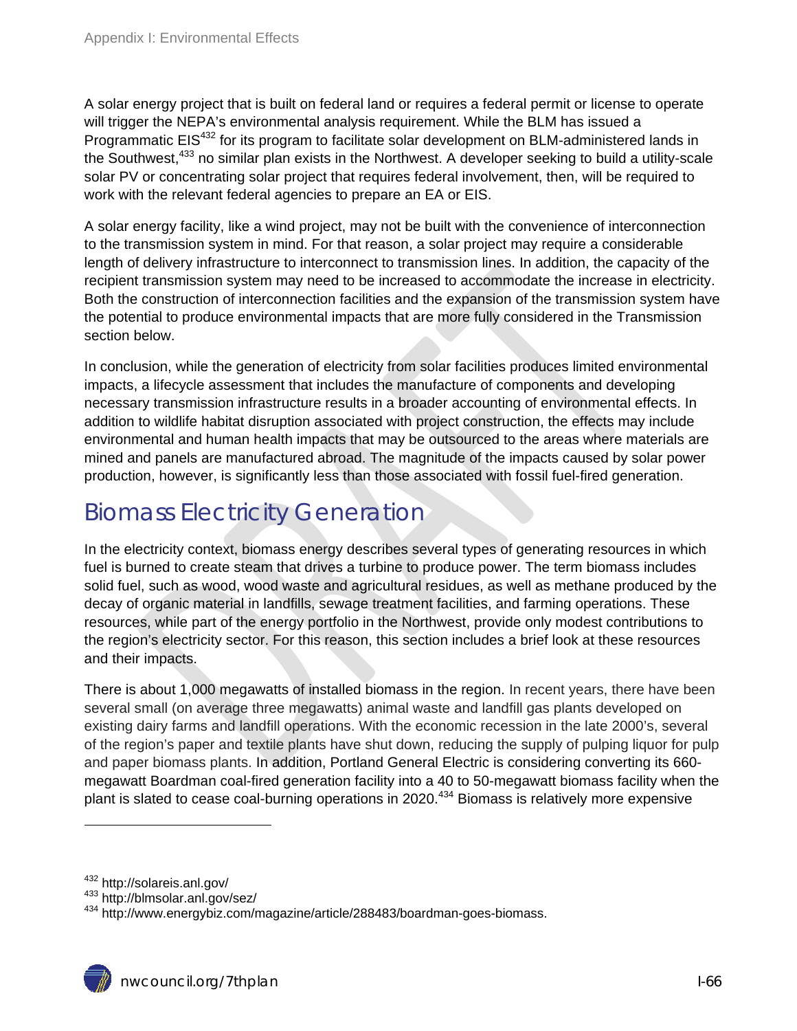A solar energy project that is built on federal land or requires a federal permit or license to operate will trigger the NEPA's environmental analysis requirement. While the BLM has issued a Programmatic EIS[432] for its program to facilitate solar development on BLM-administered lands in the Southwest,[433] no similar plan exists in the Northwest. A developer seeking to build a utility-scale solar PV or concentrating solar project that requires federal involvement, then, will be required to work with the relevant federal agencies to prepare an EA or EIS.

A solar energy facility, like a wind project, may not be built with the convenience of interconnection to the transmission system in mind. For that reason, a solar project may require a considerable length of delivery infrastructure to interconnect to transmission lines. In addition, the capacity of the recipient transmission system may need to be increased to accommodate the increase in electricity. Both the construction of interconnection facilities and the expansion of the transmission system have the potential to produce environmental impacts that are more fully considered in the Transmission section below.

In conclusion, while the generation of electricity from solar facilities produces limited environmental impacts, a lifecycle assessment that includes the manufacture of components and developing necessary transmission infrastructure results in a broader accounting of environmental effects. In addition to wildlife habitat disruption associated with project construction, the effects may include environmental and human health impacts that may be outsourced to the areas where materials are mined and panels are manufactured abroad. The magnitude of the impacts caused by solar power production, however, is significantly less than those associated with fossil fuel-fired generation.

## Biomass Electricity Generation

In the electricity context, biomass energy describes several types of generating resources in which fuel is burned to create steam that drives a turbine to produce power. The term biomass includes solid fuel, such as wood, wood waste and agricultural residues, as well as methane produced by the decay of organic material in landfills, sewage treatment facilities, and farming operations. These resources, while part of the energy portfolio in the Northwest, provide only modest contributions to the region's electricity sector. For this reason, this section includes a brief look at these resources and their impacts.

There is about 1,000 megawatts of installed biomass in the region. In recent years, there have been several small (on average three megawatts) animal waste and landfill gas plants developed on existing dairy farms and landfill operations. With the economic recession in the late 2000's, several of the region's paper and textile plants have shut down, reducing the supply of pulping liquor for pulp and paper biomass plants. In addition, Portland General Electric is considering converting its 660-megawatt Boardman coal-fired generation facility into a 40 to 50-megawatt biomass facility when the plant is slated to cease coal-burning operations in 2020.[434] Biomass is relatively more expensive

---

[432] http://solareis.anl.gov/

[433] http://blmsolar.anl.gov/sez/

[434] http://www.energybiz.com/magazine/article/288483/boardman-goes-biomass.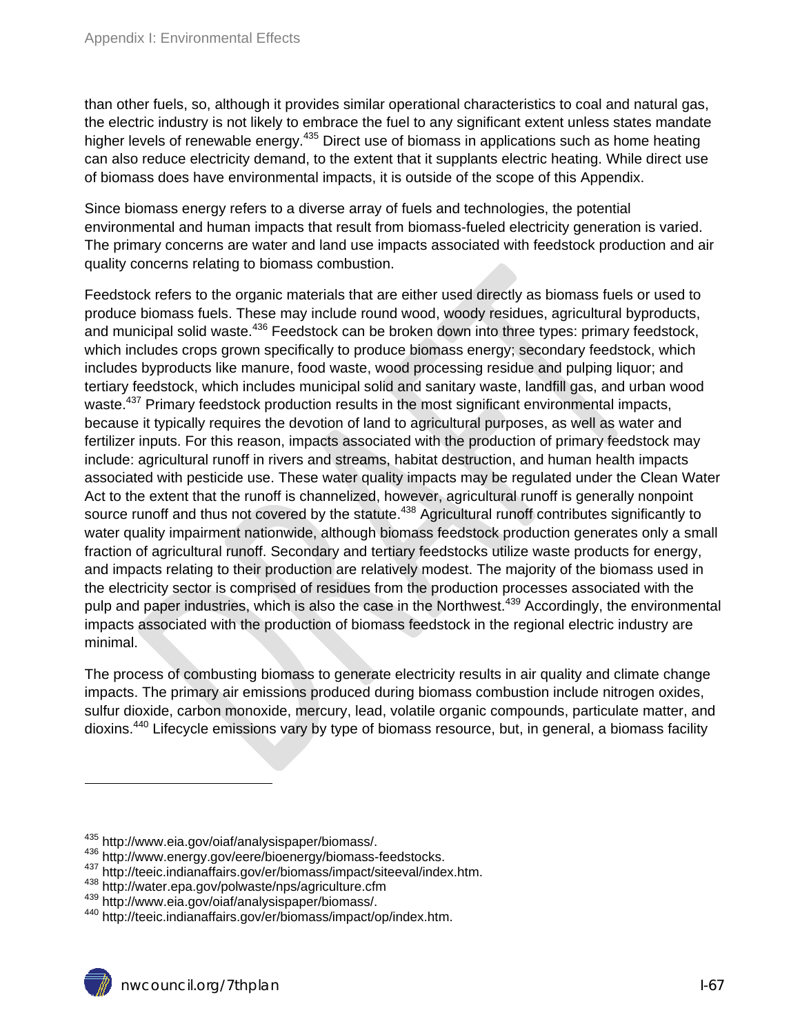than other fuels, so, although it provides similar operational characteristics to coal and natural gas, the electric industry is not likely to embrace the fuel to any significant extent unless states mandate higher levels of renewable energy.[435] Direct use of biomass in applications such as home heating can also reduce electricity demand, to the extent that it supplants electric heating. While direct use of biomass does have environmental impacts, it is outside of the scope of this Appendix.

Since biomass energy refers to a diverse array of fuels and technologies, the potential environmental and human impacts that result from biomass-fueled electricity generation is varied. The primary concerns are water and land use impacts associated with feedstock production and air quality concerns relating to biomass combustion.

Feedstock refers to the organic materials that are either used directly as biomass fuels or used to produce biomass fuels. These may include round wood, woody residues, agricultural byproducts, and municipal solid waste.[436] Feedstock can be broken down into three types: primary feedstock, which includes crops grown specifically to produce biomass energy; secondary feedstock, which includes byproducts like manure, food waste, wood processing residue and pulping liquor; and tertiary feedstock, which includes municipal solid and sanitary waste, landfill gas, and urban wood waste.[437] Primary feedstock production results in the most significant environmental impacts, because it typically requires the devotion of land to agricultural purposes, as well as water and fertilizer inputs. For this reason, impacts associated with the production of primary feedstock may include: agricultural runoff in rivers and streams, habitat destruction, and human health impacts associated with pesticide use. These water quality impacts may be regulated under the Clean Water Act to the extent that the runoff is channelized, however, agricultural runoff is generally nonpoint source runoff and thus not covered by the statute.[438] Agricultural runoff contributes significantly to water quality impairment nationwide, although biomass feedstock production generates only a small fraction of agricultural runoff. Secondary and tertiary feedstocks utilize waste products for energy, and impacts relating to their production are relatively modest. The majority of the biomass used in the electricity sector is comprised of residues from the production processes associated with the pulp and paper industries, which is also the case in the Northwest.[439] Accordingly, the environmental impacts associated with the production of biomass feedstock in the regional electric industry are minimal.

The process of combusting biomass to generate electricity results in air quality and climate change impacts. The primary air emissions produced during biomass combustion include nitrogen oxides, sulfur dioxide, carbon monoxide, mercury, lead, volatile organic compounds, particulate matter, and dioxins.[440] Lifecycle emissions vary by type of biomass resource, but, in general, a biomass facility

---

[435] http://www.eia.gov/oiaf/analysispaper/biomass/.

[436] http://www.energy.gov/eere/bioenergy/biomass-feedstocks.

[437] http://teeic.indianaffairs.gov/er/biomass/impact/siteeval/index.htm.

[438] http://water.epa.gov/polwaste/nps/agriculture.cfm

[439] http://www.eia.gov/oiaf/analysispaper/biomass/.

[440] http://teeic.indianaffairs.gov/er/biomass/impact/op/index.htm.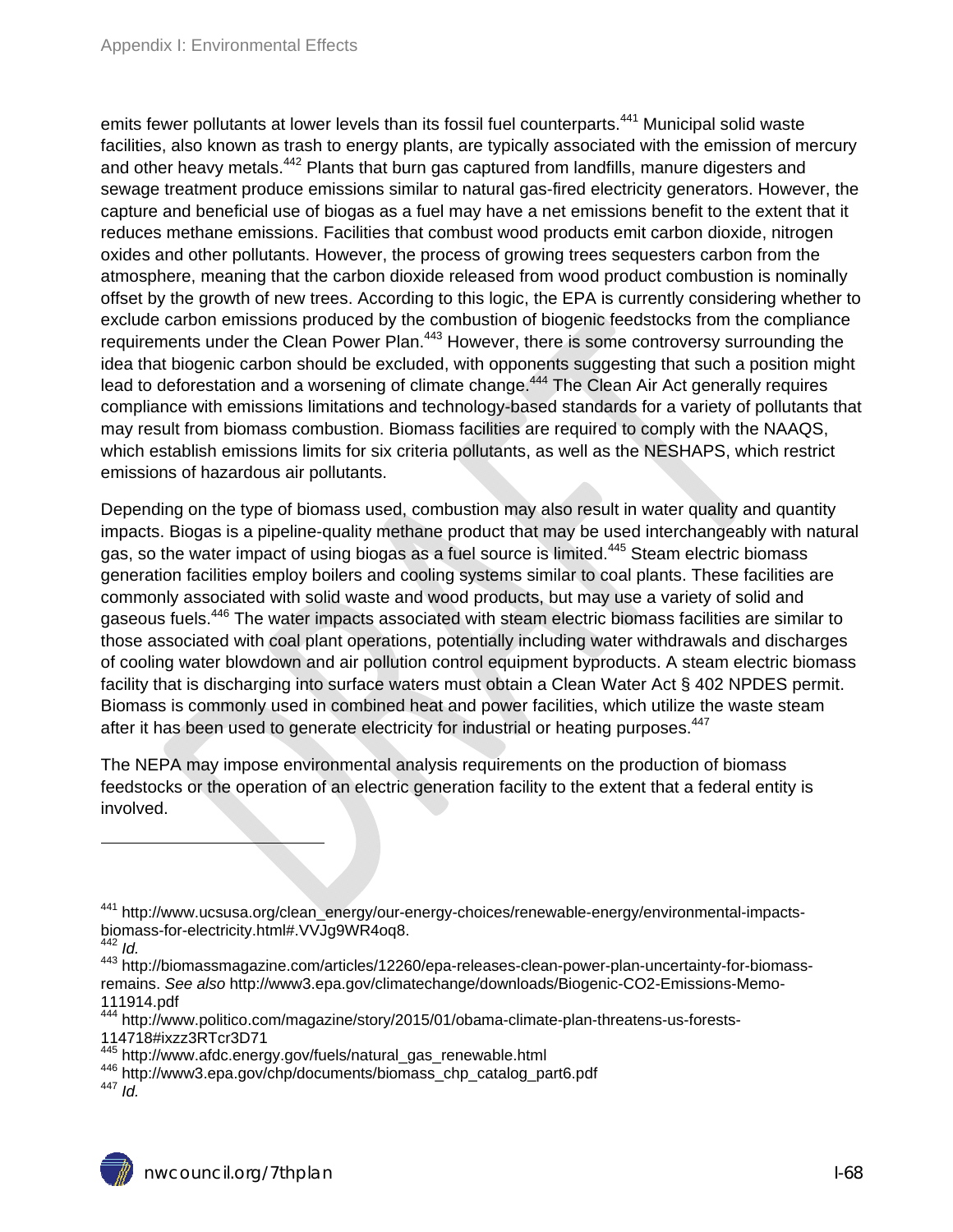emits fewer pollutants at lower levels than its fossil fuel counterparts.[441] Municipal solid waste facilities, also known as trash to energy plants, are typically associated with the emission of mercury and other heavy metals.[442] Plants that burn gas captured from landfills, manure digesters and sewage treatment produce emissions similar to natural gas-fired electricity generators. However, the capture and beneficial use of biogas as a fuel may have a net emissions benefit to the extent that it reduces methane emissions. Facilities that combust wood products emit carbon dioxide, nitrogen oxides and other pollutants. However, the process of growing trees sequesters carbon from the atmosphere, meaning that the carbon dioxide released from wood product combustion is nominally offset by the growth of new trees. According to this logic, the EPA is currently considering whether to exclude carbon emissions produced by the combustion of biogenic feedstocks from the compliance requirements under the Clean Power Plan.[443] However, there is some controversy surrounding the idea that biogenic carbon should be excluded, with opponents suggesting that such a position might lead to deforestation and a worsening of climate change.[444] The Clean Air Act generally requires compliance with emissions limitations and technology-based standards for a variety of pollutants that may result from biomass combustion. Biomass facilities are required to comply with the NAAQS, which establish emissions limits for six criteria pollutants, as well as the NESHAPS, which restrict emissions of hazardous air pollutants.

Depending on the type of biomass used, combustion may also result in water quality and quantity impacts. Biogas is a pipeline-quality methane product that may be used interchangeably with natural gas, so the water impact of using biogas as a fuel source is limited.[445] Steam electric biomass generation facilities employ boilers and cooling systems similar to coal plants. These facilities are commonly associated with solid waste and wood products, but may use a variety of solid and gaseous fuels.[446] The water impacts associated with steam electric biomass facilities are similar to those associated with coal plant operations, potentially including water withdrawals and discharges of cooling water blowdown and air pollution control equipment byproducts. A steam electric biomass facility that is discharging into surface waters must obtain a Clean Water Act § 402 NPDES permit. Biomass is commonly used in combined heat and power facilities, which utilize the waste steam after it has been used to generate electricity for industrial or heating purposes.[447]

The NEPA may impose environmental analysis requirements on the production of biomass feedstocks or the operation of an electric generation facility to the extent that a federal entity is involved.

---

[441] http://www.ucsusa.org/clean_energy/our-energy-choices/renewable-energy/environmental-impacts-biomass-for-electricity.html#.VVJg9WR4oq8.

[442] *Id.*

[443] http://biomassmagazine.com/articles/12260/epa-releases-clean-power-plan-uncertainty-for-biomass-remains. *See also* http://www3.epa.gov/climatechange/downloads/Biogenic-CO2-Emissions-Memo-111914.pdf

[444] http://www.politico.com/magazine/story/2015/01/obama-climate-plan-threatens-us-forests-114718#ixzz3RTcr3D71

[445] http://www.afdc.energy.gov/fuels/natural_gas_renewable.html

[446] http://www3.epa.gov/chp/documents/biomass_chp_catalog_part6.pdf

[447] *Id.*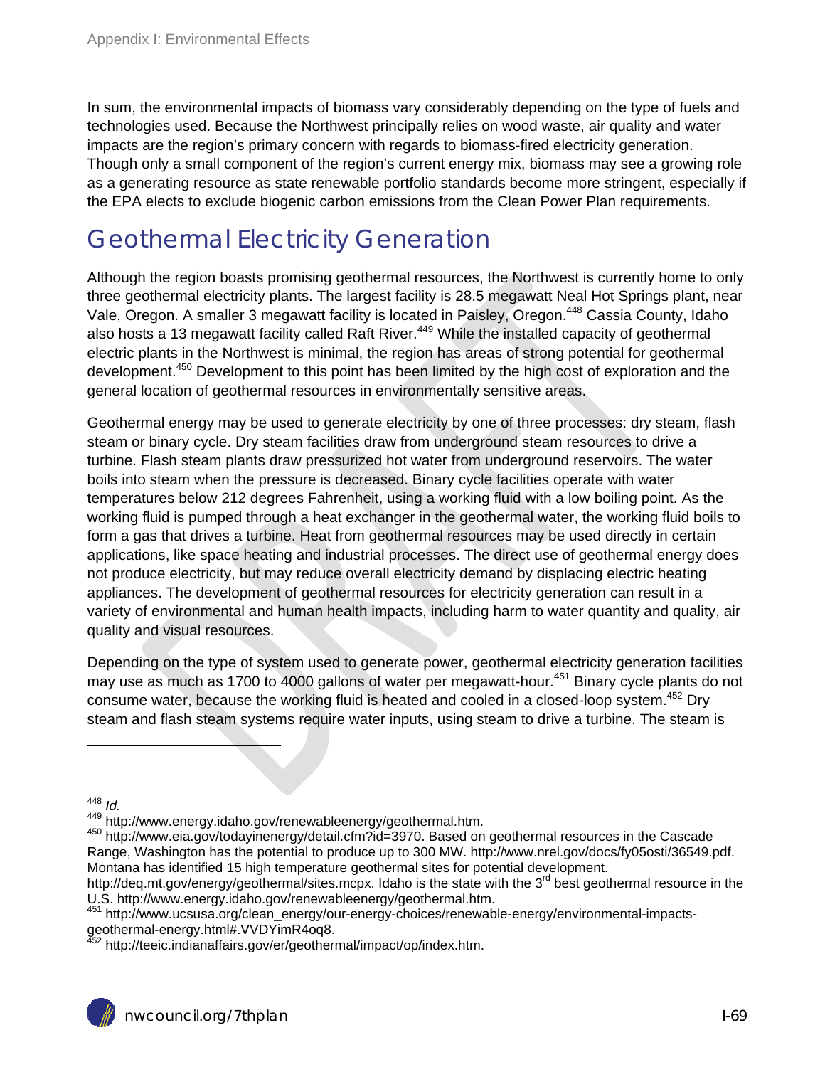In sum, the environmental impacts of biomass vary considerably depending on the type of fuels and technologies used. Because the Northwest principally relies on wood waste, air quality and water impacts are the region's primary concern with regards to biomass-fired electricity generation. Though only a small component of the region's current energy mix, biomass may see a growing role as a generating resource as state renewable portfolio standards become more stringent, especially if the EPA elects to exclude biogenic carbon emissions from the Clean Power Plan requirements.

# Geothermal Electricity Generation

Although the region boasts promising geothermal resources, the Northwest is currently home to only three geothermal electricity plants. The largest facility is 28.5 megawatt Neal Hot Springs plant, near Vale, Oregon. A smaller 3 megawatt facility is located in Paisley, Oregon.[448] Cassia County, Idaho also hosts a 13 megawatt facility called Raft River.[449] While the installed capacity of geothermal electric plants in the Northwest is minimal, the region has areas of strong potential for geothermal development.[450] Development to this point has been limited by the high cost of exploration and the general location of geothermal resources in environmentally sensitive areas.

Geothermal energy may be used to generate electricity by one of three processes: dry steam, flash steam or binary cycle. Dry steam facilities draw from underground steam resources to drive a turbine. Flash steam plants draw pressurized hot water from underground reservoirs. The water boils into steam when the pressure is decreased. Binary cycle facilities operate with water temperatures below 212 degrees Fahrenheit, using a working fluid with a low boiling point. As the working fluid is pumped through a heat exchanger in the geothermal water, the working fluid boils to form a gas that drives a turbine. Heat from geothermal resources may be used directly in certain applications, like space heating and industrial processes. The direct use of geothermal energy does not produce electricity, but may reduce overall electricity demand by displacing electric heating appliances. The development of geothermal resources for electricity generation can result in a variety of environmental and human health impacts, including harm to water quantity and quality, air quality and visual resources.

Depending on the type of system used to generate power, geothermal electricity generation facilities may use as much as 1700 to 4000 gallons of water per megawatt-hour.[451] Binary cycle plants do not consume water, because the working fluid is heated and cooled in a closed-loop system.[452] Dry steam and flash steam systems require water inputs, using steam to drive a turbine. The steam is

---

[448] *Id.*

[449] http://www.energy.idaho.gov/renewableenergy/geothermal.htm.

[450] http://www.eia.gov/todayinenergy/detail.cfm?id=3970. Based on geothermal resources in the Cascade Range, Washington has the potential to produce up to 300 MW. http://www.nrel.gov/docs/fy05osti/36549.pdf. Montana has identified 15 high temperature geothermal sites for potential development. http://deq.mt.gov/energy/geothermal/sites.mcpx. Idaho is the state with the 3rd best geothermal resource in the U.S. http://www.energy.idaho.gov/renewableenergy/geothermal.htm.

[451] http://www.ucsusa.org/clean_energy/our-energy-choices/renewable-energy/environmental-impacts-geothermal-energy.html#.VVDYimR4oq8.

[452] http://teeic.indianaffairs.gov/er/geothermal/impact/op/index.htm.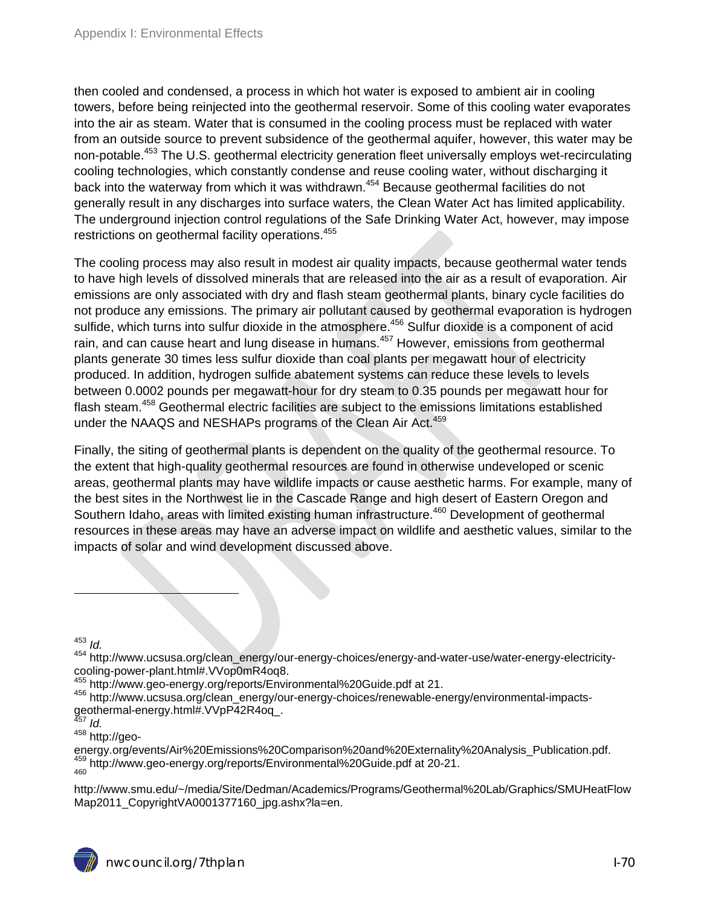then cooled and condensed, a process in which hot water is exposed to ambient air in cooling towers, before being reinjected into the geothermal reservoir. Some of this cooling water evaporates into the air as steam. Water that is consumed in the cooling process must be replaced with water from an outside source to prevent subsidence of the geothermal aquifer, however, this water may be non-potable.[453] The U.S. geothermal electricity generation fleet universally employs wet-recirculating cooling technologies, which constantly condense and reuse cooling water, without discharging it back into the waterway from which it was withdrawn.[454] Because geothermal facilities do not generally result in any discharges into surface waters, the Clean Water Act has limited applicability. The underground injection control regulations of the Safe Drinking Water Act, however, may impose restrictions on geothermal facility operations.[455]

The cooling process may also result in modest air quality impacts, because geothermal water tends to have high levels of dissolved minerals that are released into the air as a result of evaporation. Air emissions are only associated with dry and flash steam geothermal plants, binary cycle facilities do not produce any emissions. The primary air pollutant caused by geothermal evaporation is hydrogen sulfide, which turns into sulfur dioxide in the atmosphere.[456] Sulfur dioxide is a component of acid rain, and can cause heart and lung disease in humans.[457] However, emissions from geothermal plants generate 30 times less sulfur dioxide than coal plants per megawatt hour of electricity produced. In addition, hydrogen sulfide abatement systems can reduce these levels to levels between 0.0002 pounds per megawatt-hour for dry steam to 0.35 pounds per megawatt hour for flash steam.[458] Geothermal electric facilities are subject to the emissions limitations established under the NAAQS and NESHAPs programs of the Clean Air Act.[459]

Finally, the siting of geothermal plants is dependent on the quality of the geothermal resource. To the extent that high-quality geothermal resources are found in otherwise undeveloped or scenic areas, geothermal plants may have wildlife impacts or cause aesthetic harms. For example, many of the best sites in the Northwest lie in the Cascade Range and high desert of Eastern Oregon and Southern Idaho, areas with limited existing human infrastructure.[460] Development of geothermal resources in these areas may have an adverse impact on wildlife and aesthetic values, similar to the impacts of solar and wind development discussed above.

---

[453] *Id.*

[454] http://www.ucsusa.org/clean_energy/our-energy-choices/energy-and-water-use/water-energy-electricity-cooling-power-plant.html#.VVop0mR4oq8.

[455] http://www.geo-energy.org/reports/Environmental%20Guide.pdf at 21.

[456] http://www.ucsusa.org/clean_energy/our-energy-choices/renewable-energy/environmental-impacts-geothermal-energy.html#.VVpP42R4oq_.

[457] *Id.*

[458] http://geo-energy.org/events/Air%20Emissions%20Comparison%20and%20Externality%20Analysis_Publication.pdf.

[459] http://www.geo-energy.org/reports/Environmental%20Guide.pdf at 20-21.

[460] http://www.smu.edu/~/media/Site/Dedman/Academics/Programs/Geothermal%20Lab/Graphics/SMUHeatFlowMap2011_CopyrightVA0001377160_jpg.ashx?la=en.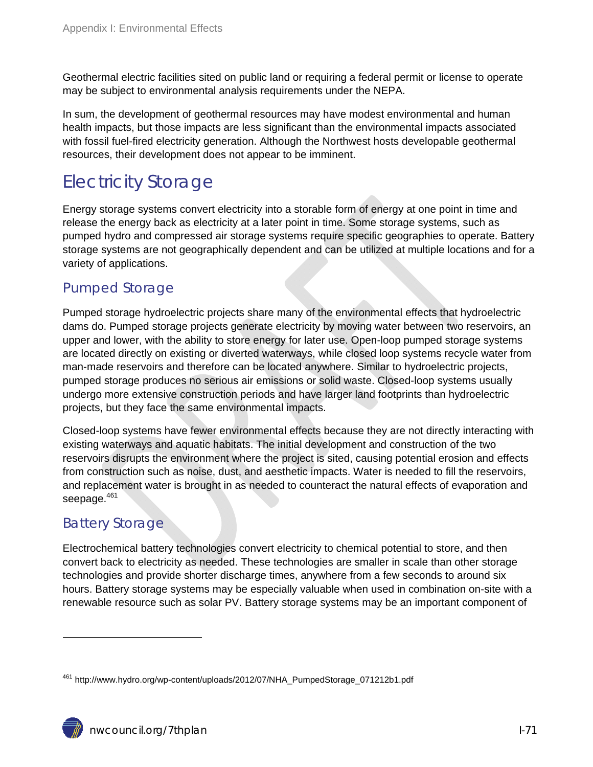Geothermal electric facilities sited on public land or requiring a federal permit or license to operate may be subject to environmental analysis requirements under the NEPA.

In sum, the development of geothermal resources may have modest environmental and human health impacts, but those impacts are less significant than the environmental impacts associated with fossil fuel-fired electricity generation. Although the Northwest hosts developable geothermal resources, their development does not appear to be imminent.

# Electricity Storage

Energy storage systems convert electricity into a storable form of energy at one point in time and release the energy back as electricity at a later point in time. Some storage systems, such as pumped hydro and compressed air storage systems require specific geographies to operate. Battery storage systems are not geographically dependent and can be utilized at multiple locations and for a variety of applications.

## Pumped Storage

Pumped storage hydroelectric projects share many of the environmental effects that hydroelectric dams do. Pumped storage projects generate electricity by moving water between two reservoirs, an upper and lower, with the ability to store energy for later use. Open-loop pumped storage systems are located directly on existing or diverted waterways, while closed loop systems recycle water from man-made reservoirs and therefore can be located anywhere. Similar to hydroelectric projects, pumped storage produces no serious air emissions or solid waste. Closed-loop systems usually undergo more extensive construction periods and have larger land footprints than hydroelectric projects, but they face the same environmental impacts.

Closed-loop systems have fewer environmental effects because they are not directly interacting with existing waterways and aquatic habitats. The initial development and construction of the two reservoirs disrupts the environment where the project is sited, causing potential erosion and effects from construction such as noise, dust, and aesthetic impacts. Water is needed to fill the reservoirs, and replacement water is brought in as needed to counteract the natural effects of evaporation and seepage.[461]

## Battery Storage

Electrochemical battery technologies convert electricity to chemical potential to store, and then convert back to electricity as needed. These technologies are smaller in scale than other storage technologies and provide shorter discharge times, anywhere from a few seconds to around six hours. Battery storage systems may be especially valuable when used in combination on-site with a renewable resource such as solar PV. Battery storage systems may be an important component of

---

[461] http://www.hydro.org/wp-content/uploads/2012/07/NHA_PumpedStorage_071212b1.pdf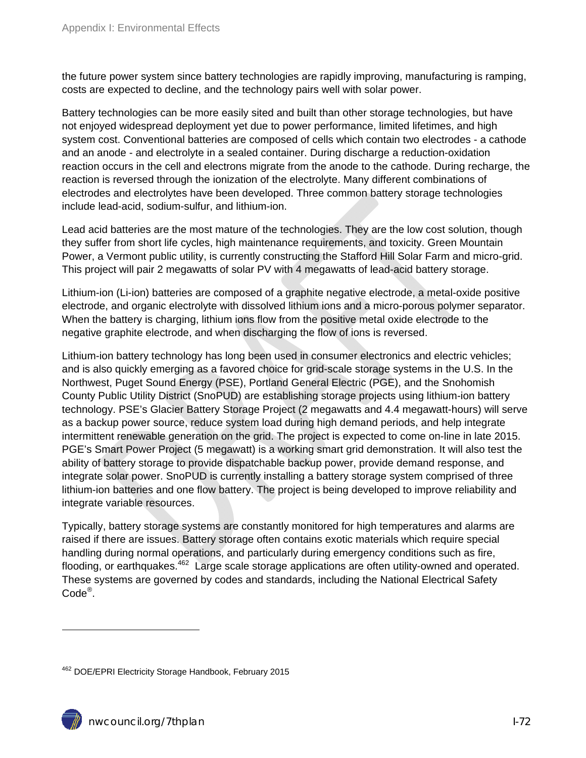the future power system since battery technologies are rapidly improving, manufacturing is ramping, costs are expected to decline, and the technology pairs well with solar power.

Battery technologies can be more easily sited and built than other storage technologies, but have not enjoyed widespread deployment yet due to power performance, limited lifetimes, and high system cost. Conventional batteries are composed of cells which contain two electrodes - a cathode and an anode - and electrolyte in a sealed container. During discharge a reduction-oxidation reaction occurs in the cell and electrons migrate from the anode to the cathode. During recharge, the reaction is reversed through the ionization of the electrolyte. Many different combinations of electrodes and electrolytes have been developed. Three common battery storage technologies include lead-acid, sodium-sulfur, and lithium-ion.

Lead acid batteries are the most mature of the technologies. They are the low cost solution, though they suffer from short life cycles, high maintenance requirements, and toxicity. Green Mountain Power, a Vermont public utility, is currently constructing the Stafford Hill Solar Farm and micro-grid. This project will pair 2 megawatts of solar PV with 4 megawatts of lead-acid battery storage.

Lithium-ion (Li-ion) batteries are composed of a graphite negative electrode, a metal-oxide positive electrode, and organic electrolyte with dissolved lithium ions and a micro-porous polymer separator. When the battery is charging, lithium ions flow from the positive metal oxide electrode to the negative graphite electrode, and when discharging the flow of ions is reversed.

Lithium-ion battery technology has long been used in consumer electronics and electric vehicles; and is also quickly emerging as a favored choice for grid-scale storage systems in the U.S. In the Northwest, Puget Sound Energy (PSE), Portland General Electric (PGE), and the Snohomish County Public Utility District (SnoPUD) are establishing storage projects using lithium-ion battery technology. PSE's Glacier Battery Storage Project (2 megawatts and 4.4 megawatt-hours) will serve as a backup power source, reduce system load during high demand periods, and help integrate intermittent renewable generation on the grid. The project is expected to come on-line in late 2015. PGE's Smart Power Project (5 megawatt) is a working smart grid demonstration. It will also test the ability of battery storage to provide dispatchable backup power, provide demand response, and integrate solar power. SnoPUD is currently installing a battery storage system comprised of three lithium-ion batteries and one flow battery. The project is being developed to improve reliability and integrate variable resources.

Typically, battery storage systems are constantly monitored for high temperatures and alarms are raised if there are issues. Battery storage often contains exotic materials which require special handling during normal operations, and particularly during emergency conditions such as fire, flooding, or earthquakes.[462] Large scale storage applications are often utility-owned and operated. These systems are governed by codes and standards, including the National Electrical Safety Code®.

---

[462] DOE/EPRI Electricity Storage Handbook, February 2015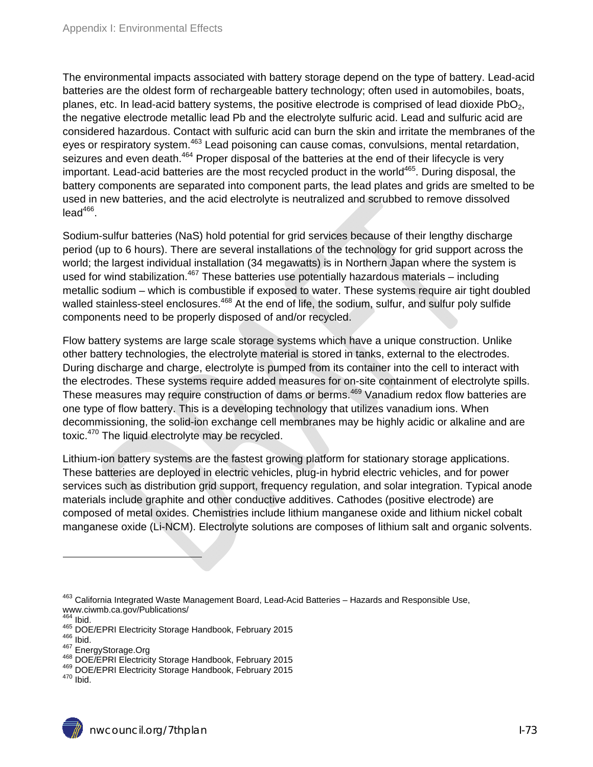The environmental impacts associated with battery storage depend on the type of battery. Lead-acid batteries are the oldest form of rechargeable battery technology; often used in automobiles, boats, planes, etc. In lead-acid battery systems, the positive electrode is comprised of lead dioxide $PbO_2$, the negative electrode metallic lead Pb and the electrolyte sulfuric acid. Lead and sulfuric acid are considered hazardous. Contact with sulfuric acid can burn the skin and irritate the membranes of the eyes or respiratory system.[463] Lead poisoning can cause comas, convulsions, mental retardation, seizures and even death.[464] Proper disposal of the batteries at the end of their lifecycle is very important. Lead-acid batteries are the most recycled product in the world[465]. During disposal, the battery components are separated into component parts, the lead plates and grids are smelted to be used in new batteries, and the acid electrolyte is neutralized and scrubbed to remove dissolved lead[466].

Sodium-sulfur batteries (NaS) hold potential for grid services because of their lengthy discharge period (up to 6 hours). There are several installations of the technology for grid support across the world; the largest individual installation (34 megawatts) is in Northern Japan where the system is used for wind stabilization.[467] These batteries use potentially hazardous materials – including metallic sodium – which is combustible if exposed to water. These systems require air tight doubled walled stainless-steel enclosures.[468] At the end of life, the sodium, sulfur, and sulfur poly sulfide components need to be properly disposed of and/or recycled.

Flow battery systems are large scale storage systems which have a unique construction. Unlike other battery technologies, the electrolyte material is stored in tanks, external to the electrodes. During discharge and charge, electrolyte is pumped from its container into the cell to interact with the electrodes. These systems require added measures for on-site containment of electrolyte spills. These measures may require construction of dams or berms.[469] Vanadium redox flow batteries are one type of flow battery. This is a developing technology that utilizes vanadium ions. When decommissioning, the solid-ion exchange cell membranes may be highly acidic or alkaline and are toxic.[470] The liquid electrolyte may be recycled.

Lithium-ion battery systems are the fastest growing platform for stationary storage applications. These batteries are deployed in electric vehicles, plug-in hybrid electric vehicles, and for power services such as distribution grid support, frequency regulation, and solar integration. Typical anode materials include graphite and other conductive additives. Cathodes (positive electrode) are composed of metal oxides. Chemistries include lithium manganese oxide and lithium nickel cobalt manganese oxide (Li-NCM). Electrolyte solutions are composes of lithium salt and organic solvents.

---

[463] California Integrated Waste Management Board, Lead-Acid Batteries – Hazards and Responsible Use, www.ciwmb.ca.gov/Publications/

[464] Ibid.

[465] DOE/EPRI Electricity Storage Handbook, February 2015

[466] Ibid.

[467] EnergyStorage.Org

[468] DOE/EPRI Electricity Storage Handbook, February 2015

[469] DOE/EPRI Electricity Storage Handbook, February 2015

[470] Ibid.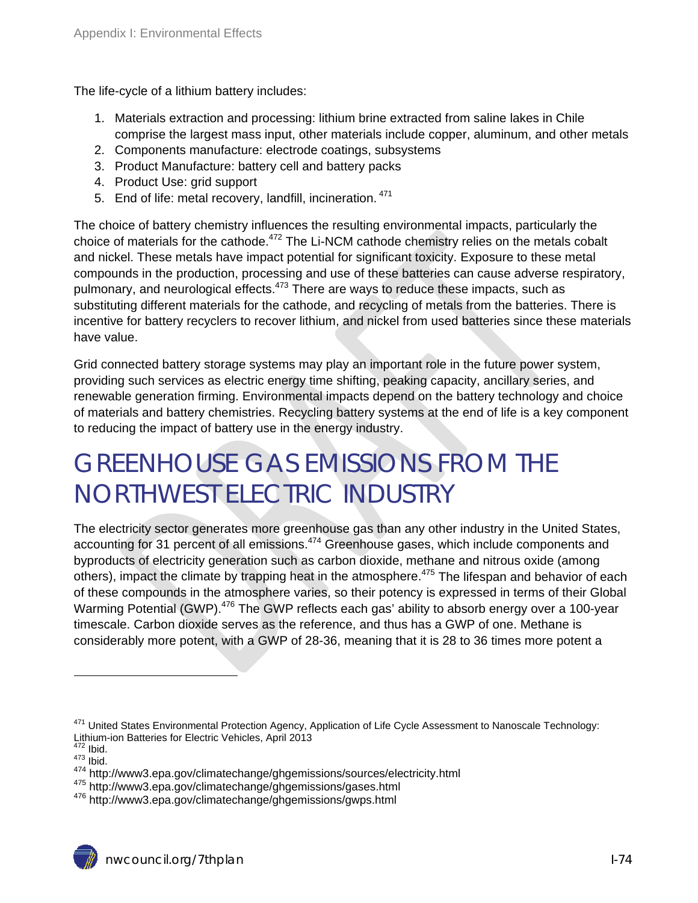The life-cycle of a lithium battery includes:

1. Materials extraction and processing: lithium brine extracted from saline lakes in Chile comprise the largest mass input, other materials include copper, aluminum, and other metals
2. Components manufacture: electrode coatings, subsystems
3. Product Manufacture: battery cell and battery packs
4. Product Use: grid support
5. End of life: metal recovery, landfill, incineration. [471]

The choice of battery chemistry influences the resulting environmental impacts, particularly the choice of materials for the cathode.[472] The Li-NCM cathode chemistry relies on the metals cobalt and nickel. These metals have impact potential for significant toxicity. Exposure to these metal compounds in the production, processing and use of these batteries can cause adverse respiratory, pulmonary, and neurological effects.[473] There are ways to reduce these impacts, such as substituting different materials for the cathode, and recycling of metals from the batteries. There is incentive for battery recyclers to recover lithium, and nickel from used batteries since these materials have value.

Grid connected battery storage systems may play an important role in the future power system, providing such services as electric energy time shifting, peaking capacity, ancillary series, and renewable generation firming. Environmental impacts depend on the battery technology and choice of materials and battery chemistries. Recycling battery systems at the end of life is a key component to reducing the impact of battery use in the energy industry.

# GREENHOUSE GAS EMISSIONS FROM THE NORTHWEST ELECTRIC INDUSTRY

The electricity sector generates more greenhouse gas than any other industry in the United States, accounting for 31 percent of all emissions.[474] Greenhouse gases, which include components and byproducts of electricity generation such as carbon dioxide, methane and nitrous oxide (among others), impact the climate by trapping heat in the atmosphere.[475] The lifespan and behavior of each of these compounds in the atmosphere varies, so their potency is expressed in terms of their Global Warming Potential (GWP).[476] The GWP reflects each gas' ability to absorb energy over a 100-year timescale. Carbon dioxide serves as the reference, and thus has a GWP of one. Methane is considerably more potent, with a GWP of 28-36, meaning that it is 28 to 36 times more potent a

---

[471] United States Environmental Protection Agency, Application of Life Cycle Assessment to Nanoscale Technology: Lithium-ion Batteries for Electric Vehicles, April 2013
[472] Ibid.
[473] Ibid.
[474] http://www3.epa.gov/climatechange/ghgemissions/sources/electricity.html
[475] http://www3.epa.gov/climatechange/ghgemissions/gases.html
[476] http://www3.epa.gov/climatechange/ghgemissions/gwps.html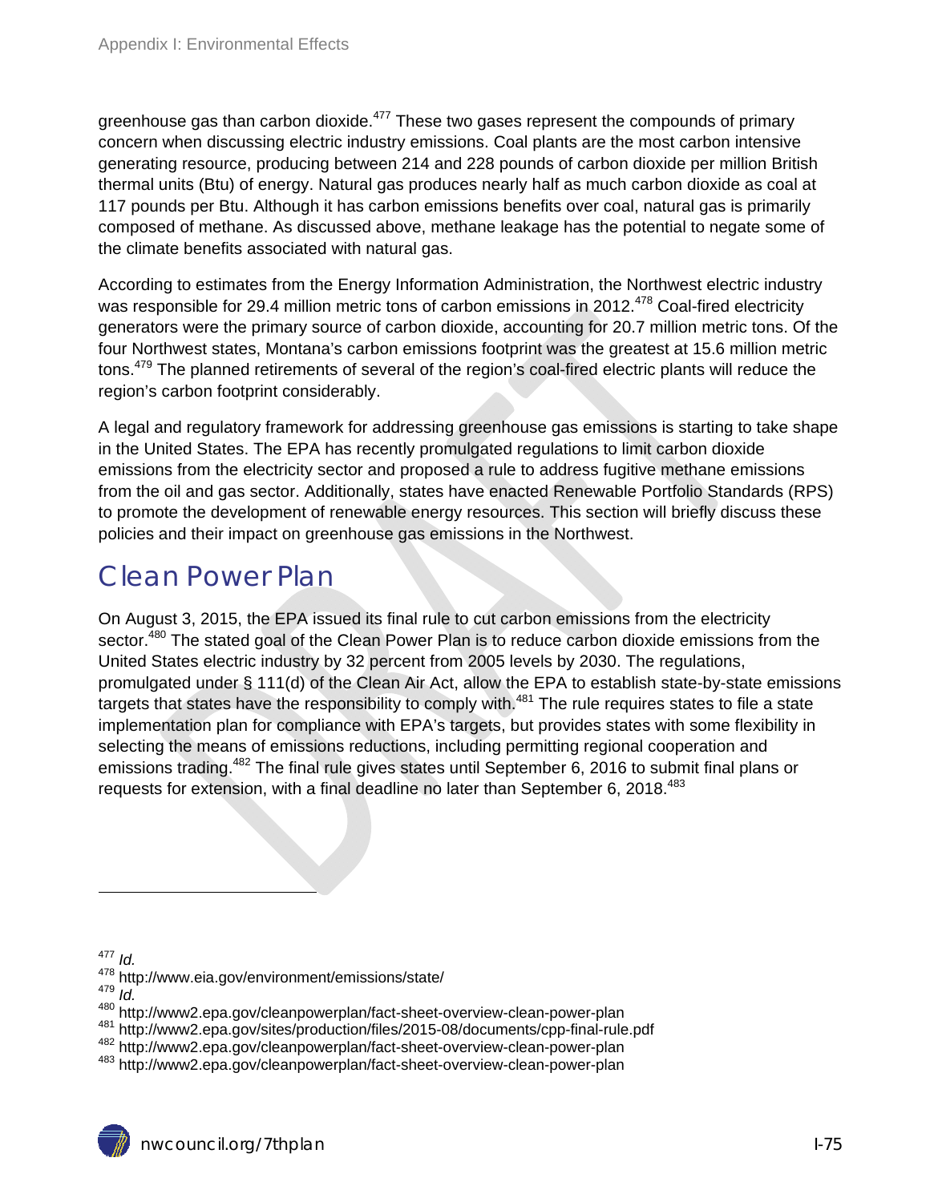greenhouse gas than carbon dioxide.[477] These two gases represent the compounds of primary concern when discussing electric industry emissions. Coal plants are the most carbon intensive generating resource, producing between 214 and 228 pounds of carbon dioxide per million British thermal units (Btu) of energy. Natural gas produces nearly half as much carbon dioxide as coal at 117 pounds per Btu. Although it has carbon emissions benefits over coal, natural gas is primarily composed of methane. As discussed above, methane leakage has the potential to negate some of the climate benefits associated with natural gas.

According to estimates from the Energy Information Administration, the Northwest electric industry was responsible for 29.4 million metric tons of carbon emissions in 2012.[478] Coal-fired electricity generators were the primary source of carbon dioxide, accounting for 20.7 million metric tons. Of the four Northwest states, Montana's carbon emissions footprint was the greatest at 15.6 million metric tons.[479] The planned retirements of several of the region's coal-fired electric plants will reduce the region's carbon footprint considerably.

A legal and regulatory framework for addressing greenhouse gas emissions is starting to take shape in the United States. The EPA has recently promulgated regulations to limit carbon dioxide emissions from the electricity sector and proposed a rule to address fugitive methane emissions from the oil and gas sector. Additionally, states have enacted Renewable Portfolio Standards (RPS) to promote the development of renewable energy resources. This section will briefly discuss these policies and their impact on greenhouse gas emissions in the Northwest.

## Clean Power Plan

On August 3, 2015, the EPA issued its final rule to cut carbon emissions from the electricity sector.[480] The stated goal of the Clean Power Plan is to reduce carbon dioxide emissions from the United States electric industry by 32 percent from 2005 levels by 2030. The regulations, promulgated under § 111(d) of the Clean Air Act, allow the EPA to establish state-by-state emissions targets that states have the responsibility to comply with.[481] The rule requires states to file a state implementation plan for compliance with EPA's targets, but provides states with some flexibility in selecting the means of emissions reductions, including permitting regional cooperation and emissions trading.[482] The final rule gives states until September 6, 2016 to submit final plans or requests for extension, with a final deadline no later than September 6, 2018.[483]

---

[477] *Id.*
[478] http://www.eia.gov/environment/emissions/state/
[479] *Id.*
[480] http://www2.epa.gov/cleanpowerplan/fact-sheet-overview-clean-power-plan
[481] http://www2.epa.gov/sites/production/files/2015-08/documents/cpp-final-rule.pdf
[482] http://www2.epa.gov/cleanpowerplan/fact-sheet-overview-clean-power-plan
[483] http://www2.epa.gov/cleanpowerplan/fact-sheet-overview-clean-power-plan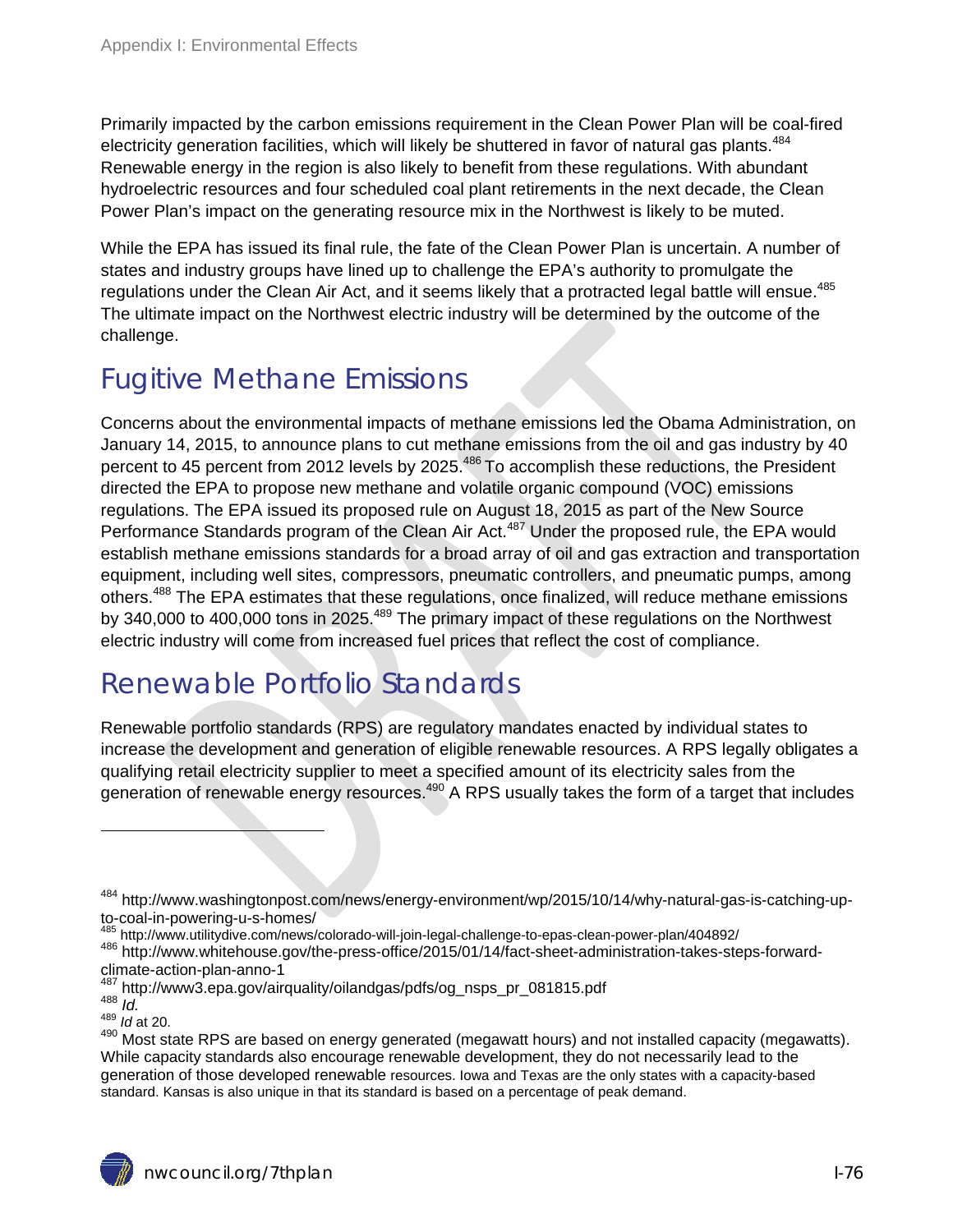Primarily impacted by the carbon emissions requirement in the Clean Power Plan will be coal-fired electricity generation facilities, which will likely be shuttered in favor of natural gas plants.[484] Renewable energy in the region is also likely to benefit from these regulations. With abundant hydroelectric resources and four scheduled coal plant retirements in the next decade, the Clean Power Plan's impact on the generating resource mix in the Northwest is likely to be muted.

While the EPA has issued its final rule, the fate of the Clean Power Plan is uncertain. A number of states and industry groups have lined up to challenge the EPA's authority to promulgate the regulations under the Clean Air Act, and it seems likely that a protracted legal battle will ensue.[485] The ultimate impact on the Northwest electric industry will be determined by the outcome of the challenge.

## Fugitive Methane Emissions

Concerns about the environmental impacts of methane emissions led the Obama Administration, on January 14, 2015, to announce plans to cut methane emissions from the oil and gas industry by 40 percent to 45 percent from 2012 levels by 2025.[486] To accomplish these reductions, the President directed the EPA to propose new methane and volatile organic compound (VOC) emissions regulations. The EPA issued its proposed rule on August 18, 2015 as part of the New Source Performance Standards program of the Clean Air Act.[487] Under the proposed rule, the EPA would establish methane emissions standards for a broad array of oil and gas extraction and transportation equipment, including well sites, compressors, pneumatic controllers, and pneumatic pumps, among others.[488] The EPA estimates that these regulations, once finalized, will reduce methane emissions by 340,000 to 400,000 tons in 2025.[489] The primary impact of these regulations on the Northwest electric industry will come from increased fuel prices that reflect the cost of compliance.

## Renewable Portfolio Standards

Renewable portfolio standards (RPS) are regulatory mandates enacted by individual states to increase the development and generation of eligible renewable resources. A RPS legally obligates a qualifying retail electricity supplier to meet a specified amount of its electricity sales from the generation of renewable energy resources.[490] A RPS usually takes the form of a target that includes

---

[484] http://www.washingtonpost.com/news/energy-environment/wp/2015/10/14/why-natural-gas-is-catching-up-to-coal-in-powering-u-s-homes/

[485] http://www.utilitydive.com/news/colorado-will-join-legal-challenge-to-epas-clean-power-plan/404892/

[486] http://www.whitehouse.gov/the-press-office/2015/01/14/fact-sheet-administration-takes-steps-forward-climate-action-plan-anno-1

[487] http://www3.epa.gov/airquality/oilandgas/pdfs/og_nsps_pr_081815.pdf

[488] *Id.*

[489] *Id* at 20.

[490] Most state RPS are based on energy generated (megawatt hours) and not installed capacity (megawatts). While capacity standards also encourage renewable development, they do not necessarily lead to the generation of those developed renewable resources. Iowa and Texas are the only states with a capacity-based standard. Kansas is also unique in that its standard is based on a percentage of peak demand.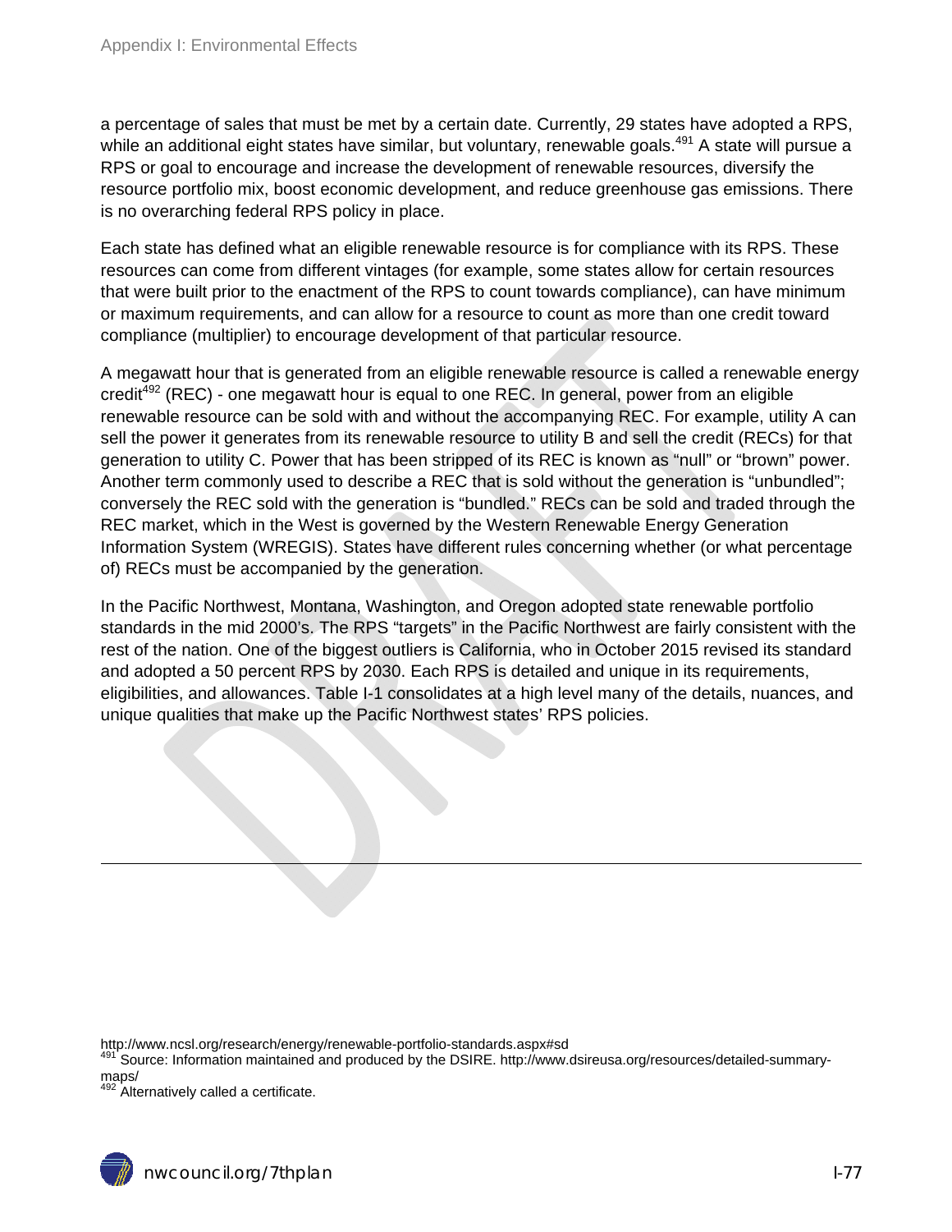a percentage of sales that must be met by a certain date. Currently, 29 states have adopted a RPS, while an additional eight states have similar, but voluntary, renewable goals.[491] A state will pursue a RPS or goal to encourage and increase the development of renewable resources, diversify the resource portfolio mix, boost economic development, and reduce greenhouse gas emissions. There is no overarching federal RPS policy in place.

Each state has defined what an eligible renewable resource is for compliance with its RPS. These resources can come from different vintages (for example, some states allow for certain resources that were built prior to the enactment of the RPS to count towards compliance), can have minimum or maximum requirements, and can allow for a resource to count as more than one credit toward compliance (multiplier) to encourage development of that particular resource.

A megawatt hour that is generated from an eligible renewable resource is called a renewable energy credit[492] (REC) - one megawatt hour is equal to one REC. In general, power from an eligible renewable resource can be sold with and without the accompanying REC. For example, utility A can sell the power it generates from its renewable resource to utility B and sell the credit (RECs) for that generation to utility C. Power that has been stripped of its REC is known as "null" or "brown" power. Another term commonly used to describe a REC that is sold without the generation is "unbundled"; conversely the REC sold with the generation is "bundled." RECs can be sold and traded through the REC market, which in the West is governed by the Western Renewable Energy Generation Information System (WREGIS). States have different rules concerning whether (or what percentage of) RECs must be accompanied by the generation.

In the Pacific Northwest, Montana, Washington, and Oregon adopted state renewable portfolio standards in the mid 2000's. The RPS "targets" in the Pacific Northwest are fairly consistent with the rest of the nation. One of the biggest outliers is California, who in October 2015 revised its standard and adopted a 50 percent RPS by 2030. Each RPS is detailed and unique in its requirements, eligibilities, and allowances. Table I-1 consolidates at a high level many of the details, nuances, and unique qualities that make up the Pacific Northwest states' RPS policies.

---

http://www.ncsl.org/research/energy/renewable-portfolio-standards.aspx#sd

[491] Source: Information maintained and produced by the DSIRE. http://www.dsireusa.org/resources/detailed-summary-maps/

[492] Alternatively called a certificate.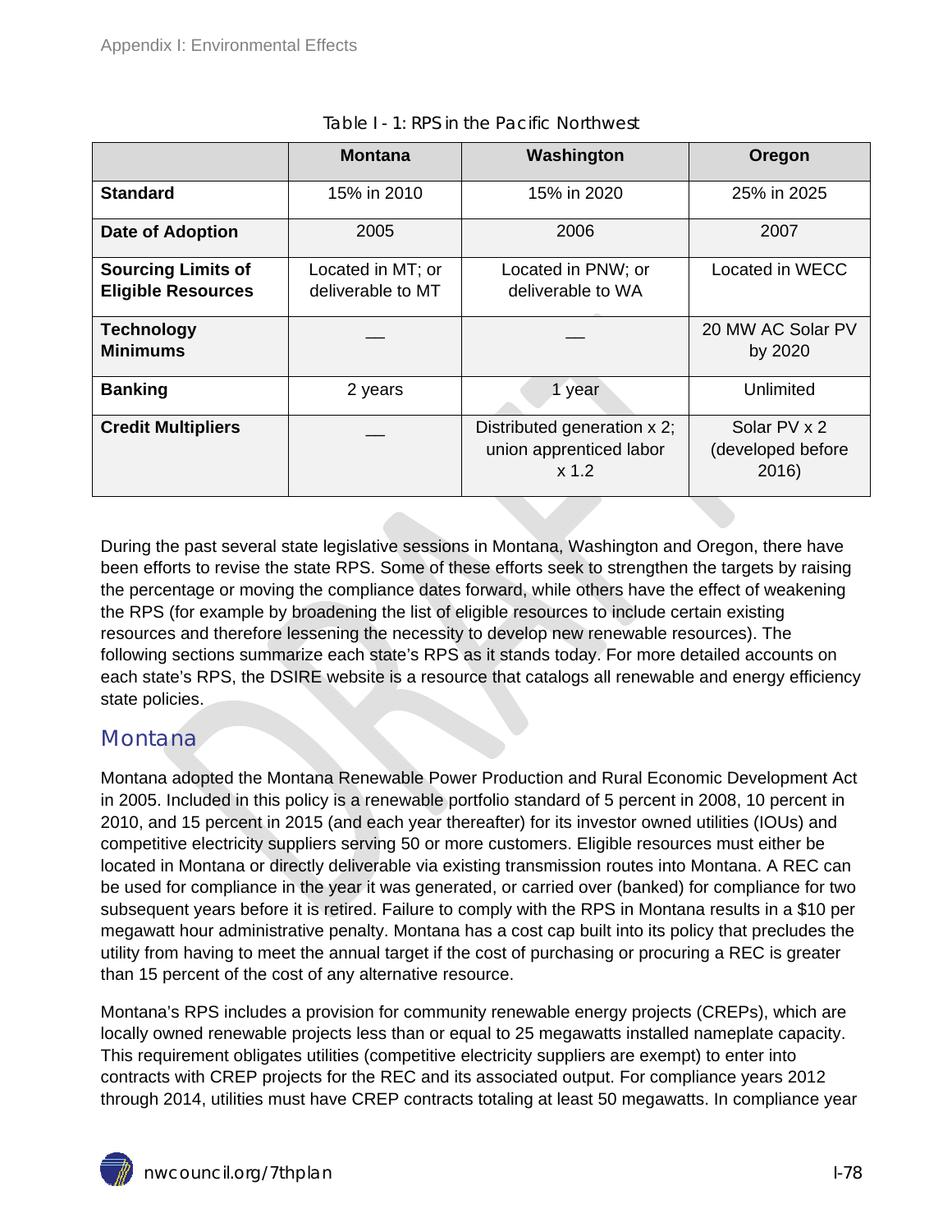Table I - 1: RPS in the Pacific Northwest

| | Montana | Washington | Oregon |
|---|---|---|---|
| **Standard** | 15% in 2010 | 15% in 2020 | 25% in 2025 |
| **Date of Adoption** | 2005 | 2006 | 2007 |
| **Sourcing Limits of Eligible Resources** | Located in MT; or deliverable to MT | Located in PNW; or deliverable to WA | Located in WECC |
| **Technology Minimums** | __ | __ | 20 MW AC Solar PV by 2020 |
| **Banking** | 2 years | 1 year | Unlimited |
| **Credit Multipliers** | __ | Distributed generation x 2; union apprenticed labor x 1.2 | Solar PV x 2 (developed before 2016) |

During the past several state legislative sessions in Montana, Washington and Oregon, there have been efforts to revise the state RPS. Some of these efforts seek to strengthen the targets by raising the percentage or moving the compliance dates forward, while others have the effect of weakening the RPS (for example by broadening the list of eligible resources to include certain existing resources and therefore lessening the necessity to develop new renewable resources). The following sections summarize each state's RPS as it stands today. For more detailed accounts on each state's RPS, the DSIRE website is a resource that catalogs all renewable and energy efficiency state policies.

## Montana

Montana adopted the Montana Renewable Power Production and Rural Economic Development Act in 2005. Included in this policy is a renewable portfolio standard of 5 percent in 2008, 10 percent in 2010, and 15 percent in 2015 (and each year thereafter) for its investor owned utilities (IOUs) and competitive electricity suppliers serving 50 or more customers. Eligible resources must either be located in Montana or directly deliverable via existing transmission routes into Montana. A REC can be used for compliance in the year it was generated, or carried over (banked) for compliance for two subsequent years before it is retired. Failure to comply with the RPS in Montana results in a $10 per megawatt hour administrative penalty. Montana has a cost cap built into its policy that precludes the utility from having to meet the annual target if the cost of purchasing or procuring a REC is greater than 15 percent of the cost of any alternative resource.

Montana's RPS includes a provision for community renewable energy projects (CREPs), which are locally owned renewable projects less than or equal to 25 megawatts installed nameplate capacity. This requirement obligates utilities (competitive electricity suppliers are exempt) to enter into contracts with CREP projects for the REC and its associated output. For compliance years 2012 through 2014, utilities must have CREP contracts totaling at least 50 megawatts. In compliance year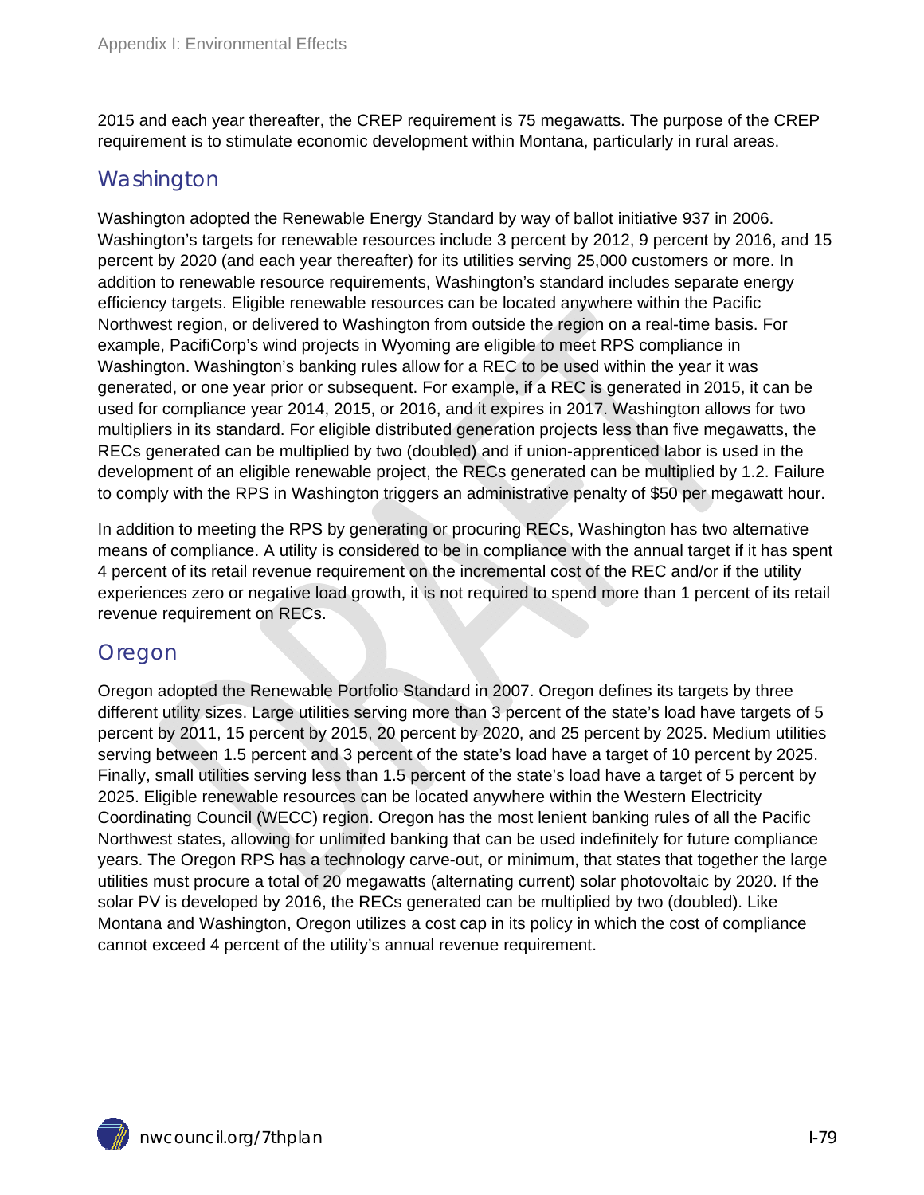2015 and each year thereafter, the CREP requirement is 75 megawatts. The purpose of the CREP requirement is to stimulate economic development within Montana, particularly in rural areas.

## Washington

Washington adopted the Renewable Energy Standard by way of ballot initiative 937 in 2006. Washington's targets for renewable resources include 3 percent by 2012, 9 percent by 2016, and 15 percent by 2020 (and each year thereafter) for its utilities serving 25,000 customers or more. In addition to renewable resource requirements, Washington's standard includes separate energy efficiency targets. Eligible renewable resources can be located anywhere within the Pacific Northwest region, or delivered to Washington from outside the region on a real-time basis. For example, PacifiCorp's wind projects in Wyoming are eligible to meet RPS compliance in Washington. Washington's banking rules allow for a REC to be used within the year it was generated, or one year prior or subsequent. For example, if a REC is generated in 2015, it can be used for compliance year 2014, 2015, or 2016, and it expires in 2017. Washington allows for two multipliers in its standard. For eligible distributed generation projects less than five megawatts, the RECs generated can be multiplied by two (doubled) and if union-apprenticed labor is used in the development of an eligible renewable project, the RECs generated can be multiplied by 1.2. Failure to comply with the RPS in Washington triggers an administrative penalty of $50 per megawatt hour.

In addition to meeting the RPS by generating or procuring RECs, Washington has two alternative means of compliance. A utility is considered to be in compliance with the annual target if it has spent 4 percent of its retail revenue requirement on the incremental cost of the REC and/or if the utility experiences zero or negative load growth, it is not required to spend more than 1 percent of its retail revenue requirement on RECs.

## Oregon

Oregon adopted the Renewable Portfolio Standard in 2007. Oregon defines its targets by three different utility sizes. Large utilities serving more than 3 percent of the state's load have targets of 5 percent by 2011, 15 percent by 2015, 20 percent by 2020, and 25 percent by 2025. Medium utilities serving between 1.5 percent and 3 percent of the state's load have a target of 10 percent by 2025. Finally, small utilities serving less than 1.5 percent of the state's load have a target of 5 percent by 2025. Eligible renewable resources can be located anywhere within the Western Electricity Coordinating Council (WECC) region. Oregon has the most lenient banking rules of all the Pacific Northwest states, allowing for unlimited banking that can be used indefinitely for future compliance years. The Oregon RPS has a technology carve-out, or minimum, that states that together the large utilities must procure a total of 20 megawatts (alternating current) solar photovoltaic by 2020. If the solar PV is developed by 2016, the RECs generated can be multiplied by two (doubled). Like Montana and Washington, Oregon utilizes a cost cap in its policy in which the cost of compliance cannot exceed 4 percent of the utility's annual revenue requirement.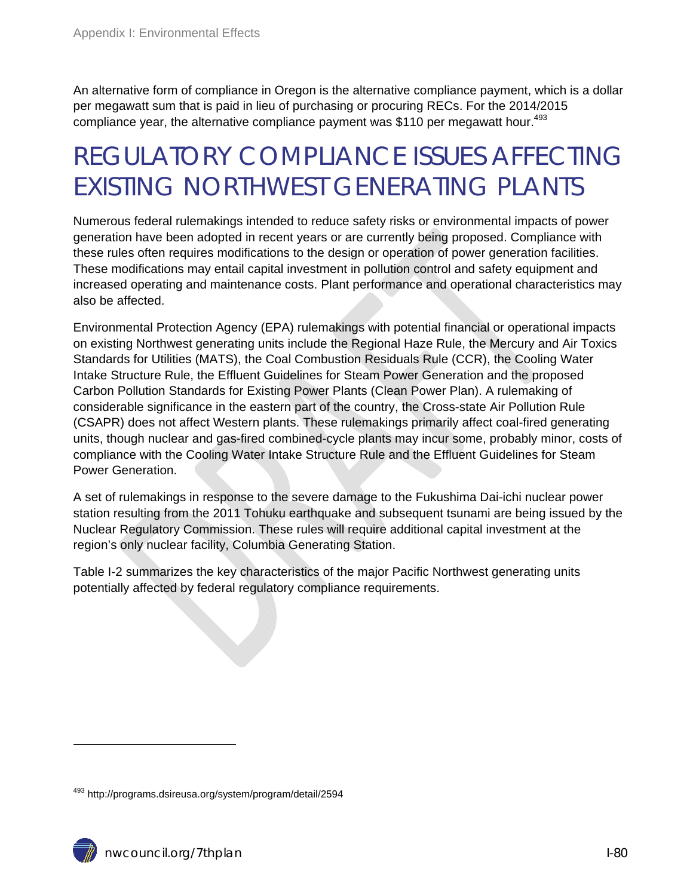An alternative form of compliance in Oregon is the alternative compliance payment, which is a dollar per megawatt sum that is paid in lieu of purchasing or procuring RECs. For the 2014/2015 compliance year, the alternative compliance payment was $110 per megawatt hour.[493]

# REGULATORY COMPLIANCE ISSUES AFFECTING EXISTING NORTHWEST GENERATING PLANTS

Numerous federal rulemakings intended to reduce safety risks or environmental impacts of power generation have been adopted in recent years or are currently being proposed. Compliance with these rules often requires modifications to the design or operation of power generation facilities. These modifications may entail capital investment in pollution control and safety equipment and increased operating and maintenance costs. Plant performance and operational characteristics may also be affected.

Environmental Protection Agency (EPA) rulemakings with potential financial or operational impacts on existing Northwest generating units include the Regional Haze Rule, the Mercury and Air Toxics Standards for Utilities (MATS), the Coal Combustion Residuals Rule (CCR), the Cooling Water Intake Structure Rule, the Effluent Guidelines for Steam Power Generation and the proposed Carbon Pollution Standards for Existing Power Plants (Clean Power Plan). A rulemaking of considerable significance in the eastern part of the country, the Cross-state Air Pollution Rule (CSAPR) does not affect Western plants. These rulemakings primarily affect coal-fired generating units, though nuclear and gas-fired combined-cycle plants may incur some, probably minor, costs of compliance with the Cooling Water Intake Structure Rule and the Effluent Guidelines for Steam Power Generation.

A set of rulemakings in response to the severe damage to the Fukushima Dai-ichi nuclear power station resulting from the 2011 Tohuku earthquake and subsequent tsunami are being issued by the Nuclear Regulatory Commission. These rules will require additional capital investment at the region's only nuclear facility, Columbia Generating Station.

Table I-2 summarizes the key characteristics of the major Pacific Northwest generating units potentially affected by federal regulatory compliance requirements.

---

[493] http://programs.dsireusa.org/system/program/detail/2594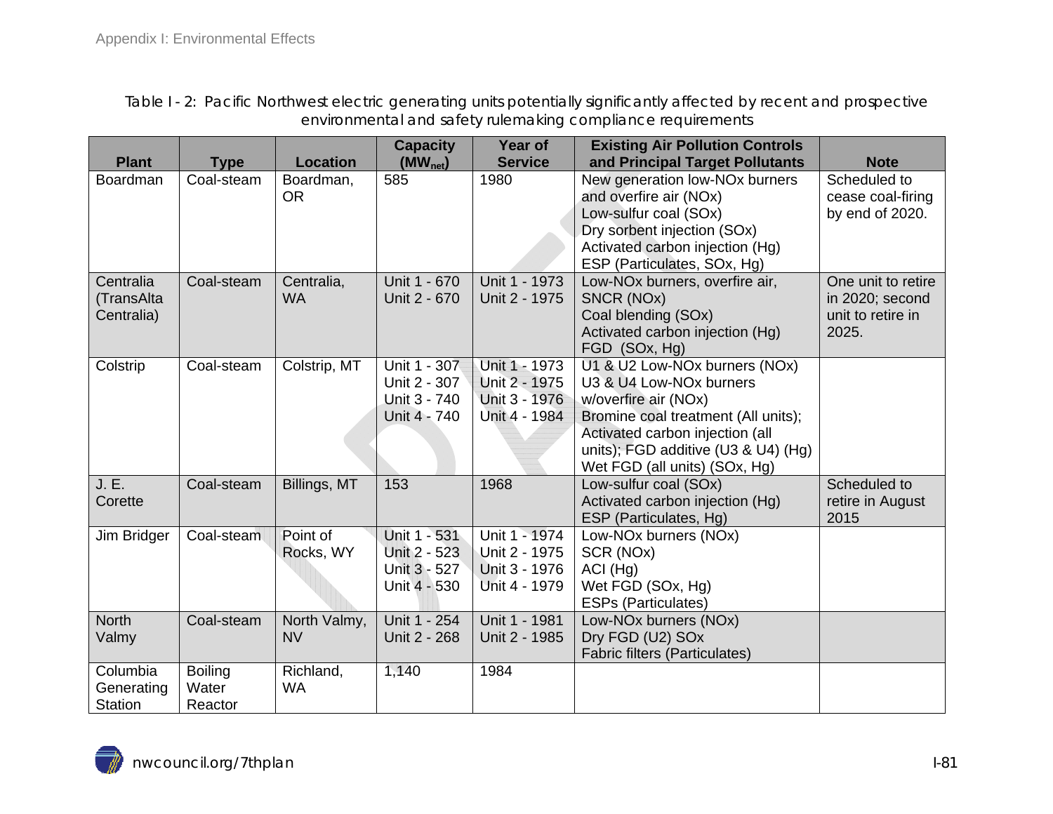Table I - 2: Pacific Northwest electric generating units potentially significantly affected by recent and prospective environmental and safety rulemaking compliance requirements

| Plant | Type | Location | Capacity ($MW_{net}$) | Year of Service | Existing Air Pollution Controls and Principal Target Pollutants | Note |
|---|---|---|---|---|---|---|
| Boardman | Coal-steam | Boardman, OR | 585 | 1980 | New generation low-NOx burners and overfire air (NOx)<br>Low-sulfur coal (SOx)<br>Dry sorbent injection (SOx)<br>Activated carbon injection (Hg)<br>ESP (Particulates, SOx, Hg) | Scheduled to cease coal-firing by end of 2020. |
| Centralia (TransAlta Centralia) | Coal-steam | Centralia, WA | Unit 1 - 670<br>Unit 2 - 670 | Unit 1 - 1973<br>Unit 2 - 1975 | Low-NOx burners, overfire air, SNCR (NOx)<br>Coal blending (SOx)<br>Activated carbon injection (Hg)<br>FGD (SOx, Hg) | One unit to retire in 2020; second unit to retire in 2025. |
| Colstrip | Coal-steam | Colstrip, MT | Unit 1 - 307<br>Unit 2 - 307<br>Unit 3 - 740<br>Unit 4 - 740 | Unit 1 - 1973<br>Unit 2 - 1975<br>Unit 3 - 1976<br>Unit 4 - 1984 | U1 & U2 Low-NOx burners (NOx)<br>U3 & U4 Low-NOx burners w/overfire air (NOx)<br>Bromine coal treatment (All units); Activated carbon injection (all units); FGD additive (U3 & U4) (Hg)<br>Wet FGD (all units) (SOx, Hg) | |
| J. E. Corette | Coal-steam | Billings, MT | 153 | 1968 | Low-sulfur coal (SOx)<br>Activated carbon injection (Hg)<br>ESP (Particulates, Hg) | Scheduled to retire in August 2015 |
| Jim Bridger | Coal-steam | Point of Rocks, WY | Unit 1 - 531<br>Unit 2 - 523<br>Unit 3 - 527<br>Unit 4 - 530 | Unit 1 - 1974<br>Unit 2 - 1975<br>Unit 3 - 1976<br>Unit 4 - 1979 | Low-NOx burners (NOx)<br>SCR (NOx)<br>ACI (Hg)<br>Wet FGD (SOx, Hg)<br>ESPs (Particulates) | |
| North Valmy | Coal-steam | North Valmy, NV | Unit 1 - 254<br>Unit 2 - 268 | Unit 1 - 1981<br>Unit 2 - 1985 | Low-NOx burners (NOx)<br>Dry FGD (U2) SOx<br>Fabric filters (Particulates) | |
| Columbia Generating Station | Boiling Water Reactor | Richland, WA | 1,140 | 1984 | | |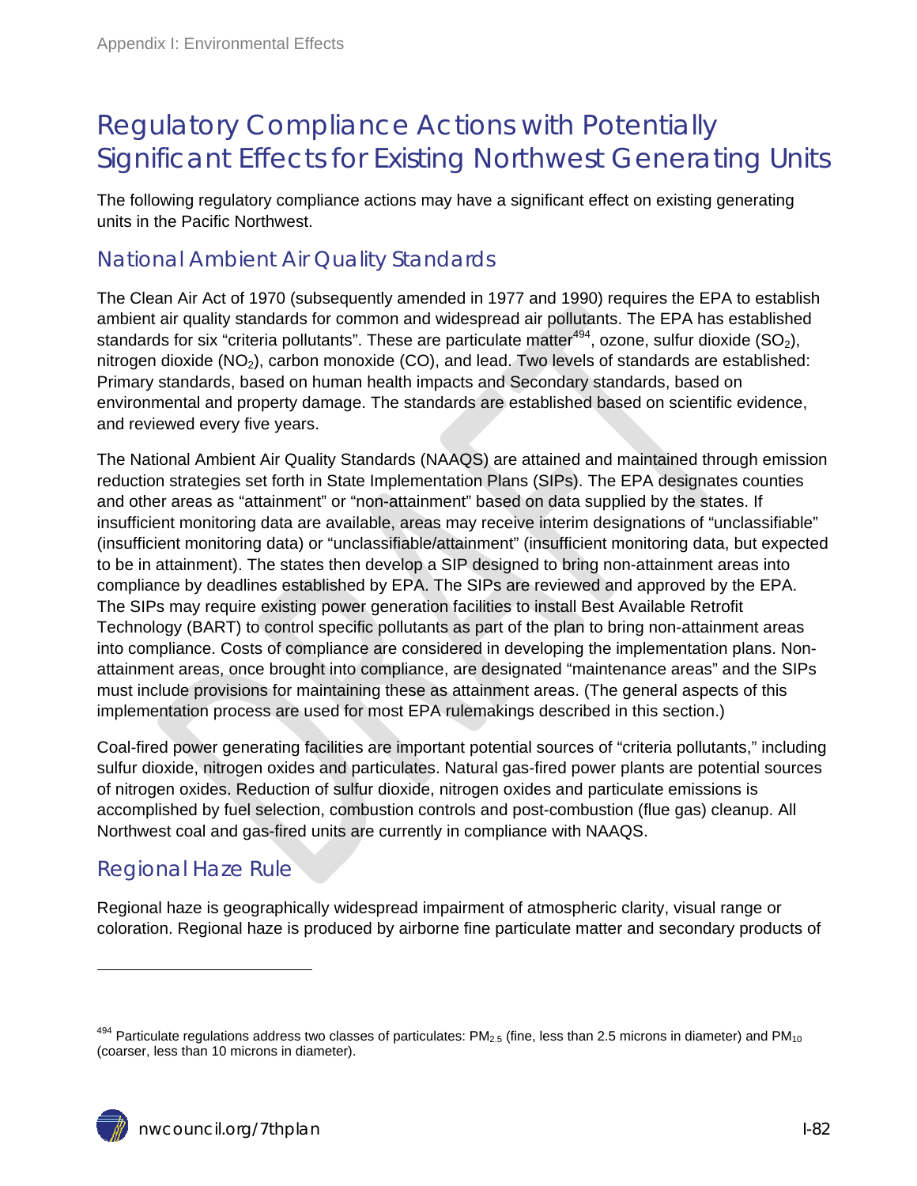# Regulatory Compliance Actions with Potentially Significant Effects for Existing Northwest Generating Units

The following regulatory compliance actions may have a significant effect on existing generating units in the Pacific Northwest.

## National Ambient Air Quality Standards

The Clean Air Act of 1970 (subsequently amended in 1977 and 1990) requires the EPA to establish ambient air quality standards for common and widespread air pollutants. The EPA has established standards for six "criteria pollutants". These are particulate matter[494], ozone, sulfur dioxide ($SO_2$), nitrogen dioxide ($NO_2$), carbon monoxide (CO), and lead. Two levels of standards are established: Primary standards, based on human health impacts and Secondary standards, based on environmental and property damage. The standards are established based on scientific evidence, and reviewed every five years.

The National Ambient Air Quality Standards (NAAQS) are attained and maintained through emission reduction strategies set forth in State Implementation Plans (SIPs). The EPA designates counties and other areas as "attainment" or "non-attainment" based on data supplied by the states. If insufficient monitoring data are available, areas may receive interim designations of "unclassifiable" (insufficient monitoring data) or "unclassifiable/attainment" (insufficient monitoring data, but expected to be in attainment). The states then develop a SIP designed to bring non-attainment areas into compliance by deadlines established by EPA. The SIPs are reviewed and approved by the EPA. The SIPs may require existing power generation facilities to install Best Available Retrofit Technology (BART) to control specific pollutants as part of the plan to bring non-attainment areas into compliance. Costs of compliance are considered in developing the implementation plans. Non-attainment areas, once brought into compliance, are designated "maintenance areas" and the SIPs must include provisions for maintaining these as attainment areas. (The general aspects of this implementation process are used for most EPA rulemakings described in this section.)

Coal-fired power generating facilities are important potential sources of "criteria pollutants," including sulfur dioxide, nitrogen oxides and particulates. Natural gas-fired power plants are potential sources of nitrogen oxides. Reduction of sulfur dioxide, nitrogen oxides and particulate emissions is accomplished by fuel selection, combustion controls and post-combustion (flue gas) cleanup. All Northwest coal and gas-fired units are currently in compliance with NAAQS.

## Regional Haze Rule

Regional haze is geographically widespread impairment of atmospheric clarity, visual range or coloration. Regional haze is produced by airborne fine particulate matter and secondary products of

---

[494] Particulate regulations address two classes of particulates: $PM_{2.5}$ (fine, less than 2.5 microns in diameter) and $PM_{10}$ (coarser, less than 10 microns in diameter).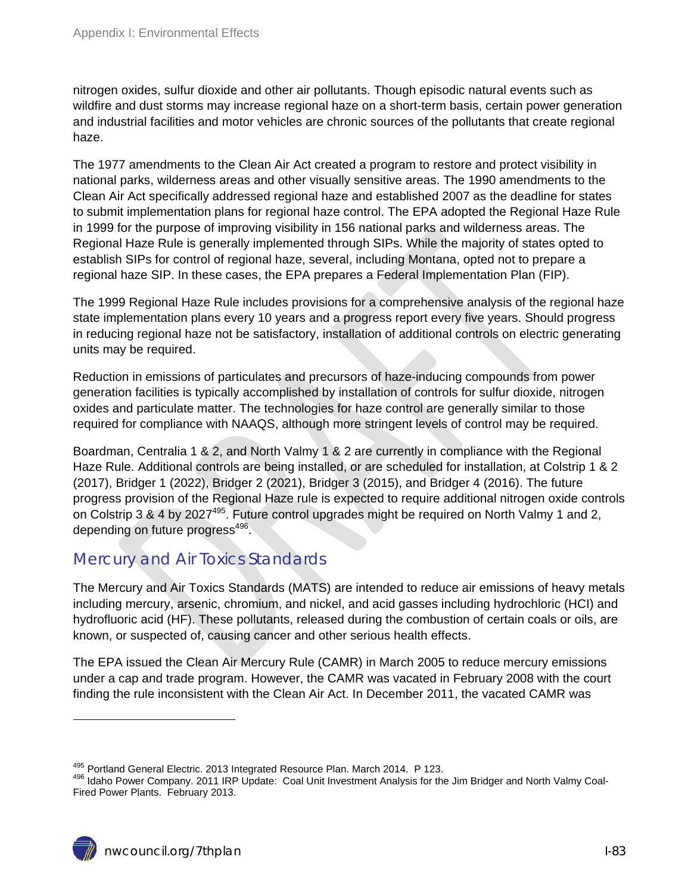nitrogen oxides, sulfur dioxide and other air pollutants. Though episodic natural events such as wildfire and dust storms may increase regional haze on a short-term basis, certain power generation and industrial facilities and motor vehicles are chronic sources of the pollutants that create regional haze.

The 1977 amendments to the Clean Air Act created a program to restore and protect visibility in national parks, wilderness areas and other visually sensitive areas. The 1990 amendments to the Clean Air Act specifically addressed regional haze and established 2007 as the deadline for states to submit implementation plans for regional haze control. The EPA adopted the Regional Haze Rule in 1999 for the purpose of improving visibility in 156 national parks and wilderness areas. The Regional Haze Rule is generally implemented through SIPs. While the majority of states opted to establish SIPs for control of regional haze, several, including Montana, opted not to prepare a regional haze SIP. In these cases, the EPA prepares a Federal Implementation Plan (FIP).

The 1999 Regional Haze Rule includes provisions for a comprehensive analysis of the regional haze state implementation plans every 10 years and a progress report every five years. Should progress in reducing regional haze not be satisfactory, installation of additional controls on electric generating units may be required.

Reduction in emissions of particulates and precursors of haze-inducing compounds from power generation facilities is typically accomplished by installation of controls for sulfur dioxide, nitrogen oxides and particulate matter. The technologies for haze control are generally similar to those required for compliance with NAAQS, although more stringent levels of control may be required.

Boardman, Centralia 1 & 2, and North Valmy 1 & 2 are currently in compliance with the Regional Haze Rule. Additional controls are being installed, or are scheduled for installation, at Colstrip 1 & 2 (2017), Bridger 1 (2022), Bridger 2 (2021), Bridger 3 (2015), and Bridger 4 (2016). The future progress provision of the Regional Haze rule is expected to require additional nitrogen oxide controls on Colstrip 3 & 4 by 2027[495]. Future control upgrades might be required on North Valmy 1 and 2, depending on future progress[496].

## Mercury and Air Toxics Standards

The Mercury and Air Toxics Standards (MATS) are intended to reduce air emissions of heavy metals including mercury, arsenic, chromium, and nickel, and acid gasses including hydrochloric (HCl) and hydrofluoric acid (HF). These pollutants, released during the combustion of certain coals or oils, are known, or suspected of, causing cancer and other serious health effects.

The EPA issued the Clean Air Mercury Rule (CAMR) in March 2005 to reduce mercury emissions under a cap and trade program. However, the CAMR was vacated in February 2008 with the court finding the rule inconsistent with the Clean Air Act. In December 2011, the vacated CAMR was

---

[495] Portland General Electric. 2013 Integrated Resource Plan. March 2014. P 123.

[496] Idaho Power Company. 2011 IRP Update: Coal Unit Investment Analysis for the Jim Bridger and North Valmy Coal-Fired Power Plants. February 2013.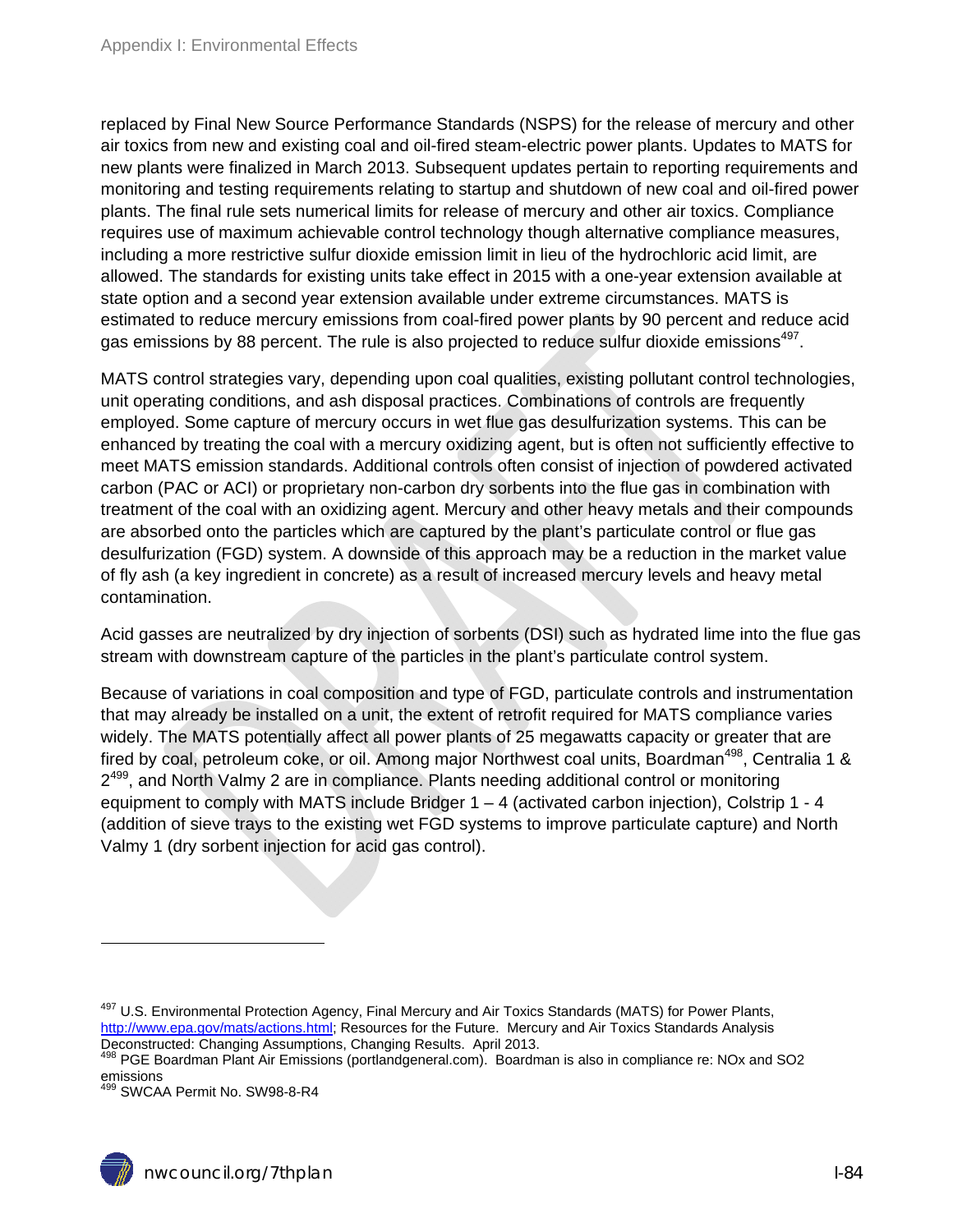replaced by Final New Source Performance Standards (NSPS) for the release of mercury and other air toxics from new and existing coal and oil-fired steam-electric power plants. Updates to MATS for new plants were finalized in March 2013. Subsequent updates pertain to reporting requirements and monitoring and testing requirements relating to startup and shutdown of new coal and oil-fired power plants. The final rule sets numerical limits for release of mercury and other air toxics. Compliance requires use of maximum achievable control technology though alternative compliance measures, including a more restrictive sulfur dioxide emission limit in lieu of the hydrochloric acid limit, are allowed. The standards for existing units take effect in 2015 with a one-year extension available at state option and a second year extension available under extreme circumstances. MATS is estimated to reduce mercury emissions from coal-fired power plants by 90 percent and reduce acid gas emissions by 88 percent. The rule is also projected to reduce sulfur dioxide emissions[497].

MATS control strategies vary, depending upon coal qualities, existing pollutant control technologies, unit operating conditions, and ash disposal practices. Combinations of controls are frequently employed. Some capture of mercury occurs in wet flue gas desulfurization systems. This can be enhanced by treating the coal with a mercury oxidizing agent, but is often not sufficiently effective to meet MATS emission standards. Additional controls often consist of injection of powdered activated carbon (PAC or ACI) or proprietary non-carbon dry sorbents into the flue gas in combination with treatment of the coal with an oxidizing agent. Mercury and other heavy metals and their compounds are absorbed onto the particles which are captured by the plant's particulate control or flue gas desulfurization (FGD) system. A downside of this approach may be a reduction in the market value of fly ash (a key ingredient in concrete) as a result of increased mercury levels and heavy metal contamination.

Acid gasses are neutralized by dry injection of sorbents (DSI) such as hydrated lime into the flue gas stream with downstream capture of the particles in the plant's particulate control system.

Because of variations in coal composition and type of FGD, particulate controls and instrumentation that may already be installed on a unit, the extent of retrofit required for MATS compliance varies widely. The MATS potentially affect all power plants of 25 megawatts capacity or greater that are fired by coal, petroleum coke, or oil. Among major Northwest coal units, Boardman[498], Centralia 1 & 2[499], and North Valmy 2 are in compliance. Plants needing additional control or monitoring equipment to comply with MATS include Bridger 1 – 4 (activated carbon injection), Colstrip 1 - 4 (addition of sieve trays to the existing wet FGD systems to improve particulate capture) and North Valmy 1 (dry sorbent injection for acid gas control).

---

[497] U.S. Environmental Protection Agency, Final Mercury and Air Toxics Standards (MATS) for Power Plants, http://www.epa.gov/mats/actions.html; Resources for the Future. Mercury and Air Toxics Standards Analysis Deconstructed: Changing Assumptions, Changing Results. April 2013.

[498] PGE Boardman Plant Air Emissions (portlandgeneral.com). Boardman is also in compliance re: NOx and SO2 emissions

[499] SWCAA Permit No. SW98-8-R4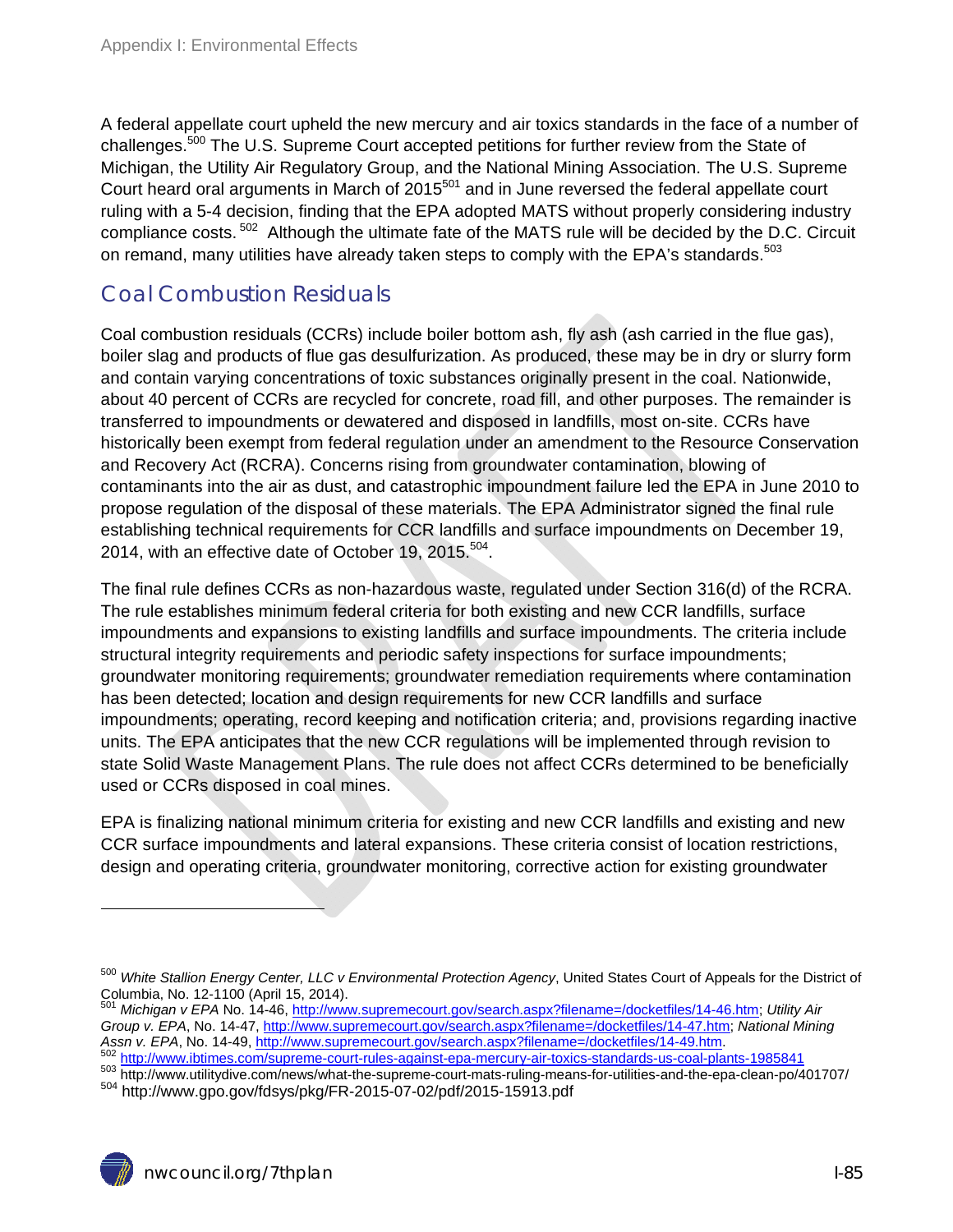A federal appellate court upheld the new mercury and air toxics standards in the face of a number of challenges.[500] The U.S. Supreme Court accepted petitions for further review from the State of Michigan, the Utility Air Regulatory Group, and the National Mining Association. The U.S. Supreme Court heard oral arguments in March of 2015[501] and in June reversed the federal appellate court ruling with a 5-4 decision, finding that the EPA adopted MATS without properly considering industry compliance costs.[502] Although the ultimate fate of the MATS rule will be decided by the D.C. Circuit on remand, many utilities have already taken steps to comply with the EPA's standards.[503]

## Coal Combustion Residuals

Coal combustion residuals (CCRs) include boiler bottom ash, fly ash (ash carried in the flue gas), boiler slag and products of flue gas desulfurization. As produced, these may be in dry or slurry form and contain varying concentrations of toxic substances originally present in the coal. Nationwide, about 40 percent of CCRs are recycled for concrete, road fill, and other purposes. The remainder is transferred to impoundments or dewatered and disposed in landfills, most on-site. CCRs have historically been exempt from federal regulation under an amendment to the Resource Conservation and Recovery Act (RCRA). Concerns rising from groundwater contamination, blowing of contaminants into the air as dust, and catastrophic impoundment failure led the EPA in June 2010 to propose regulation of the disposal of these materials. The EPA Administrator signed the final rule establishing technical requirements for CCR landfills and surface impoundments on December 19, 2014, with an effective date of October 19, 2015.[504].

The final rule defines CCRs as non-hazardous waste, regulated under Section 316(d) of the RCRA. The rule establishes minimum federal criteria for both existing and new CCR landfills, surface impoundments and expansions to existing landfills and surface impoundments. The criteria include structural integrity requirements and periodic safety inspections for surface impoundments; groundwater monitoring requirements; groundwater remediation requirements where contamination has been detected; location and design requirements for new CCR landfills and surface impoundments; operating, record keeping and notification criteria; and, provisions regarding inactive units. The EPA anticipates that the new CCR regulations will be implemented through revision to state Solid Waste Management Plans. The rule does not affect CCRs determined to be beneficially used or CCRs disposed in coal mines.

EPA is finalizing national minimum criteria for existing and new CCR landfills and existing and new CCR surface impoundments and lateral expansions. These criteria consist of location restrictions, design and operating criteria, groundwater monitoring, corrective action for existing groundwater

---

[500] *White Stallion Energy Center, LLC v Environmental Protection Agency*, United States Court of Appeals for the District of Columbia, No. 12-1100 (April 15, 2014).

[501] *Michigan v EPA* No. 14-46, http://www.supremecourt.gov/search.aspx?filename=/docketfiles/14-46.htm; *Utility Air Group v. EPA*, No. 14-47, http://www.supremecourt.gov/search.aspx?filename=/docketfiles/14-47.htm; *National Mining Assn v. EPA*, No. 14-49, http://www.supremecourt.gov/search.aspx?filename=/docketfiles/14-49.htm.

[502] http://www.ibtimes.com/supreme-court-rules-against-epa-mercury-air-toxics-standards-us-coal-plants-1985841

[503] http://www.utilitydive.com/news/what-the-supreme-court-mats-ruling-means-for-utilities-and-the-epa-clean-po/401707/

[504] http://www.gpo.gov/fdsys/pkg/FR-2015-07-02/pdf/2015-15913.pdf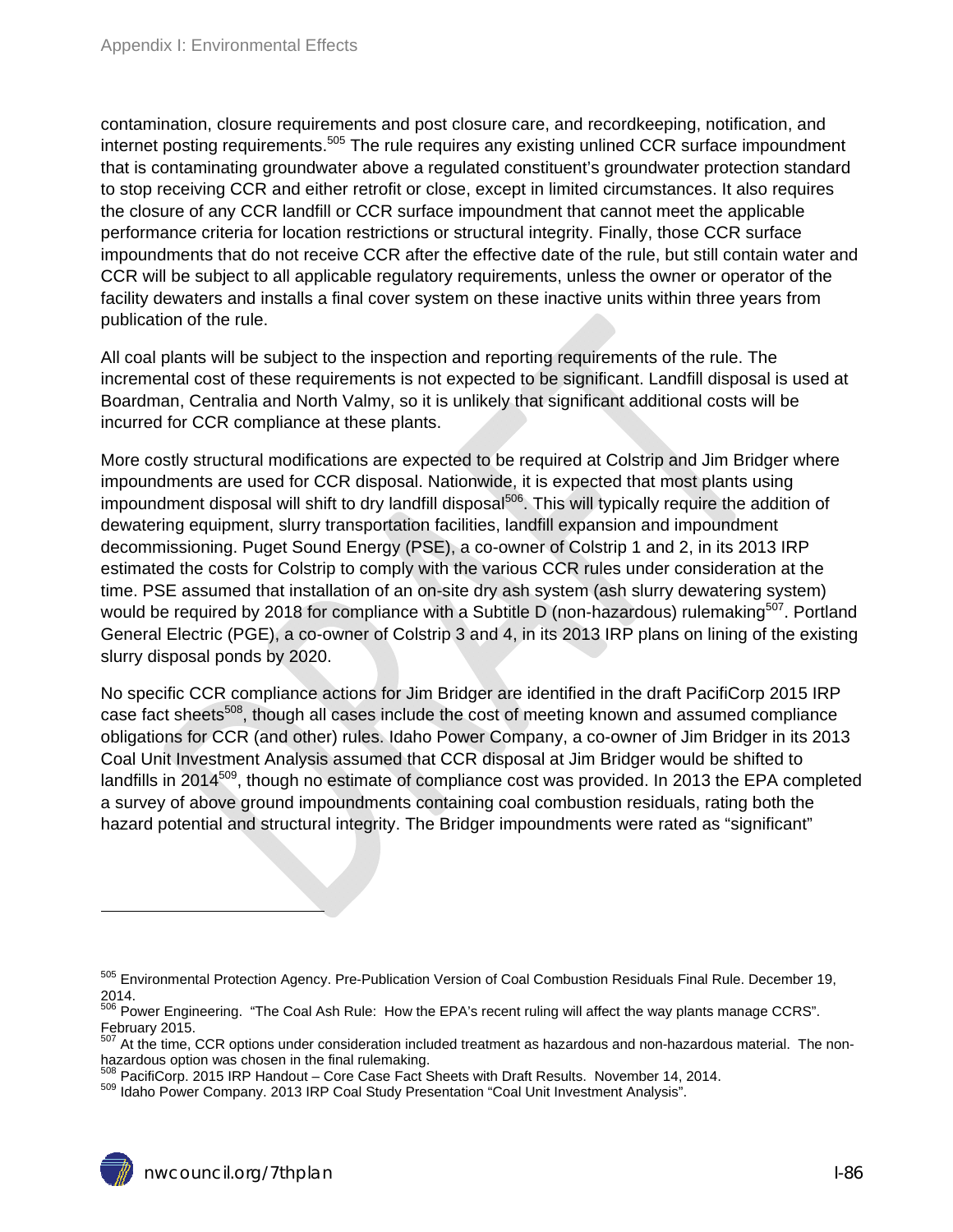contamination, closure requirements and post closure care, and recordkeeping, notification, and internet posting requirements.[505] The rule requires any existing unlined CCR surface impoundment that is contaminating groundwater above a regulated constituent's groundwater protection standard to stop receiving CCR and either retrofit or close, except in limited circumstances. It also requires the closure of any CCR landfill or CCR surface impoundment that cannot meet the applicable performance criteria for location restrictions or structural integrity. Finally, those CCR surface impoundments that do not receive CCR after the effective date of the rule, but still contain water and CCR will be subject to all applicable regulatory requirements, unless the owner or operator of the facility dewaters and installs a final cover system on these inactive units within three years from publication of the rule.

All coal plants will be subject to the inspection and reporting requirements of the rule. The incremental cost of these requirements is not expected to be significant. Landfill disposal is used at Boardman, Centralia and North Valmy, so it is unlikely that significant additional costs will be incurred for CCR compliance at these plants.

More costly structural modifications are expected to be required at Colstrip and Jim Bridger where impoundments are used for CCR disposal. Nationwide, it is expected that most plants using impoundment disposal will shift to dry landfill disposal[506]. This will typically require the addition of dewatering equipment, slurry transportation facilities, landfill expansion and impoundment decommissioning. Puget Sound Energy (PSE), a co-owner of Colstrip 1 and 2, in its 2013 IRP estimated the costs for Colstrip to comply with the various CCR rules under consideration at the time. PSE assumed that installation of an on-site dry ash system (ash slurry dewatering system) would be required by 2018 for compliance with a Subtitle D (non-hazardous) rulemaking[507]. Portland General Electric (PGE), a co-owner of Colstrip 3 and 4, in its 2013 IRP plans on lining of the existing slurry disposal ponds by 2020.

No specific CCR compliance actions for Jim Bridger are identified in the draft PacifiCorp 2015 IRP case fact sheets[508], though all cases include the cost of meeting known and assumed compliance obligations for CCR (and other) rules. Idaho Power Company, a co-owner of Jim Bridger in its 2013 Coal Unit Investment Analysis assumed that CCR disposal at Jim Bridger would be shifted to landfills in 2014[509], though no estimate of compliance cost was provided. In 2013 the EPA completed a survey of above ground impoundments containing coal combustion residuals, rating both the hazard potential and structural integrity. The Bridger impoundments were rated as "significant"

---

[505] Environmental Protection Agency. Pre-Publication Version of Coal Combustion Residuals Final Rule. December 19, 2014.

[506] Power Engineering. "The Coal Ash Rule: How the EPA's recent ruling will affect the way plants manage CCRS". February 2015.

[507] At the time, CCR options under consideration included treatment as hazardous and non-hazardous material. The non-hazardous option was chosen in the final rulemaking.

[508] PacifiCorp. 2015 IRP Handout – Core Case Fact Sheets with Draft Results. November 14, 2014.

[509] Idaho Power Company. 2013 IRP Coal Study Presentation "Coal Unit Investment Analysis".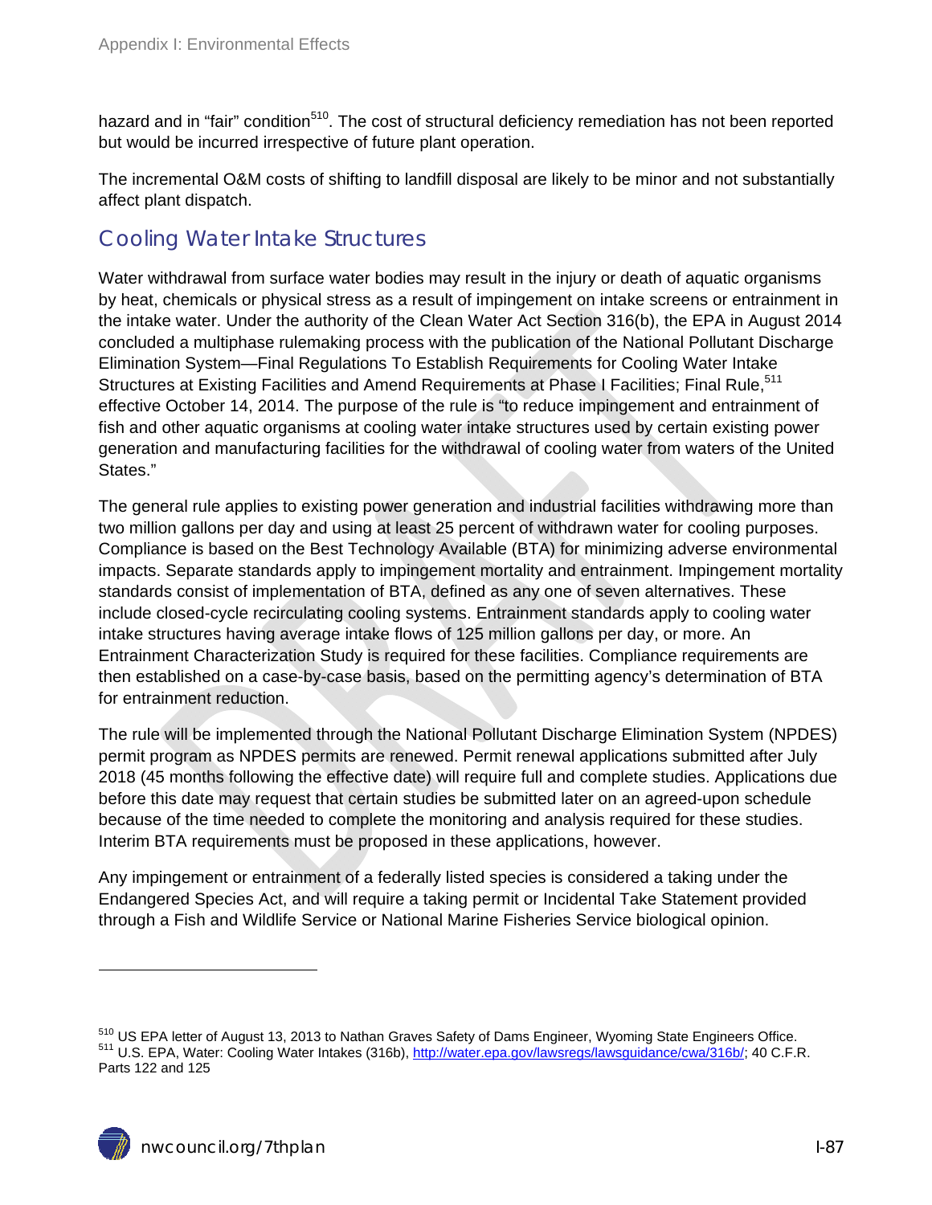hazard and in "fair" condition[510]. The cost of structural deficiency remediation has not been reported but would be incurred irrespective of future plant operation.

The incremental O&M costs of shifting to landfill disposal are likely to be minor and not substantially affect plant dispatch.

## Cooling Water Intake Structures

Water withdrawal from surface water bodies may result in the injury or death of aquatic organisms by heat, chemicals or physical stress as a result of impingement on intake screens or entrainment in the intake water. Under the authority of the Clean Water Act Section 316(b), the EPA in August 2014 concluded a multiphase rulemaking process with the publication of the National Pollutant Discharge Elimination System—Final Regulations To Establish Requirements for Cooling Water Intake Structures at Existing Facilities and Amend Requirements at Phase I Facilities; Final Rule,[511] effective October 14, 2014. The purpose of the rule is "to reduce impingement and entrainment of fish and other aquatic organisms at cooling water intake structures used by certain existing power generation and manufacturing facilities for the withdrawal of cooling water from waters of the United States."

The general rule applies to existing power generation and industrial facilities withdrawing more than two million gallons per day and using at least 25 percent of withdrawn water for cooling purposes. Compliance is based on the Best Technology Available (BTA) for minimizing adverse environmental impacts. Separate standards apply to impingement mortality and entrainment. Impingement mortality standards consist of implementation of BTA, defined as any one of seven alternatives. These include closed-cycle recirculating cooling systems. Entrainment standards apply to cooling water intake structures having average intake flows of 125 million gallons per day, or more. An Entrainment Characterization Study is required for these facilities. Compliance requirements are then established on a case-by-case basis, based on the permitting agency's determination of BTA for entrainment reduction.

The rule will be implemented through the National Pollutant Discharge Elimination System (NPDES) permit program as NPDES permits are renewed. Permit renewal applications submitted after July 2018 (45 months following the effective date) will require full and complete studies. Applications due before this date may request that certain studies be submitted later on an agreed-upon schedule because of the time needed to complete the monitoring and analysis required for these studies. Interim BTA requirements must be proposed in these applications, however.

Any impingement or entrainment of a federally listed species is considered a taking under the Endangered Species Act, and will require a taking permit or Incidental Take Statement provided through a Fish and Wildlife Service or National Marine Fisheries Service biological opinion.

---

[510] US EPA letter of August 13, 2013 to Nathan Graves Safety of Dams Engineer, Wyoming State Engineers Office.

[511] U.S. EPA, Water: Cooling Water Intakes (316b), http://water.epa.gov/lawsregs/lawsguidance/cwa/316b/; 40 C.F.R. Parts 122 and 125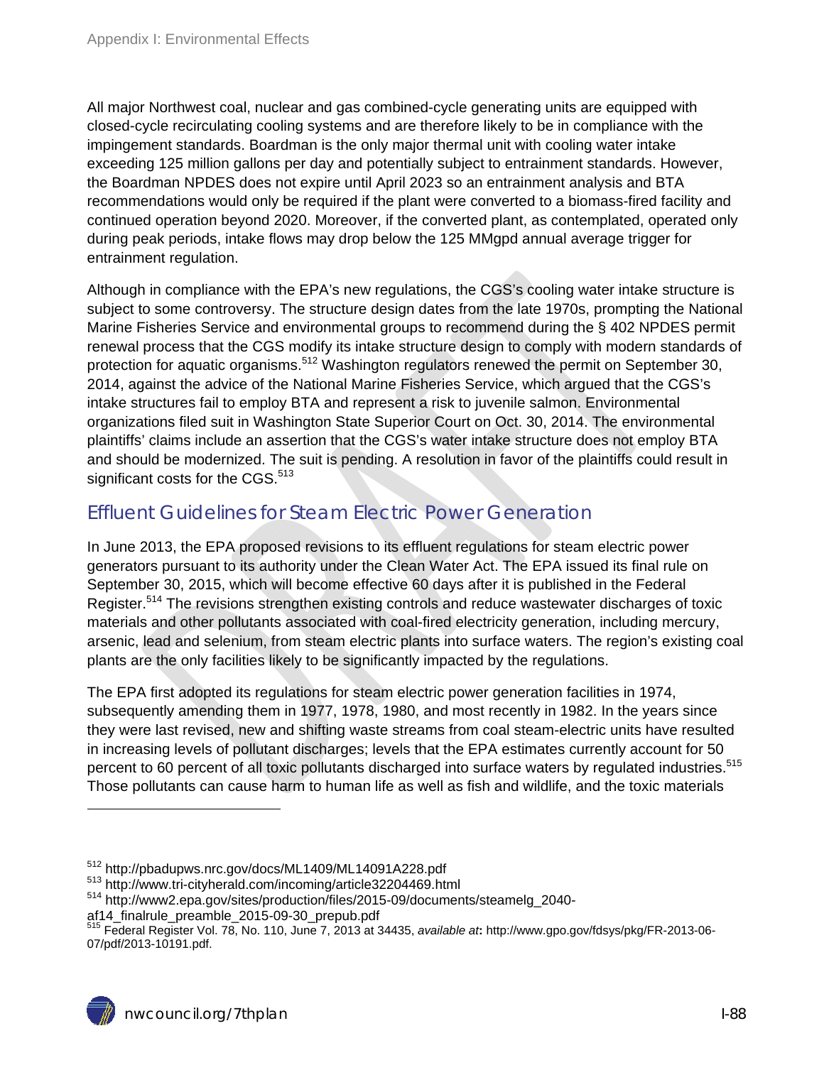All major Northwest coal, nuclear and gas combined-cycle generating units are equipped with closed-cycle recirculating cooling systems and are therefore likely to be in compliance with the impingement standards. Boardman is the only major thermal unit with cooling water intake exceeding 125 million gallons per day and potentially subject to entrainment standards. However, the Boardman NPDES does not expire until April 2023 so an entrainment analysis and BTA recommendations would only be required if the plant were converted to a biomass-fired facility and continued operation beyond 2020. Moreover, if the converted plant, as contemplated, operated only during peak periods, intake flows may drop below the 125 MMgpd annual average trigger for entrainment regulation.

Although in compliance with the EPA's new regulations, the CGS's cooling water intake structure is subject to some controversy. The structure design dates from the late 1970s, prompting the National Marine Fisheries Service and environmental groups to recommend during the § 402 NPDES permit renewal process that the CGS modify its intake structure design to comply with modern standards of protection for aquatic organisms.[512] Washington regulators renewed the permit on September 30, 2014, against the advice of the National Marine Fisheries Service, which argued that the CGS's intake structures fail to employ BTA and represent a risk to juvenile salmon. Environmental organizations filed suit in Washington State Superior Court on Oct. 30, 2014. The environmental plaintiffs' claims include an assertion that the CGS's water intake structure does not employ BTA and should be modernized. The suit is pending. A resolution in favor of the plaintiffs could result in significant costs for the CGS.[513]

## Effluent Guidelines for Steam Electric Power Generation

In June 2013, the EPA proposed revisions to its effluent regulations for steam electric power generators pursuant to its authority under the Clean Water Act. The EPA issued its final rule on September 30, 2015, which will become effective 60 days after it is published in the Federal Register.[514] The revisions strengthen existing controls and reduce wastewater discharges of toxic materials and other pollutants associated with coal-fired electricity generation, including mercury, arsenic, lead and selenium, from steam electric plants into surface waters. The region's existing coal plants are the only facilities likely to be significantly impacted by the regulations.

The EPA first adopted its regulations for steam electric power generation facilities in 1974, subsequently amending them in 1977, 1978, 1980, and most recently in 1982. In the years since they were last revised, new and shifting waste streams from coal steam-electric units have resulted in increasing levels of pollutant discharges; levels that the EPA estimates currently account for 50 percent to 60 percent of all toxic pollutants discharged into surface waters by regulated industries.[515] Those pollutants can cause harm to human life as well as fish and wildlife, and the toxic materials

---

[512] http://pbadupws.nrc.gov/docs/ML1409/ML14091A228.pdf

[513] http://www.tri-cityherald.com/incoming/article32204469.html

[514] http://www2.epa.gov/sites/production/files/2015-09/documents/steamelg_2040-af14_finalrule_preamble_2015-09-30_prepub.pdf

[515] Federal Register Vol. 78, No. 110, June 7, 2013 at 34435, *available at*: http://www.gpo.gov/fdsys/pkg/FR-2013-06-07/pdf/2013-10191.pdf.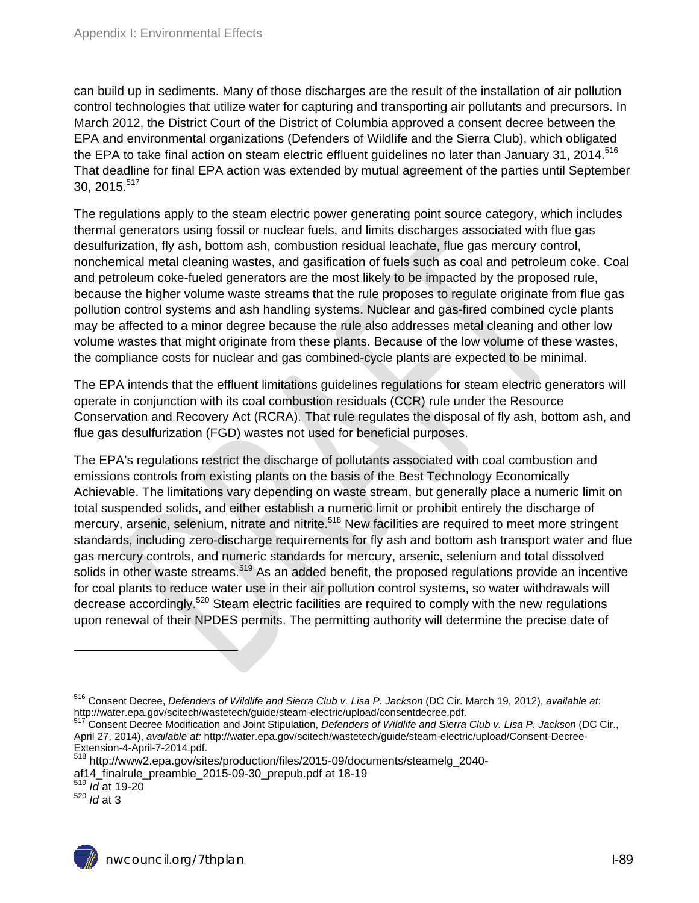can build up in sediments. Many of those discharges are the result of the installation of air pollution control technologies that utilize water for capturing and transporting air pollutants and precursors. In March 2012, the District Court of the District of Columbia approved a consent decree between the EPA and environmental organizations (Defenders of Wildlife and the Sierra Club), which obligated the EPA to take final action on steam electric effluent guidelines no later than January 31, 2014.[516] That deadline for final EPA action was extended by mutual agreement of the parties until September 30, 2015.[517]

The regulations apply to the steam electric power generating point source category, which includes thermal generators using fossil or nuclear fuels, and limits discharges associated with flue gas desulfurization, fly ash, bottom ash, combustion residual leachate, flue gas mercury control, nonchemical metal cleaning wastes, and gasification of fuels such as coal and petroleum coke. Coal and petroleum coke-fueled generators are the most likely to be impacted by the proposed rule, because the higher volume waste streams that the rule proposes to regulate originate from flue gas pollution control systems and ash handling systems. Nuclear and gas-fired combined cycle plants may be affected to a minor degree because the rule also addresses metal cleaning and other low volume wastes that might originate from these plants. Because of the low volume of these wastes, the compliance costs for nuclear and gas combined-cycle plants are expected to be minimal.

The EPA intends that the effluent limitations guidelines regulations for steam electric generators will operate in conjunction with its coal combustion residuals (CCR) rule under the Resource Conservation and Recovery Act (RCRA). That rule regulates the disposal of fly ash, bottom ash, and flue gas desulfurization (FGD) wastes not used for beneficial purposes.

The EPA's regulations restrict the discharge of pollutants associated with coal combustion and emissions controls from existing plants on the basis of the Best Technology Economically Achievable. The limitations vary depending on waste stream, but generally place a numeric limit on total suspended solids, and either establish a numeric limit or prohibit entirely the discharge of mercury, arsenic, selenium, nitrate and nitrite.[518] New facilities are required to meet more stringent standards, including zero-discharge requirements for fly ash and bottom ash transport water and flue gas mercury controls, and numeric standards for mercury, arsenic, selenium and total dissolved solids in other waste streams.[519] As an added benefit, the proposed regulations provide an incentive for coal plants to reduce water use in their air pollution control systems, so water withdrawals will decrease accordingly.[520] Steam electric facilities are required to comply with the new regulations upon renewal of their NPDES permits. The permitting authority will determine the precise date of

---

[516] Consent Decree, *Defenders of Wildlife and Sierra Club v. Lisa P. Jackson* (DC Cir. March 19, 2012), *available at*: http://water.epa.gov/scitech/wastetech/guide/steam-electric/upload/consentdecree.pdf.

[517] Consent Decree Modification and Joint Stipulation, *Defenders of Wildlife and Sierra Club v. Lisa P. Jackson* (DC Cir., April 27, 2014), *available at:* http://water.epa.gov/scitech/wastetech/guide/steam-electric/upload/Consent-Decree-Extension-4-April-7-2014.pdf.

[518] http://www2.epa.gov/sites/production/files/2015-09/documents/steamelg_2040-af14_finalrule_preamble_2015-09-30_prepub.pdf at 18-19

[519] *Id* at 19-20

[520] *Id* at 3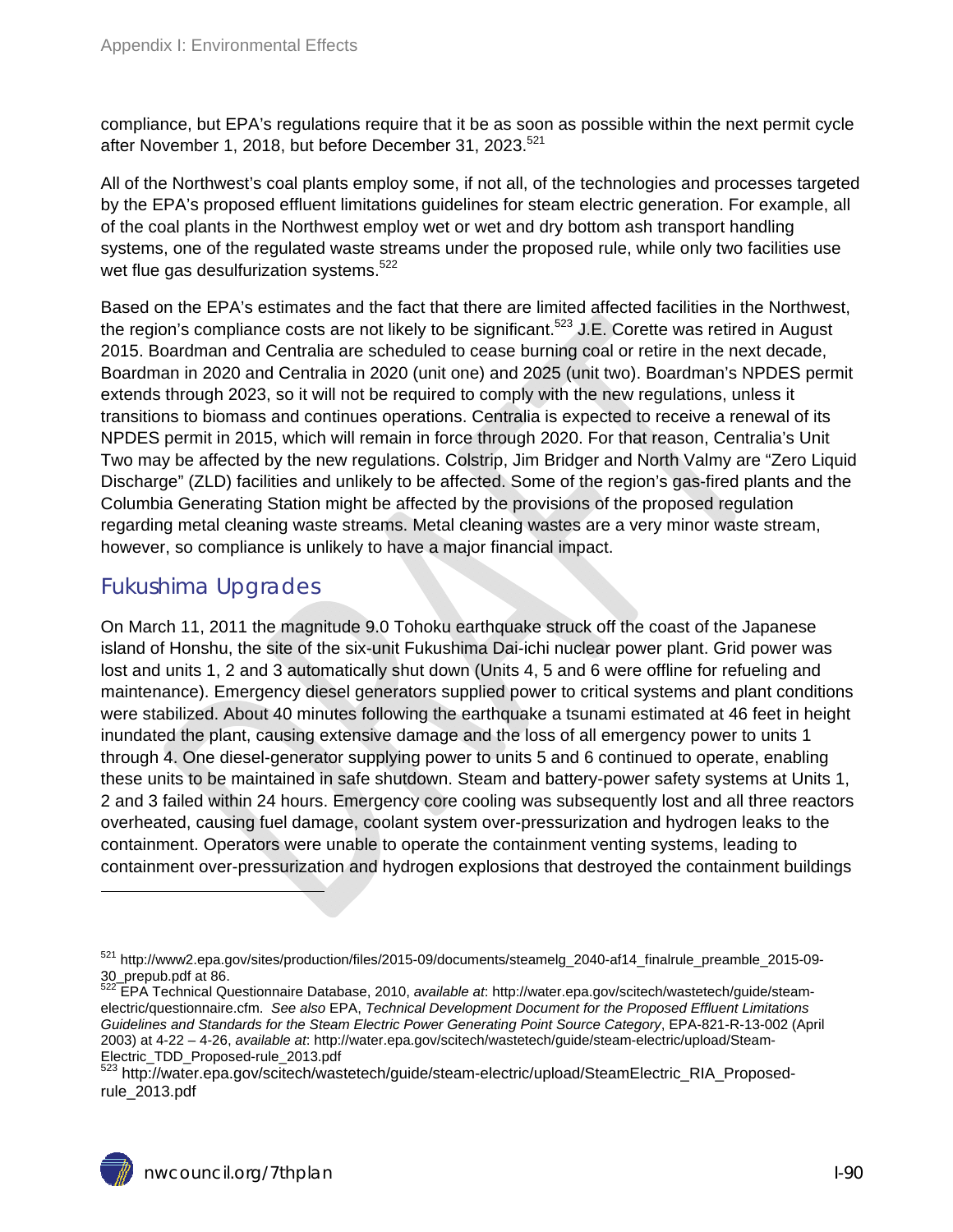compliance, but EPA's regulations require that it be as soon as possible within the next permit cycle after November 1, 2018, but before December 31, 2023.[521]

All of the Northwest's coal plants employ some, if not all, of the technologies and processes targeted by the EPA's proposed effluent limitations guidelines for steam electric generation. For example, all of the coal plants in the Northwest employ wet or wet and dry bottom ash transport handling systems, one of the regulated waste streams under the proposed rule, while only two facilities use wet flue gas desulfurization systems.[522]

Based on the EPA's estimates and the fact that there are limited affected facilities in the Northwest, the region's compliance costs are not likely to be significant.[523] J.E. Corette was retired in August 2015. Boardman and Centralia are scheduled to cease burning coal or retire in the next decade, Boardman in 2020 and Centralia in 2020 (unit one) and 2025 (unit two). Boardman's NPDES permit extends through 2023, so it will not be required to comply with the new regulations, unless it transitions to biomass and continues operations. Centralia is expected to receive a renewal of its NPDES permit in 2015, which will remain in force through 2020. For that reason, Centralia's Unit Two may be affected by the new regulations. Colstrip, Jim Bridger and North Valmy are "Zero Liquid Discharge" (ZLD) facilities and unlikely to be affected. Some of the region's gas-fired plants and the Columbia Generating Station might be affected by the provisions of the proposed regulation regarding metal cleaning waste streams. Metal cleaning wastes are a very minor waste stream, however, so compliance is unlikely to have a major financial impact.

## Fukushima Upgrades

On March 11, 2011 the magnitude 9.0 Tohoku earthquake struck off the coast of the Japanese island of Honshu, the site of the six-unit Fukushima Dai-ichi nuclear power plant. Grid power was lost and units 1, 2 and 3 automatically shut down (Units 4, 5 and 6 were offline for refueling and maintenance). Emergency diesel generators supplied power to critical systems and plant conditions were stabilized. About 40 minutes following the earthquake a tsunami estimated at 46 feet in height inundated the plant, causing extensive damage and the loss of all emergency power to units 1 through 4. One diesel-generator supplying power to units 5 and 6 continued to operate, enabling these units to be maintained in safe shutdown. Steam and battery-power safety systems at Units 1, 2 and 3 failed within 24 hours. Emergency core cooling was subsequently lost and all three reactors overheated, causing fuel damage, coolant system over-pressurization and hydrogen leaks to the containment. Operators were unable to operate the containment venting systems, leading to containment over-pressurization and hydrogen explosions that destroyed the containment buildings

---

[521] http://www2.epa.gov/sites/production/files/2015-09/documents/steamelg_2040-af14_finalrule_preamble_2015-09-30_prepub.pdf at 86.

[522] EPA Technical Questionnaire Database, 2010, *available at*: http://water.epa.gov/scitech/wastetech/guide/steam-electric/questionnaire.cfm. *See also* EPA, *Technical Development Document for the Proposed Effluent Limitations Guidelines and Standards for the Steam Electric Power Generating Point Source Category*, EPA-821-R-13-002 (April 2003) at 4-22 – 4-26, *available at*: http://water.epa.gov/scitech/wastetech/guide/steam-electric/upload/Steam-Electric_TDD_Proposed-rule_2013.pdf

[523] http://water.epa.gov/scitech/wastetech/guide/steam-electric/upload/SteamElectric_RIA_Proposed-rule_2013.pdf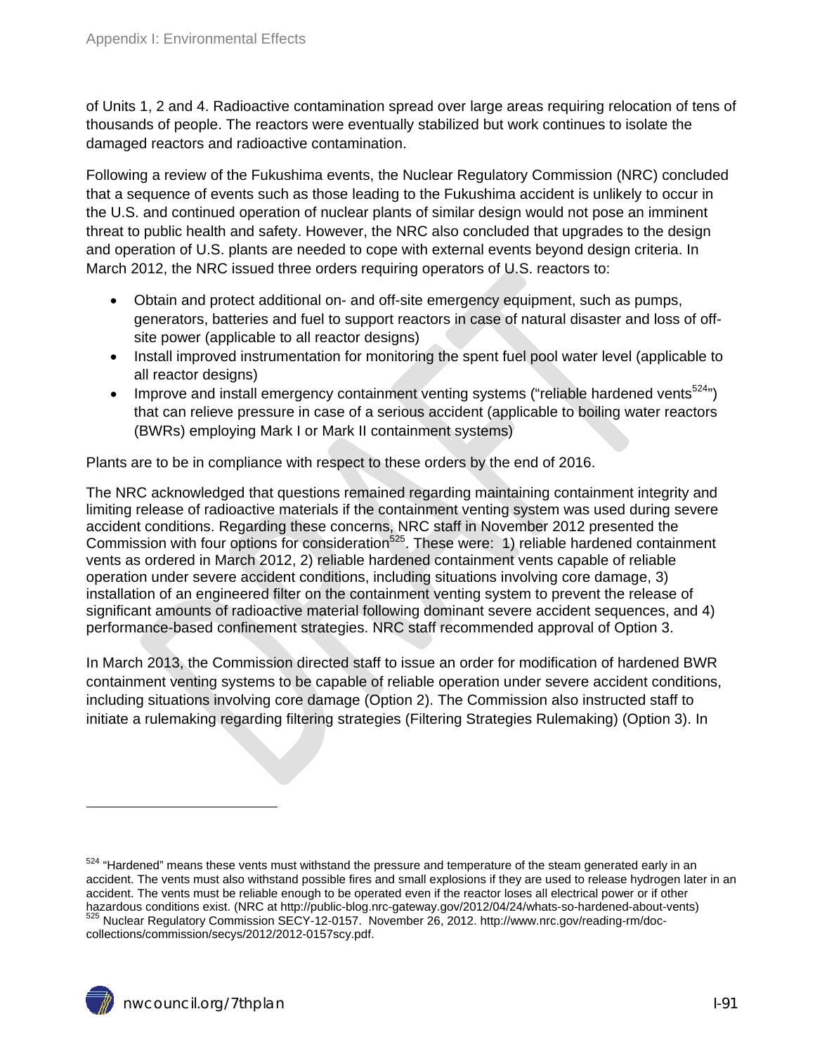of Units 1, 2 and 4. Radioactive contamination spread over large areas requiring relocation of tens of thousands of people. The reactors were eventually stabilized but work continues to isolate the damaged reactors and radioactive contamination.

Following a review of the Fukushima events, the Nuclear Regulatory Commission (NRC) concluded that a sequence of events such as those leading to the Fukushima accident is unlikely to occur in the U.S. and continued operation of nuclear plants of similar design would not pose an imminent threat to public health and safety. However, the NRC also concluded that upgrades to the design and operation of U.S. plants are needed to cope with external events beyond design criteria. In March 2012, the NRC issued three orders requiring operators of U.S. reactors to:

- Obtain and protect additional on- and off-site emergency equipment, such as pumps, generators, batteries and fuel to support reactors in case of natural disaster and loss of off-site power (applicable to all reactor designs)
- Install improved instrumentation for monitoring the spent fuel pool water level (applicable to all reactor designs)
- Improve and install emergency containment venting systems ("reliable hardened vents[524]") that can relieve pressure in case of a serious accident (applicable to boiling water reactors (BWRs) employing Mark I or Mark II containment systems)

Plants are to be in compliance with respect to these orders by the end of 2016.

The NRC acknowledged that questions remained regarding maintaining containment integrity and limiting release of radioactive materials if the containment venting system was used during severe accident conditions. Regarding these concerns, NRC staff in November 2012 presented the Commission with four options for consideration[525]. These were: 1) reliable hardened containment vents as ordered in March 2012, 2) reliable hardened containment vents capable of reliable operation under severe accident conditions, including situations involving core damage, 3) installation of an engineered filter on the containment venting system to prevent the release of significant amounts of radioactive material following dominant severe accident sequences, and 4) performance-based confinement strategies. NRC staff recommended approval of Option 3.

In March 2013, the Commission directed staff to issue an order for modification of hardened BWR containment venting systems to be capable of reliable operation under severe accident conditions, including situations involving core damage (Option 2). The Commission also instructed staff to initiate a rulemaking regarding filtering strategies (Filtering Strategies Rulemaking) (Option 3). In

---

[524] "Hardened" means these vents must withstand the pressure and temperature of the steam generated early in an accident. The vents must also withstand possible fires and small explosions if they are used to release hydrogen later in an accident. The vents must be reliable enough to be operated even if the reactor loses all electrical power or if other hazardous conditions exist. (NRC at http://public-blog.nrc-gateway.gov/2012/04/24/whats-so-hardened-about-vents)

[525] Nuclear Regulatory Commission SECY-12-0157. November 26, 2012. http://www.nrc.gov/reading-rm/doc-collections/commission/secys/2012/2012-0157scy.pdf.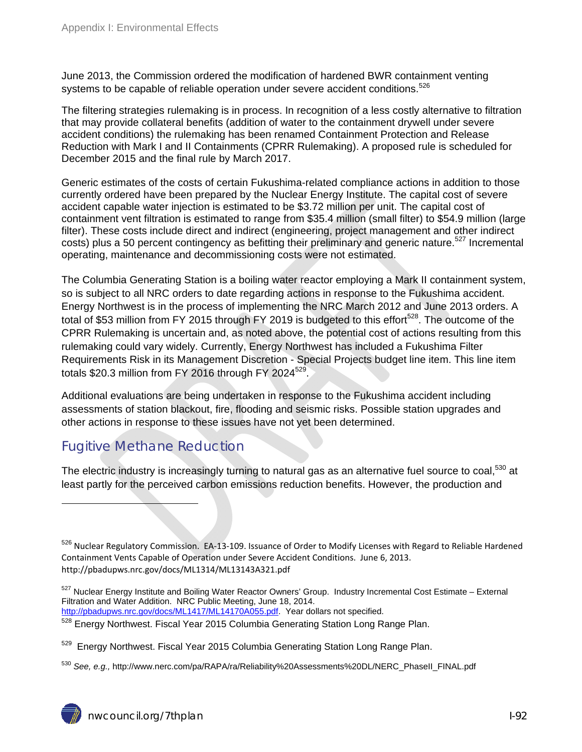June 2013, the Commission ordered the modification of hardened BWR containment venting systems to be capable of reliable operation under severe accident conditions.[526]

The filtering strategies rulemaking is in process. In recognition of a less costly alternative to filtration that may provide collateral benefits (addition of water to the containment drywell under severe accident conditions) the rulemaking has been renamed Containment Protection and Release Reduction with Mark I and II Containments (CPRR Rulemaking). A proposed rule is scheduled for December 2015 and the final rule by March 2017.

Generic estimates of the costs of certain Fukushima-related compliance actions in addition to those currently ordered have been prepared by the Nuclear Energy Institute. The capital cost of severe accident capable water injection is estimated to be $3.72 million per unit. The capital cost of containment vent filtration is estimated to range from $35.4 million (small filter) to $54.9 million (large filter). These costs include direct and indirect (engineering, project management and other indirect costs) plus a 50 percent contingency as befitting their preliminary and generic nature.[527] Incremental operating, maintenance and decommissioning costs were not estimated.

The Columbia Generating Station is a boiling water reactor employing a Mark II containment system, so is subject to all NRC orders to date regarding actions in response to the Fukushima accident. Energy Northwest is in the process of implementing the NRC March 2012 and June 2013 orders. A total of $53 million from FY 2015 through FY 2019 is budgeted to this effort[528]. The outcome of the CPRR Rulemaking is uncertain and, as noted above, the potential cost of actions resulting from this rulemaking could vary widely. Currently, Energy Northwest has included a Fukushima Filter Requirements Risk in its Management Discretion - Special Projects budget line item. This line item totals $20.3 million from FY 2016 through FY 2024[529].

Additional evaluations are being undertaken in response to the Fukushima accident including assessments of station blackout, fire, flooding and seismic risks. Possible station upgrades and other actions in response to these issues have not yet been determined.

## Fugitive Methane Reduction

The electric industry is increasingly turning to natural gas as an alternative fuel source to coal,[530] at least partly for the perceived carbon emissions reduction benefits. However, the production and

---

[526] Nuclear Regulatory Commission. EA-13-109. Issuance of Order to Modify Licenses with Regard to Reliable Hardened Containment Vents Capable of Operation under Severe Accident Conditions. June 6, 2013. http://pbadupws.nrc.gov/docs/ML1314/ML13143A321.pdf

[527] Nuclear Energy Institute and Boiling Water Reactor Owners' Group. Industry Incremental Cost Estimate – External Filtration and Water Addition. NRC Public Meeting, June 18, 2014. http://pbadupws.nrc.gov/docs/ML1417/ML14170A055.pdf. Year dollars not specified.

[528] Energy Northwest. Fiscal Year 2015 Columbia Generating Station Long Range Plan.

[529] Energy Northwest. Fiscal Year 2015 Columbia Generating Station Long Range Plan.

[530] *See, e.g.,* http://www.nerc.com/pa/RAPA/ra/Reliability%20Assessments%20DL/NERC_PhaseII_FINAL.pdf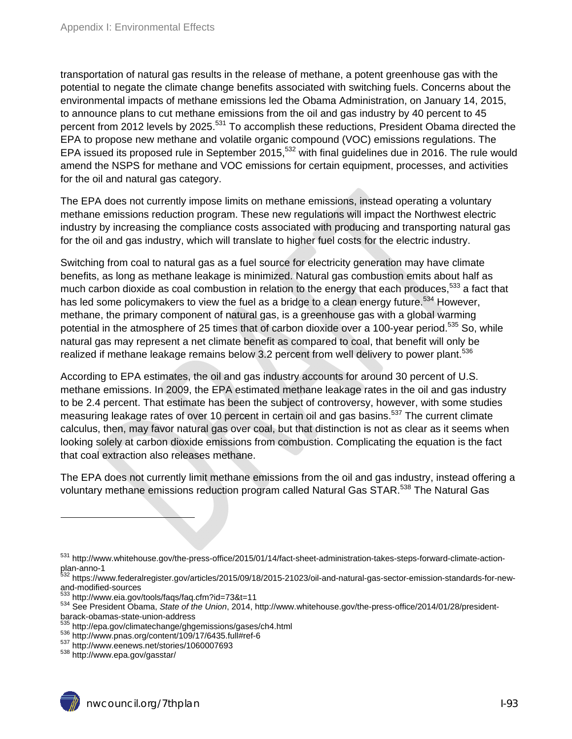transportation of natural gas results in the release of methane, a potent greenhouse gas with the potential to negate the climate change benefits associated with switching fuels. Concerns about the environmental impacts of methane emissions led the Obama Administration, on January 14, 2015, to announce plans to cut methane emissions from the oil and gas industry by 40 percent to 45 percent from 2012 levels by 2025.[531] To accomplish these reductions, President Obama directed the EPA to propose new methane and volatile organic compound (VOC) emissions regulations. The EPA issued its proposed rule in September 2015,[532] with final guidelines due in 2016. The rule would amend the NSPS for methane and VOC emissions for certain equipment, processes, and activities for the oil and natural gas category.

The EPA does not currently impose limits on methane emissions, instead operating a voluntary methane emissions reduction program. These new regulations will impact the Northwest electric industry by increasing the compliance costs associated with producing and transporting natural gas for the oil and gas industry, which will translate to higher fuel costs for the electric industry.

Switching from coal to natural gas as a fuel source for electricity generation may have climate benefits, as long as methane leakage is minimized. Natural gas combustion emits about half as much carbon dioxide as coal combustion in relation to the energy that each produces,[533] a fact that has led some policymakers to view the fuel as a bridge to a clean energy future.[534] However, methane, the primary component of natural gas, is a greenhouse gas with a global warming potential in the atmosphere of 25 times that of carbon dioxide over a 100-year period.[535] So, while natural gas may represent a net climate benefit as compared to coal, that benefit will only be realized if methane leakage remains below 3.2 percent from well delivery to power plant.[536]

According to EPA estimates, the oil and gas industry accounts for around 30 percent of U.S. methane emissions. In 2009, the EPA estimated methane leakage rates in the oil and gas industry to be 2.4 percent. That estimate has been the subject of controversy, however, with some studies measuring leakage rates of over 10 percent in certain oil and gas basins.[537] The current climate calculus, then, may favor natural gas over coal, but that distinction is not as clear as it seems when looking solely at carbon dioxide emissions from combustion. Complicating the equation is the fact that coal extraction also releases methane.

The EPA does not currently limit methane emissions from the oil and gas industry, instead offering a voluntary methane emissions reduction program called Natural Gas STAR.[538] The Natural Gas

---

[531] http://www.whitehouse.gov/the-press-office/2015/01/14/fact-sheet-administration-takes-steps-forward-climate-action-plan-anno-1

[532] https://www.federalregister.gov/articles/2015/09/18/2015-21023/oil-and-natural-gas-sector-emission-standards-for-new-and-modified-sources

[533] http://www.eia.gov/tools/faqs/faq.cfm?id=73&t=11

[534] See President Obama, *State of the Union*, 2014, http://www.whitehouse.gov/the-press-office/2014/01/28/president-barack-obamas-state-union-address

[535] http://epa.gov/climatechange/ghgemissions/gases/ch4.html

[536] http://www.pnas.org/content/109/17/6435.full#ref-6

[537] http://www.eenews.net/stories/1060007693

[538] http://www.epa.gov/gasstar/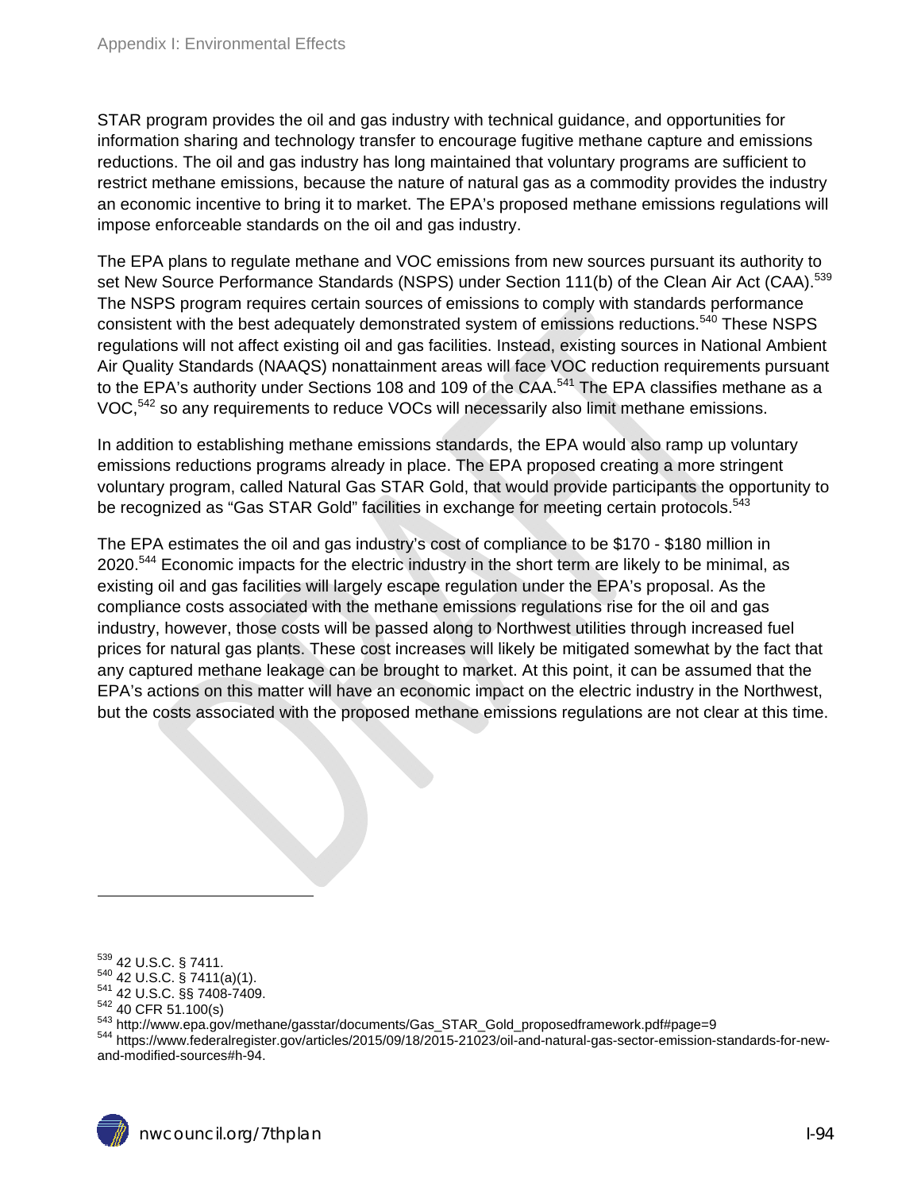STAR program provides the oil and gas industry with technical guidance, and opportunities for information sharing and technology transfer to encourage fugitive methane capture and emissions reductions. The oil and gas industry has long maintained that voluntary programs are sufficient to restrict methane emissions, because the nature of natural gas as a commodity provides the industry an economic incentive to bring it to market. The EPA's proposed methane emissions regulations will impose enforceable standards on the oil and gas industry.

The EPA plans to regulate methane and VOC emissions from new sources pursuant its authority to set New Source Performance Standards (NSPS) under Section 111(b) of the Clean Air Act (CAA).[539] The NSPS program requires certain sources of emissions to comply with standards performance consistent with the best adequately demonstrated system of emissions reductions.[540] These NSPS regulations will not affect existing oil and gas facilities. Instead, existing sources in National Ambient Air Quality Standards (NAAQS) nonattainment areas will face VOC reduction requirements pursuant to the EPA's authority under Sections 108 and 109 of the CAA.[541] The EPA classifies methane as a VOC,[542] so any requirements to reduce VOCs will necessarily also limit methane emissions.

In addition to establishing methane emissions standards, the EPA would also ramp up voluntary emissions reductions programs already in place. The EPA proposed creating a more stringent voluntary program, called Natural Gas STAR Gold, that would provide participants the opportunity to be recognized as "Gas STAR Gold" facilities in exchange for meeting certain protocols.[543]

The EPA estimates the oil and gas industry's cost of compliance to be $170 - $180 million in 2020.[544] Economic impacts for the electric industry in the short term are likely to be minimal, as existing oil and gas facilities will largely escape regulation under the EPA's proposal. As the compliance costs associated with the methane emissions regulations rise for the oil and gas industry, however, those costs will be passed along to Northwest utilities through increased fuel prices for natural gas plants. These cost increases will likely be mitigated somewhat by the fact that any captured methane leakage can be brought to market. At this point, it can be assumed that the EPA's actions on this matter will have an economic impact on the electric industry in the Northwest, but the costs associated with the proposed methane emissions regulations are not clear at this time.

---

[539] 42 U.S.C. § 7411.
[540] 42 U.S.C. § 7411(a)(1).
[541] 42 U.S.C. §§ 7408-7409.
[542] 40 CFR 51.100(s)
[543] http://www.epa.gov/methane/gasstar/documents/Gas_STAR_Gold_proposedframework.pdf#page=9
[544] https://www.federalregister.gov/articles/2015/09/18/2015-21023/oil-and-natural-gas-sector-emission-standards-for-new-and-modified-sources#h-94.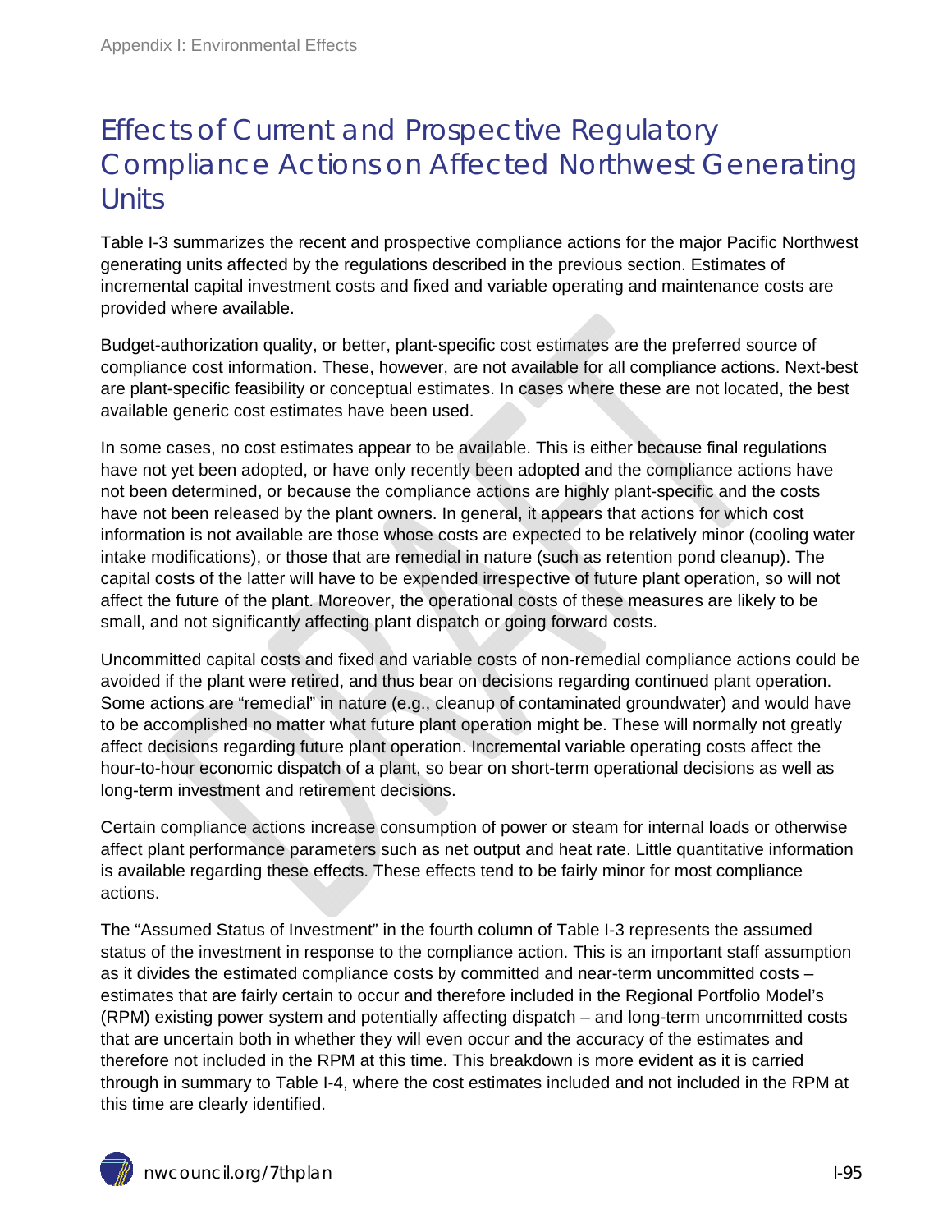# Effects of Current and Prospective Regulatory Compliance Actions on Affected Northwest Generating Units

Table I-3 summarizes the recent and prospective compliance actions for the major Pacific Northwest generating units affected by the regulations described in the previous section. Estimates of incremental capital investment costs and fixed and variable operating and maintenance costs are provided where available.

Budget-authorization quality, or better, plant-specific cost estimates are the preferred source of compliance cost information. These, however, are not available for all compliance actions. Next-best are plant-specific feasibility or conceptual estimates. In cases where these are not located, the best available generic cost estimates have been used.

In some cases, no cost estimates appear to be available. This is either because final regulations have not yet been adopted, or have only recently been adopted and the compliance actions have not been determined, or because the compliance actions are highly plant-specific and the costs have not been released by the plant owners. In general, it appears that actions for which cost information is not available are those whose costs are expected to be relatively minor (cooling water intake modifications), or those that are remedial in nature (such as retention pond cleanup). The capital costs of the latter will have to be expended irrespective of future plant operation, so will not affect the future of the plant. Moreover, the operational costs of these measures are likely to be small, and not significantly affecting plant dispatch or going forward costs.

Uncommitted capital costs and fixed and variable costs of non-remedial compliance actions could be avoided if the plant were retired, and thus bear on decisions regarding continued plant operation. Some actions are "remedial" in nature (e.g., cleanup of contaminated groundwater) and would have to be accomplished no matter what future plant operation might be. These will normally not greatly affect decisions regarding future plant operation. Incremental variable operating costs affect the hour-to-hour economic dispatch of a plant, so bear on short-term operational decisions as well as long-term investment and retirement decisions.

Certain compliance actions increase consumption of power or steam for internal loads or otherwise affect plant performance parameters such as net output and heat rate. Little quantitative information is available regarding these effects. These effects tend to be fairly minor for most compliance actions.

The "Assumed Status of Investment" in the fourth column of Table I-3 represents the assumed status of the investment in response to the compliance action. This is an important staff assumption as it divides the estimated compliance costs by committed and near-term uncommitted costs – estimates that are fairly certain to occur and therefore included in the Regional Portfolio Model's (RPM) existing power system and potentially affecting dispatch – and long-term uncommitted costs that are uncertain both in whether they will even occur and the accuracy of the estimates and therefore not included in the RPM at this time. This breakdown is more evident as it is carried through in summary to Table I-4, where the cost estimates included and not included in the RPM at this time are clearly identified.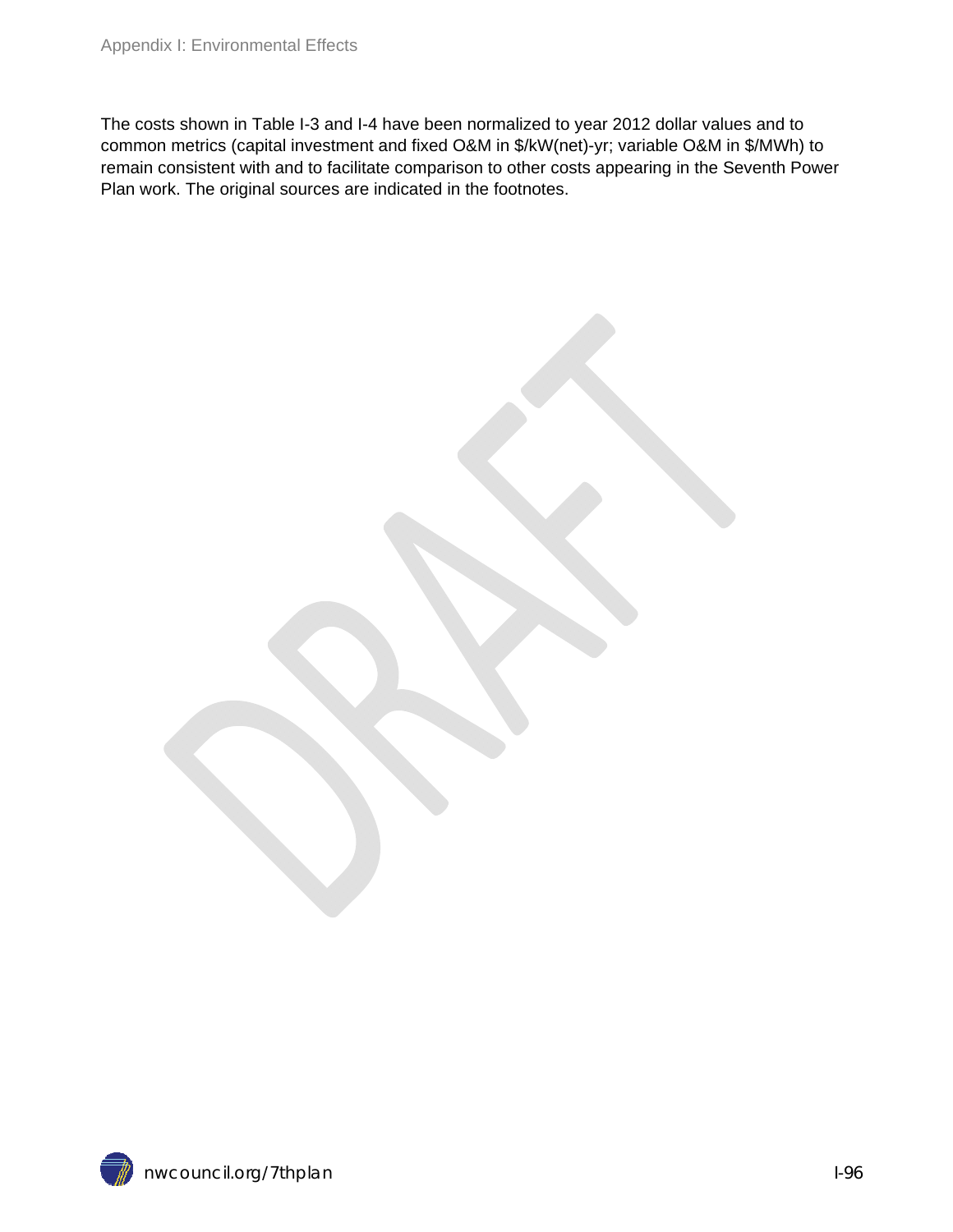The costs shown in Table I-3 and I-4 have been normalized to year 2012 dollar values and to common metrics (capital investment and fixed O&M in $/kW(net)-yr; variable O&M in $/MWh) to remain consistent with and to facilitate comparison to other costs appearing in the Seventh Power Plan work. The original sources are indicated in the footnotes.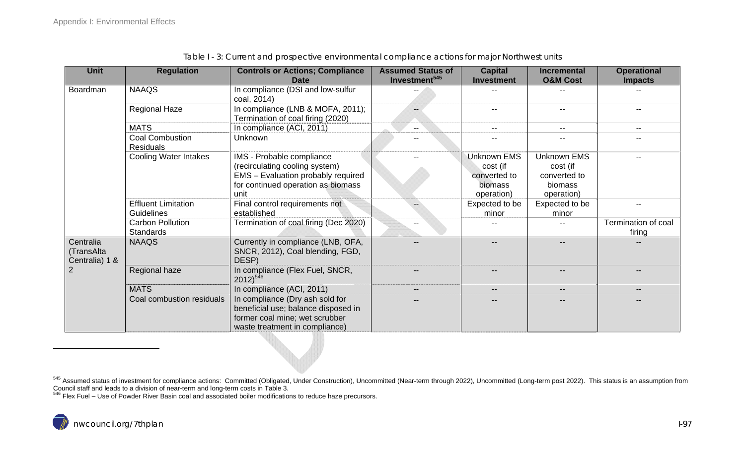Table I - 3: Current and prospective environmental compliance actions for major Northwest units

| Unit | Regulation | Controls or Actions; Compliance Date | Assumed Status of Investment[545] | Capital Investment | Incremental O&M Cost | Operational Impacts |
|---|---|---|---|---|---|---|
| Boardman | NAAQS | In compliance (DSI and low-sulfur coal, 2014) | -- | -- | -- | -- |
| | Regional Haze | In compliance (LNB & MOFA, 2011); Termination of coal firing (2020) | -- | -- | -- | -- |
| | MATS | In compliance (ACI, 2011) | -- | -- | -- | -- |
| | Coal Combustion Residuals | Unknown | -- | -- | -- | -- |
| | Cooling Water Intakes | IMS - Probable compliance (recirculating cooling system) EMS – Evaluation probably required for continued operation as biomass unit | -- | Unknown EMS cost (if converted to biomass operation) | Unknown EMS cost (if converted to biomass operation) | -- |
| | Effluent Limitation Guidelines | Final control requirements not established | -- | Expected to be minor | Expected to be minor | -- |
| | Carbon Pollution Standards | Termination of coal firing (Dec 2020) | -- | -- | -- | Termination of coal firing |
| Centralia (TransAlta Centralia) 1 & 2 | NAAQS | Currently in compliance (LNB, OFA, SNCR, 2012), Coal blending, FGD, DESP) | -- | -- | -- | -- |
| | Regional haze | In compliance (Flex Fuel, SNCR, 2012)[546] | -- | -- | -- | -- |
| | MATS | In compliance (ACI, 2011) | -- | -- | -- | -- |
| | Coal combustion residuals | In compliance (Dry ash sold for beneficial use; balance disposed in former coal mine; wet scrubber waste treatment in compliance) | -- | -- | -- | -- |

[545] Assumed status of investment for compliance actions: Committed (Obligated, Under Construction), Uncommitted (Near-term through 2022), Uncommitted (Long-term post 2022). This status is an assumption from Council staff and leads to a division of near-term and long-term costs in Table 3.

[546] Flex Fuel – Use of Powder River Basin coal and associated boiler modifications to reduce haze precursors.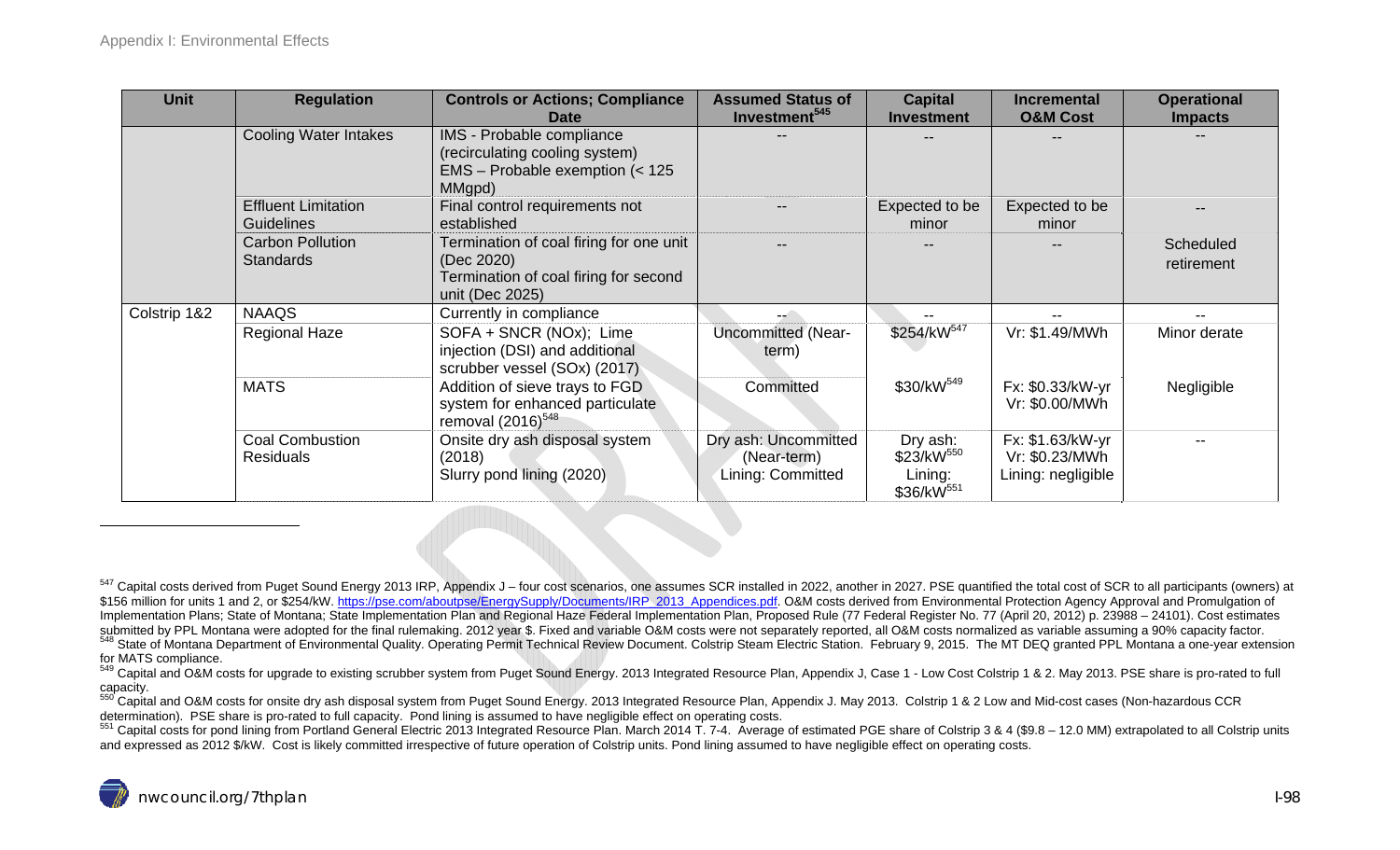| Unit | Regulation | Controls or Actions; Compliance Date | Assumed Status of Investment[545] | Capital Investment | Incremental O&M Cost | Operational Impacts |
|---|---|---|---|---|---|---|
| | Cooling Water Intakes | IMS - Probable compliance (recirculating cooling system) EMS – Probable exemption (< 125 MMgpd) | -- | -- | -- | -- |
| | Effluent Limitation Guidelines | Final control requirements not established | -- | Expected to be minor | Expected to be minor | -- |
| | Carbon Pollution Standards | Termination of coal firing for one unit (Dec 2020) Termination of coal firing for second unit (Dec 2025) | -- | -- | -- | Scheduled retirement |
| Colstrip 1&2 | NAAQS | Currently in compliance | -- | -- | -- | -- |
| | Regional Haze | SOFA + SNCR (NOx); Lime injection (DSI) and additional scrubber vessel (SOx) (2017) | Uncommitted (Near-term) | \$254/kW[547] | Vr: \$1.49/MWh | Minor derate |
| | MATS | Addition of sieve trays to FGD system for enhanced particulate removal (2016)[548] | Committed | \$30/kW[549] | Fx: \$0.33/kW-yr Vr: \$0.00/MWh | Negligible |
| | Coal Combustion Residuals | Onsite dry ash disposal system (2018) Slurry pond lining (2020) | Dry ash: Uncommitted (Near-term) Lining: Committed | Dry ash: \$23/kW[550] Lining: \$36/kW[551] | Fx: \$1.63/kW-yr Vr: \$0.23/MWh Lining: negligible | -- |

---

[547] Capital costs derived from Puget Sound Energy 2013 IRP, Appendix J – four cost scenarios, one assumes SCR installed in 2022, another in 2027. PSE quantified the total cost of SCR to all participants (owners) at \$156 million for units 1 and 2, or \$254/kW. https://pse.com/aboutpse/EnergySupply/Documents/IRP_2013_Appendices.pdf. O&M costs derived from Environmental Protection Agency Approval and Promulgation of Implementation Plans; State of Montana; State Implementation Plan and Regional Haze Federal Implementation Plan, Proposed Rule (77 Federal Register No. 77 (April 20, 2012) p. 23988 – 24101). Cost estimates submitted by PPL Montana were adopted for the final rulemaking. 2012 year \$. Fixed and variable O&M costs were not separately reported, all O&M costs normalized as variable assuming a 90% capacity factor.

[548] State of Montana Department of Environmental Quality. Operating Permit Technical Review Document. Colstrip Steam Electric Station. February 9, 2015. The MT DEQ granted PPL Montana a one-year extension for MATS compliance.

[549] Capital and O&M costs for upgrade to existing scrubber system from Puget Sound Energy. 2013 Integrated Resource Plan, Appendix J, Case 1 - Low Cost Colstrip 1 & 2. May 2013. PSE share is pro-rated to full capacity.

[550] Capital and O&M costs for onsite dry ash disposal system from Puget Sound Energy. 2013 Integrated Resource Plan, Appendix J. May 2013. Colstrip 1 & 2 Low and Mid-cost cases (Non-hazardous CCR determination). PSE share is pro-rated to full capacity. Pond lining is assumed to have negligible effect on operating costs.

[551] Capital costs for pond lining from Portland General Electric 2013 Integrated Resource Plan. March 2014 T. 7-4. Average of estimated PGE share of Colstrip 3 & 4 (\$9.8 – 12.0 MM) extrapolated to all Colstrip units and expressed as 2012 \$/kW. Cost is likely committed irrespective of future operation of Colstrip units. Pond lining assumed to have negligible effect on operating costs.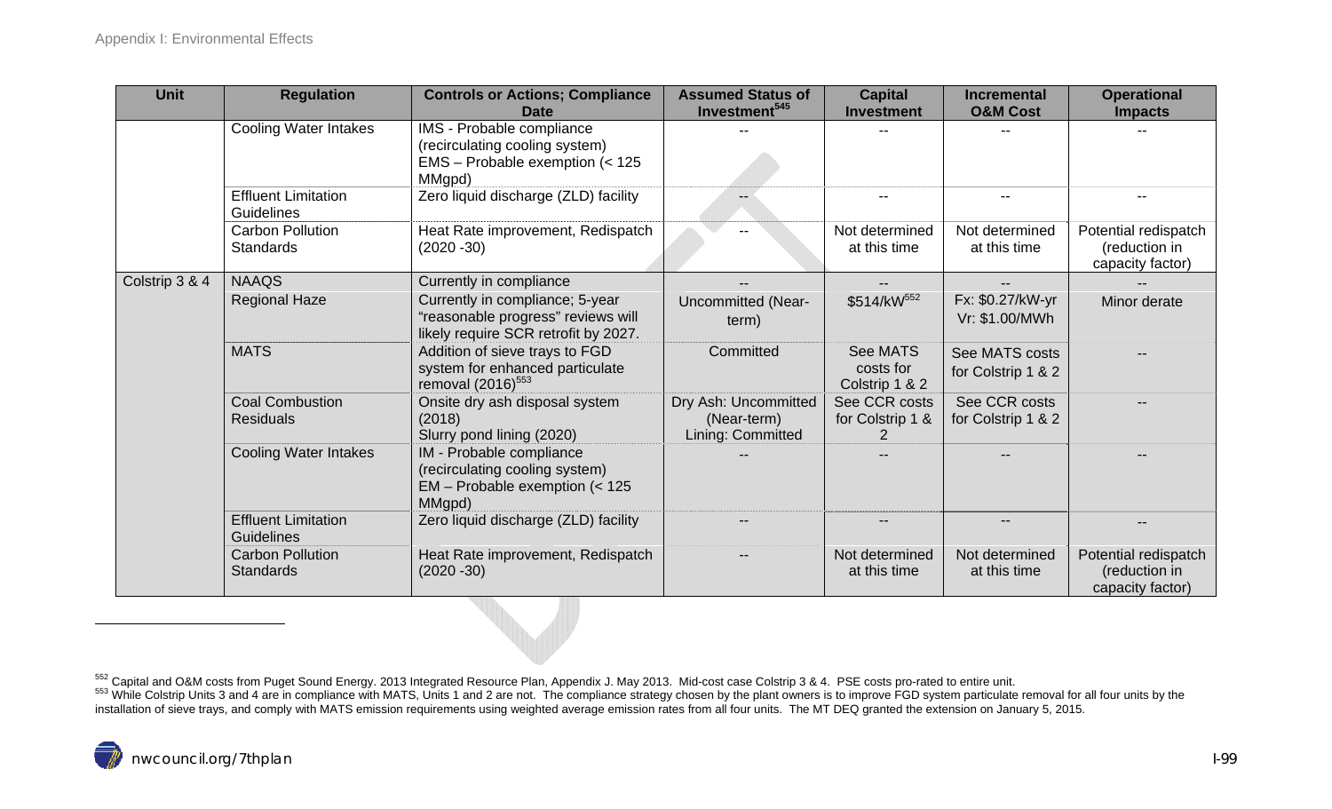| Unit | Regulation | Controls or Actions; Compliance Date | Assumed Status of Investment[545] | Capital Investment | Incremental O&M Cost | Operational Impacts |
|---|---|---|---|---|---|---|
| | Cooling Water Intakes | IMS - Probable compliance (recirculating cooling system) EMS – Probable exemption (< 125 MMgpd) | -- | -- | -- | -- |
| | Effluent Limitation Guidelines | Zero liquid discharge (ZLD) facility | -- | -- | -- | -- |
| | Carbon Pollution Standards | Heat Rate improvement, Redispatch (2020 -30) | -- | Not determined at this time | Not determined at this time | Potential redispatch (reduction in capacity factor) |
| Colstrip 3 & 4 | NAAQS | Currently in compliance | -- | -- | -- | -- |
| | Regional Haze | Currently in compliance; 5-year "reasonable progress" reviews will likely require SCR retrofit by 2027. | Uncommitted (Near-term) | \$514/kW[552] | Fx: \$0.27/kW-yr Vr: \$1.00/MWh | Minor derate |
| | MATS | Addition of sieve trays to FGD system for enhanced particulate removal (2016)[553] | Committed | See MATS costs for Colstrip 1 & 2 | See MATS costs for Colstrip 1 & 2 | -- |
| | Coal Combustion Residuals | Onsite dry ash disposal system (2018) Slurry pond lining (2020) | Dry Ash: Uncommitted (Near-term) Lining: Committed | See CCR costs for Colstrip 1 & 2 | See CCR costs for Colstrip 1 & 2 | -- |
| | Cooling Water Intakes | IM - Probable compliance (recirculating cooling system) EM – Probable exemption (< 125 MMgpd) | -- | -- | -- | -- |
| | Effluent Limitation Guidelines | Zero liquid discharge (ZLD) facility | -- | -- | -- | -- |
| | Carbon Pollution Standards | Heat Rate improvement, Redispatch (2020 -30) | -- | Not determined at this time | Not determined at this time | Potential redispatch (reduction in capacity factor) |

[552] Capital and O&M costs from Puget Sound Energy. 2013 Integrated Resource Plan, Appendix J. May 2013. Mid-cost case Colstrip 3 & 4. PSE costs pro-rated to entire unit.

[553] While Colstrip Units 3 and 4 are in compliance with MATS, Units 1 and 2 are not. The compliance strategy chosen by the plant owners is to improve FGD system particulate removal for all four units by the installation of sieve trays, and comply with MATS emission requirements using weighted average emission rates from all four units. The MT DEQ granted the extension on January 5, 2015.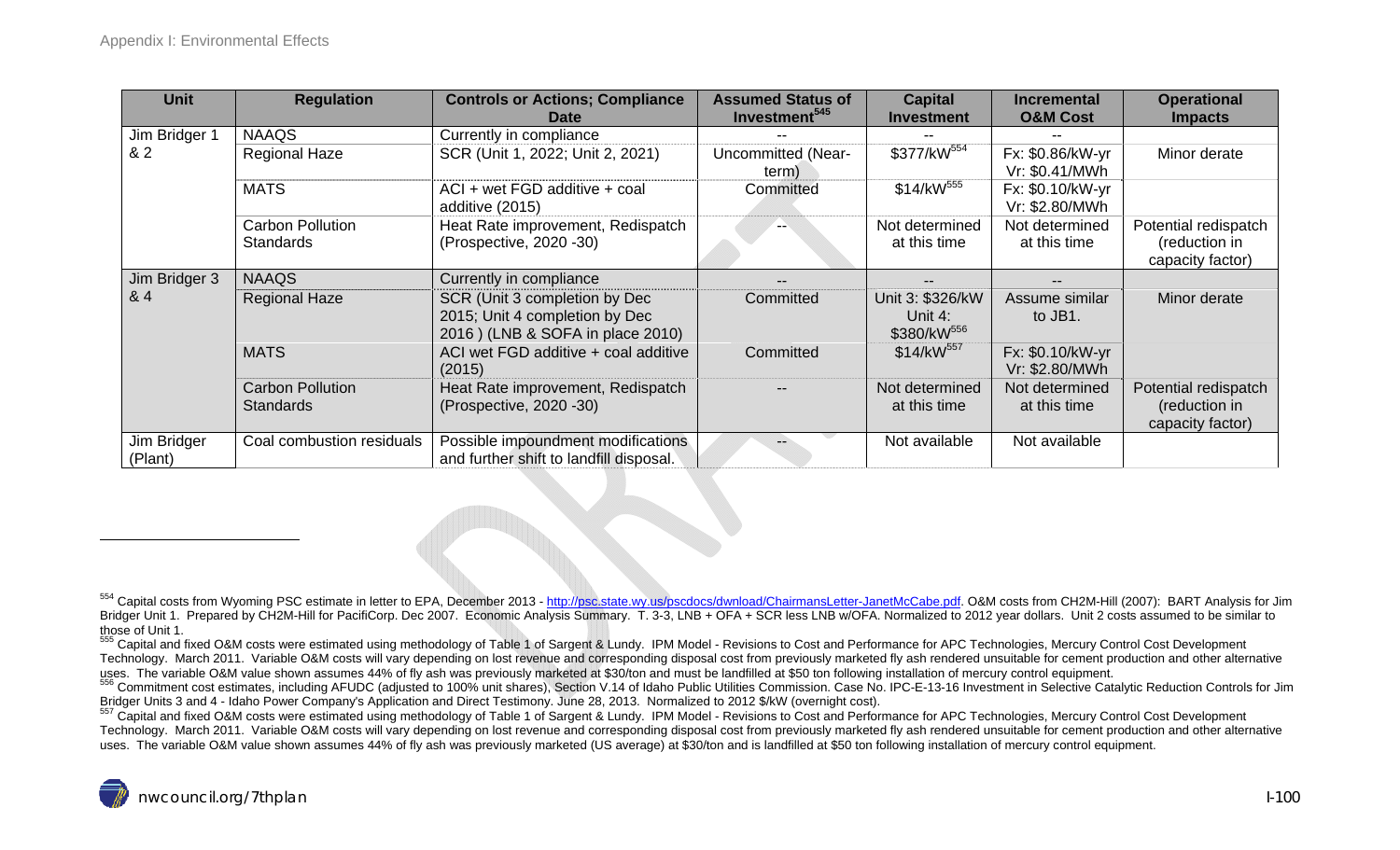| Unit | Regulation | Controls or Actions; Compliance Date | Assumed Status of Investment[545] | Capital Investment | Incremental O&M Cost | Operational Impacts |
|---|---|---|---|---|---|---|
| Jim Bridger 1 & 2 | NAAQS | Currently in compliance | -- | -- | -- | |
| | Regional Haze | SCR (Unit 1, 2022; Unit 2, 2021) | Uncommitted (Near-term) | \$377/kW[554] | Fx: \$0.86/kW-yr Vr: \$0.41/MWh | Minor derate |
| | MATS | ACI + wet FGD additive + coal additive (2015) | Committed | \$14/kW[555] | Fx: \$0.10/kW-yr Vr: \$2.80/MWh | |
| | Carbon Pollution Standards | Heat Rate improvement, Redispatch (Prospective, 2020 -30) | -- | Not determined at this time | Not determined at this time | Potential redispatch (reduction in capacity factor) |
| Jim Bridger 3 & 4 | NAAQS | Currently in compliance | -- | -- | -- | |
| | Regional Haze | SCR (Unit 3 completion by Dec 2015; Unit 4 completion by Dec 2016 ) (LNB & SOFA in place 2010) | Committed | Unit 3: \$326/kW Unit 4: \$380/kW[556] | Assume similar to JB1. | Minor derate |
| | MATS | ACI wet FGD additive + coal additive (2015) | Committed | \$14/kW[557] | Fx: \$0.10/kW-yr Vr: \$2.80/MWh | |
| | Carbon Pollution Standards | Heat Rate improvement, Redispatch (Prospective, 2020 -30) | -- | Not determined at this time | Not determined at this time | Potential redispatch (reduction in capacity factor) |
| Jim Bridger (Plant) | Coal combustion residuals | Possible impoundment modifications and further shift to landfill disposal. | -- | Not available | Not available | |

[554] Capital costs from Wyoming PSC estimate in letter to EPA, December 2013 - http://psc.state.wy.us/pscdocs/dwnload/ChairmansLetter-JanetMcCabe.pdf. O&M costs from CH2M-Hill (2007): BART Analysis for Jim Bridger Unit 1. Prepared by CH2M-Hill for PacifiCorp. Dec 2007. Economic Analysis Summary. T. 3-3, LNB + OFA + SCR less LNB w/OFA. Normalized to 2012 year dollars. Unit 2 costs assumed to be similar to those of Unit 1.

[555] Capital and fixed O&M costs were estimated using methodology of Table 1 of Sargent & Lundy. IPM Model - Revisions to Cost and Performance for APC Technologies, Mercury Control Cost Development Technology. March 2011. Variable O&M costs will vary depending on lost revenue and corresponding disposal cost from previously marketed fly ash rendered unsuitable for cement production and other alternative uses. The variable O&M value shown assumes 44% of fly ash was previously marketed at \$30/ton and must be landfilled at \$50 ton following installation of mercury control equipment.

[556] Commitment cost estimates, including AFUDC (adjusted to 100% unit shares), Section V.14 of Idaho Public Utilities Commission. Case No. IPC-E-13-16 Investment in Selective Catalytic Reduction Controls for Jim Bridger Units 3 and 4 - Idaho Power Company's Application and Direct Testimony. June 28, 2013. Normalized to 2012 \$/kW (overnight cost).

[557] Capital and fixed O&M costs were estimated using methodology of Table 1 of Sargent & Lundy. IPM Model - Revisions to Cost and Performance for APC Technologies, Mercury Control Cost Development Technology. March 2011. Variable O&M costs will vary depending on lost revenue and corresponding disposal cost from previously marketed fly ash rendered unsuitable for cement production and other alternative uses. The variable O&M value shown assumes 44% of fly ash was previously marketed (US average) at \$30/ton and is landfilled at \$50 ton following installation of mercury control equipment.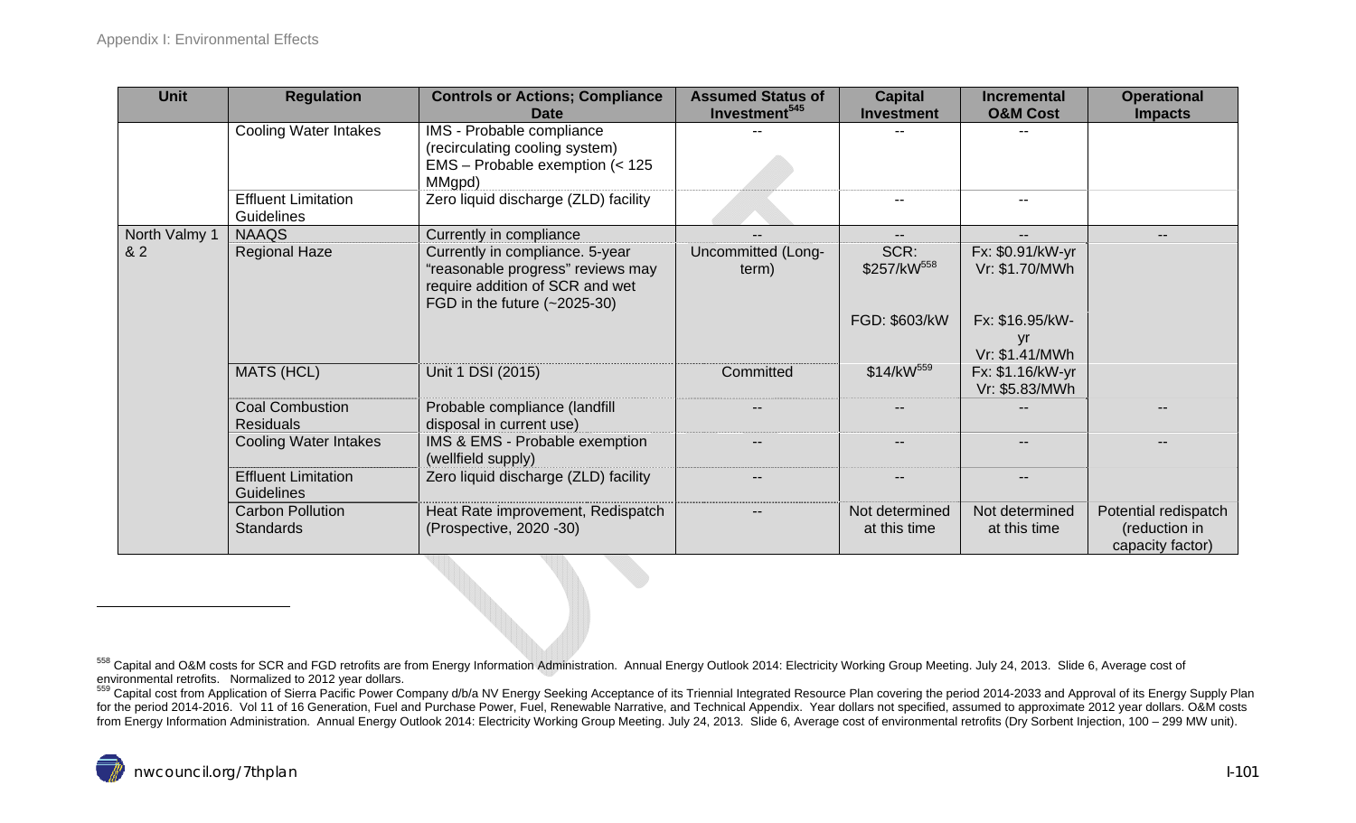| Unit | Regulation | Controls or Actions; Compliance Date | Assumed Status of Investment[545] | Capital Investment | Incremental O&M Cost | Operational Impacts |
|---|---|---|---|---|---|---|
| | Cooling Water Intakes | IMS - Probable compliance (recirculating cooling system) EMS – Probable exemption (< 125 MMgpd) | -- | -- | -- | |
| | Effluent Limitation Guidelines | Zero liquid discharge (ZLD) facility | | -- | -- | |
| North Valmy 1 & 2 | NAAQS | Currently in compliance | -- | -- | -- | -- |
| | Regional Haze | Currently in compliance. 5-year "reasonable progress" reviews may require addition of SCR and wet FGD in the future (~2025-30) | Uncommitted (Long-term) | SCR: $257/kW[558] FGD: $603/kW | Fx: $0.91/kW-yr Vr: $1.70/MWh Fx: $16.95/kW-yr Vr: $1.41/MWh | |
| | MATS (HCL) | Unit 1 DSI (2015) | Committed | $14/kW[559] | Fx: $1.16/kW-yr Vr: $5.83/MWh | |
| | Coal Combustion Residuals | Probable compliance (landfill disposal in current use) | -- | -- | -- | -- |
| | Cooling Water Intakes | IMS & EMS - Probable exemption (wellfield supply) | -- | -- | -- | -- |
| | Effluent Limitation Guidelines | Zero liquid discharge (ZLD) facility | -- | -- | -- | |
| | Carbon Pollution Standards | Heat Rate improvement, Redispatch (Prospective, 2020 -30) | -- | Not determined at this time | Not determined at this time | Potential redispatch (reduction in capacity factor) |

[558] Capital and O&M costs for SCR and FGD retrofits are from Energy Information Administration. Annual Energy Outlook 2014: Electricity Working Group Meeting. July 24, 2013. Slide 6, Average cost of environmental retrofits. Normalized to 2012 year dollars.

[559] Capital cost from Application of Sierra Pacific Power Company d/b/a NV Energy Seeking Acceptance of its Triennial Integrated Resource Plan covering the period 2014-2033 and Approval of its Energy Supply Plan for the period 2014-2016. Vol 11 of 16 Generation, Fuel and Purchase Power, Fuel, Renewable Narrative, and Technical Appendix. Year dollars not specified, assumed to approximate 2012 year dollars. O&M costs from Energy Information Administration. Annual Energy Outlook 2014: Electricity Working Group Meeting. July 24, 2013. Slide 6, Average cost of environmental retrofits (Dry Sorbent Injection, 100 – 299 MW unit).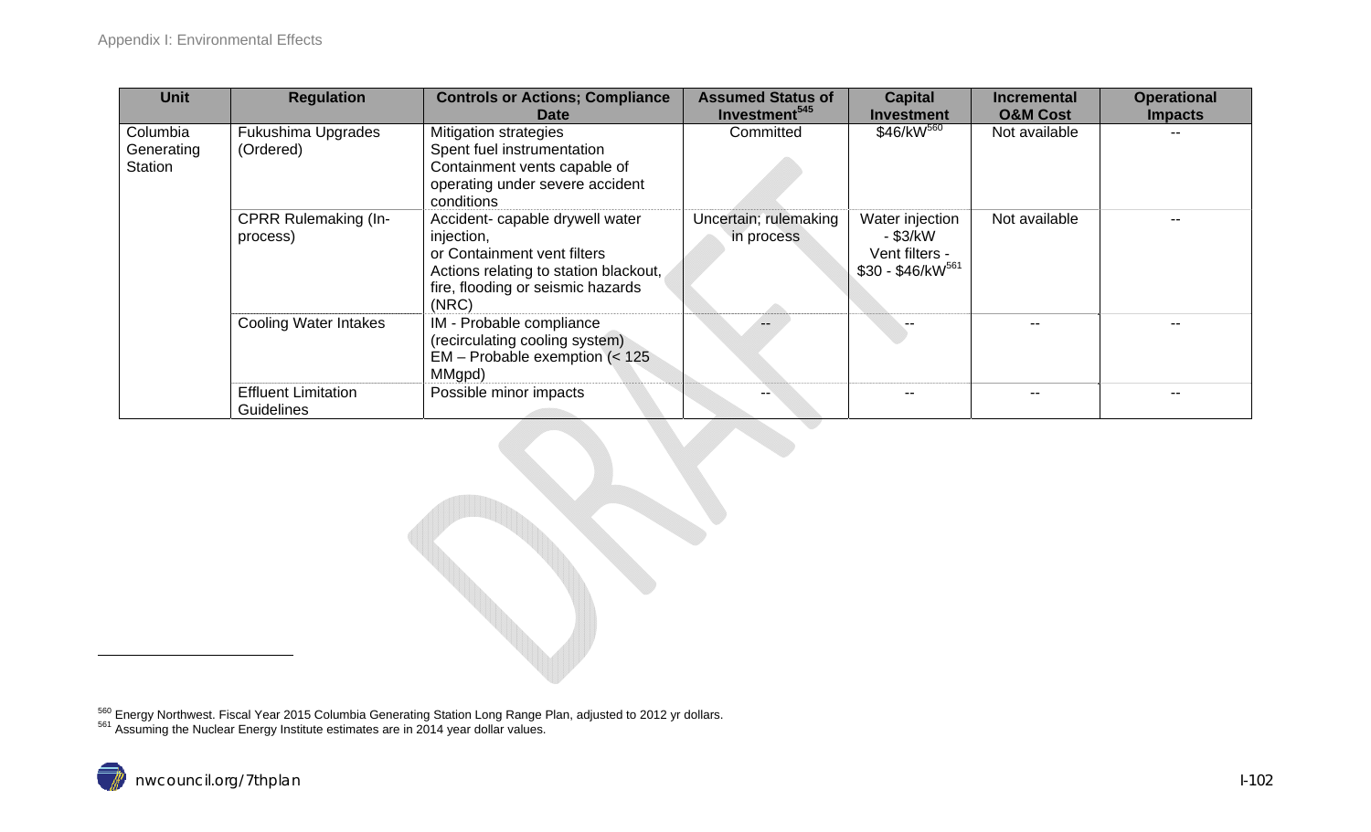| Unit | Regulation | Controls or Actions; Compliance Date | Assumed Status of Investment[545] | Capital Investment | Incremental O&M Cost | Operational Impacts |
|---|---|---|---|---|---|---|
| Columbia Generating Station | Fukushima Upgrades (Ordered) | Mitigation strategies<br>Spent fuel instrumentation<br>Containment vents capable of operating under severe accident conditions | Committed | \$46/kW[560] | Not available | -- |
| | CPRR Rulemaking (In-process) | Accident- capable drywell water injection,<br>or Containment vent filters<br>Actions relating to station blackout, fire, flooding or seismic hazards (NRC) | Uncertain; rulemaking in process | Water injection - \$3/kW<br>Vent filters - \$30 - \$46/kW[561] | Not available | -- |
| | Cooling Water Intakes | IM - Probable compliance (recirculating cooling system)<br>EM – Probable exemption (< 125 MMgpd) | -- | -- | -- | -- |
| | Effluent Limitation Guidelines | Possible minor impacts | -- | -- | -- | -- |

[560] Energy Northwest. Fiscal Year 2015 Columbia Generating Station Long Range Plan, adjusted to 2012 yr dollars.
[561] Assuming the Nuclear Energy Institute estimates are in 2014 year dollar values.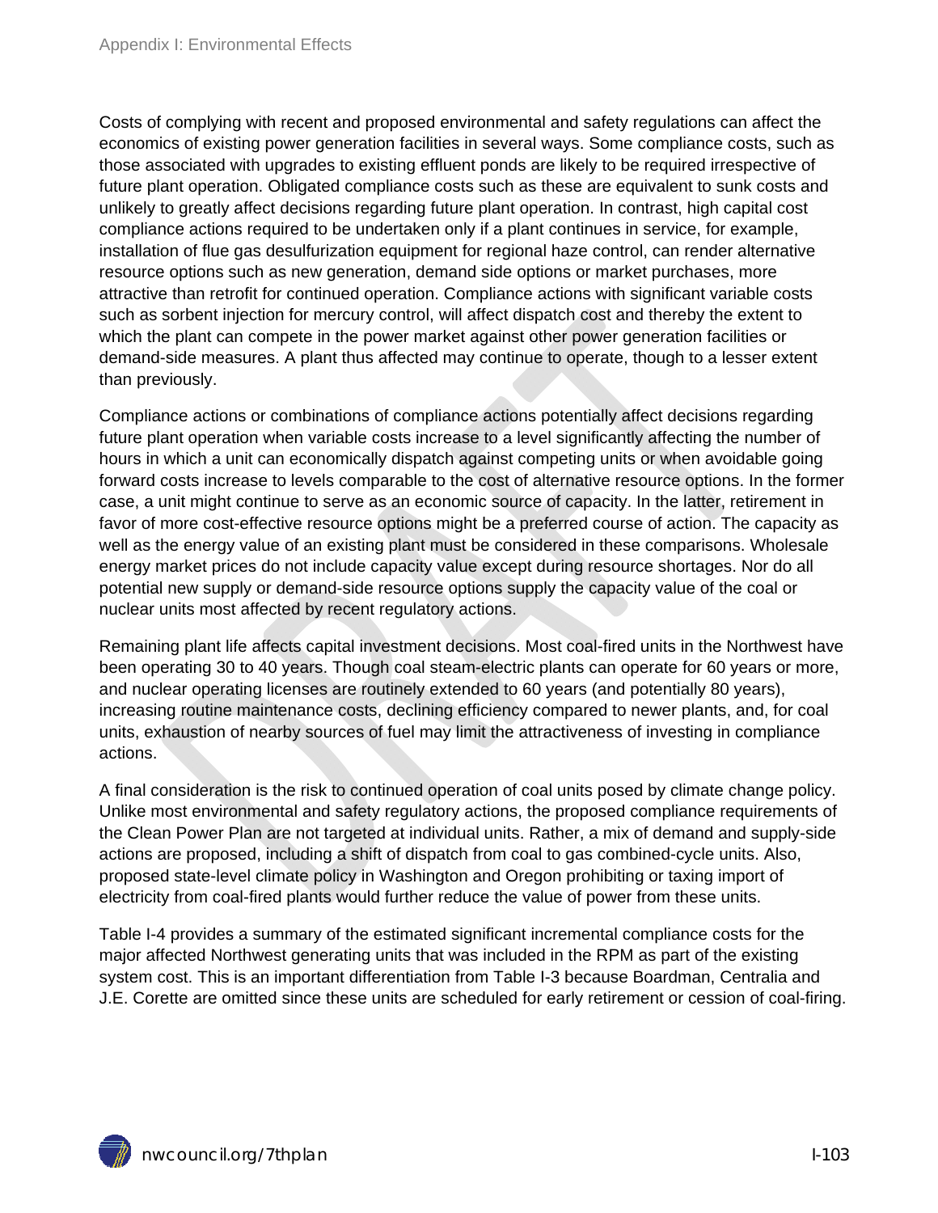Costs of complying with recent and proposed environmental and safety regulations can affect the economics of existing power generation facilities in several ways. Some compliance costs, such as those associated with upgrades to existing effluent ponds are likely to be required irrespective of future plant operation. Obligated compliance costs such as these are equivalent to sunk costs and unlikely to greatly affect decisions regarding future plant operation. In contrast, high capital cost compliance actions required to be undertaken only if a plant continues in service, for example, installation of flue gas desulfurization equipment for regional haze control, can render alternative resource options such as new generation, demand side options or market purchases, more attractive than retrofit for continued operation. Compliance actions with significant variable costs such as sorbent injection for mercury control, will affect dispatch cost and thereby the extent to which the plant can compete in the power market against other power generation facilities or demand-side measures. A plant thus affected may continue to operate, though to a lesser extent than previously.

Compliance actions or combinations of compliance actions potentially affect decisions regarding future plant operation when variable costs increase to a level significantly affecting the number of hours in which a unit can economically dispatch against competing units or when avoidable going forward costs increase to levels comparable to the cost of alternative resource options. In the former case, a unit might continue to serve as an economic source of capacity. In the latter, retirement in favor of more cost-effective resource options might be a preferred course of action. The capacity as well as the energy value of an existing plant must be considered in these comparisons. Wholesale energy market prices do not include capacity value except during resource shortages. Nor do all potential new supply or demand-side resource options supply the capacity value of the coal or nuclear units most affected by recent regulatory actions.

Remaining plant life affects capital investment decisions. Most coal-fired units in the Northwest have been operating 30 to 40 years. Though coal steam-electric plants can operate for 60 years or more, and nuclear operating licenses are routinely extended to 60 years (and potentially 80 years), increasing routine maintenance costs, declining efficiency compared to newer plants, and, for coal units, exhaustion of nearby sources of fuel may limit the attractiveness of investing in compliance actions.

A final consideration is the risk to continued operation of coal units posed by climate change policy. Unlike most environmental and safety regulatory actions, the proposed compliance requirements of the Clean Power Plan are not targeted at individual units. Rather, a mix of demand and supply-side actions are proposed, including a shift of dispatch from coal to gas combined-cycle units. Also, proposed state-level climate policy in Washington and Oregon prohibiting or taxing import of electricity from coal-fired plants would further reduce the value of power from these units.

Table I-4 provides a summary of the estimated significant incremental compliance costs for the major affected Northwest generating units that was included in the RPM as part of the existing system cost. This is an important differentiation from Table I-3 because Boardman, Centralia and J.E. Corette are omitted since these units are scheduled for early retirement or cession of coal-firing.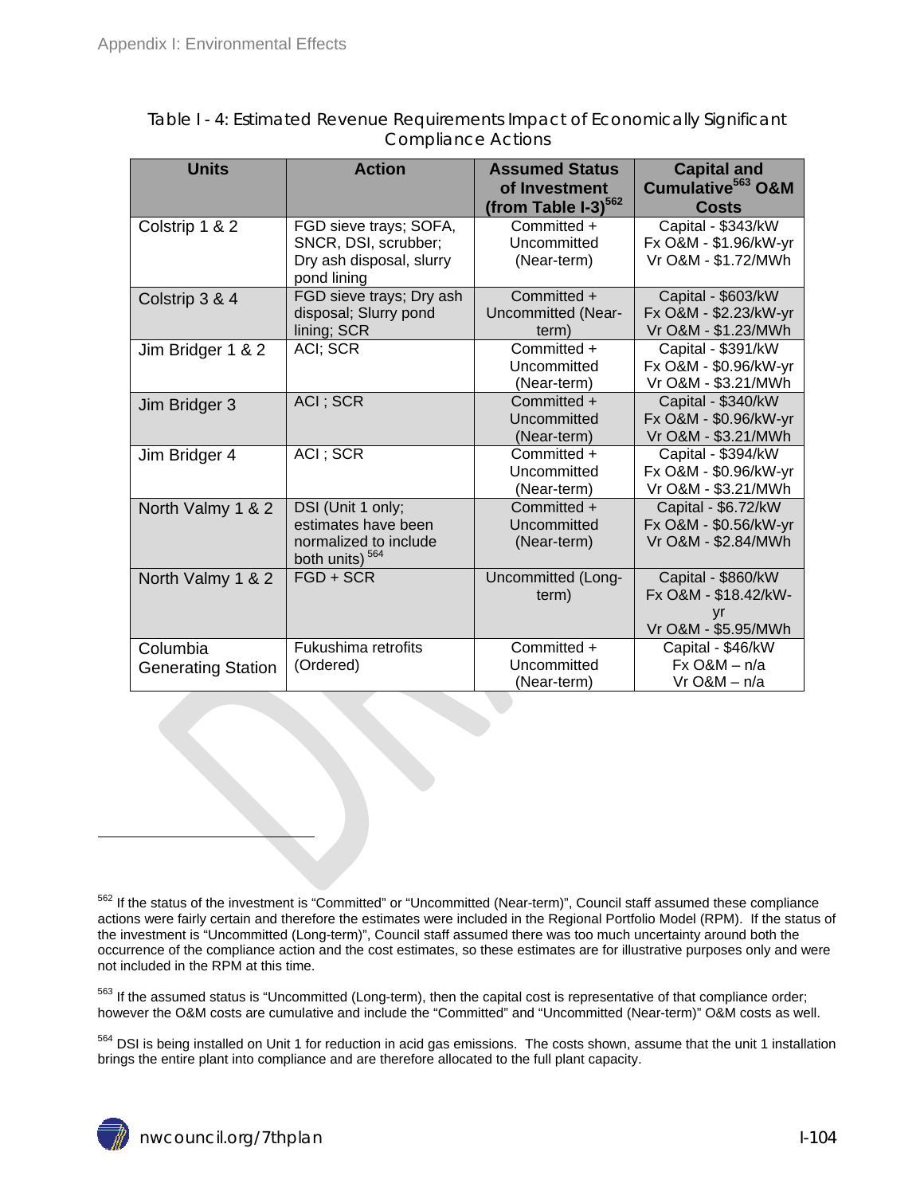Table I - 4: Estimated Revenue Requirements Impact of Economically Significant Compliance Actions

| Units | Action | Assumed Status of Investment (from Table I-3)[562] | Capital and Cumulative[563] O&M Costs |
|---|---|---|---|
| Colstrip 1 & 2 | FGD sieve trays; SOFA, SNCR, DSI, scrubber; Dry ash disposal, slurry pond lining | Committed + Uncommitted (Near-term) | Capital - $343/kW<br>Fx O&M - $1.96/kW-yr<br>Vr O&M - $1.72/MWh |
| Colstrip 3 & 4 | FGD sieve trays; Dry ash disposal; Slurry pond lining; SCR | Committed + Uncommitted (Near-term) | Capital - $603/kW<br>Fx O&M - $2.23/kW-yr<br>Vr O&M - $1.23/MWh |
| Jim Bridger 1 & 2 | ACI; SCR | Committed + Uncommitted (Near-term) | Capital - $391/kW<br>Fx O&M - $0.96/kW-yr<br>Vr O&M - $3.21/MWh |
| Jim Bridger 3 | ACI ; SCR | Committed + Uncommitted (Near-term) | Capital - $340/kW<br>Fx O&M - $0.96/kW-yr<br>Vr O&M - $3.21/MWh |
| Jim Bridger 4 | ACI ; SCR | Committed + Uncommitted (Near-term) | Capital - $394/kW<br>Fx O&M - $0.96/kW-yr<br>Vr O&M - $3.21/MWh |
| North Valmy 1 & 2 | DSI (Unit 1 only; estimates have been normalized to include both units)[564] | Committed + Uncommitted (Near-term) | Capital - $6.72/kW<br>Fx O&M - $0.56/kW-yr<br>Vr O&M - $2.84/MWh |
| North Valmy 1 & 2 | FGD + SCR | Uncommitted (Long-term) | Capital - $860/kW<br>Fx O&M - $18.42/kW-yr<br>Vr O&M - $5.95/MWh |
| Columbia Generating Station | Fukushima retrofits (Ordered) | Committed + Uncommitted (Near-term) | Capital - $46/kW<br>Fx O&M – n/a<br>Vr O&M – n/a |

[562] If the status of the investment is "Committed" or "Uncommitted (Near-term)", Council staff assumed these compliance actions were fairly certain and therefore the estimates were included in the Regional Portfolio Model (RPM). If the status of the investment is "Uncommitted (Long-term)", Council staff assumed there was too much uncertainty around both the occurrence of the compliance action and the cost estimates, so these estimates are for illustrative purposes only and were not included in the RPM at this time.

[563] If the assumed status is "Uncommitted (Long-term), then the capital cost is representative of that compliance order; however the O&M costs are cumulative and include the "Committed" and "Uncommitted (Near-term)" O&M costs as well.

[564] DSI is being installed on Unit 1 for reduction in acid gas emissions. The costs shown, assume that the unit 1 installation brings the entire plant into compliance and are therefore allocated to the full plant capacity.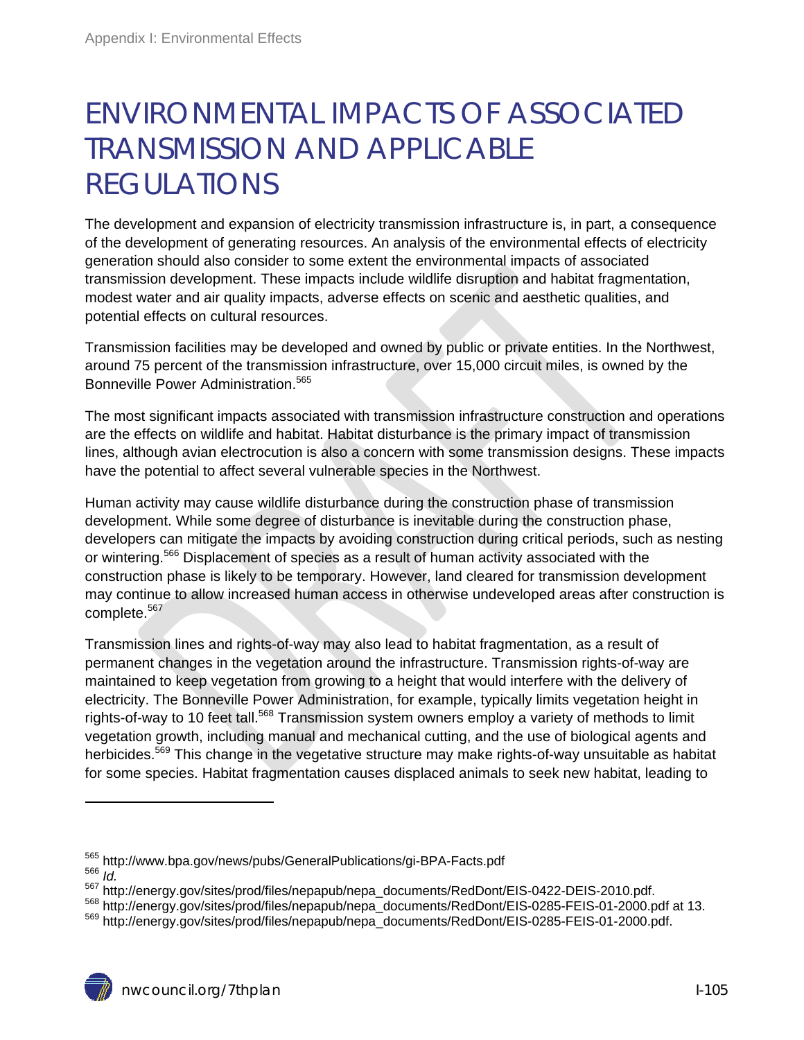# ENVIRONMENTAL IMPACTS OF ASSOCIATED TRANSMISSION AND APPLICABLE REGULATIONS

The development and expansion of electricity transmission infrastructure is, in part, a consequence of the development of generating resources. An analysis of the environmental effects of electricity generation should also consider to some extent the environmental impacts of associated transmission development. These impacts include wildlife disruption and habitat fragmentation, modest water and air quality impacts, adverse effects on scenic and aesthetic qualities, and potential effects on cultural resources.

Transmission facilities may be developed and owned by public or private entities. In the Northwest, around 75 percent of the transmission infrastructure, over 15,000 circuit miles, is owned by the Bonneville Power Administration.[565]

The most significant impacts associated with transmission infrastructure construction and operations are the effects on wildlife and habitat. Habitat disturbance is the primary impact of transmission lines, although avian electrocution is also a concern with some transmission designs. These impacts have the potential to affect several vulnerable species in the Northwest.

Human activity may cause wildlife disturbance during the construction phase of transmission development. While some degree of disturbance is inevitable during the construction phase, developers can mitigate the impacts by avoiding construction during critical periods, such as nesting or wintering.[566] Displacement of species as a result of human activity associated with the construction phase is likely to be temporary. However, land cleared for transmission development may continue to allow increased human access in otherwise undeveloped areas after construction is complete.[567]

Transmission lines and rights-of-way may also lead to habitat fragmentation, as a result of permanent changes in the vegetation around the infrastructure. Transmission rights-of-way are maintained to keep vegetation from growing to a height that would interfere with the delivery of electricity. The Bonneville Power Administration, for example, typically limits vegetation height in rights-of-way to 10 feet tall.[568] Transmission system owners employ a variety of methods to limit vegetation growth, including manual and mechanical cutting, and the use of biological agents and herbicides.[569] This change in the vegetative structure may make rights-of-way unsuitable as habitat for some species. Habitat fragmentation causes displaced animals to seek new habitat, leading to

---

[565] http://www.bpa.gov/news/pubs/GeneralPublications/gi-BPA-Facts.pdf

[566] *Id.*

[567] http://energy.gov/sites/prod/files/nepapub/nepa_documents/RedDont/EIS-0422-DEIS-2010.pdf.

[568] http://energy.gov/sites/prod/files/nepapub/nepa_documents/RedDont/EIS-0285-FEIS-01-2000.pdf at 13.

[569] http://energy.gov/sites/prod/files/nepapub/nepa_documents/RedDont/EIS-0285-FEIS-01-2000.pdf.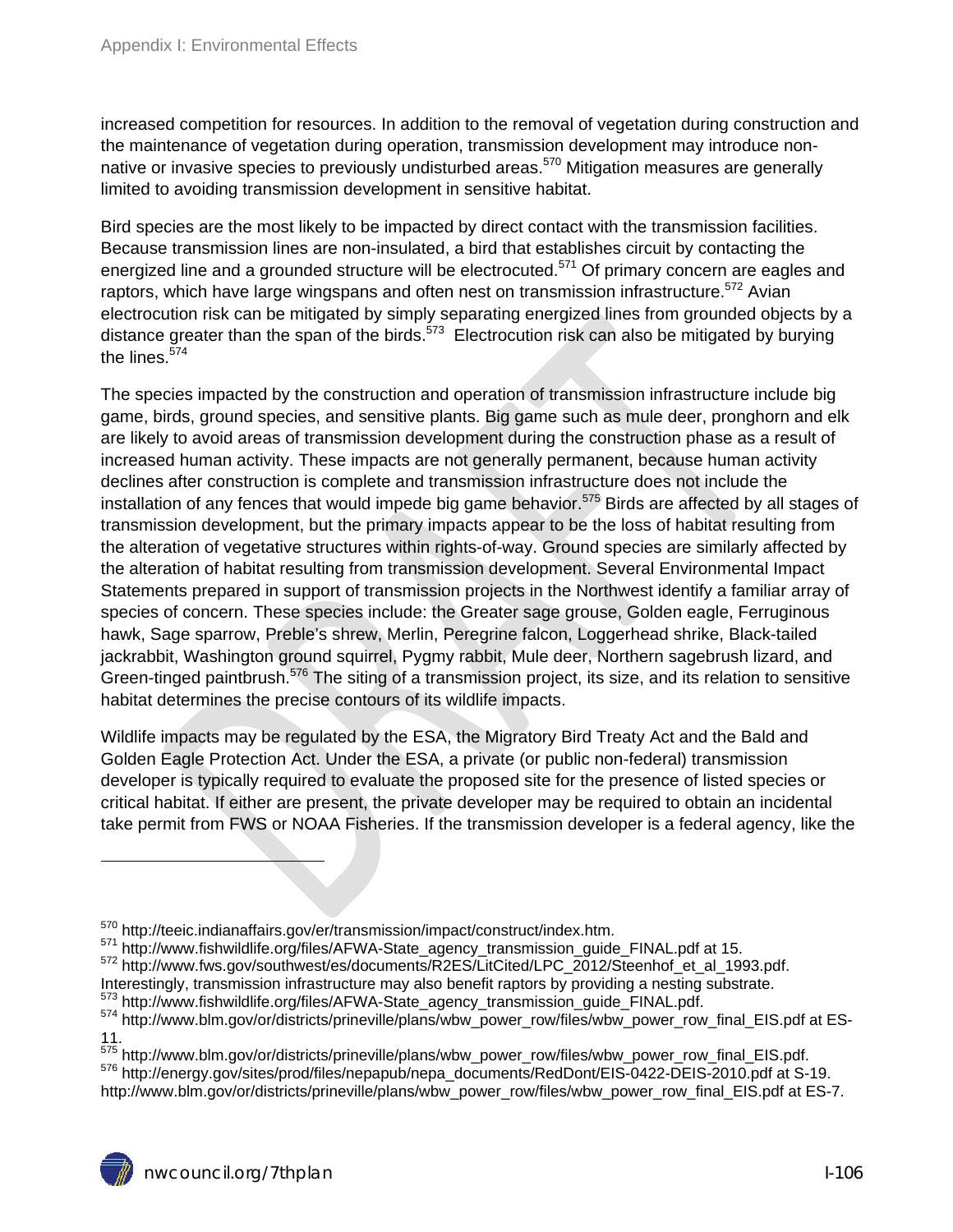increased competition for resources. In addition to the removal of vegetation during construction and the maintenance of vegetation during operation, transmission development may introduce non-native or invasive species to previously undisturbed areas.[570] Mitigation measures are generally limited to avoiding transmission development in sensitive habitat.

Bird species are the most likely to be impacted by direct contact with the transmission facilities. Because transmission lines are non-insulated, a bird that establishes circuit by contacting the energized line and a grounded structure will be electrocuted.[571] Of primary concern are eagles and raptors, which have large wingspans and often nest on transmission infrastructure.[572] Avian electrocution risk can be mitigated by simply separating energized lines from grounded objects by a distance greater than the span of the birds.[573] Electrocution risk can also be mitigated by burying the lines.[574]

The species impacted by the construction and operation of transmission infrastructure include big game, birds, ground species, and sensitive plants. Big game such as mule deer, pronghorn and elk are likely to avoid areas of transmission development during the construction phase as a result of increased human activity. These impacts are not generally permanent, because human activity declines after construction is complete and transmission infrastructure does not include the installation of any fences that would impede big game behavior.[575] Birds are affected by all stages of transmission development, but the primary impacts appear to be the loss of habitat resulting from the alteration of vegetative structures within rights-of-way. Ground species are similarly affected by the alteration of habitat resulting from transmission development. Several Environmental Impact Statements prepared in support of transmission projects in the Northwest identify a familiar array of species of concern. These species include: the Greater sage grouse, Golden eagle, Ferruginous hawk, Sage sparrow, Preble's shrew, Merlin, Peregrine falcon, Loggerhead shrike, Black-tailed jackrabbit, Washington ground squirrel, Pygmy rabbit, Mule deer, Northern sagebrush lizard, and Green-tinged paintbrush.[576] The siting of a transmission project, its size, and its relation to sensitive habitat determines the precise contours of its wildlife impacts.

Wildlife impacts may be regulated by the ESA, the Migratory Bird Treaty Act and the Bald and Golden Eagle Protection Act. Under the ESA, a private (or public non-federal) transmission developer is typically required to evaluate the proposed site for the presence of listed species or critical habitat. If either are present, the private developer may be required to obtain an incidental take permit from FWS or NOAA Fisheries. If the transmission developer is a federal agency, like the

---

[570] http://teeic.indianaffairs.gov/er/transmission/impact/construct/index.htm.

[571] http://www.fishwildlife.org/files/AFWA-State_agency_transmission_guide_FINAL.pdf at 15.

[572] http://www.fws.gov/southwest/es/documents/R2ES/LitCited/LPC_2012/Steenhof_et_al_1993.pdf. Interestingly, transmission infrastructure may also benefit raptors by providing a nesting substrate.

[573] http://www.fishwildlife.org/files/AFWA-State_agency_transmission_guide_FINAL.pdf.

[574] http://www.blm.gov/or/districts/prineville/plans/wbw_power_row/files/wbw_power_row_final_EIS.pdf at ES-11.

[575] http://www.blm.gov/or/districts/prineville/plans/wbw_power_row/files/wbw_power_row_final_EIS.pdf.

[576] http://energy.gov/sites/prod/files/nepapub/nepa_documents/RedDont/EIS-0422-DEIS-2010.pdf at S-19. http://www.blm.gov/or/districts/prineville/plans/wbw_power_row/files/wbw_power_row_final_EIS.pdf at ES-7.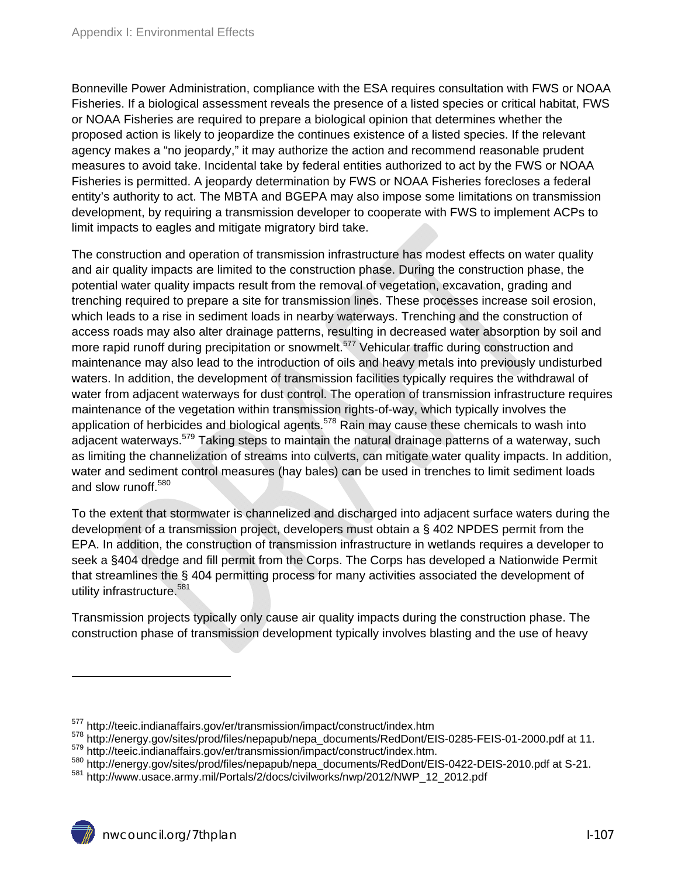Bonneville Power Administration, compliance with the ESA requires consultation with FWS or NOAA Fisheries. If a biological assessment reveals the presence of a listed species or critical habitat, FWS or NOAA Fisheries are required to prepare a biological opinion that determines whether the proposed action is likely to jeopardize the continues existence of a listed species. If the relevant agency makes a "no jeopardy," it may authorize the action and recommend reasonable prudent measures to avoid take. Incidental take by federal entities authorized to act by the FWS or NOAA Fisheries is permitted. A jeopardy determination by FWS or NOAA Fisheries forecloses a federal entity's authority to act. The MBTA and BGEPA may also impose some limitations on transmission development, by requiring a transmission developer to cooperate with FWS to implement ACPs to limit impacts to eagles and mitigate migratory bird take.

The construction and operation of transmission infrastructure has modest effects on water quality and air quality impacts are limited to the construction phase. During the construction phase, the potential water quality impacts result from the removal of vegetation, excavation, grading and trenching required to prepare a site for transmission lines. These processes increase soil erosion, which leads to a rise in sediment loads in nearby waterways. Trenching and the construction of access roads may also alter drainage patterns, resulting in decreased water absorption by soil and more rapid runoff during precipitation or snowmelt.[577] Vehicular traffic during construction and maintenance may also lead to the introduction of oils and heavy metals into previously undisturbed waters. In addition, the development of transmission facilities typically requires the withdrawal of water from adjacent waterways for dust control. The operation of transmission infrastructure requires maintenance of the vegetation within transmission rights-of-way, which typically involves the application of herbicides and biological agents.[578] Rain may cause these chemicals to wash into adjacent waterways.[579] Taking steps to maintain the natural drainage patterns of a waterway, such as limiting the channelization of streams into culverts, can mitigate water quality impacts. In addition, water and sediment control measures (hay bales) can be used in trenches to limit sediment loads and slow runoff.[580]

To the extent that stormwater is channelized and discharged into adjacent surface waters during the development of a transmission project, developers must obtain a § 402 NPDES permit from the EPA. In addition, the construction of transmission infrastructure in wetlands requires a developer to seek a §404 dredge and fill permit from the Corps. The Corps has developed a Nationwide Permit that streamlines the § 404 permitting process for many activities associated the development of utility infrastructure.[581]

Transmission projects typically only cause air quality impacts during the construction phase. The construction phase of transmission development typically involves blasting and the use of heavy

---

[577] http://teeic.indianaffairs.gov/er/transmission/impact/construct/index.htm

[578] http://energy.gov/sites/prod/files/nepapub/nepa_documents/RedDont/EIS-0285-FEIS-01-2000.pdf at 11.

[579] http://teeic.indianaffairs.gov/er/transmission/impact/construct/index.htm.

[580] http://energy.gov/sites/prod/files/nepapub/nepa_documents/RedDont/EIS-0422-DEIS-2010.pdf at S-21.

[581] http://www.usace.army.mil/Portals/2/docs/civilworks/nwp/2012/NWP_12_2012.pdf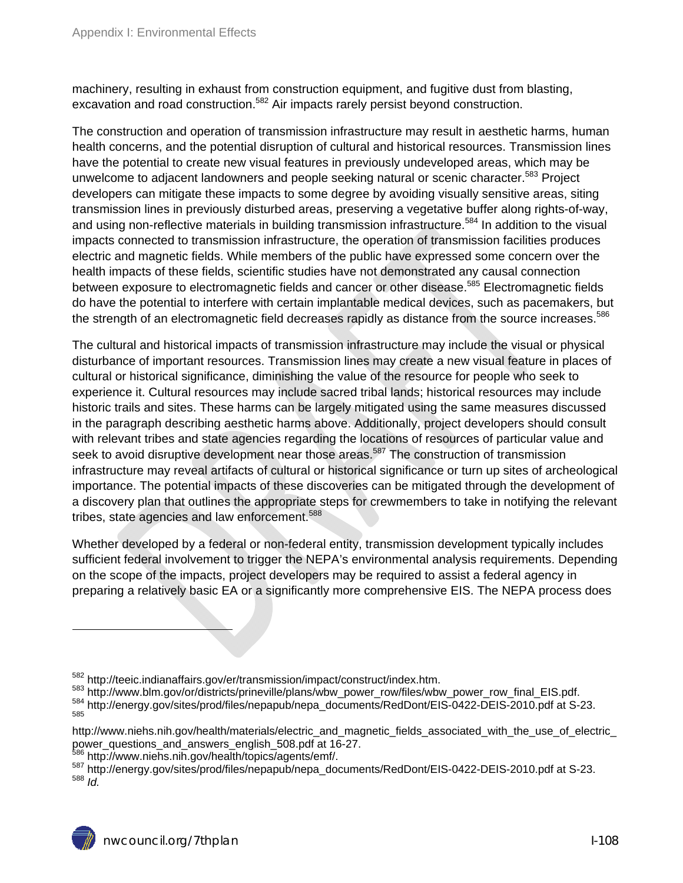machinery, resulting in exhaust from construction equipment, and fugitive dust from blasting, excavation and road construction.[582] Air impacts rarely persist beyond construction.

The construction and operation of transmission infrastructure may result in aesthetic harms, human health concerns, and the potential disruption of cultural and historical resources. Transmission lines have the potential to create new visual features in previously undeveloped areas, which may be unwelcome to adjacent landowners and people seeking natural or scenic character.[583] Project developers can mitigate these impacts to some degree by avoiding visually sensitive areas, siting transmission lines in previously disturbed areas, preserving a vegetative buffer along rights-of-way, and using non-reflective materials in building transmission infrastructure.[584] In addition to the visual impacts connected to transmission infrastructure, the operation of transmission facilities produces electric and magnetic fields. While members of the public have expressed some concern over the health impacts of these fields, scientific studies have not demonstrated any causal connection between exposure to electromagnetic fields and cancer or other disease.[585] Electromagnetic fields do have the potential to interfere with certain implantable medical devices, such as pacemakers, but the strength of an electromagnetic field decreases rapidly as distance from the source increases.[586]

The cultural and historical impacts of transmission infrastructure may include the visual or physical disturbance of important resources. Transmission lines may create a new visual feature in places of cultural or historical significance, diminishing the value of the resource for people who seek to experience it. Cultural resources may include sacred tribal lands; historical resources may include historic trails and sites. These harms can be largely mitigated using the same measures discussed in the paragraph describing aesthetic harms above. Additionally, project developers should consult with relevant tribes and state agencies regarding the locations of resources of particular value and seek to avoid disruptive development near those areas.[587] The construction of transmission infrastructure may reveal artifacts of cultural or historical significance or turn up sites of archeological importance. The potential impacts of these discoveries can be mitigated through the development of a discovery plan that outlines the appropriate steps for crewmembers to take in notifying the relevant tribes, state agencies and law enforcement.[588]

Whether developed by a federal or non-federal entity, transmission development typically includes sufficient federal involvement to trigger the NEPA's environmental analysis requirements. Depending on the scope of the impacts, project developers may be required to assist a federal agency in preparing a relatively basic EA or a significantly more comprehensive EIS. The NEPA process does

---

[582] http://teeic.indianaffairs.gov/er/transmission/impact/construct/index.htm.

[583] http://www.blm.gov/or/districts/prineville/plans/wbw_power_row/files/wbw_power_row_final_EIS.pdf.

[584] http://energy.gov/sites/prod/files/nepapub/nepa_documents/RedDont/EIS-0422-DEIS-2010.pdf at S-23.

[585] http://www.niehs.nih.gov/health/materials/electric_and_magnetic_fields_associated_with_the_use_of_electric_power_questions_and_answers_english_508.pdf at 16-27.

[586] http://www.niehs.nih.gov/health/topics/agents/emf/.

[587] http://energy.gov/sites/prod/files/nepapub/nepa_documents/RedDont/EIS-0422-DEIS-2010.pdf at S-23.

[588] *Id.*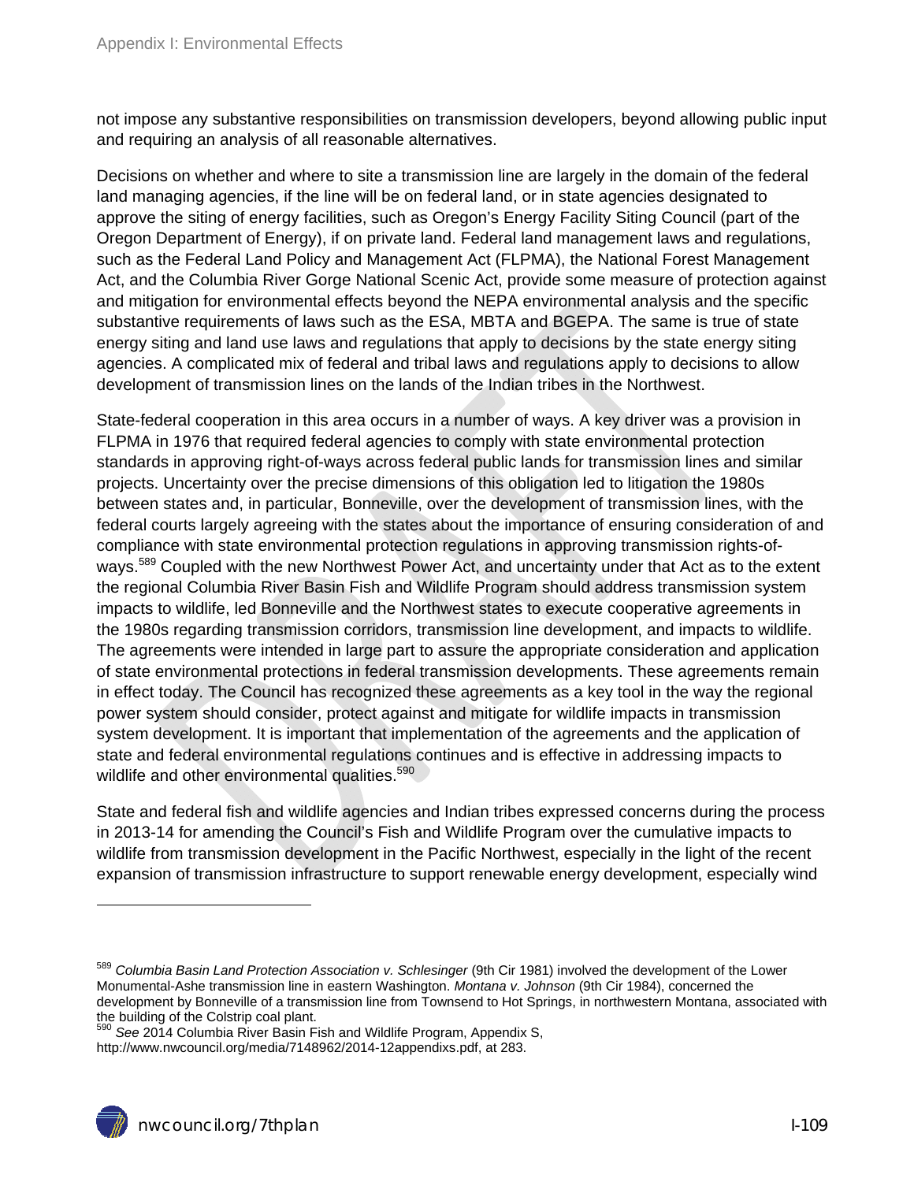not impose any substantive responsibilities on transmission developers, beyond allowing public input and requiring an analysis of all reasonable alternatives.

Decisions on whether and where to site a transmission line are largely in the domain of the federal land managing agencies, if the line will be on federal land, or in state agencies designated to approve the siting of energy facilities, such as Oregon's Energy Facility Siting Council (part of the Oregon Department of Energy), if on private land. Federal land management laws and regulations, such as the Federal Land Policy and Management Act (FLPMA), the National Forest Management Act, and the Columbia River Gorge National Scenic Act, provide some measure of protection against and mitigation for environmental effects beyond the NEPA environmental analysis and the specific substantive requirements of laws such as the ESA, MBTA and BGEPA. The same is true of state energy siting and land use laws and regulations that apply to decisions by the state energy siting agencies. A complicated mix of federal and tribal laws and regulations apply to decisions to allow development of transmission lines on the lands of the Indian tribes in the Northwest.

State-federal cooperation in this area occurs in a number of ways. A key driver was a provision in FLPMA in 1976 that required federal agencies to comply with state environmental protection standards in approving right-of-ways across federal public lands for transmission lines and similar projects. Uncertainty over the precise dimensions of this obligation led to litigation the 1980s between states and, in particular, Bonneville, over the development of transmission lines, with the federal courts largely agreeing with the states about the importance of ensuring consideration of and compliance with state environmental protection regulations in approving transmission rights-of-ways.[589] Coupled with the new Northwest Power Act, and uncertainty under that Act as to the extent the regional Columbia River Basin Fish and Wildlife Program should address transmission system impacts to wildlife, led Bonneville and the Northwest states to execute cooperative agreements in the 1980s regarding transmission corridors, transmission line development, and impacts to wildlife. The agreements were intended in large part to assure the appropriate consideration and application of state environmental protections in federal transmission developments. These agreements remain in effect today. The Council has recognized these agreements as a key tool in the way the regional power system should consider, protect against and mitigate for wildlife impacts in transmission system development. It is important that implementation of the agreements and the application of state and federal environmental regulations continues and is effective in addressing impacts to wildlife and other environmental qualities.[590]

State and federal fish and wildlife agencies and Indian tribes expressed concerns during the process in 2013-14 for amending the Council's Fish and Wildlife Program over the cumulative impacts to wildlife from transmission development in the Pacific Northwest, especially in the light of the recent expansion of transmission infrastructure to support renewable energy development, especially wind

---

[589] *Columbia Basin Land Protection Association v. Schlesinger* (9th Cir 1981) involved the development of the Lower Monumental-Ashe transmission line in eastern Washington. *Montana v. Johnson* (9th Cir 1984), concerned the development by Bonneville of a transmission line from Townsend to Hot Springs, in northwestern Montana, associated with the building of the Colstrip coal plant.

[590] *See* 2014 Columbia River Basin Fish and Wildlife Program, Appendix S, http://www.nwcouncil.org/media/7148962/2014-12appendixs.pdf, at 283.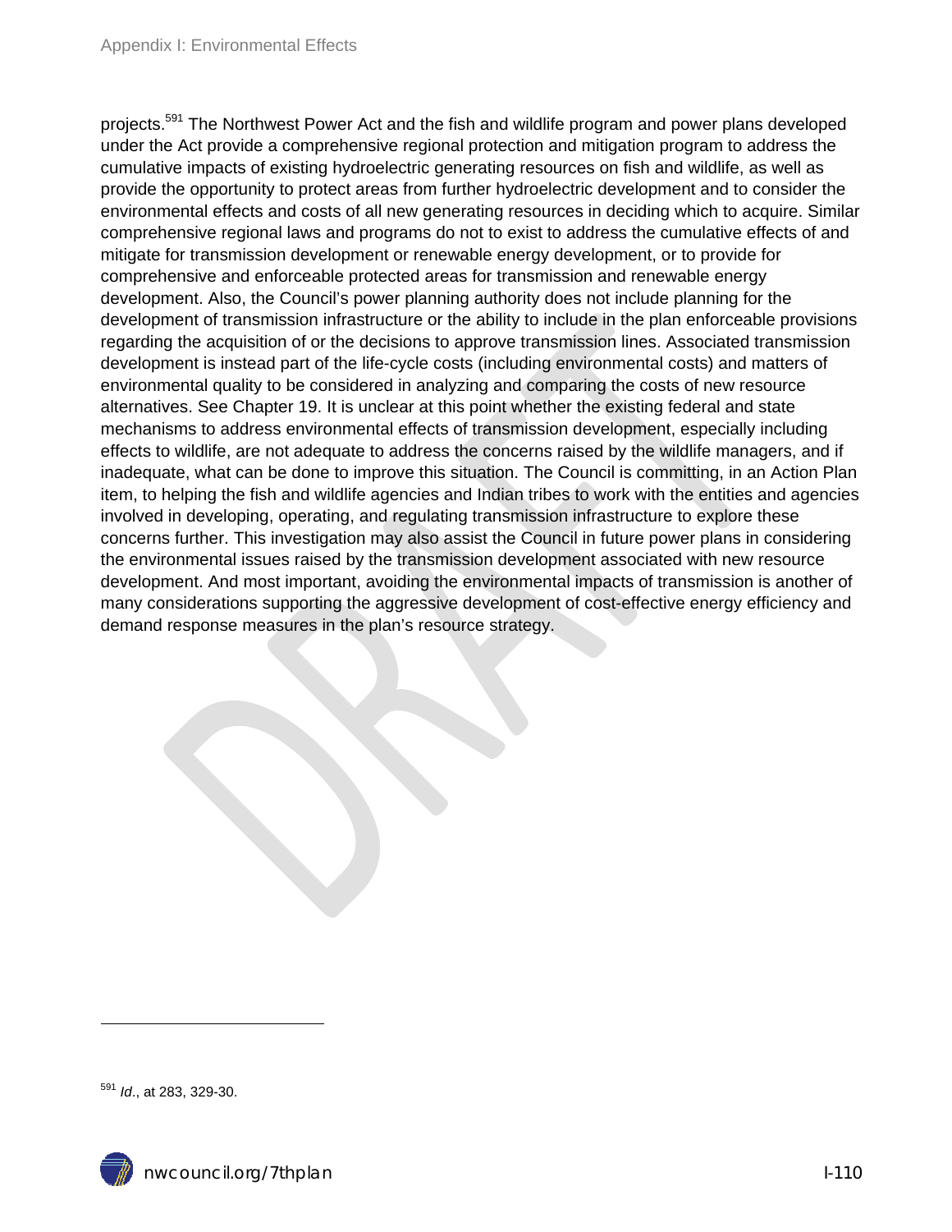projects.[591] The Northwest Power Act and the fish and wildlife program and power plans developed under the Act provide a comprehensive regional protection and mitigation program to address the cumulative impacts of existing hydroelectric generating resources on fish and wildlife, as well as provide the opportunity to protect areas from further hydroelectric development and to consider the environmental effects and costs of all new generating resources in deciding which to acquire. Similar comprehensive regional laws and programs do not to exist to address the cumulative effects of and mitigate for transmission development or renewable energy development, or to provide for comprehensive and enforceable protected areas for transmission and renewable energy development. Also, the Council's power planning authority does not include planning for the development of transmission infrastructure or the ability to include in the plan enforceable provisions regarding the acquisition of or the decisions to approve transmission lines. Associated transmission development is instead part of the life-cycle costs (including environmental costs) and matters of environmental quality to be considered in analyzing and comparing the costs of new resource alternatives. See Chapter 19. It is unclear at this point whether the existing federal and state mechanisms to address environmental effects of transmission development, especially including effects to wildlife, are not adequate to address the concerns raised by the wildlife managers, and if inadequate, what can be done to improve this situation. The Council is committing, in an Action Plan item, to helping the fish and wildlife agencies and Indian tribes to work with the entities and agencies involved in developing, operating, and regulating transmission infrastructure to explore these concerns further. This investigation may also assist the Council in future power plans in considering the environmental issues raised by the transmission development associated with new resource development. And most important, avoiding the environmental impacts of transmission is another of many considerations supporting the aggressive development of cost-effective energy efficiency and demand response measures in the plan's resource strategy.

[591] *Id*., at 283, 329-30.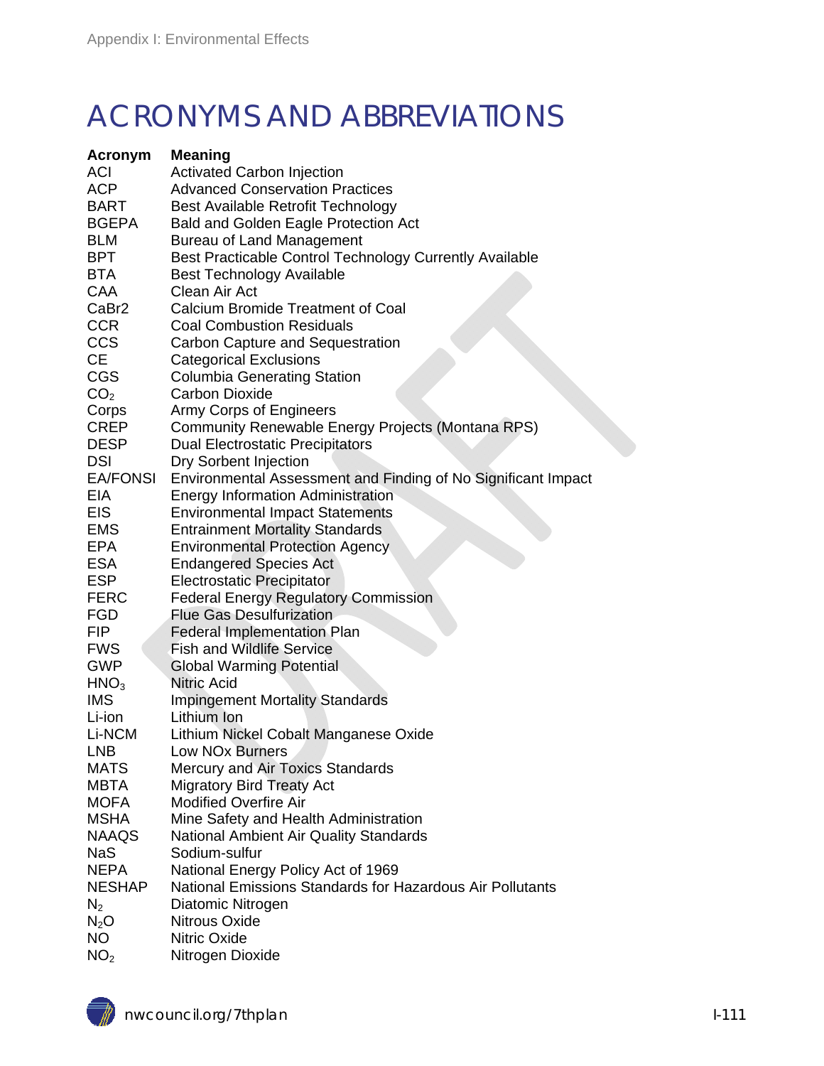# ACRONYMS AND ABBREVIATIONS

| Acronym | Meaning |
|---|---|
| ACI | Activated Carbon Injection |
| ACP | Advanced Conservation Practices |
| BART | Best Available Retrofit Technology |
| BGEPA | Bald and Golden Eagle Protection Act |
| BLM | Bureau of Land Management |
| BPT | Best Practicable Control Technology Currently Available |
| BTA | Best Technology Available |
| CAA | Clean Air Act |
| CaBr2 | Calcium Bromide Treatment of Coal |
| CCR | Coal Combustion Residuals |
| CCS | Carbon Capture and Sequestration |
| CE | Categorical Exclusions |
| CGS | Columbia Generating Station |
| $CO_2$ | Carbon Dioxide |
| Corps | Army Corps of Engineers |
| CREP | Community Renewable Energy Projects (Montana RPS) |
| DESP | Dual Electrostatic Precipitators |
| DSI | Dry Sorbent Injection |
| EA/FONSI | Environmental Assessment and Finding of No Significant Impact |
| EIA | Energy Information Administration |
| EIS | Environmental Impact Statements |
| EMS | Entrainment Mortality Standards |
| EPA | Environmental Protection Agency |
| ESA | Endangered Species Act |
| ESP | Electrostatic Precipitator |
| FERC | Federal Energy Regulatory Commission |
| FGD | Flue Gas Desulfurization |
| FIP | Federal Implementation Plan |
| FWS | Fish and Wildlife Service |
| GWP | Global Warming Potential |
| $HNO_3$ | Nitric Acid |
| IMS | Impingement Mortality Standards |
| Li-ion | Lithium Ion |
| Li-NCM | Lithium Nickel Cobalt Manganese Oxide |
| LNB | Low NOx Burners |
| MATS | Mercury and Air Toxics Standards |
| MBTA | Migratory Bird Treaty Act |
| MOFA | Modified Overfire Air |
| MSHA | Mine Safety and Health Administration |
| NAAQS | National Ambient Air Quality Standards |
| NaS | Sodium-sulfur |
| NEPA | National Energy Policy Act of 1969 |
| NESHAP | National Emissions Standards for Hazardous Air Pollutants |
| $N_2$ | Diatomic Nitrogen |
| $N_2O$ | Nitrous Oxide |
| NO | Nitric Oxide |
| $NO_2$ | Nitrogen Dioxide |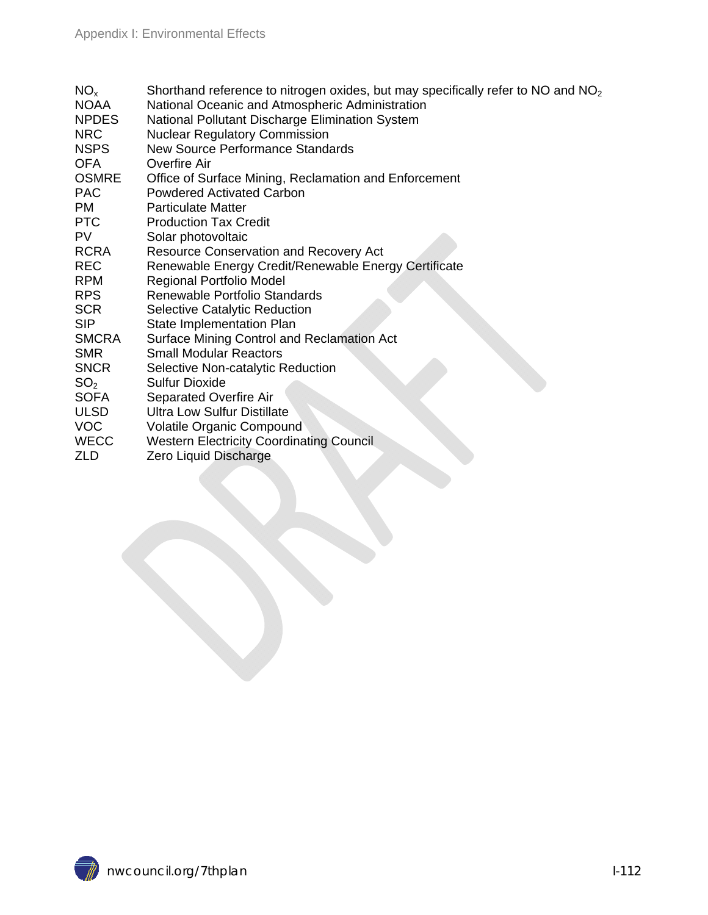| | |
|---|---|
| $NO_x$ | Shorthand reference to nitrogen oxides, but may specifically refer to NO and $NO_2$ |
| NOAA | National Oceanic and Atmospheric Administration |
| NPDES | National Pollutant Discharge Elimination System |
| NRC | Nuclear Regulatory Commission |
| NSPS | New Source Performance Standards |
| OFA | Overfire Air |
| OSMRE | Office of Surface Mining, Reclamation and Enforcement |
| PAC | Powdered Activated Carbon |
| PM | Particulate Matter |
| PTC | Production Tax Credit |
| PV | Solar photovoltaic |
| RCRA | Resource Conservation and Recovery Act |
| REC | Renewable Energy Credit/Renewable Energy Certificate |
| RPM | Regional Portfolio Model |
| RPS | Renewable Portfolio Standards |
| SCR | Selective Catalytic Reduction |
| SIP | State Implementation Plan |
| SMCRA | Surface Mining Control and Reclamation Act |
| SMR | Small Modular Reactors |
| SNCR | Selective Non-catalytic Reduction |
| $SO_2$ | Sulfur Dioxide |
| SOFA | Separated Overfire Air |
| ULSD | Ultra Low Sulfur Distillate |
| VOC | Volatile Organic Compound |
| WECC | Western Electricity Coordinating Council |
| ZLD | Zero Liquid Discharge |